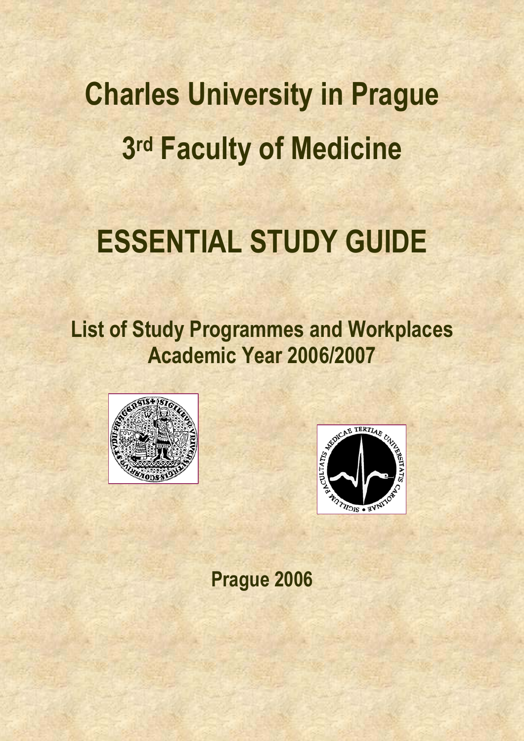# Charles University in Prague

# 3rd Faculty of Medicine

# ESSENTIAL STUDY GUIDE

## List of Study Programmes and Workplaces
## Academic Year 2006/2007

Prague 2006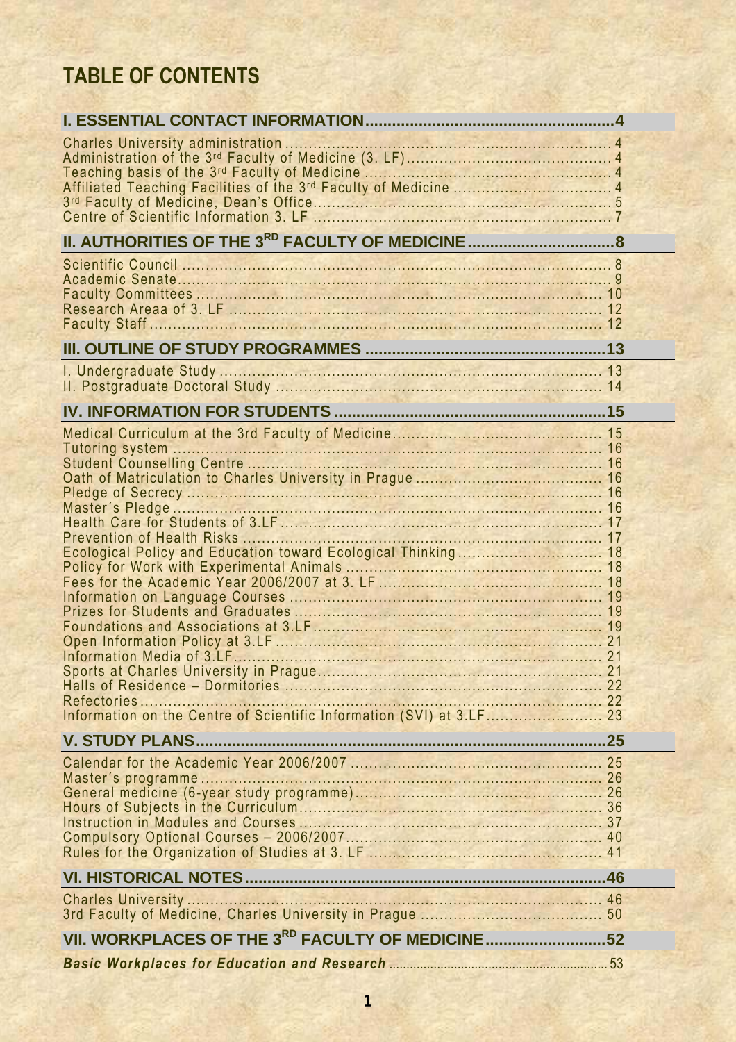# TABLE OF CONTENTS

**I. ESSENTIAL CONTACT INFORMATION....................................................4**

Charles University administration .................................................................... 4
Administration of the 3rd Faculty of Medicine (3. LF)............................................ 4
Teaching basis of the 3rd Faculty of Medicine ..................................................... 4
Affiliated Teaching Facilities of the 3rd Faculty of Medicine .................................. 4
3rd Faculty of Medicine, Dean's Office................................................................ 5
Centre of Scientific Information 3. LF ................................................................ 7

**II. AUTHORITIES OF THE 3RD FACULTY OF MEDICINE................................8**

Scientific Council .......................................................................................... 8
Academic Senate........................................................................................... 9
Faculty Committees ....................................................................................... 10
Research Areaa of 3. LF ................................................................................. 12
Faculty Staff ................................................................................................. 12

**III. OUTLINE OF STUDY PROGRAMMES .....................................................13**

I. Undergraduate Study .................................................................................. 13
II. Postgraduate Doctoral Study ...................................................................... 14

**IV. INFORMATION FOR STUDENTS ............................................................15**

Medical Curriculum at the 3rd Faculty of Medicine............................................ 15
Tutoring system ............................................................................................ 16
Student Counselling Centre ............................................................................ 16
Oath of Matriculation to Charles University in Prague ........................................ 16
Pledge of Secrecy ......................................................................................... 16
Master´s Pledge ............................................................................................ 16
Health Care for Students of 3.LF ..................................................................... 17
Prevention of Health Risks ............................................................................. 17
Ecological Policy and Education toward Ecological Thinking ............................... 18
Policy for Work with Experimental Animals ....................................................... 18
Fees for the Academic Year 2006/2007 at 3. LF ................................................ 18
Information on Language Courses .................................................................. 19
Prizes for Students and Graduates .................................................................. 19
Foundations and Associations at 3.LF .............................................................. 19
Open Information Policy at 3.LF ..................................................................... 21
Information Media of 3.LF................................................................................ 21
Sports at Charles University in Prague............................................................. 21
Halls of Residence – Dormitories ..................................................................... 22
Refectories................................................................................................... 22
Information on the Centre of Scientific Information (SVI) at 3.LF......................... 23

**V. STUDY PLANS.........................................................................................25**

Calendar for the Academic Year 2006/2007 ...................................................... 25
Master´s programme ..................................................................................... 26
General medicine (6-year study programme).................................................... 26
Hours of Subjects in the Curriculum................................................................. 36
Instruction in Modules and Courses ................................................................. 37
Compulsory Optional Courses – 2006/2007....................................................... 40
Rules for the Organization of Studies at 3. LF .................................................. 41

**VI. HISTORICAL NOTES...............................................................................46**

Charles University ......................................................................................... 46
3rd Faculty of Medicine, Charles University in Prague ....................................... 50

**VII. WORKPLACES OF THE 3RD FACULTY OF MEDICINE...........................52**

***Basic Workplaces for Education and Research*** ............................................ 53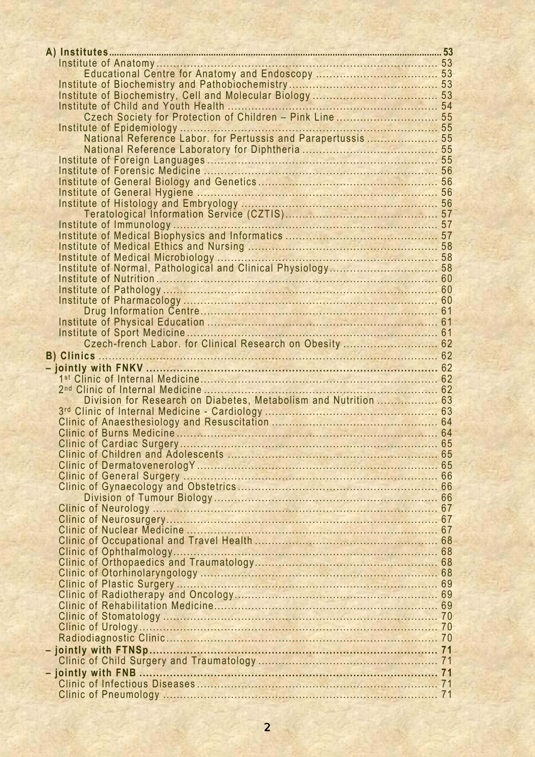**A) Institutes** ..... 53

- Institute of Anatomy ..... 53
  - Educational Centre for Anatomy and Endoscopy ..... 53
- Institute of Biochemistry and Pathobiochemistry ..... 53
- Institute of Biochemistry, Cell and Molecular Biology ..... 53
- Institute of Child and Youth Health ..... 54
  - Czech Society for Protection of Children – Pink Line ..... 55
- Institute of Epidemiology ..... 55
  - National Reference Labor. for Pertussis and Parapertussis ..... 55
  - National Reference Laboratory for Diphtheria ..... 55
- Institute of Foreign Languages ..... 55
- Institute of Forensic Medicine ..... 56
- Institute of General Biology and Genetics ..... 56
- Institute of General Hygiene ..... 56
- Institute of Histology and Embryology ..... 56
  - Teratological Information Service (CZTIS) ..... 57
- Institute of Immunology ..... 57
- Institute of Medical Biophysics and Informatics ..... 57
- Institute of Medical Ethics and Nursing ..... 58
- Institute of Medical Microbiology ..... 58
- Institute of Normal, Pathological and Clinical Physiology ..... 58
- Institute of Nutrition ..... 60
- Institute of Pathology ..... 60
- Institute of Pharmacology ..... 60
  - Drug Information Centre ..... 61
- Institute of Physical Education ..... 61
- Institute of Sport Medicine ..... 61
  - Czech-french Labor. for Clinical Research on Obesity ..... 62

**B) Clinics** ..... 62

**– jointly with FNKV** ..... 62

- 1st Clinic of Internal Medicine ..... 62
- 2nd Clinic of Internal Medicine ..... 62
  - Division for Research on Diabetes, Metabolism and Nutrition ..... 63
- 3rd Clinic of Internal Medicine - Cardiology ..... 63
- Clinic of Anaesthesiology and Resuscitation ..... 64
- Clinic of Burns Medicine ..... 64
- Clinic of Cardiac Surgery ..... 65
- Clinic of Children and Adolescents ..... 65
- Clinic of DermatovenerologY ..... 65
- Clinic of General Surgery ..... 66
- Clinic of Gynaecology and Obstetrics ..... 66
  - Division of Tumour Biology ..... 66
- Clinic of Neurology ..... 67
- Clinic of Neurosurgery ..... 67
- Clinic of Nuclear Medicine ..... 67
- Clinic of Occupational and Travel Health ..... 68
- Clinic of Ophthalmology ..... 68
- Clinic of Orthopaedics and Traumatology ..... 68
- Clinic of Otorhinolaryngology ..... 68
- Clinic of Plastic Surgery ..... 69
- Clinic of Radiotherapy and Oncology ..... 69
- Clinic of Rehabilitation Medicine ..... 69
- Clinic of Stomatology ..... 70
- Clinic of Urology ..... 70
- Radiodiagnostic Clinic ..... 70

**– jointly with FTNSp** ..... 71

- Clinic of Child Surgery and Traumatology ..... 71

**– jointly with FNB** ..... 71

- Clinic of Infectious Diseases ..... 71
- Clinic of Pneumology ..... 71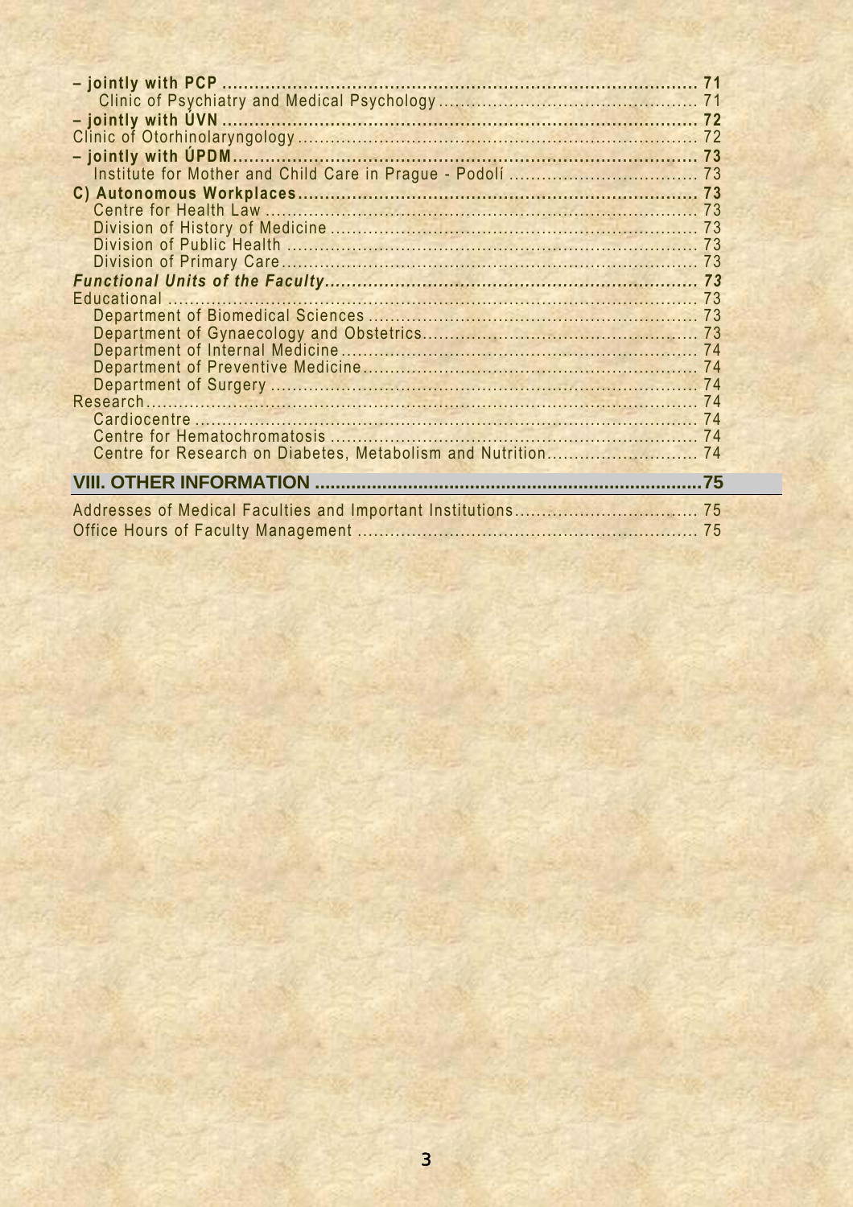**– jointly with PCP** ..................................................................................... **71**
    Clinic of Psychiatry and Medical Psychology ............................................... 71
**– jointly with ÚVN** ....................................................................................... **72**
Clinic of Otorhinolaryngology ......................................................................... 72
**– jointly with ÚPDM** ..................................................................................... **73**
    Institute for Mother and Child Care in Prague - Podolí .................................. 73
**C) Autonomous Workplaces** ......................................................................... **73**
    Centre for Health Law ................................................................................. 73
    Division of History of Medicine .................................................................... 73
    Division of Public Health ............................................................................. 73
    Division of Primary Care .............................................................................. 73
***Functional Units of the Faculty*** ................................................................... ***73***
Educational ..................................................................................................... 73
    Department of Biomedical Sciences ........................................................... 73
    Department of Gynaecology and Obstetrics ................................................. 73
    Department of Internal Medicine ................................................................. 74
    Department of Preventive Medicine ............................................................. 74
    Department of Surgery ................................................................................ 74
Research ......................................................................................................... 74
    Cardiocentre ............................................................................................... 74
    Centre for Hematochromatosis .................................................................... 74
    Centre for Research on Diabetes, Metabolism and Nutrition .......................... 74

**VIII. OTHER INFORMATION** ........................................................................ **75**

Addresses of Medical Faculties and Important Institutions .................................. 75
Office Hours of Faculty Management .............................................................. 75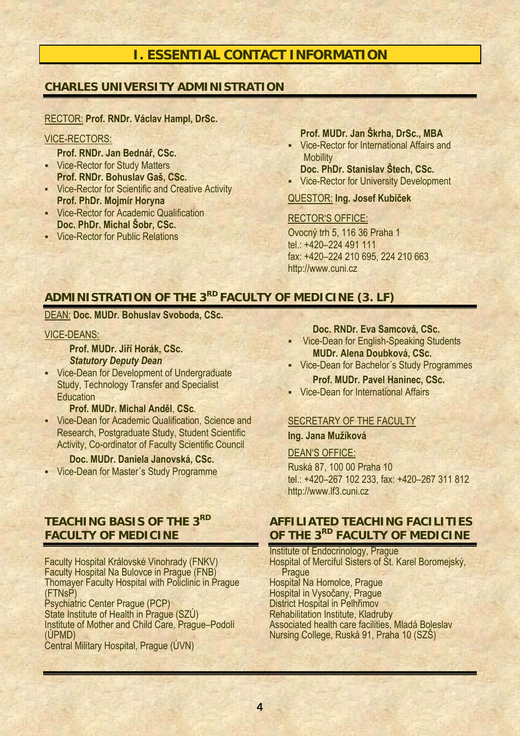# I. ESSENTIAL CONTACT INFORMATION

## CHARLES UNIVERSITY ADMINISTRATION

RECTOR: **Prof. RNDr. Václav Hampl, DrSc.**

VICE-RECTORS:

**Prof. RNDr. Jan Bednář, CSc.**
- Vice-Rector for Study Matters

**Prof. RNDr. Bohuslav Gaš, CSc.**
- Vice-Rector for Scientific and Creative Activity

**Prof. PhDr. Mojmír Horyna**
- Vice-Rector for Academic Qualification

**Doc. PhDr. Michal Šobr, CSc.**
- Vice-Rector for Public Relations

**Prof. MUDr. Jan Škrha, DrSc., MBA**
- Vice-Rector for International Affairs and Mobility

**Doc. PhDr. Stanislav Štech, CSc.**
- Vice-Rector for University Development

QUESTOR: **Ing. Josef Kubíček**

RECTOR'S OFFICE:

Ovocný trh 5, 116 36 Praha 1
tel.: +420–224 491 111
fax: +420–224 210 695, 224 210 663
http://www.cuni.cz

## ADMINISTRATION OF THE 3RD FACULTY OF MEDICINE (3. LF)

DEAN: **Doc. MUDr. Bohuslav Svoboda, CSc.**

VICE-DEANS:

**Prof. MUDr. Jiří Horák, CSc.**
***Statutory Deputy Dean***
- Vice-Dean for Development of Undergraduate Study, Technology Transfer and Specialist Education

**Prof. MUDr. Michal Anděl, CSc.**
- Vice-Dean for Academic Qualification, Science and Research, Postgraduate Study, Student Scientific Activity, Co-ordinator of Faculty Scientific Council

**Doc. MUDr. Daniela Janovská, CSc.**
- Vice-Dean for Master´s Study Programme

**Doc. RNDr. Eva Samcová, CSc.**
- Vice-Dean for English-Speaking Students

**MUDr. Alena Doubková, CSc.**
- Vice-Dean for Bachelor´s Study Programmes

**Prof. MUDr. Pavel Haninec, CSc.**
- Vice-Dean for International Affairs

SECRETARY OF THE FACULTY

**Ing. Jana Mužíková**

DEAN'S OFFICE:

Ruská 87, 100 00 Praha 10
tel.: +420–267 102 233, fax: +420–267 311 812
http://www.lf3.cuni.cz

## TEACHING BASIS OF THE 3RD FACULTY OF MEDICINE

Faculty Hospital Královské Vinohrady (FNKV)
Faculty Hospital Na Bulovce in Prague (FNB)
Thomayer Faculty Hospital with Policlinic in Prague (FTNsP)
Psychiatric Center Prague (PCP)
State Institute of Health in Prague (SZÚ)
Institute of Mother and Child Care, Prague–Podolí (ÚPMD)
Central Military Hospital, Prague (ÚVN)

## AFFILIATED TEACHING FACILITIES OF THE 3RD FACULTY OF MEDICINE

Institute of Endocrinology, Prague
Hospital of Merciful Sisters of St. Karel Boromejský, Prague
Hospital Na Homolce, Prague
Hospital in Vysočany, Prague
District Hospital in Pelhřimov
Rehabilitation Institute, Kladruby
Associated health care facilities, Mladá Boleslav
Nursing College, Ruská 91, Praha 10 (SZŠ)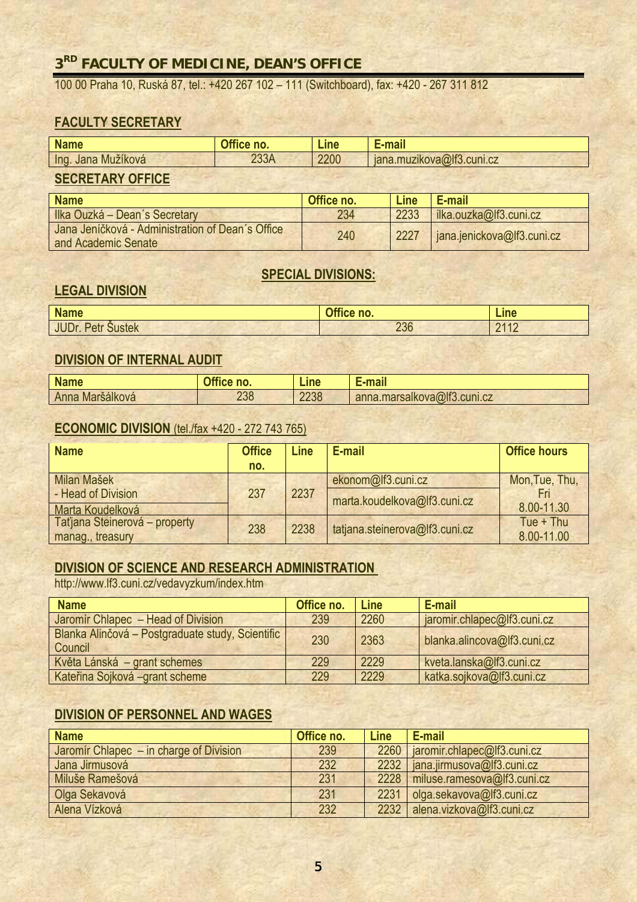# 3RD FACULTY OF MEDICINE, DEAN'S OFFICE

100 00 Praha 10, Ruská 87, tel.: +420 267 102 – 111 (Switchboard), fax: +420 - 267 311 812

## FACULTY SECRETARY

| Name | Office no. | Line | E-mail |
|---|---|---|---|
| Ing. Jana Mužíková | 233A | 2200 | jana.muzikova@lf3.cuni.cz |

## SECRETARY OFFICE

| Name | Office no. | Line | E-mail |
|---|---|---|---|
| Ilka Ouzká – Dean´s Secretary | 234 | 2233 | ilka.ouzka@lf3.cuni.cz |
| Jana Jeníčková - Administration of Dean´s Office and Academic Senate | 240 | 2227 | jana.jenickova@lf3.cuni.cz |

## SPECIAL DIVISIONS:

## LEGAL DIVISION

| Name | Office no. | Line |
|---|---|---|
| JUDr. Petr Šustek | 236 | 2112 |

## DIVISION OF INTERNAL AUDIT

| Name | Office no. | Line | E-mail |
|---|---|---|---|
| Anna Maršálková | 238 | 2238 | anna.marsalkova@lf3.cuni.cz |

## ECONOMIC DIVISION (tel./fax +420 - 272 743 765)

| Name | Office no. | Line | E-mail | Office hours |
|---|---|---|---|---|
| Milan Mašek - Head of Division | 237 | 2237 | ekonom@lf3.cuni.cz | Mon,Tue, Thu, Fri 8.00-11.30 |
| Marta Koudelková | | | marta.koudelkova@lf3.cuni.cz | |
| Taťjana Steinerová – property manag., treasury | 238 | 2238 | tatjana.steinerova@lf3.cuni.cz | Tue + Thu 8.00-11.00 |

## DIVISION OF SCIENCE AND RESEARCH ADMINISTRATION

http://www.lf3.cuni.cz/vedavyzkum/index.htm

| Name | Office no. | Line | E-mail |
|---|---|---|---|
| Jaromír Chlapec – Head of Division | 239 | 2260 | jaromir.chlapec@lf3.cuni.cz |
| Blanka Alinčová – Postgraduate study, Scientific Council | 230 | 2363 | blanka.alincova@lf3.cuni.cz |
| Květa Lánská – grant schemes | 229 | 2229 | kveta.lanska@lf3.cuni.cz |
| Kateřina Sojková –grant scheme | 229 | 2229 | katka.sojkova@lf3.cuni.cz |

## DIVISION OF PERSONNEL AND WAGES

| Name | Office no. | Line | E-mail |
|---|---|---|---|
| Jaromír Chlapec – in charge of Division | 239 | 2260 | jaromir.chlapec@lf3.cuni.cz |
| Jana Jirmusová | 232 | 2232 | jana.jirmusova@lf3.cuni.cz |
| Miluše Ramešová | 231 | 2228 | miluse.ramesova@lf3.cuni.cz |
| Olga Sekavová | 231 | 2231 | olga.sekavova@lf3.cuni.cz |
| Alena Vízková | 232 | 2232 | alena.vizkova@lf3.cuni.cz |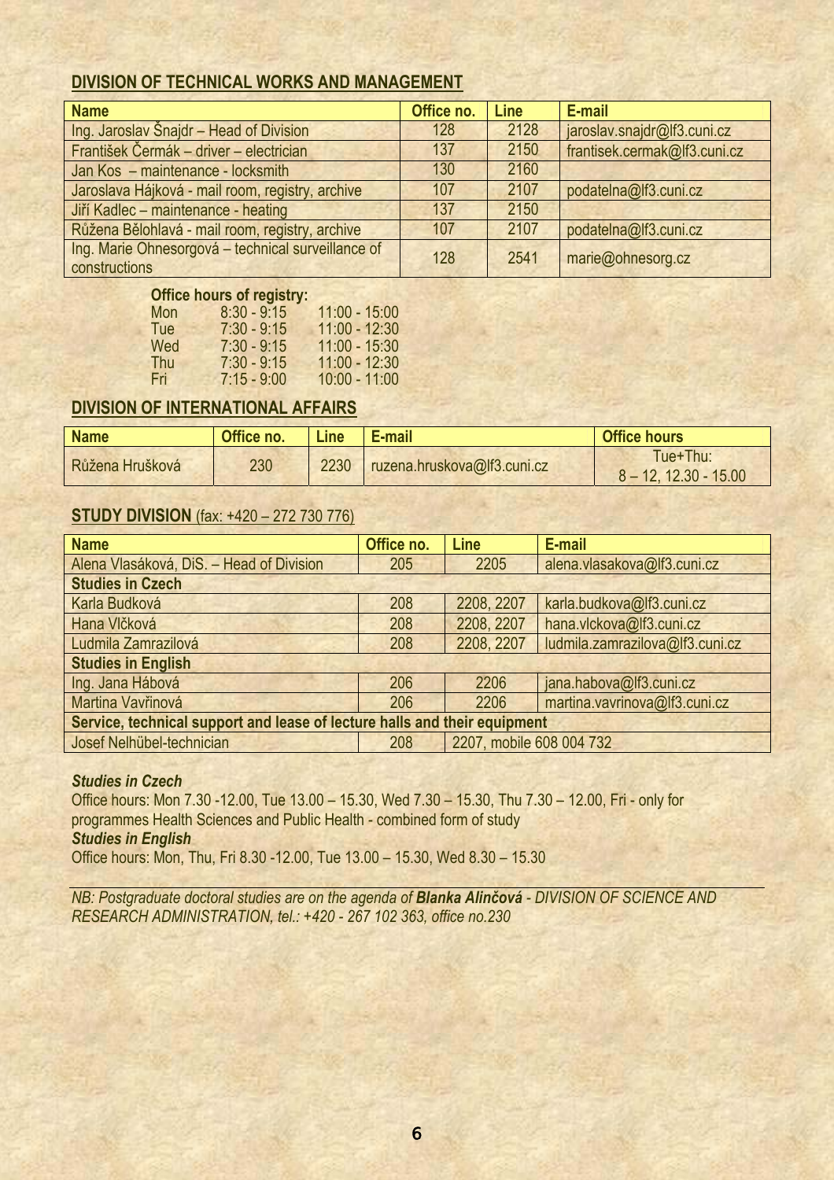## DIVISION OF TECHNICAL WORKS AND MANAGEMENT

| Name | Office no. | Line | E-mail |
|---|---|---|---|
| Ing. Jaroslav Šnajdr – Head of Division | 128 | 2128 | jaroslav.snajdr@lf3.cuni.cz |
| František Čermák – driver – electrician | 137 | 2150 | frantisek.cermak@lf3.cuni.cz |
| Jan Kos – maintenance - locksmith | 130 | 2160 | |
| Jaroslava Hájková - mail room, registry, archive | 107 | 2107 | podatelna@lf3.cuni.cz |
| Jiří Kadlec – maintenance - heating | 137 | 2150 | |
| Růžena Bělohlavá - mail room, registry, archive | 107 | 2107 | podatelna@lf3.cuni.cz |
| Ing. Marie Ohnesorgová – technical surveillance of constructions | 128 | 2541 | marie@ohnesorg.cz |

**Office hours of registry:**

| | | |
|---|---|---|
| Mon | 8:30 - 9:15 | 11:00 - 15:00 |
| Tue | 7:30 - 9:15 | 11:00 - 12:30 |
| Wed | 7:30 - 9:15 | 11:00 - 15:30 |
| Thu | 7:30 - 9:15 | 11:00 - 12:30 |
| Fri | 7:15 - 9:00 | 10:00 - 11:00 |

## DIVISION OF INTERNATIONAL AFFAIRS

| Name | Office no. | Line | E-mail | Office hours |
|---|---|---|---|---|
| Růžena Hrušková | 230 | 2230 | ruzena.hruskova@lf3.cuni.cz | Tue+Thu: 8 – 12, 12.30 - 15.00 |

## STUDY DIVISION (fax: +420 – 272 730 776)

| Name | Office no. | Line | E-mail |
|---|---|---|---|
| Alena Vlasáková, DiS. – Head of Division | 205 | 2205 | alena.vlasakova@lf3.cuni.cz |
| **Studies in Czech** | | | |
| Karla Budková | 208 | 2208, 2207 | karla.budkova@lf3.cuni.cz |
| Hana Vlčková | 208 | 2208, 2207 | hana.vlckova@lf3.cuni.cz |
| Ludmila Zamrazilová | 208 | 2208, 2207 | ludmila.zamrazilova@lf3.cuni.cz |
| **Studies in English** | | | |
| Ing. Jana Hábová | 206 | 2206 | jana.habova@lf3.cuni.cz |
| Martina Vavřinová | 206 | 2206 | martina.vavrinova@lf3.cuni.cz |
| **Service, technical support and lease of lecture halls and their equipment** | | | |
| Josef Nelhübel-technician | 208 | 2207, mobile 608 004 732 | |

***Studies in Czech***

Office hours: Mon 7.30 -12.00, Tue 13.00 – 15.30, Wed 7.30 – 15.30, Thu 7.30 – 12.00, Fri - only for programmes Health Sciences and Public Health - combined form of study

***Studies in English***

Office hours: Mon, Thu, Fri 8.30 -12.00, Tue 13.00 – 15.30, Wed 8.30 – 15.30

*NB: Postgraduate doctoral studies are on the agenda of **Blanka Alinčová** - DIVISION OF SCIENCE AND RESEARCH ADMINISTRATION, tel.: +420 - 267 102 363, office no.230*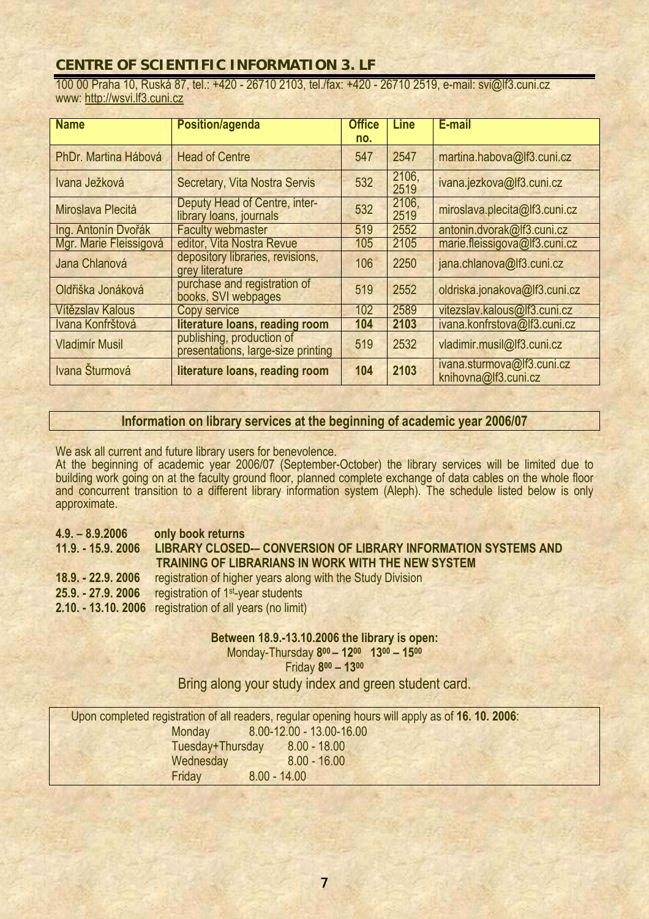## CENTRE OF SCIENTIFIC INFORMATION 3. LF

100 00 Praha 10, Ruská 87, tel.: +420 - 26710 2103, tel./fax: +420 - 26710 2519, e-mail: svi@lf3.cuni.cz
www: http://wsvi.lf3.cuni.cz

| Name | Position/agenda | Office no. | Line | E-mail |
|---|---|---|---|---|
| PhDr. Martina Hábová | Head of Centre | 547 | 2547 | martina.habova@lf3.cuni.cz |
| Ivana Ježková | Secretary, Vita Nostra Servis | 532 | 2106, 2519 | ivana.jezkova@lf3.cuni.cz |
| Miroslava Plecitá | Deputy Head of Centre, inter-library loans, journals | 532 | 2106, 2519 | miroslava.plecita@lf3.cuni.cz |
| Ing. Antonín Dvořák | Faculty webmaster | 519 | 2552 | antonin.dvorak@lf3.cuni.cz |
| Mgr. Marie Fleissigová | editor, Vita Nostra Revue | 105 | 2105 | marie.fleissigova@lf3.cuni.cz |
| Jana Chlanová | depository libraries, revisions, grey literature | 106 | 2250 | jana.chlanova@lf3.cuni.cz |
| Oldřiška Jonáková | purchase and registration of books, SVI webpages | 519 | 2552 | oldriska.jonakova@lf3.cuni.cz |
| Vítězslav Kalous | Copy service | 102 | 2589 | vitezslav.kalous@lf3.cuni.cz |
| Ivana Konfrštová | **literature loans, reading room** | **104** | **2103** | ivana.konfrstova@lf3.cuni.cz |
| Vladimír Musil | publishing, production of presentations, large-size printing | 519 | 2532 | vladimir.musil@lf3.cuni.cz |
| Ivana Šturmová | **literature loans, reading room** | **104** | **2103** | ivana.sturmova@lf3.cuni.cz knihovna@lf3.cuni.cz |

### Information on library services at the beginning of academic year 2006/07

We ask all current and future library users for benevolence.

At the beginning of academic year 2006/07 (September-October) the library services will be limited due to building work going on at the faculty ground floor, planned complete exchange of data cables on the whole floor and concurrent transition to a different library information system (Aleph). The schedule listed below is only approximate.

**4.9. – 8.9.2006** **only book returns**
**11.9. - 15.9. 2006** **LIBRARY CLOSED–- CONVERSION OF LIBRARY INFORMATION SYSTEMS AND TRAINING OF LIBRARIANS IN WORK WITH THE NEW SYSTEM**
**18.9. - 22.9. 2006** registration of higher years along with the Study Division
**25.9. - 27.9. 2006** registration of 1st-year students
**2.10. - 13.10. 2006** registration of all years (no limit)

**Between 18.9.-13.10.2006 the library is open:**
Monday-Thursday **8:00 – 12:00 13:00 – 15:00**
Friday **8:00 – 13:00**

Bring along your study index and green student card.

Upon completed registration of all readers, regular opening hours will apply as of **16. 10. 2006**:

Monday 8.00-12.00 - 13.00-16.00
Tuesday+Thursday 8.00 - 18.00
Wednesday 8.00 - 16.00
Friday 8.00 - 14.00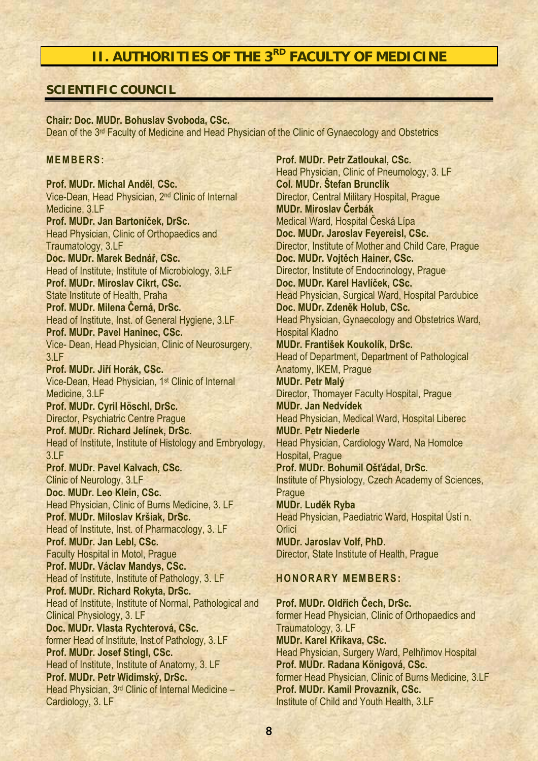# II. AUTHORITIES OF THE 3RD FACULTY OF MEDICINE

## SCIENTIFIC COUNCIL

**Chair: Doc. MUDr. Bohuslav Svoboda, CSc.**
Dean of the 3rd Faculty of Medicine and Head Physician of the Clinic of Gynaecology and Obstetrics

### MEMBERS:

**Prof. MUDr. Michal Anděl, CSc.**
Vice-Dean, Head Physician, 2nd Clinic of Internal Medicine, 3.LF
**Prof. MUDr. Jan Bartoníček, DrSc.**
Head Physician, Clinic of Orthopaedics and Traumatology, 3.LF
**Doc. MUDr. Marek Bednář, CSc.**
Head of Institute, Institute of Microbiology, 3.LF
**Prof. MUDr. Miroslav Cikrt, CSc.**
State Institute of Health, Praha
**Prof. MUDr. Milena Černá, DrSc.**
Head of Institute, Inst. of General Hygiene, 3.LF
**Prof. MUDr. Pavel Haninec, CSc.**
Vice- Dean, Head Physician, Clinic of Neurosurgery, 3.LF
**Prof. MUDr. Jiří Horák, CSc.**
Vice-Dean, Head Physician, 1st Clinic of Internal Medicine, 3.LF
**Prof. MUDr. Cyril Höschl, DrSc.**
Director, Psychiatric Centre Prague
**Prof. MUDr. Richard Jelínek, DrSc.**
Head of Institute, Institute of Histology and Embryology, 3.LF
**Prof. MUDr. Pavel Kalvach, CSc.**
Clinic of Neurology, 3.LF
**Doc. MUDr. Leo Klein, CSc.**
Head Physician, Clinic of Burns Medicine, 3. LF
**Prof. MUDr. Miloslav Kršiak, DrSc.**
Head of Institute, Inst. of Pharmacology, 3. LF
**Prof. MUDr. Jan Lebl, CSc.**
Faculty Hospital in Motol, Prague
**Prof. MUDr. Václav Mandys, CSc.**
Head of Institute, Institute of Pathology, 3. LF
**Prof. MUDr. Richard Rokyta, DrSc.**
Head of Institute, Institute of Normal, Pathological and Clinical Physiology, 3. LF
**Doc. MUDr. Vlasta Rychterová, CSc.**
former Head of Institute, Inst.of Pathology, 3. LF
**Prof. MUDr. Josef Stingl, CSc.**
Head of Institute, Institute of Anatomy, 3. LF
**Prof. MUDr. Petr Widimský, DrSc.**
Head Physician, 3rd Clinic of Internal Medicine – Cardiology, 3. LF
**Prof. MUDr. Petr Zatloukal, CSc.**
Head Physician, Clinic of Pneumology, 3. LF
**Col. MUDr. Štefan Brunclík**
Director, Central Military Hospital, Prague
**MUDr. Miroslav Čerbák**
Medical Ward, Hospital Česká Lípa
**Doc. MUDr. Jaroslav Feyereisl, CSc.**
Director, Institute of Mother and Child Care, Prague
**Doc. MUDr. Vojtěch Hainer, CSc.**
Director, Institute of Endocrinology, Prague
**Doc. MUDr. Karel Havlíček, CSc.**
Head Physician, Surgical Ward, Hospital Pardubice
**Doc. MUDr. Zdeněk Holub, CSc.**
Head Physician, Gynaecology and Obstetrics Ward, Hospital Kladno
**MUDr. František Koukolík, DrSc.**
Head of Department, Department of Pathological Anatomy, IKEM, Prague
**MUDr. Petr Malý**
Director, Thomayer Faculty Hospital, Prague
**MUDr. Jan Nedvídek**
Head Physician, Medical Ward, Hospital Liberec
**MUDr. Petr Niederle**
Head Physician, Cardiology Ward, Na Homolce Hospital, Prague
**Prof. MUDr. Bohumil Ošťádal, DrSc.**
Institute of Physiology, Czech Academy of Sciences, Prague
**MUDr. Luděk Ryba**
Head Physician, Paediatric Ward, Hospital Ústí n. Orlicí
**MUDr. Jaroslav Volf, PhD.**
Director, State Institute of Health, Prague

### HONORARY MEMBERS:

**Prof. MUDr. Oldřich Čech, DrSc.**
former Head Physician, Clinic of Orthopaedics and Traumatology, 3. LF
**MUDr. Karel Křikava, CSc.**
Head Physician, Surgery Ward, Pelhřimov Hospital
**Prof. MUDr. Radana Königová, CSc.**
former Head Physician, Clinic of Burns Medicine, 3.LF
**Prof. MUDr. Kamil Provazník, CSc.**
Institute of Child and Youth Health, 3.LF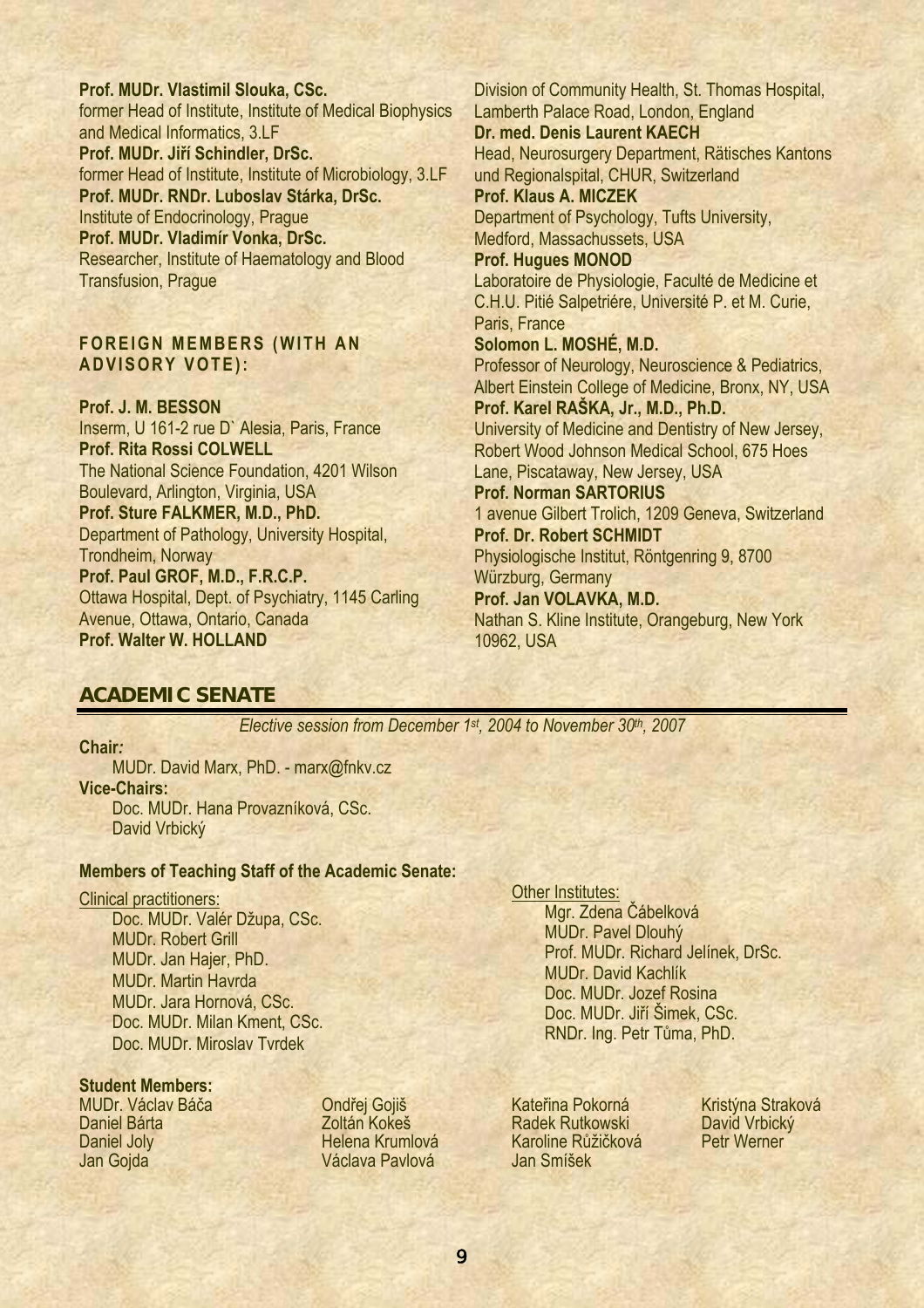**Prof. MUDr. Vlastimil Slouka, CSc.**
former Head of Institute, Institute of Medical Biophysics and Medical Informatics, 3.LF
**Prof. MUDr. Jiří Schindler, DrSc.**
former Head of Institute, Institute of Microbiology, 3.LF
**Prof. MUDr. RNDr. Luboslav Stárka, DrSc.**
Institute of Endocrinology, Prague
**Prof. MUDr. Vladimír Vonka, DrSc.**
Researcher, Institute of Haematology and Blood Transfusion, Prague

## FOREIGN MEMBERS (WITH AN ADVISORY VOTE):

**Prof. J. M. BESSON**
Inserm, U 161-2 rue D` Alesia, Paris, France
**Prof. Rita Rossi COLWELL**
The National Science Foundation, 4201 Wilson Boulevard, Arlington, Virginia, USA
**Prof. Sture FALKMER, M.D., PhD.**
Department of Pathology, University Hospital, Trondheim, Norway
**Prof. Paul GROF, M.D., F.R.C.P.**
Ottawa Hospital, Dept. of Psychiatry, 1145 Carling Avenue, Ottawa, Ontario, Canada
**Prof. Walter W. HOLLAND**
Division of Community Health, St. Thomas Hospital, Lamberth Palace Road, London, England
**Dr. med. Denis Laurent KAECH**
Head, Neurosurgery Department, Rätisches Kantons und Regionalspital, CHUR, Switzerland
**Prof. Klaus A. MICZEK**
Department of Psychology, Tufts University, Medford, Massachussets, USA
**Prof. Hugues MONOD**
Laboratoire de Physiologie, Faculté de Medicine et C.H.U. Pitié Salpetriére, Université P. et M. Curie, Paris, France
**Solomon L. MOSHÉ, M.D.**
Professor of Neurology, Neuroscience & Pediatrics, Albert Einstein College of Medicine, Bronx, NY, USA
**Prof. Karel RAŠKA, Jr., M.D., Ph.D.**
University of Medicine and Dentistry of New Jersey, Robert Wood Johnson Medical School, 675 Hoes Lane, Piscataway, New Jersey, USA
**Prof. Norman SARTORIUS**
1 avenue Gilbert Trolich, 1209 Geneva, Switzerland
**Prof. Dr. Robert SCHMIDT**
Physiologische Institut, Röntgenring 9, 8700 Würzburg, Germany
**Prof. Jan VOLAVKA, M.D.**
Nathan S. Kline Institute, Orangeburg, New York 10962, USA

## ACADEMIC SENATE

*Elective session from December 1st, 2004 to November 30th, 2007*

**Chair:**
MUDr. David Marx, PhD. - marx@fnkv.cz

**Vice-Chairs:**
Doc. MUDr. Hana Provazníková, CSc.
David Vrbický

### Members of Teaching Staff of the Academic Senate:

Clinical practitioners:
- Doc. MUDr. Valér Džupa, CSc.
- MUDr. Robert Grill
- MUDr. Jan Hajer, PhD.
- MUDr. Martin Havrda
- MUDr. Jara Hornová, CSc.
- Doc. MUDr. Milan Kment, CSc.
- Doc. MUDr. Miroslav Tvrdek

Other Institutes:
- Mgr. Zdena Čábelková
- MUDr. Pavel Dlouhý
- Prof. MUDr. Richard Jelínek, DrSc.
- MUDr. David Kachlík
- Doc. MUDr. Jozef Rosina
- Doc. MUDr. Jiří Šimek, CSc.
- RNDr. Ing. Petr Tůma, PhD.

### Student Members:

- MUDr. Václav Báča
- Daniel Bárta
- Daniel Joly
- Jan Gojda
- Ondřej Gojiš
- Zoltán Kokeš
- Helena Krumlová
- Václava Pavlová
- Kateřina Pokorná
- Radek Rutkowski
- Karoline Růžičková
- Jan Smíšek
- Kristýna Straková
- David Vrbický
- Petr Werner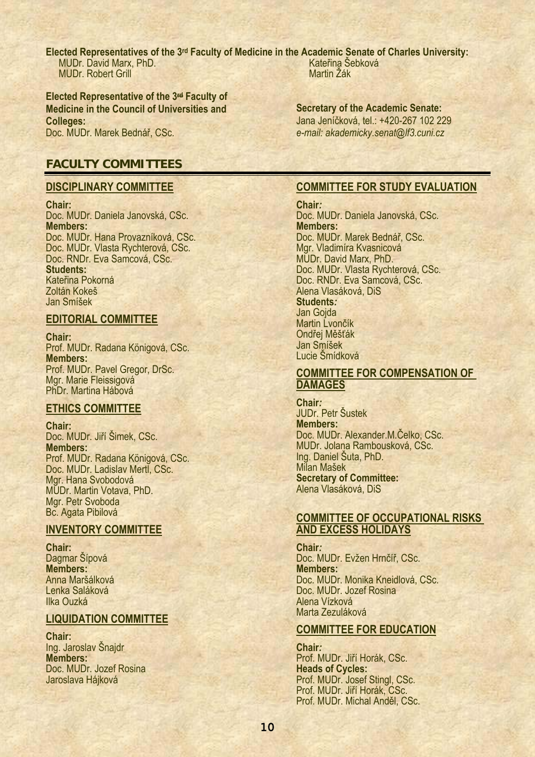**Elected Representatives of the 3rd Faculty of Medicine in the Academic Senate of Charles University:**

MUDr. David Marx, PhD.
MUDr. Robert Grill
Kateřina Šebková
Martin Žák

**Elected Representative of the 3rd Faculty of Medicine in the Council of Universities and Colleges:**
Doc. MUDr. Marek Bednář, CSc.

**Secretary of the Academic Senate:**
Jana Jeníčková, tel.: +420-267 102 229
*e-mail: akademicky.senat@lf3.cuni.cz*

## FACULTY COMMITTEES

### DISCIPLINARY COMMITTEE

**Chair:**
Doc. MUDr. Daniela Janovská, CSc.
**Members:**
Doc. MUDr. Hana Provazníková, CSc.
Doc. MUDr. Vlasta Rychterová, CSc.
Doc. RNDr. Eva Samcová, CSc.
**Students:**
Kateřina Pokorná
Zoltán Kokeš
Jan Smíšek

### EDITORIAL COMMITTEE

**Chair:**
Prof. MUDr. Radana Königová, CSc.
**Members:**
Prof. MUDr. Pavel Gregor, DrSc.
Mgr. Marie Fleissigová
PhDr. Martina Hábová

### ETHICS COMMITTEE

**Chair:**
Doc. MUDr. Jiří Šimek, CSc.
**Members:**
Prof. MUDr. Radana Königová, CSc.
Doc. MUDr. Ladislav Mertl, CSc.
Mgr. Hana Svobodová
MUDr. Martin Votava, PhD.
Mgr. Petr Svoboda
Bc. Agata Pibilová

### INVENTORY COMMITTEE

**Chair:**
Dagmar Šípová
**Members:**
Anna Maršálková
Lenka Saláková
Ilka Ouzká

### LIQUIDATION COMMITTEE

**Chair:**
Ing. Jaroslav Šnajdr
**Members:**
Doc. MUDr. Jozef Rosina
Jaroslava Hájková

### COMMITTEE FOR STUDY EVALUATION

**Chair:**
Doc. MUDr. Daniela Janovská, CSc.
**Members:**
Doc. MUDr. Marek Bednář, CSc.
Mgr. Vladimíra Kvasnicová
MUDr. David Marx, PhD.
Doc. MUDr. Vlasta Rychterová, CSc.
Doc. RNDr. Eva Samcová, CSc.
Alena Vlasáková, DiS
**Students:**
Jan Gojda
Martin Lvončík
Ondřej Měšťák
Jan Smíšek
Lucie Šmídková

### COMMITTEE FOR COMPENSATION OF DAMAGES

**Chair:**
JUDr. Petr Šustek
**Members:**
Doc. MUDr. Alexander.M.Čelko, CSc.
MUDr. Jolana Rambousková, CSc.
Ing. Daniel Šuta, PhD.
Milan Mašek
**Secretary of Committee:**
Alena Vlasáková, DiS

### COMMITTEE OF OCCUPATIONAL RISKS AND EXCESS HOLIDAYS

**Chair:**
Doc. MUDr. Evžen Hrnčíř, CSc.
**Members:**
Doc. MUDr. Monika Kneidlová, CSc.
Doc. MUDr. Jozef Rosina
Alena Vízková
Marta Zezuláková

### COMMITTEE FOR EDUCATION

**Chair:**
Prof. MUDr. Jiří Horák, CSc.
**Heads of Cycles:**
Prof. MUDr. Josef Stingl, CSc.
Prof. MUDr. Jiří Horák, CSc.
Prof. MUDr. Michal Anděl, CSc.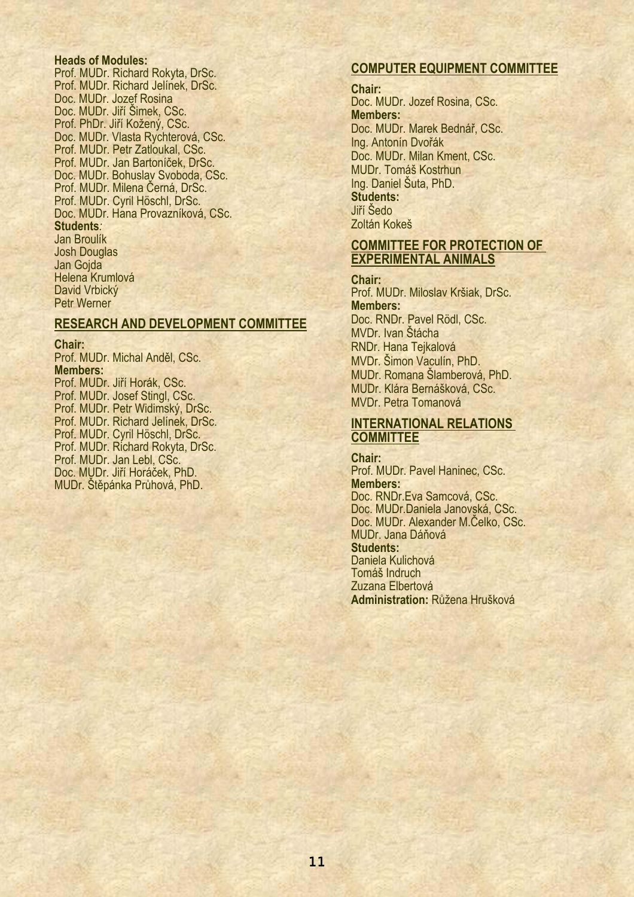**Heads of Modules:**
Prof. MUDr. Richard Rokyta, DrSc.
Prof. MUDr. Richard Jelínek, DrSc.
Doc. MUDr. Jozef Rosina
Doc. MUDr. Jiří Šimek, CSc.
Prof. PhDr. Jiří Kožený, CSc.
Doc. MUDr. Vlasta Rychterová, CSc.
Prof. MUDr. Petr Zatloukal, CSc.
Prof. MUDr. Jan Bartoníček, DrSc.
Doc. MUDr. Bohuslav Svoboda, CSc.
Prof. MUDr. Milena Černá, DrSc.
Prof. MUDr. Cyril Höschl, DrSc.
Doc. MUDr. Hana Provazníková, CSc.
**Students***:*
Jan Broulík
Josh Douglas
Jan Gojda
Helena Krumlová
David Vrbický
Petr Werner

## RESEARCH AND DEVELOPMENT COMMITTEE

**Chair:**
Prof. MUDr. Michal Anděl, CSc.
**Members:**
Prof. MUDr. Jiří Horák, CSc.
Prof. MUDr. Josef Stingl, CSc.
Prof. MUDr. Petr Widimský, DrSc.
Prof. MUDr. Richard Jelínek, DrSc.
Prof. MUDr. Cyril Höschl, DrSc.
Prof. MUDr. Richard Rokyta, DrSc.
Prof. MUDr. Jan Lebl, CSc.
Doc. MUDr. Jiří Horáček, PhD.
MUDr. Štěpánka Průhová, PhD.

## COMPUTER EQUIPMENT COMMITTEE

**Chair:**
Doc. MUDr. Jozef Rosina, CSc.
**Members:**
Doc. MUDr. Marek Bednář, CSc.
Ing. Antonín Dvořák
Doc. MUDr. Milan Kment, CSc.
MUDr. Tomáš Kostrhun
Ing. Daniel Šuta, PhD.
**Students:**
Jiří Šedo
Zoltán Kokeš

## COMMITTEE FOR PROTECTION OF EXPERIMENTAL ANIMALS

**Chair:**
Prof. MUDr. Miloslav Kršiak, DrSc.
**Members:**
Doc. RNDr. Pavel Rödl, CSc.
MVDr. Ivan Štácha
RNDr. Hana Tejkalová
MVDr. Šimon Vaculín, PhD.
MUDr. Romana Šlamberová, PhD.
MUDr. Klára Bernášková, CSc.
MVDr. Petra Tomanová

## INTERNATIONAL RELATIONS COMMITTEE

**Chair:**
Prof. MUDr. Pavel Haninec, CSc.
**Members:**
Doc. RNDr.Eva Samcová, CSc.
Doc. MUDr.Daniela Janovská, CSc.
Doc. MUDr. Alexander M.Čelko, CSc.
MUDr. Jana Dáňová
**Students:**
Daniela Kulichová
Tomáš Indruch
Zuzana Elbertová
**Administration:** Růžena Hrušková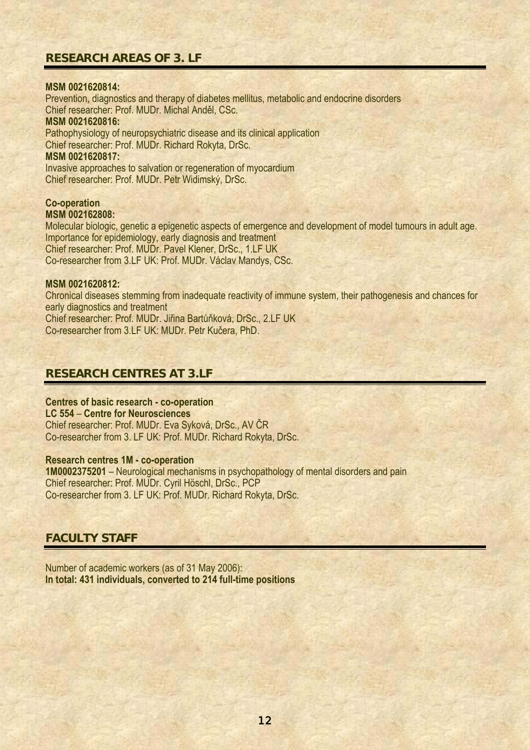## RESEARCH AREAS OF 3. LF

**MSM 0021620814:**
Prevention, diagnostics and therapy of diabetes mellitus, metabolic and endocrine disorders
Chief researcher: Prof. MUDr. Michal Anděl, CSc.
**MSM 0021620816:**
Pathophysiology of neuropsychiatric disease and its clinical application
Chief researcher: Prof. MUDr. Richard Rokyta, DrSc.
**MSM 0021620817:**
Invasive approaches to salvation or regeneration of myocardium
Chief researcher: Prof. MUDr. Petr Widimský, DrSc.

**Co-operation**
**MSM 002162808:**
Molecular biologic, genetic a epigenetic aspects of emergence and development of model tumours in adult age. Importance for epidemiology, early diagnosis and treatment
Chief researcher: Prof. MUDr. Pavel Klener, DrSc., 1.LF UK
Co-researcher from 3.LF UK: Prof. MUDr. Václav Mandys, CSc.

**MSM 0021620812:**
Chronical diseases stemming from inadequate reactivity of immune system, their pathogenesis and chances for early diagnostics and treatment
Chief researcher: Prof. MUDr. Jiřina Bartůňková, DrSc., 2.LF UK
Co-researcher from 3.LF UK: MUDr. Petr Kučera, PhD.

## RESEARCH CENTRES AT 3.LF

**Centres of basic research - co-operation**
**LC 554 – Centre for Neurosciences**
Chief researcher: Prof. MUDr. Eva Syková, DrSc., AV ČR
Co-researcher from 3. LF UK: Prof. MUDr. Richard Rokyta, DrSc.

**Research centres 1M - co-operation**
**1M0002375201** – Neurological mechanisms in psychopathology of mental disorders and pain
Chief researcher: Prof. MUDr. Cyril Höschl, DrSc., PCP
Co-researcher from 3. LF UK: Prof. MUDr. Richard Rokyta, DrSc.

## FACULTY STAFF

Number of academic workers (as of 31 May 2006):
**In total: 431 individuals, converted to 214 full-time positions**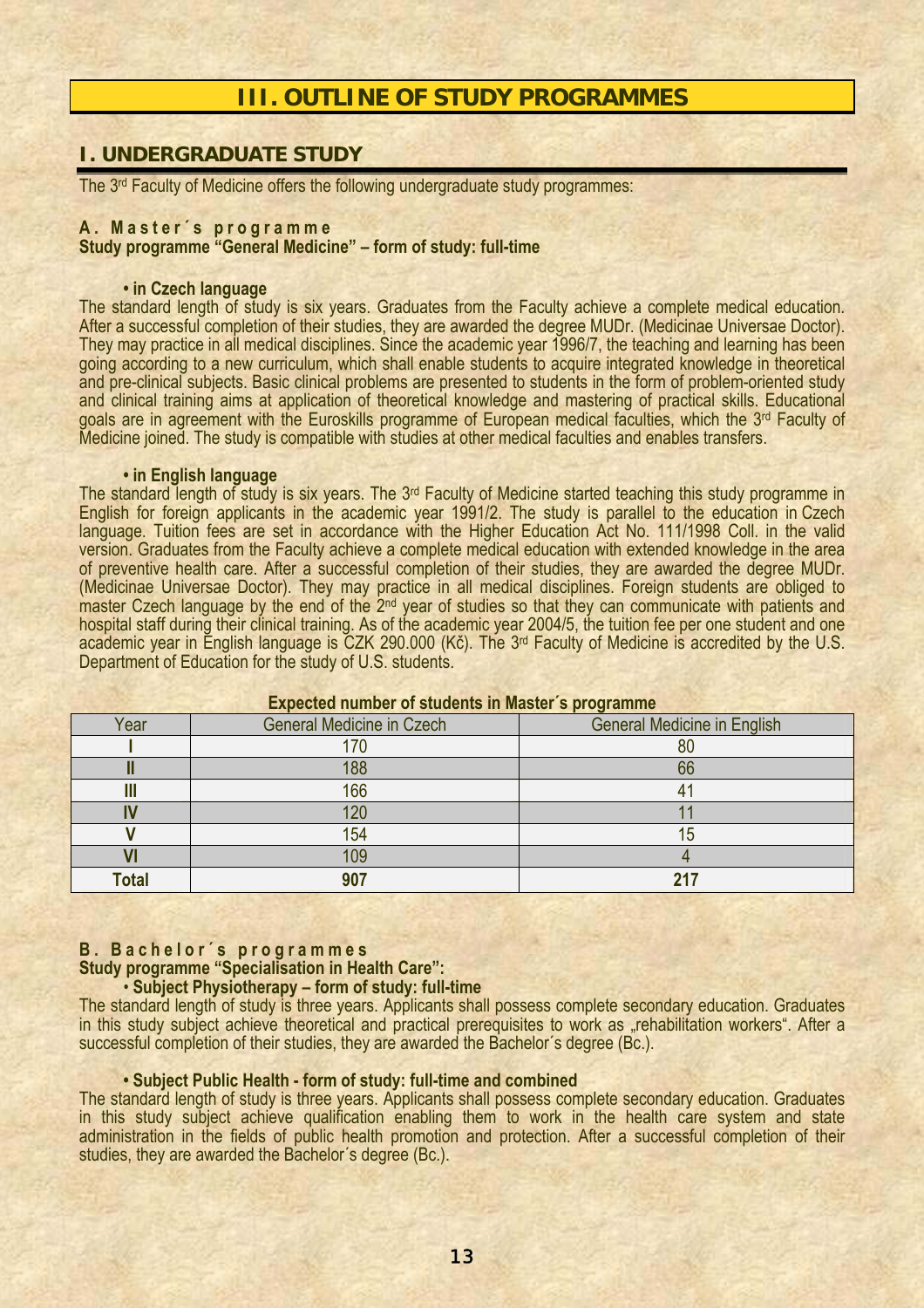# III. OUTLINE OF STUDY PROGRAMMES

## I. UNDERGRADUATE STUDY

The 3rd Faculty of Medicine offers the following undergraduate study programmes:

### A. Master´s programme

**Study programme "General Medicine" – form of study: full-time**

**• in Czech language**

The standard length of study is six years. Graduates from the Faculty achieve a complete medical education. After a successful completion of their studies, they are awarded the degree MUDr. (Medicinae Universae Doctor). They may practice in all medical disciplines. Since the academic year 1996/7, the teaching and learning has been going according to a new curriculum, which shall enable students to acquire integrated knowledge in theoretical and pre-clinical subjects. Basic clinical problems are presented to students in the form of problem-oriented study and clinical training aims at application of theoretical knowledge and mastering of practical skills. Educational goals are in agreement with the Euroskills programme of European medical faculties, which the 3rd Faculty of Medicine joined. The study is compatible with studies at other medical faculties and enables transfers.

**• in English language**

The standard length of study is six years. The 3rd Faculty of Medicine started teaching this study programme in English for foreign applicants in the academic year 1991/2. The study is parallel to the education in Czech language. Tuition fees are set in accordance with the Higher Education Act No. 111/1998 Coll. in the valid version. Graduates from the Faculty achieve a complete medical education with extended knowledge in the area of preventive health care. After a successful completion of their studies, they are awarded the degree MUDr. (Medicinae Universae Doctor). They may practice in all medical disciplines. Foreign students are obliged to master Czech language by the end of the 2nd year of studies so that they can communicate with patients and hospital staff during their clinical training. As of the academic year 2004/5, the tuition fee per one student and one academic year in English language is CZK 290.000 (Kč). The 3rd Faculty of Medicine is accredited by the U.S. Department of Education for the study of U.S. students.

**Expected number of students in Master´s programme**

| Year | General Medicine in Czech | General Medicine in English |
|---|---|---|
| **I** | 170 | 80 |
| **II** | 188 | 66 |
| **III** | 166 | 41 |
| **IV** | 120 | 11 |
| **V** | 154 | 15 |
| **VI** | 109 | 4 |
| **Total** | **907** | **217** |

### B. Bachelor´s programmes

**Study programme "Specialisation in Health Care":**

**• Subject Physiotherapy – form of study: full-time**

The standard length of study is three years. Applicants shall possess complete secondary education. Graduates in this study subject achieve theoretical and practical prerequisites to work as „rehabilitation workers". After a successful completion of their studies, they are awarded the Bachelor´s degree (Bc.).

**• Subject Public Health - form of study: full-time and combined**

The standard length of study is three years. Applicants shall possess complete secondary education. Graduates in this study subject achieve qualification enabling them to work in the health care system and state administration in the fields of public health promotion and protection. After a successful completion of their studies, they are awarded the Bachelor´s degree (Bc.).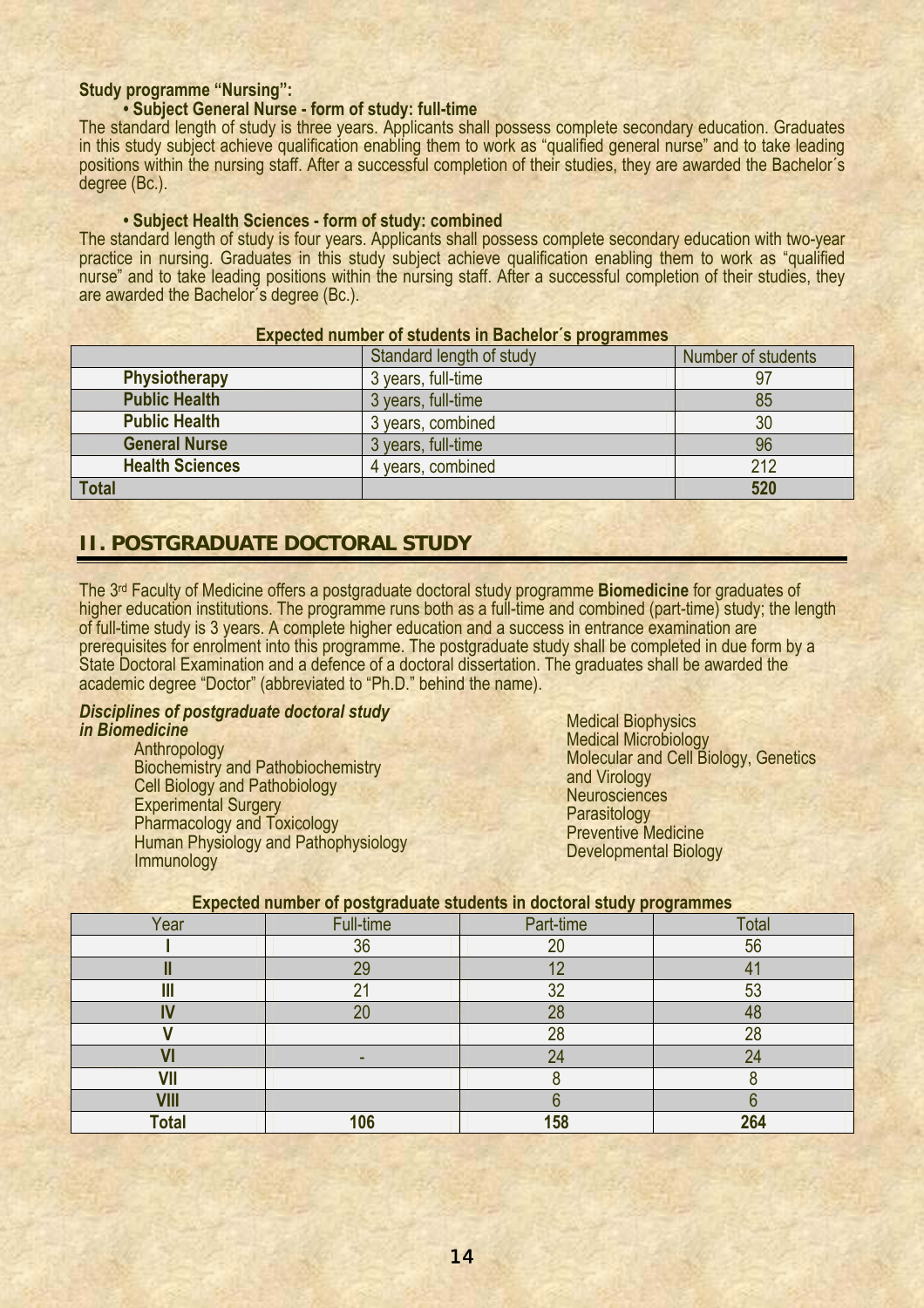**Study programme “Nursing”:**

**• Subject General Nurse - form of study: full-time**

The standard length of study is three years. Applicants shall possess complete secondary education. Graduates in this study subject achieve qualification enabling them to work as “qualified general nurse” and to take leading positions within the nursing staff. After a successful completion of their studies, they are awarded the Bachelor´s degree (Bc.).

**• Subject Health Sciences - form of study: combined**

The standard length of study is four years. Applicants shall possess complete secondary education with two-year practice in nursing. Graduates in this study subject achieve qualification enabling them to work as “qualified nurse” and to take leading positions within the nursing staff. After a successful completion of their studies, they are awarded the Bachelor´s degree (Bc.).

**Expected number of students in Bachelor´s programmes**

| | Standard length of study | Number of students |
|---|---|---|
| **Physiotherapy** | 3 years, full-time | 97 |
| **Public Health** | 3 years, full-time | 85 |
| **Public Health** | 3 years, combined | 30 |
| **General Nurse** | 3 years, full-time | 96 |
| **Health Sciences** | 4 years, combined | 212 |
| **Total** | | **520** |

## II. POSTGRADUATE DOCTORAL STUDY

The 3rd Faculty of Medicine offers a postgraduate doctoral study programme **Biomedicine** for graduates of higher education institutions. The programme runs both as a full-time and combined (part-time) study; the length of full-time study is 3 years. A complete higher education and a success in entrance examination are prerequisites for enrolment into this programme. The postgraduate study shall be completed in due form by a State Doctoral Examination and a defence of a doctoral dissertation. The graduates shall be awarded the academic degree “Doctor” (abbreviated to “Ph.D.” behind the name).

***Disciplines of postgraduate doctoral study in Biomedicine***

- Anthropology
- Biochemistry and Pathobiochemistry
- Cell Biology and Pathobiology
- Experimental Surgery
- Pharmacology and Toxicology
- Human Physiology and Pathophysiology
- Immunology
- Medical Biophysics
- Medical Microbiology
- Molecular and Cell Biology, Genetics and Virology
- Neurosciences
- Parasitology
- Preventive Medicine
- Developmental Biology

**Expected number of postgraduate students in doctoral study programmes**

| Year | Full-time | Part-time | Total |
|---|---|---|---|
| **I** | 36 | 20 | 56 |
| **II** | 29 | 12 | 41 |
| **III** | 21 | 32 | 53 |
| **IV** | 20 | 28 | 48 |
| **V** | | 28 | 28 |
| **VI** | - | 24 | 24 |
| **VII** | | 8 | 8 |
| **VIII** | | 6 | 6 |
| **Total** | **106** | **158** | **264** |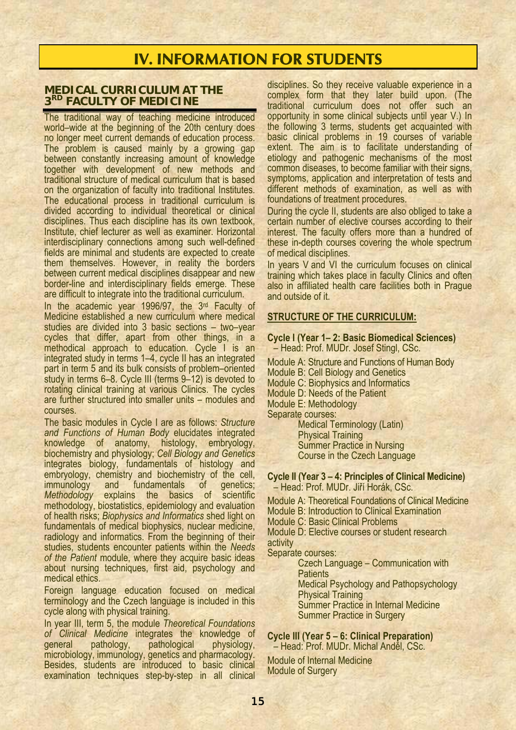# IV. INFORMATION FOR STUDENTS

## MEDICAL CURRICULUM AT THE 3RD FACULTY OF MEDICINE

The traditional way of teaching medicine introduced world–wide at the beginning of the 20th century does no longer meet current demands of education process. The problem is caused mainly by a growing gap between constantly increasing amount of knowledge together with development of new methods and traditional structure of medical curriculum that is based on the organization of faculty into traditional Institutes. The educational process in traditional curriculum is divided according to individual theoretical or clinical disciplines. Thus each discipline has its own textbook, Institute, chief lecturer as well as examiner. Horizontal interdisciplinary connections among such well-defined fields are minimal and students are expected to create them themselves. However, in reality the borders between current medical disciplines disappear and new border-line and interdisciplinary fields emerge. These are difficult to integrate into the traditional curriculum.

In the academic year 1996/97, the 3rd Faculty of Medicine established a new curriculum where medical studies are divided into 3 basic sections – two–year cycles that differ, apart from other things, in a methodical approach to education. Cycle I is an integrated study in terms 1–4, cycle II has an integrated part in term 5 and its bulk consists of problem–oriented study in terms 6–8. Cycle III (terms 9–12) is devoted to rotating clinical training at various Clinics. The cycles are further structured into smaller units – modules and courses.

The basic modules in Cycle I are as follows: *Structure and Functions of Human Body* elucidates integrated knowledge of anatomy, histology, embryology, biochemistry and physiology; *Cell Biology and Genetics* integrates biology, fundamentals of histology and embryology, chemistry and biochemistry of the cell, immunology and fundamentals of genetics; *Methodology* explains the basics of scientific methodology, biostatistics, epidemiology and evaluation of health risks; *Biophysics and Informatics* shed light on fundamentals of medical biophysics, nuclear medicine, radiology and informatics. From the beginning of their studies, students encounter patients within the *Needs of the Patient* module, where they acquire basic ideas about nursing techniques, first aid, psychology and medical ethics.

Foreign language education focused on medical terminology and the Czech language is included in this cycle along with physical training.

In year III, term 5, the module *Theoretical Foundations of Clinical Medicine* integrates the knowledge of general pathology, pathological physiology, microbiology, immunology, genetics and pharmacology. Besides, students are introduced to basic clinical examination techniques step-by-step in all clinical disciplines. So they receive valuable experience in a complex form that they later build upon. (The traditional curriculum does not offer such an opportunity in some clinical subjects until year V.) In the following 3 terms, students get acquainted with basic clinical problems in 19 courses of variable extent. The aim is to facilitate understanding of etiology and pathogenic mechanisms of the most common diseases, to become familiar with their signs, symptoms, application and interpretation of tests and different methods of examination, as well as with foundations of treatment procedures.

During the cycle II, students are also obliged to take a certain number of elective courses according to their interest. The faculty offers more than a hundred of these in-depth courses covering the whole spectrum of medical disciplines.

In years V and VI the curriculum focuses on clinical training which takes place in faculty Clinics and often also in affiliated health care facilities both in Prague and outside of it.

### STRUCTURE OF THE CURRICULUM:

**Cycle I (Year 1– 2: Basic Biomedical Sciences)**
– Head: Prof. MUDr. Josef Stingl, CSc.

Module A: Structure and Functions of Human Body
Module B: Cell Biology and Genetics
Module C: Biophysics and Informatics
Module D: Needs of the Patient
Module E: Methodology
Separate courses:
- Medical Terminology (Latin)
- Physical Training
- Summer Practice in Nursing
- Course in the Czech Language

**Cycle II (Year 3 – 4: Principles of Clinical Medicine)**
– Head: Prof. MUDr. Jiří Horák, CSc.

Module A: Theoretical Foundations of Clinical Medicine
Module B: Introduction to Clinical Examination
Module C: Basic Clinical Problems
Module D: Elective courses or student research activity
Separate courses:
- Czech Language – Communication with Patients
- Medical Psychology and Pathopsychology
- Physical Training
- Summer Practice in Internal Medicine
- Summer Practice in Surgery

**Cycle III (Year 5 – 6: Clinical Preparation)**
– Head: Prof. MUDr. Michal Anděl, CSc.

Module of Internal Medicine
Module of Surgery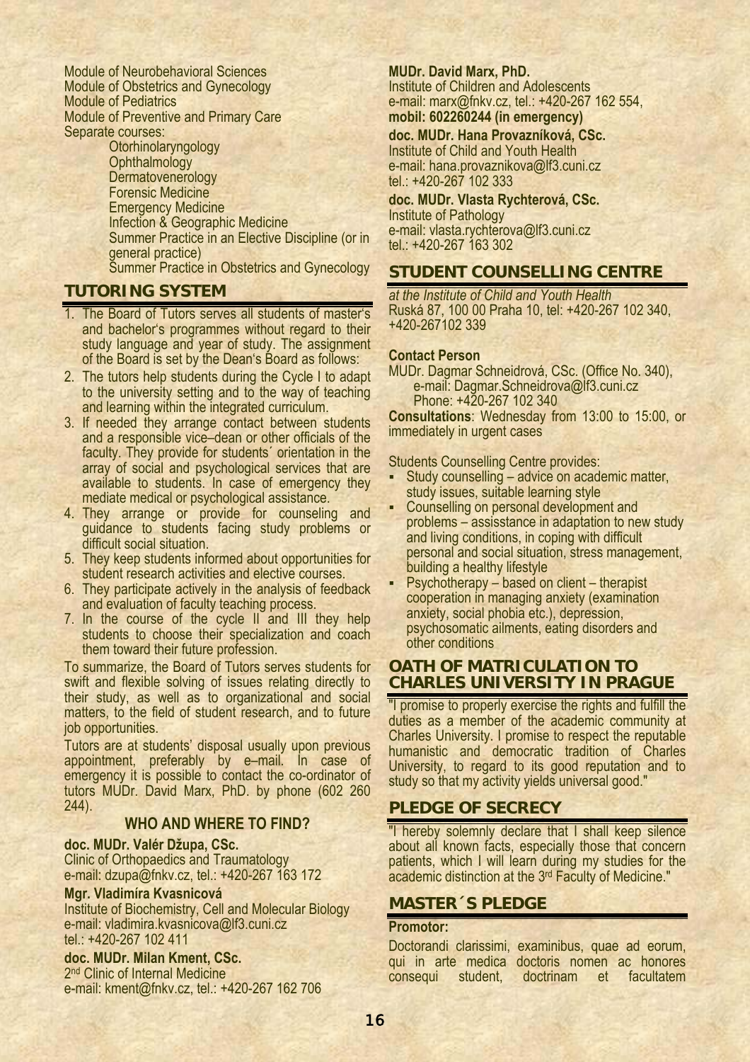Module of Neurobehavioral Sciences
Module of Obstetrics and Gynecology
Module of Pediatrics
Module of Preventive and Primary Care
Separate courses:

- Otorhinolaryngology
- Ophthalmology
- Dermatovenerology
- Forensic Medicine
- Emergency Medicine
- Infection & Geographic Medicine
- Summer Practice in an Elective Discipline (or in general practice)
- Summer Practice in Obstetrics and Gynecology

## TUTORING SYSTEM

1. The Board of Tutors serves all students of master's and bachelor's programmes without regard to their study language and year of study. The assignment of the Board is set by the Dean's Board as follows:
2. The tutors help students during the Cycle I to adapt to the university setting and to the way of teaching and learning within the integrated curriculum.
3. If needed they arrange contact between students and a responsible vice–dean or other officials of the faculty. They provide for students´ orientation in the array of social and psychological services that are available to students. In case of emergency they mediate medical or psychological assistance.
4. They arrange or provide for counseling and guidance to students facing study problems or difficult social situation.
5. They keep students informed about opportunities for student research activities and elective courses.
6. They participate actively in the analysis of feedback and evaluation of faculty teaching process.
7. In the course of the cycle II and III they help students to choose their specialization and coach them toward their future profession.

To summarize, the Board of Tutors serves students for swift and flexible solving of issues relating directly to their study, as well as to organizational and social matters, to the field of student research, and to future job opportunities.

Tutors are at students' disposal usually upon previous appointment, preferably by e–mail. In case of emergency it is possible to contact the co-ordinator of tutors MUDr. David Marx, PhD. by phone (602 260 244).

### WHO AND WHERE TO FIND?

**doc. MUDr. Valér Džupa, CSc.**
Clinic of Orthopaedics and Traumatology
e-mail: dzupa@fnkv.cz, tel.: +420-267 163 172

**Mgr. Vladimíra Kvasnicová**
Institute of Biochemistry, Cell and Molecular Biology
e-mail: vladimira.kvasnicova@lf3.cuni.cz
tel.: +420-267 102 411

**doc. MUDr. Milan Kment, CSc.**
2nd Clinic of Internal Medicine
e-mail: kment@fnkv.cz, tel.: +420-267 162 706

**MUDr. David Marx, PhD.**
Institute of Children and Adolescents
e-mail: marx@fnkv.cz, tel.: +420-267 162 554,
**mobil: 602260244 (in emergency)**

**doc. MUDr. Hana Provazníková, CSc.**
Institute of Child and Youth Health
e-mail: hana.provaznikova@lf3.cuni.cz
tel.: +420-267 102 333

**doc. MUDr. Vlasta Rychterová, CSc.**
Institute of Pathology
e-mail: vlasta.rychterova@lf3.cuni.cz
tel.: +420-267 163 302

## STUDENT COUNSELLING CENTRE

*at the Institute of Child and Youth Health*
Ruská 87, 100 00 Praha 10, tel: +420-267 102 340, +420-267102 339

**Contact Person**

MUDr. Dagmar Schneidrová, CSc. (Office No. 340),
e-mail: Dagmar.Schneidrova@lf3.cuni.cz
Phone: +420-267 102 340

**Consultations**: Wednesday from 13:00 to 15:00, or immediately in urgent cases

Students Counselling Centre provides:

- Study counselling – advice on academic matter, study issues, suitable learning style
- Counselling on personal development and problems – assisstance in adaptation to new study and living conditions, in coping with difficult personal and social situation, stress management, building a healthy lifestyle
- Psychotherapy – based on client – therapist cooperation in managing anxiety (examination anxiety, social phobia etc.), depression, psychosomatic ailments, eating disorders and other conditions

## OATH OF MATRICULATION TO CHARLES UNIVERSITY IN PRAGUE

"I promise to properly exercise the rights and fulfill the duties as a member of the academic community at Charles University. I promise to respect the reputable humanistic and democratic tradition of Charles University, to regard to its good reputation and to study so that my activity yields universal good."

## PLEDGE OF SECRECY

"I hereby solemnly declare that I shall keep silence about all known facts, especially those that concern patients, which I will learn during my studies for the academic distinction at the 3rd Faculty of Medicine."

## MASTER´S PLEDGE

**Promotor:**

Doctorandi clarissimi, examinibus, quae ad eorum, qui in arte medica doctoris nomen ac honores consequi student, doctrinam et facultatem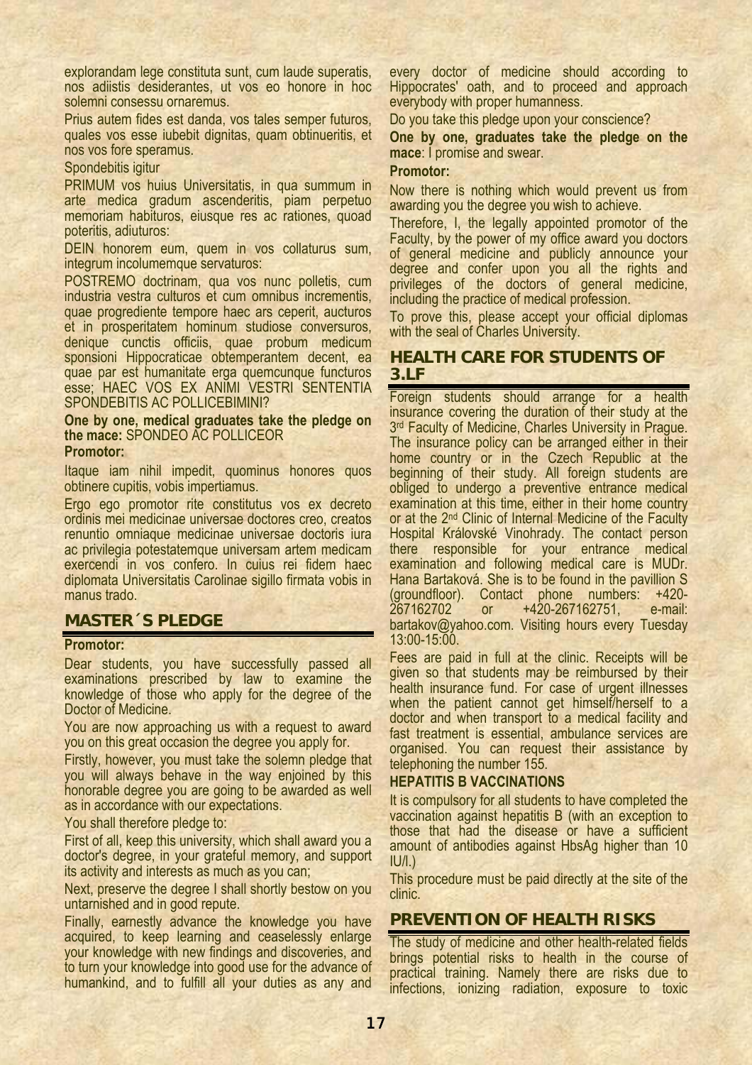explorandam lege constituta sunt, cum laude superatis, nos adiistis desiderantes, ut vos eo honore in hoc solemni consessu ornaremus.

Prius autem fides est danda, vos tales semper futuros, quales vos esse iubebit dignitas, quam obtinueritis, et nos vos fore speramus.

Spondebitis igitur

PRIMUM vos huius Universitatis, in qua summum in arte medica gradum ascenderitis, piam perpetuo memoriam habituros, eiusque res ac rationes, quoad poteritis, adiuturos:

DEIN honorem eum, quem in vos collaturus sum, integrum incolumemque servaturos:

POSTREMO doctrinam, qua vos nunc polletis, cum industria vestra culturos et cum omnibus incrementis, quae progrediente tempore haec ars ceperit, aucturos et in prosperitatem hominum studiose conversuros, denique cunctis officiis, quae probum medicum sponsioni Hippocraticae obtemperantem decent, ea quae par est humanitate erga quemcunque functuros esse; HAEC VOS EX ANIMI VESTRI SENTENTIA SPONDEBITIS AC POLLICEBIMINI?

**One by one, medical graduates take the pledge on the mace:** SPONDEO AC POLLICEOR

**Promotor:**

Itaque iam nihil impedit, quominus honores quos obtinere cupitis, vobis impertiamus.

Ergo ego promotor rite constitutus vos ex decreto ordinis mei medicinae universae doctores creo, creatos renuntio omniaque medicinae universae doctoris iura ac privilegia potestatemque universam artem medicam exercendi in vos confero. In cuius rei fidem haec diplomata Universitatis Carolinae sigillo firmata vobis in manus trado.

## MASTER´S PLEDGE

**Promotor:**

Dear students, you have successfully passed all examinations prescribed by law to examine the knowledge of those who apply for the degree of the Doctor of Medicine.

You are now approaching us with a request to award you on this great occasion the degree you apply for.

Firstly, however, you must take the solemn pledge that you will always behave in the way enjoined by this honorable degree you are going to be awarded as well as in accordance with our expectations.

You shall therefore pledge to:

First of all, keep this university, which shall award you a doctor's degree, in your grateful memory, and support its activity and interests as much as you can;

Next, preserve the degree I shall shortly bestow on you untarnished and in good repute.

Finally, earnestly advance the knowledge you have acquired, to keep learning and ceaselessly enlarge your knowledge with new findings and discoveries, and to turn your knowledge into good use for the advance of humankind, and to fulfill all your duties as any and every doctor of medicine should according to Hippocrates' oath, and to proceed and approach everybody with proper humanness.

Do you take this pledge upon your conscience?

**One by one, graduates take the pledge on the mace**: I promise and swear.

**Promotor:**

Now there is nothing which would prevent us from awarding you the degree you wish to achieve.

Therefore, I, the legally appointed promotor of the Faculty, by the power of my office award you doctors of general medicine and publicly announce your degree and confer upon you all the rights and privileges of the doctors of general medicine, including the practice of medical profession.

To prove this, please accept your official diplomas with the seal of Charles University.

## HEALTH CARE FOR STUDENTS OF 3.LF

Foreign students should arrange for a health insurance covering the duration of their study at the 3rd Faculty of Medicine, Charles University in Prague. The insurance policy can be arranged either in their home country or in the Czech Republic at the beginning of their study. All foreign students are obliged to undergo a preventive entrance medical examination at this time, either in their home country or at the 2nd Clinic of Internal Medicine of the Faculty Hospital Královské Vinohrady. The contact person there responsible for your entrance medical examination and following medical care is MUDr. Hana Bartaková. She is to be found in the pavillion S (groundfloor). Contact phone numbers: +420-267162702 or +420-267162751, e-mail: bartakov@yahoo.com. Visiting hours every Tuesday 13:00-15:00.

Fees are paid in full at the clinic. Receipts will be given so that students may be reimbursed by their health insurance fund. For case of urgent illnesses when the patient cannot get himself/herself to a doctor and when transport to a medical facility and fast treatment is essential, ambulance services are organised. You can request their assistance by telephoning the number 155.

### HEPATITIS B VACCINATIONS

It is compulsory for all students to have completed the vaccination against hepatitis B (with an exception to those that had the disease or have a sufficient amount of antibodies against HbsAg higher than 10 IU/l.)

This procedure must be paid directly at the site of the clinic.

## PREVENTION OF HEALTH RISKS

The study of medicine and other health-related fields brings potential risks to health in the course of practical training. Namely there are risks due to infections, ionizing radiation, exposure to toxic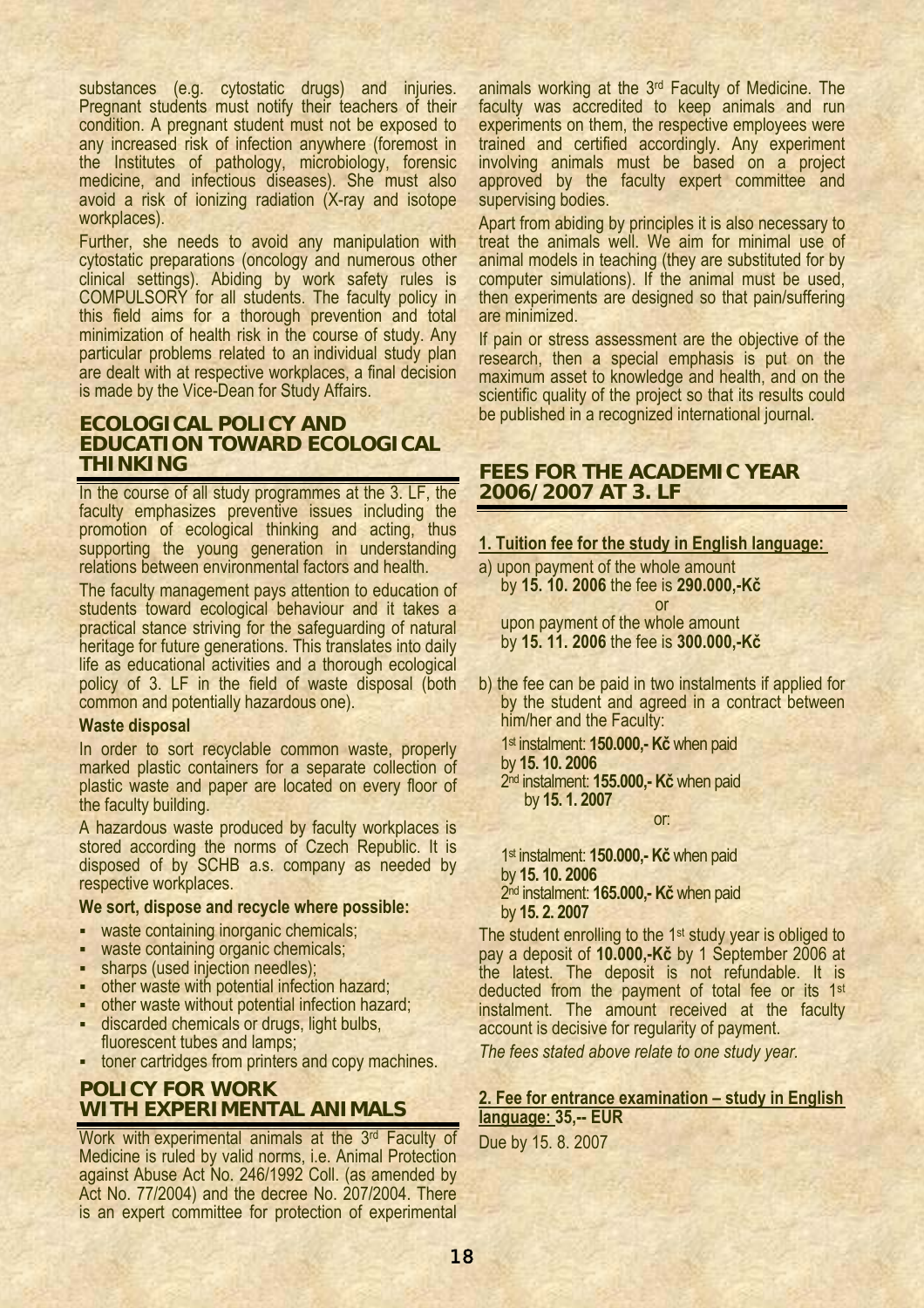substances (e.g. cytostatic drugs) and injuries. Pregnant students must notify their teachers of their condition. A pregnant student must not be exposed to any increased risk of infection anywhere (foremost in the Institutes of pathology, microbiology, forensic medicine, and infectious diseases). She must also avoid a risk of ionizing radiation (X-ray and isotope workplaces).

Further, she needs to avoid any manipulation with cytostatic preparations (oncology and numerous other clinical settings). Abiding by work safety rules is COMPULSORY for all students. The faculty policy in this field aims for a thorough prevention and total minimization of health risk in the course of study. Any particular problems related to an individual study plan are dealt with at respective workplaces, a final decision is made by the Vice-Dean for Study Affairs.

## ECOLOGICAL POLICY AND EDUCATION TOWARD ECOLOGICAL THINKING

In the course of all study programmes at the 3. LF, the faculty emphasizes preventive issues including the promotion of ecological thinking and acting, thus supporting the young generation in understanding relations between environmental factors and health.

The faculty management pays attention to education of students toward ecological behaviour and it takes a practical stance striving for the safeguarding of natural heritage for future generations. This translates into daily life as educational activities and a thorough ecological policy of 3. LF in the field of waste disposal (both common and potentially hazardous one).

**Waste disposal**

In order to sort recyclable common waste, properly marked plastic containers for a separate collection of plastic waste and paper are located on every floor of the faculty building.

A hazardous waste produced by faculty workplaces is stored according the norms of Czech Republic. It is disposed of by SCHB a.s. company as needed by respective workplaces.

**We sort, dispose and recycle where possible:**

- waste containing inorganic chemicals;
- waste containing organic chemicals;
- sharps (used injection needles);
- other waste with potential infection hazard;
- other waste without potential infection hazard;
- discarded chemicals or drugs, light bulbs, fluorescent tubes and lamps;
- toner cartridges from printers and copy machines.

## POLICY FOR WORK WITH EXPERIMENTAL ANIMALS

Work with experimental animals at the 3rd Faculty of Medicine is ruled by valid norms, i.e. Animal Protection against Abuse Act No. 246/1992 Coll. (as amended by Act No. 77/2004) and the decree No. 207/2004. There is an expert committee for protection of experimental animals working at the 3rd Faculty of Medicine. The faculty was accredited to keep animals and run experiments on them, the respective employees were trained and certified accordingly. Any experiment involving animals must be based on a project approved by the faculty expert committee and supervising bodies.

Apart from abiding by principles it is also necessary to treat the animals well. We aim for minimal use of animal models in teaching (they are substituted for by computer simulations). If the animal must be used, then experiments are designed so that pain/suffering are minimized.

If pain or stress assessment are the objective of the research, then a special emphasis is put on the maximum asset to knowledge and health, and on the scientific quality of the project so that its results could be published in a recognized international journal.

## FEES FOR THE ACADEMIC YEAR 2006/2007 AT 3. LF

**1. Tuition fee for the study in English language:**

a) upon payment of the whole amount by **15. 10. 2006** the fee is **290.000,-Kč**

or

upon payment of the whole amount by **15. 11. 2006** the fee is **300.000,-Kč**

b) the fee can be paid in two instalments if applied for by the student and agreed in a contract between him/her and the Faculty:

1st instalment: **150.000,- Kč** when paid by **15. 10. 2006**
2nd instalment: **155.000,- Kč** when paid by **15. 1. 2007**

or:

1st instalment: **150.000,- Kč** when paid by **15. 10. 2006**
2nd instalment: **165.000,- Kč** when paid by **15. 2. 2007**

The student enrolling to the 1st study year is obliged to pay a deposit of **10.000,-Kč** by 1 September 2006 at the latest. The deposit is not refundable. It is deducted from the payment of total fee or its 1st instalment. The amount received at the faculty account is decisive for regularity of payment.

*The fees stated above relate to one study year.*

**2. Fee for entrance examination – study in English language: 35,-- EUR**

Due by 15. 8. 2007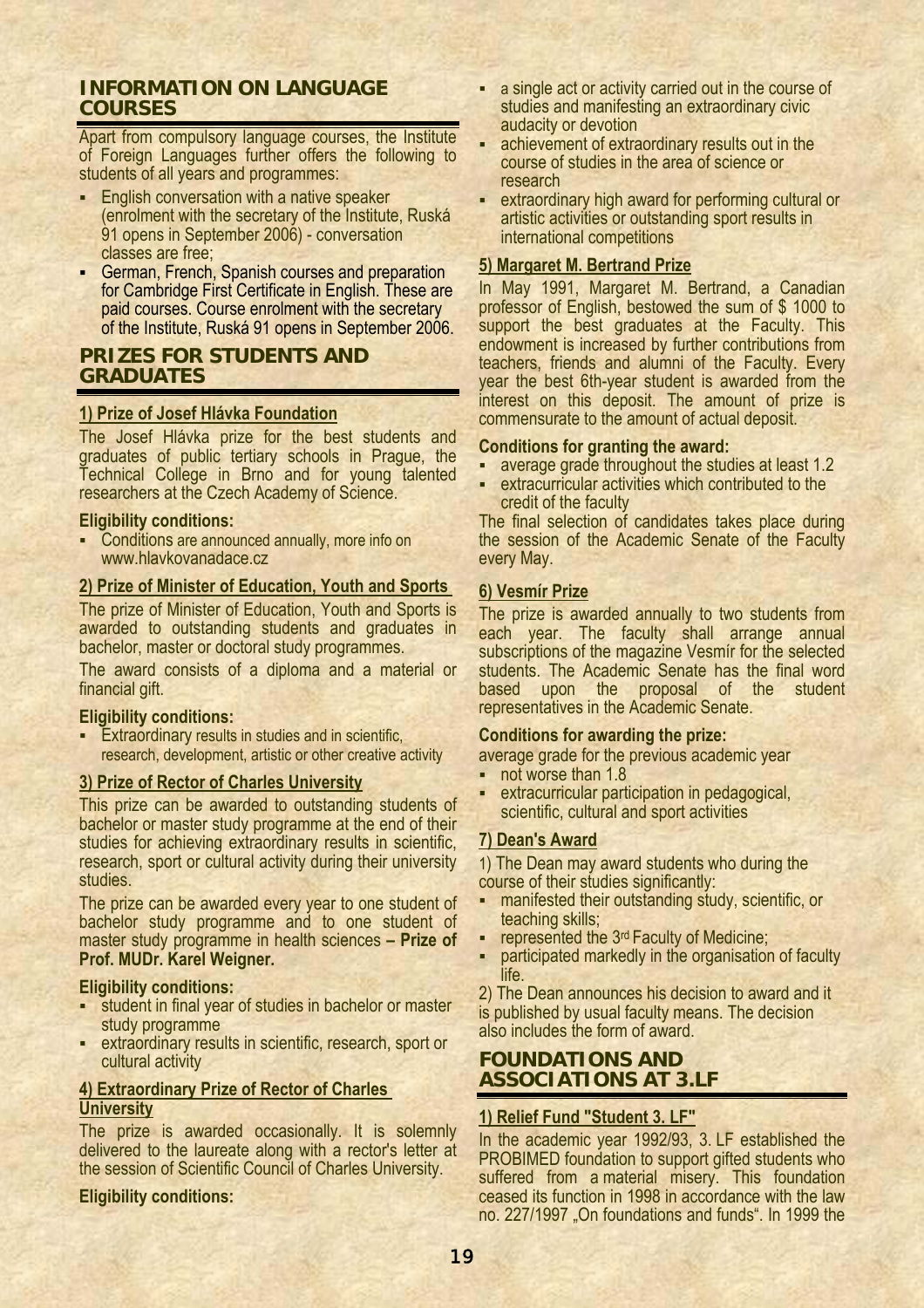## INFORMATION ON LANGUAGE COURSES

Apart from compulsory language courses, the Institute of Foreign Languages further offers the following to students of all years and programmes:

- English conversation with a native speaker (enrolment with the secretary of the Institute, Ruská 91 opens in September 2006) - conversation classes are free;
- German, French, Spanish courses and preparation for Cambridge First Certificate in English. These are paid courses. Course enrolment with the secretary of the Institute, Ruská 91 opens in September 2006.

## PRIZES FOR STUDENTS AND GRADUATES

### 1) Prize of Josef Hlávka Foundation

The Josef Hlávka prize for the best students and graduates of public tertiary schools in Prague, the Technical College in Brno and for young talented researchers at the Czech Academy of Science.

**Eligibility conditions:**

- Conditions are announced annually, more info on www.hlavkovanadace.cz

### 2) Prize of Minister of Education, Youth and Sports

The prize of Minister of Education, Youth and Sports is awarded to outstanding students and graduates in bachelor, master or doctoral study programmes.

The award consists of a diploma and a material or financial gift.

**Eligibility conditions:**

- Extraordinary results in studies and in scientific, research, development, artistic or other creative activity

### 3) Prize of Rector of Charles University

This prize can be awarded to outstanding students of bachelor or master study programme at the end of their studies for achieving extraordinary results in scientific, research, sport or cultural activity during their university studies.

The prize can be awarded every year to one student of bachelor study programme and to one student of master study programme in health sciences **– Prize of Prof. MUDr. Karel Weigner.**

**Eligibility conditions:**

- student in final year of studies in bachelor or master study programme
- extraordinary results in scientific, research, sport or cultural activity

### 4) Extraordinary Prize of Rector of Charles University

The prize is awarded occasionally. It is solemnly delivered to the laureate along with a rector's letter at the session of Scientific Council of Charles University.

**Eligibility conditions:**

- a single act or activity carried out in the course of studies and manifesting an extraordinary civic audacity or devotion
- achievement of extraordinary results out in the course of studies in the area of science or research
- extraordinary high award for performing cultural or artistic activities or outstanding sport results in international competitions

### 5) Margaret M. Bertrand Prize

In May 1991, Margaret M. Bertrand, a Canadian professor of English, bestowed the sum of \$ 1000 to support the best graduates at the Faculty. This endowment is increased by further contributions from teachers, friends and alumni of the Faculty. Every year the best 6th-year student is awarded from the interest on this deposit. The amount of prize is commensurate to the amount of actual deposit.

**Conditions for granting the award:**

- average grade throughout the studies at least 1.2
- extracurricular activities which contributed to the credit of the faculty

The final selection of candidates takes place during the session of the Academic Senate of the Faculty every May.

### 6) Vesmír Prize

The prize is awarded annually to two students from each year. The faculty shall arrange annual subscriptions of the magazine Vesmír for the selected students. The Academic Senate has the final word based upon the proposal of the student representatives in the Academic Senate.

**Conditions for awarding the prize:**

average grade for the previous academic year

- not worse than 1.8
- extracurricular participation in pedagogical, scientific, cultural and sport activities

### 7) Dean's Award

1) The Dean may award students who during the course of their studies significantly:

- manifested their outstanding study, scientific, or teaching skills;
- represented the 3rd Faculty of Medicine;
- participated markedly in the organisation of faculty life.

2) The Dean announces his decision to award and it is published by usual faculty means. The decision also includes the form of award.

## FOUNDATIONS AND ASSOCIATIONS AT 3.LF

### 1) Relief Fund "Student 3. LF"

In the academic year 1992/93, 3. LF established the PROBIMED foundation to support gifted students who suffered from a material misery. This foundation ceased its function in 1998 in accordance with the law no. 227/1997 „On foundations and funds". In 1999 the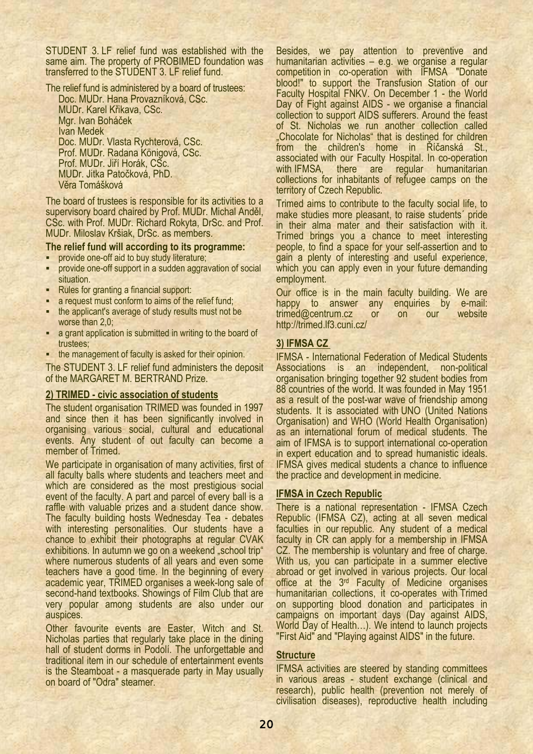STUDENT 3. LF relief fund was established with the same aim. The property of PROBIMED foundation was transferred to the STUDENT 3. LF relief fund.

The relief fund is administered by a board of trustees:

Doc. MUDr. Hana Provazníková, CSc.
MUDr. Karel Křikava, CSc.
Mgr. Ivan Boháček
Ivan Medek
Doc. MUDr. Vlasta Rychterová, CSc.
Prof. MUDr. Radana Königová, CSc.
Prof. MUDr. Jiří Horák, CSc.
MUDr. Jitka Patočková, PhD.
Věra Tomášková

The board of trustees is responsible for its activities to a supervisory board chaired by Prof. MUDr. Michal Anděl, CSc. with Prof. MUDr. Richard Rokyta, DrSc. and Prof. MUDr. Miloslav Kršiak, DrSc. as members.

**The relief fund will according to its programme:**

- provide one-off aid to buy study literature;
- provide one-off support in a sudden aggravation of social situation.
- Rules for granting a financial support:
- a request must conform to aims of the relief fund;
- the applicant's average of study results must not be worse than 2,0;
- a grant application is submitted in writing to the board of trustees;
- the management of faculty is asked for their opinion.

The STUDENT 3. LF relief fund administers the deposit of the MARGARET M. BERTRAND Prize.

## 2) TRIMED - civic association of students

The student organisation TRIMED was founded in 1997 and since then it has been significantly involved in organising various social, cultural and educational events. Any student of out faculty can become a member of Trimed.

We participate in organisation of many activities, first of all faculty balls where students and teachers meet and which are considered as the most prestigious social event of the faculty. A part and parcel of every ball is a raffle with valuable prizes and a student dance show. The faculty building hosts Wednesday Tea - debates with interesting personalities. Our students have a chance to exhibit their photographs at regular CVAK exhibitions. In autumn we go on a weekend „school trip“ where numerous students of all years and even some teachers have a good time. In the beginning of every academic year, TRIMED organises a week-long sale of second-hand textbooks. Showings of Film Club that are very popular among students are also under our auspices.

Other favourite events are Easter, Witch and St. Nicholas parties that regularly take place in the dining hall of student dorms in Podolí. The unforgettable and traditional item in our schedule of entertainment events is the Steamboat - a masquerade party in May usually on board of "Odra" steamer.

Besides, we pay attention to preventive and humanitarian activities – e.g. we organise a regular competition in co-operation with IFMSA "Donate blood!" to support the Transfusion Station of our Faculty Hospital FNKV. On December 1 - the World Day of Fight against AIDS - we organise a financial collection to support AIDS sufferers. Around the feast of St. Nicholas we run another collection called „Chocolate for Nicholas“ that is destined for children from the children's home in Říčanská St., associated with our Faculty Hospital. In co-operation with IFMSA, there are regular humanitarian collections for inhabitants of refugee camps on the territory of Czech Republic.

Trimed aims to contribute to the faculty social life, to make studies more pleasant, to raise students´ pride in their alma mater and their satisfaction with it. Trimed brings you a chance to meet interesting people, to find a space for your self-assertion and to gain a plenty of interesting and useful experience, which you can apply even in your future demanding employment.

Our office is in the main faculty building. We are happy to answer any enquiries by e-mail: trimed@centrum.cz or on our website http://trimed.lf3.cuni.cz/

## 3) IFMSA CZ

IFMSA - International Federation of Medical Students Associations is an independent, non-political organisation bringing together 92 student bodies from 88 countries of the world. It was founded in May 1951 as a result of the post-war wave of friendship among students. It is associated with UNO (United Nations Organisation) and WHO (World Health Organisation) as an international forum of medical students. The aim of IFMSA is to support international co-operation in expert education and to spread humanistic ideals. IFMSA gives medical students a chance to influence the practice and development in medicine.

### IFMSA in Czech Republic

There is a national representation - IFMSA Czech Republic (IFMSA CZ), acting at all seven medical faculties in our republic. Any student of a medical faculty in CR can apply for a membership in IFMSA CZ. The membership is voluntary and free of charge. With us, you can participate in a summer elective abroad or get involved in various projects. Our local office at the 3rd Faculty of Medicine organises humanitarian collections, it co-operates with Trimed on supporting blood donation and participates in campaigns on important days (Day against AIDS, World Day of Health…). We intend to launch projects "First Aid" and "Playing against AIDS" in the future.

### Structure

IFMSA activities are steered by standing committees in various areas - student exchange (clinical and research), public health (prevention not merely of civilisation diseases), reproductive health including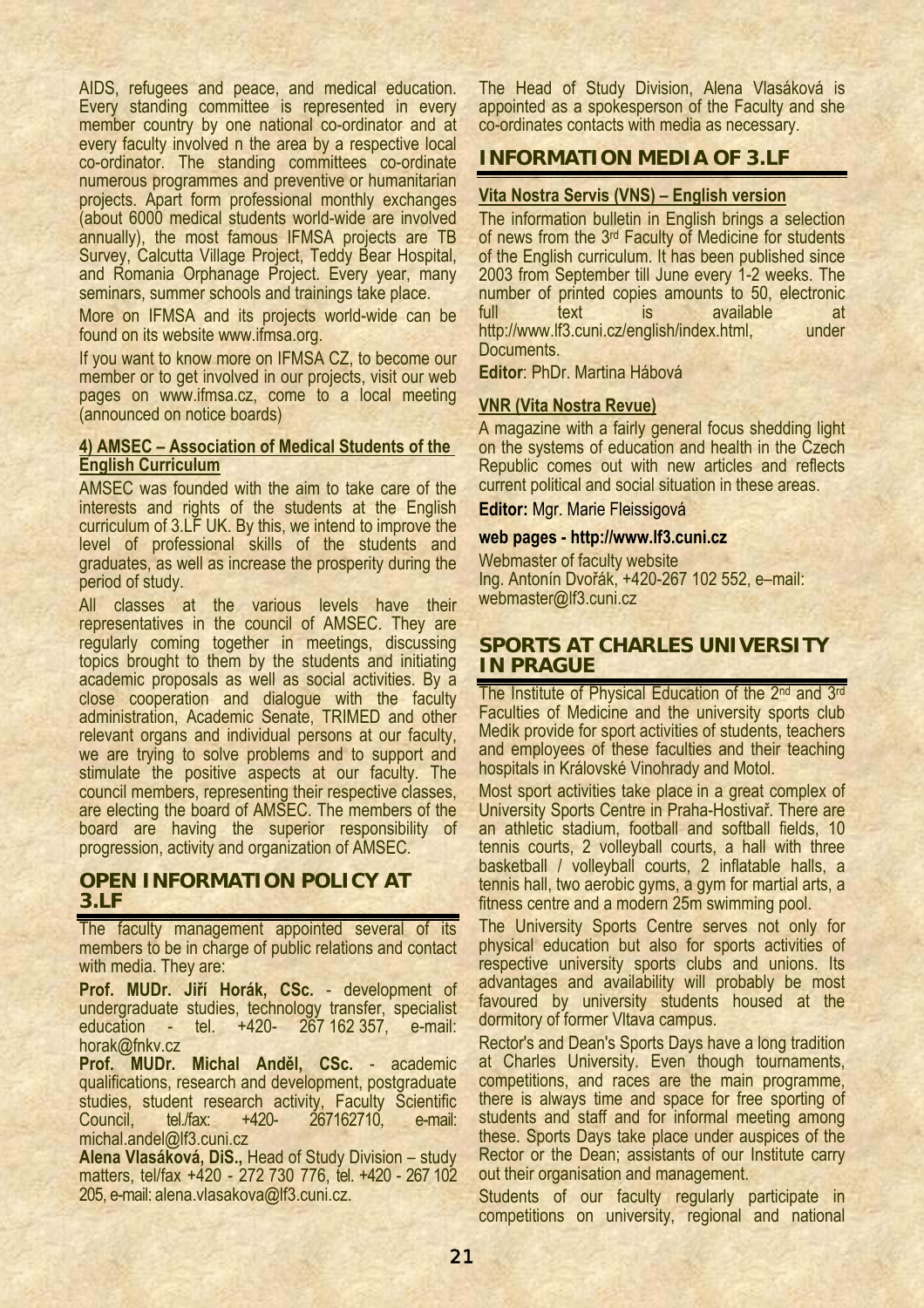AIDS, refugees and peace, and medical education. Every standing committee is represented in every member country by one national co-ordinator and at every faculty involved n the area by a respective local co-ordinator. The standing committees co-ordinate numerous programmes and preventive or humanitarian projects. Apart form professional monthly exchanges (about 6000 medical students world-wide are involved annually), the most famous IFMSA projects are TB Survey, Calcutta Village Project, Teddy Bear Hospital, and Romania Orphanage Project. Every year, many seminars, summer schools and trainings take place.

More on IFMSA and its projects world-wide can be found on its website www.ifmsa.org.

If you want to know more on IFMSA CZ, to become our member or to get involved in our projects, visit our web pages on www.ifmsa.cz, come to a local meeting (announced on notice boards)

#### 4) AMSEC – Association of Medical Students of the English Curriculum

AMSEC was founded with the aim to take care of the interests and rights of the students at the English curriculum of 3.LF UK. By this, we intend to improve the level of professional skills of the students and graduates, as well as increase the prosperity during the period of study.

All classes at the various levels have their representatives in the council of AMSEC. They are regularly coming together in meetings, discussing topics brought to them by the students and initiating academic proposals as well as social activities. By a close cooperation and dialogue with the faculty administration, Academic Senate, TRIMED and other relevant organs and individual persons at our faculty, we are trying to solve problems and to support and stimulate the positive aspects at our faculty. The council members, representing their respective classes, are electing the board of AMSEC. The members of the board are having the superior responsibility of progression, activity and organization of AMSEC.

## OPEN INFORMATION POLICY AT 3.LF

The faculty management appointed several of its members to be in charge of public relations and contact with media. They are:

**Prof. MUDr. Jiří Horák, CSc.** - development of undergraduate studies, technology transfer, specialist education - tel. +420- 267 162 357, e-mail: horak@fnkv.cz

**Prof. MUDr. Michal Anděl, CSc.** - academic qualifications, research and development, postgraduate studies, student research activity, Faculty Scientific Council, tel./fax: +420- 267162710, e-mail: michal.andel@lf3.cuni.cz

**Alena Vlasáková, DiS.,** Head of Study Division – study matters, tel/fax +420 - 272 730 776, tel. +420 - 267 102 205, e-mail: alena.vlasakova@lf3.cuni.cz.

The Head of Study Division, Alena Vlasáková is appointed as a spokesperson of the Faculty and she co-ordinates contacts with media as necessary.

## INFORMATION MEDIA OF 3.LF

#### Vita Nostra Servis (VNS) – English version

The information bulletin in English brings a selection of news from the 3rd Faculty of Medicine for students of the English curriculum. It has been published since 2003 from September till June every 1-2 weeks. The number of printed copies amounts to 50, electronic full text is available at http://www.lf3.cuni.cz/english/index.html, under Documents.

**Editor**: PhDr. Martina Hábová

#### VNR (Vita Nostra Revue)

A magazine with a fairly general focus shedding light on the systems of education and health in the Czech Republic comes out with new articles and reflects current political and social situation in these areas.

**Editor:** Mgr. Marie Fleissigová

**web pages - http://www.lf3.cuni.cz**

Webmaster of faculty website
Ing. Antonín Dvořák, +420-267 102 552, e–mail: webmaster@lf3.cuni.cz

## SPORTS AT CHARLES UNIVERSITY IN PRAGUE

The Institute of Physical Education of the 2nd and 3rd Faculties of Medicine and the university sports club Medik provide for sport activities of students, teachers and employees of these faculties and their teaching hospitals in Královské Vinohrady and Motol.

Most sport activities take place in a great complex of University Sports Centre in Praha-Hostivař. There are an athletic stadium, football and softball fields, 10 tennis courts, 2 volleyball courts, a hall with three basketball / volleyball courts, 2 inflatable halls, a tennis hall, two aerobic gyms, a gym for martial arts, a fitness centre and a modern 25m swimming pool.

The University Sports Centre serves not only for physical education but also for sports activities of respective university sports clubs and unions. Its advantages and availability will probably be most favoured by university students housed at the dormitory of former Vltava campus.

Rector's and Dean's Sports Days have a long tradition at Charles University. Even though tournaments, competitions, and races are the main programme, there is always time and space for free sporting of students and staff and for informal meeting among these. Sports Days take place under auspices of the Rector or the Dean; assistants of our Institute carry out their organisation and management.

Students of our faculty regularly participate in competitions on university, regional and national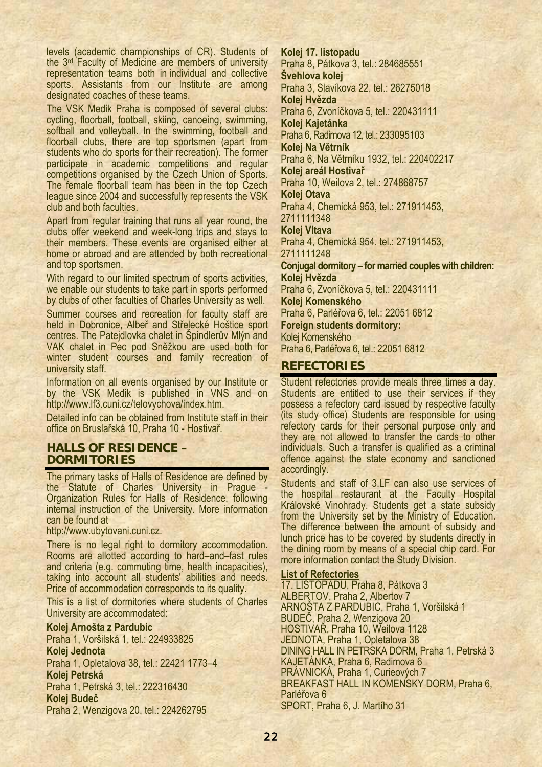levels (academic championships of CR). Students of the 3rd Faculty of Medicine are members of university representation teams both in individual and collective sports. Assistants from our Institute are among designated coaches of these teams.

The VSK Medik Praha is composed of several clubs: cycling, floorball, football, skiing, canoeing, swimming, softball and volleyball. In the swimming, football and floorball clubs, there are top sportsmen (apart from students who do sports for their recreation). The former participate in academic competitions and regular competitions organised by the Czech Union of Sports. The female floorball team has been in the top Czech league since 2004 and successfully represents the VSK club and both faculties.

Apart from regular training that runs all year round, the clubs offer weekend and week-long trips and stays to their members. These events are organised either at home or abroad and are attended by both recreational and top sportsmen.

With regard to our limited spectrum of sports activities, we enable our students to take part in sports performed by clubs of other faculties of Charles University as well.

Summer courses and recreation for faculty staff are held in Dobronice, Albeř and Střelecké Hoštice sport centres. The Patejdlovka chalet in Špindlerův Mlýn and VAK chalet in Pec pod Sněžkou are used both for winter student courses and family recreation of university staff.

Information on all events organised by our Institute or by the VSK Medik is published in VNS and on http://www.lf3.cuni.cz/telovychova/index.htm.

Detailed info can be obtained from Institute staff in their office on Bruslařská 10, Praha 10 - Hostivař.

## HALLS OF RESIDENCE – DORMITORIES

The primary tasks of Halls of Residence are defined by the Statute of Charles University in Prague - Organization Rules for Halls of Residence, following internal instruction of the University. More information can be found at http://www.ubytovani.cuni.cz.

There is no legal right to dormitory accommodation. Rooms are allotted according to hard–and–fast rules and criteria (e.g. commuting time, health incapacities), taking into account all students' abilities and needs. Price of accommodation corresponds to its quality.

This is a list of dormitories where students of Charles University are accommodated:

**Kolej Arnošta z Pardubic**
Praha 1, Voršilská 1, tel.: 224933825

**Kolej Jednota**
Praha 1, Opletalova 38, tel.: 22421 1773–4

**Kolej Petrská**
Praha 1, Petrská 3, tel.: 222316430

**Kolej Budeč**
Praha 2, Wenzigova 20, tel.: 224262795

**Kolej 17. listopadu**
Praha 8, Pátkova 3, tel.: 284685551

**Švehlova kolej**
Praha 3, Slavíkova 22, tel.: 26275018

**Kolej Hvězda**
Praha 6, Zvoníčkova 5, tel.: 220431111

**Kolej Kajetánka**
Praha 6, Radimova 12, tel.: 233095103

**Kolej Na Větrník**
Praha 6, Na Větrníku 1932, tel.: 220402217

**Kolej areál Hostivař**
Praha 10, Weilova 2, tel.: 274868757

**Kolej Otava**
Praha 4, Chemická 953, tel.: 271911453, 2711111348

**Kolej Vltava**
Praha 4, Chemická 954. tel.: 271911453, 2711111248

**Conjugal dormitory – for married couples with children:**

**Kolej Hvězda**
Praha 6, Zvoníčkova 5, tel.: 220431111

**Kolej Komenského**
Praha 6, Parléřova 6, tel.: 22051 6812

**Foreign students dormitory:**
Kolej Komenského
Praha 6, Parléřova 6, tel.: 22051 6812

## REFECTORIES

Student refectories provide meals three times a day. Students are entitled to use their services if they possess a refectory card issued by respective faculty (its study office) Students are responsible for using refectory cards for their personal purpose only and they are not allowed to transfer the cards to other individuals. Such a transfer is qualified as a criminal offence against the state economy and sanctioned accordingly.

Students and staff of 3.LF can also use services of the hospital restaurant at the Faculty Hospital Královské Vinohrady. Students get a state subsidy from the University set by the Ministry of Education. The difference between the amount of subsidy and lunch price has to be covered by students directly in the dining room by means of a special chip card. For more information contact the Study Division.

**List of Refectories**

17. LISTOPADU, Praha 8, Pátkova 3
ALBERTOV, Praha 2, Albertov 7
ARNOŠTA Z PARDUBIC, Praha 1, Voršilská 1
BUDEČ, Praha 2, Wenzigova 20
HOSTIVAŘ, Praha 10, Weilova 1128
JEDNOTA, Praha 1, Opletalova 38
DINING HALL IN PETRSKA DORM, Praha 1, Petrská 3
KAJETÁNKA, Praha 6, Radimova 6
PRÁVNICKÁ, Praha 1, Curieových 7
BREAKFAST HALL IN KOMENSKY DORM, Praha 6, Parléřova 6
SPORT, Praha 6, J. Martího 31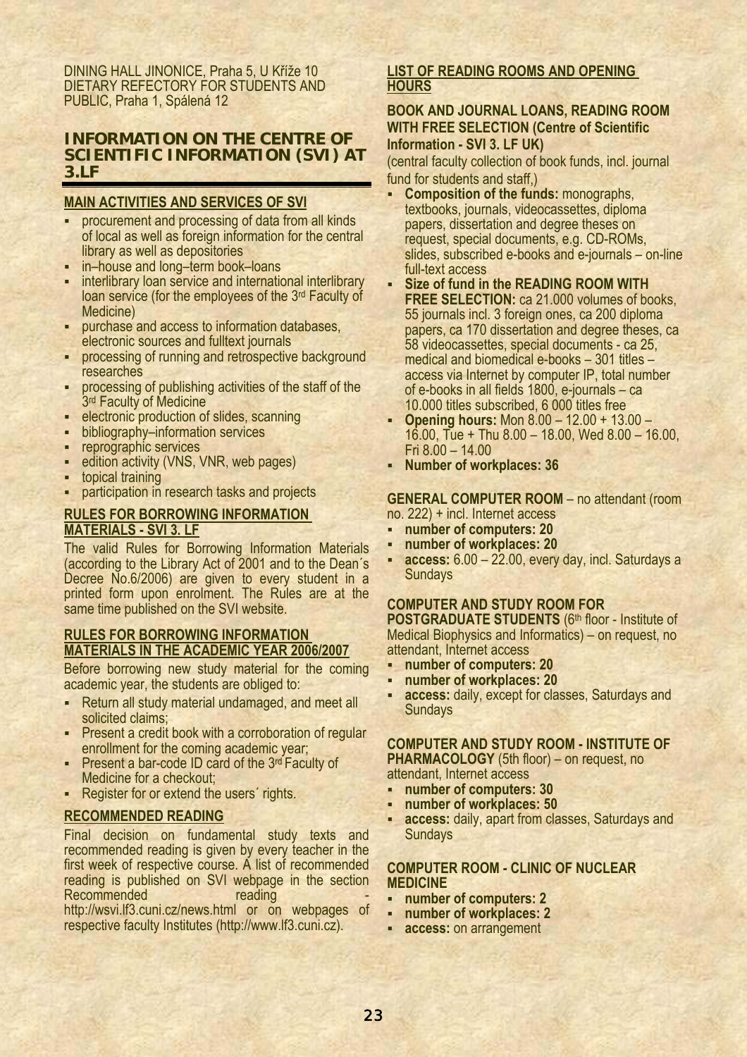DINING HALL JINONICE, Praha 5, U Kříže 10
DIETARY REFECTORY FOR STUDENTS AND PUBLIC, Praha 1, Spálená 12

## INFORMATION ON THE CENTRE OF SCIENTIFIC INFORMATION (SVI) AT 3.LF

### MAIN ACTIVITIES AND SERVICES OF SVI

- procurement and processing of data from all kinds of local as well as foreign information for the central library as well as depositories
- in–house and long–term book–loans
- interlibrary loan service and international interlibrary loan service (for the employees of the 3rd Faculty of Medicine)
- purchase and access to information databases, electronic sources and fulltext journals
- processing of running and retrospective background researches
- processing of publishing activities of the staff of the 3rd Faculty of Medicine
- electronic production of slides, scanning
- bibliography–information services
- reprographic services
- edition activity (VNS, VNR, web pages)
- topical training
- participation in research tasks and projects

### RULES FOR BORROWING INFORMATION MATERIALS - SVI 3. LF

The valid Rules for Borrowing Information Materials (according to the Library Act of 2001 and to the Dean´s Decree No.6/2006) are given to every student in a printed form upon enrolment. The Rules are at the same time published on the SVI website.

### RULES FOR BORROWING INFORMATION MATERIALS IN THE ACADEMIC YEAR 2006/2007

Before borrowing new study material for the coming academic year, the students are obliged to:

- Return all study material undamaged, and meet all solicited claims;
- Present a credit book with a corroboration of regular enrollment for the coming academic year;
- Present a bar-code ID card of the 3rd Faculty of Medicine for a checkout;
- Register for or extend the users´ rights.

### RECOMMENDED READING

Final decision on fundamental study texts and recommended reading is given by every teacher in the first week of respective course. A list of recommended reading is published on SVI webpage in the section Recommended reading - http://wsvi.lf3.cuni.cz/news.html or on webpages of respective faculty Institutes (http://www.lf3.cuni.cz).

### LIST OF READING ROOMS AND OPENING HOURS

**BOOK AND JOURNAL LOANS, READING ROOM WITH FREE SELECTION (Centre of Scientific Information - SVI 3. LF UK)**

(central faculty collection of book funds, incl. journal fund for students and staff,)

- **Composition of the funds:** monographs, textbooks, journals, videocassettes, diploma papers, dissertation and degree theses on request, special documents, e.g. CD-ROMs, slides, subscribed e-books and e-journals – on-line full-text access
- **Size of fund in the READING ROOM WITH FREE SELECTION:** ca 21.000 volumes of books, 55 journals incl. 3 foreign ones, ca 200 diploma papers, ca 170 dissertation and degree theses, ca 58 videocassettes, special documents - ca 25, medical and biomedical e-books – 301 titles – access via Internet by computer IP, total number of e-books in all fields 1800, e-journals – ca 10.000 titles subscribed, 6 000 titles free
- **Opening hours:** Mon 8.00 – 12.00 + 13.00 – 16.00, Tue + Thu 8.00 – 18.00, Wed 8.00 – 16.00, Fri 8.00 – 14.00
- **Number of workplaces: 36**

**GENERAL COMPUTER ROOM** – no attendant (room no. 222) + incl. Internet access

- **number of computers: 20**
- **number of workplaces: 20**
- **access:** 6.00 – 22.00, every day, incl. Saturdays a Sundays

**COMPUTER AND STUDY ROOM FOR POSTGRADUATE STUDENTS** (6th floor - Institute of Medical Biophysics and Informatics) – on request, no attendant, Internet access

- **number of computers: 20**
- **number of workplaces: 20**
- **access:** daily, except for classes, Saturdays and Sundays

**COMPUTER AND STUDY ROOM - INSTITUTE OF PHARMACOLOGY** (5th floor) – on request, no attendant, Internet access

- **number of computers: 30**
- **number of workplaces: 50**
- **access:** daily, apart from classes, Saturdays and Sundays

**COMPUTER ROOM - CLINIC OF NUCLEAR MEDICINE**

- **number of computers: 2**
- **number of workplaces: 2**
- **access:** on arrangement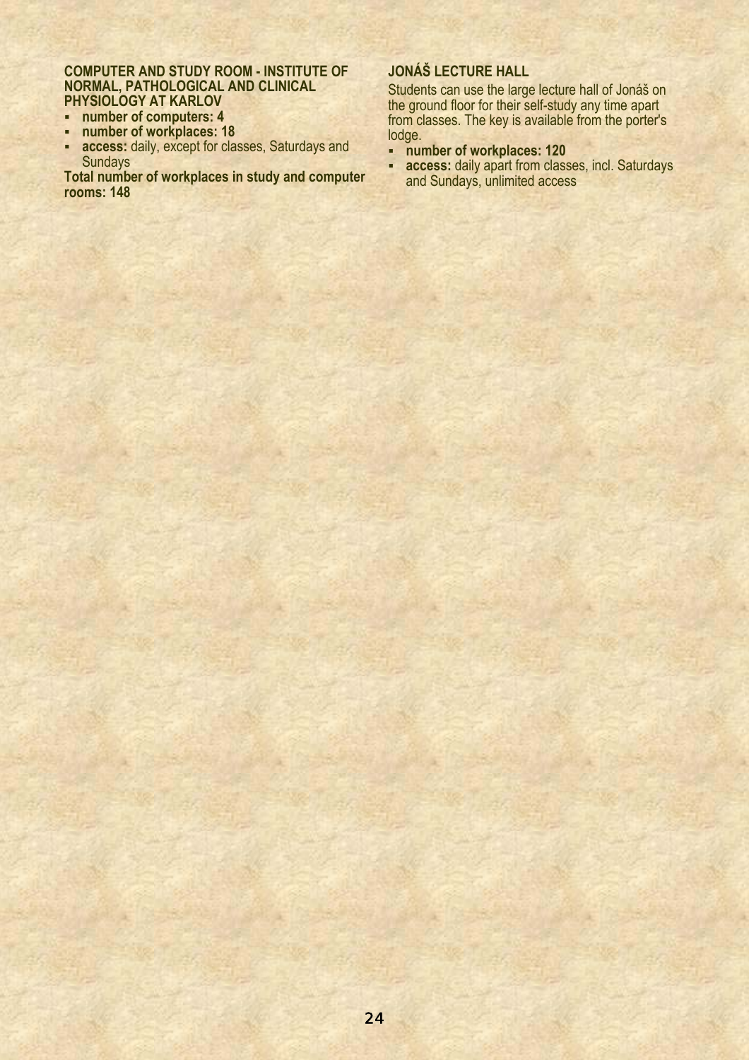### COMPUTER AND STUDY ROOM - INSTITUTE OF NORMAL, PATHOLOGICAL AND CLINICAL PHYSIOLOGY AT KARLOV

- **number of computers: 4**
- **number of workplaces: 18**
- **access:** daily, except for classes, Saturdays and Sundays

**Total number of workplaces in study and computer rooms: 148**

### JONÁŠ LECTURE HALL

Students can use the large lecture hall of Jonáš on the ground floor for their self-study any time apart from classes. The key is available from the porter's lodge.

- **number of workplaces: 120**
- **access:** daily apart from classes, incl. Saturdays and Sundays, unlimited access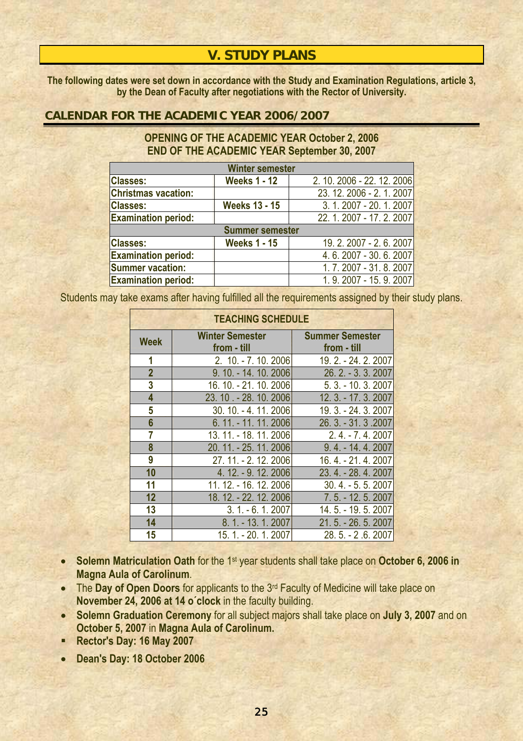# V. STUDY PLANS

**The following dates were set down in accordance with the Study and Examination Regulations, article 3, by the Dean of Faculty after negotiations with the Rector of University.**

## CALENDAR FOR THE ACADEMIC YEAR 2006/2007

**OPENING OF THE ACADEMIC YEAR October 2, 2006**
**END OF THE ACADEMIC YEAR September 30, 2007**

| Winter semester | | |
|---|---|---|
| **Classes:** | **Weeks 1 - 12** | 2. 10. 2006 - 22. 12. 2006 |
| **Christmas vacation:** | | 23. 12. 2006 - 2. 1. 2007 |
| **Classes:** | **Weeks 13 - 15** | 3. 1. 2007 - 20. 1. 2007 |
| **Examination period:** | | 22. 1. 2007 - 17. 2. 2007 |
| **Summer semester** | | |
| **Classes:** | **Weeks 1 - 15** | 19. 2. 2007 - 2. 6. 2007 |
| **Examination period:** | | 4. 6. 2007 - 30. 6. 2007 |
| **Summer vacation:** | | 1. 7. 2007 - 31. 8. 2007 |
| **Examination period:** | | 1. 9. 2007 - 15. 9. 2007 |

Students may take exams after having fulfilled all the requirements assigned by their study plans.

| TEACHING SCHEDULE | | |
|---|---|---|
| **Week** | **Winter Semester from - till** | **Summer Semester from - till** |
| 1 | 2. 10. - 7. 10. 2006 | 19. 2. - 24. 2. 2007 |
| 2 | 9. 10. - 14. 10. 2006 | 26. 2. - 3. 3. 2007 |
| 3 | 16. 10. - 21. 10. 2006 | 5. 3. - 10. 3. 2007 |
| 4 | 23. 10 . - 28. 10. 2006 | 12. 3. - 17. 3. 2007 |
| 5 | 30. 10. - 4. 11. 2006 | 19. 3. - 24. 3. 2007 |
| 6 | 6. 11. - 11. 11. 2006 | 26. 3. - 31. 3 .2007 |
| 7 | 13. 11. - 18. 11. 2006 | 2. 4. - 7. 4. 2007 |
| 8 | 20. 11. - 25. 11. 2006 | 9. 4. - 14. 4. 2007 |
| 9 | 27. 11. - 2. 12. 2006 | 16. 4. - 21. 4. 2007 |
| 10 | 4. 12. - 9. 12. 2006 | 23. 4. - 28. 4. 2007 |
| 11 | 11. 12. - 16. 12. 2006 | 30. 4. - 5. 5. 2007 |
| 12 | 18. 12. - 22. 12. 2006 | 7. 5. - 12. 5. 2007 |
| 13 | 3. 1. - 6. 1. 2007 | 14. 5. - 19. 5. 2007 |
| 14 | 8. 1. - 13. 1. 2007 | 21. 5. - 26. 5. 2007 |
| 15 | 15. 1. - 20. 1. 2007 | 28. 5. - 2 .6. 2007 |

- **Solemn Matriculation Oath** for the 1st year students shall take place on **October 6, 2006 in Magna Aula of Carolinum**.
- The **Day of Open Doors** for applicants to the 3rd Faculty of Medicine will take place on **November 24, 2006 at 14 o´clock** in the faculty building.
- **Solemn Graduation Ceremony** for all subject majors shall take place on **July 3, 2007** and on **October 5, 2007** in **Magna Aula of Carolinum.**
- **Rector's Day: 16 May 2007**
- **Dean's Day: 18 October 2006**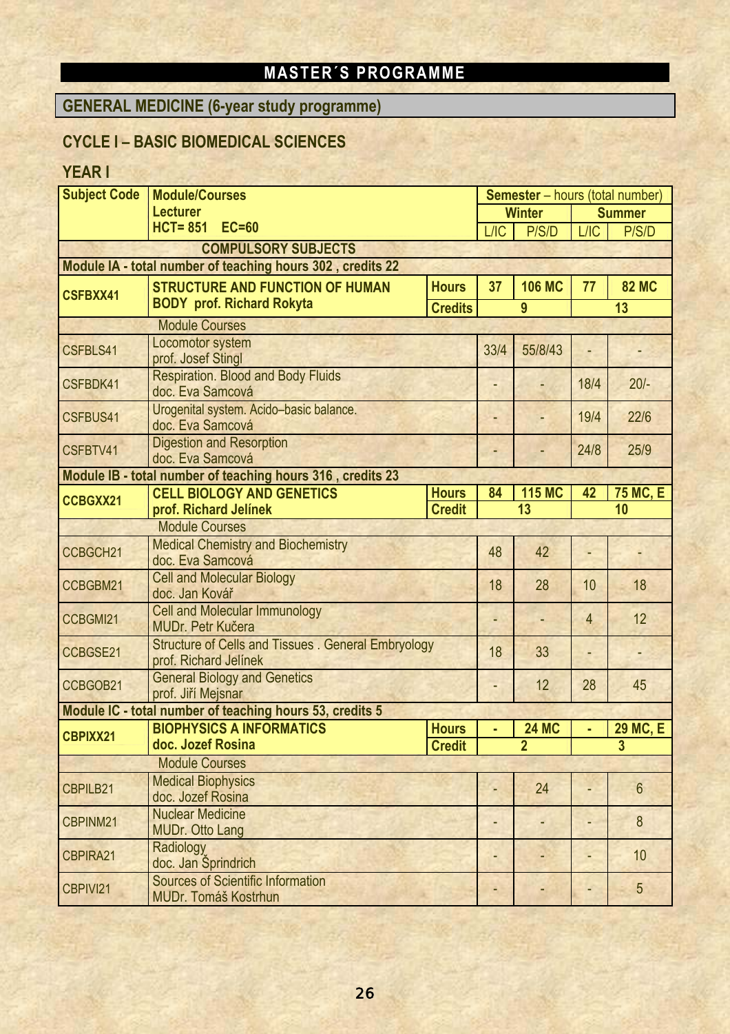# MASTER´S PROGRAMME

## GENERAL MEDICINE (6-year study programme)

### CYCLE I – BASIC BIOMEDICAL SCIENCES

### YEAR I

| Subject Code | Module/Courses Lecturer HCT= 851 EC=60 | | Semester – hours (total number) | | | |
|---|---|---|---|---|---|---|
| | | | Winter | | Summer | |
| | | | L/IC | P/S/D | L/IC | P/S/D |
| | **COMPULSORY SUBJECTS** | | | | | |
| **Module IA - total number of teaching hours 302 , credits 22** | | | | | | |
| **CSFBXX41** | **STRUCTURE AND FUNCTION OF HUMAN BODY prof. Richard Rokyta** | **Hours** | **37** | **106 MC** | **77** | **82 MC** |
| | | **Credits** | **9** | | **13** | |
| | Module Courses | | | | | |
| CSFBLS41 | Locomotor system prof. Josef Stingl | | 33/4 | 55/8/43 | - | - |
| CSFBDK41 | Respiration. Blood and Body Fluids doc. Eva Samcová | | - | - | 18/4 | 20/- |
| CSFBUS41 | Urogenital system. Acido–basic balance. doc. Eva Samcová | | - | - | 19/4 | 22/6 |
| CSFBTV41 | Digestion and Resorption doc. Eva Samcová | | - | - | 24/8 | 25/9 |
| **Module IB - total number of teaching hours 316 , credits 23** | | | | | | |
| **CCBGXX21** | **CELL BIOLOGY AND GENETICS prof. Richard Jelínek** | **Hours** | **84** | **115 MC** | **42** | **75 MC, E** |
| | | **Credit** | **13** | | **10** | |
| | Module Courses | | | | | |
| CCBGCH21 | Medical Chemistry and Biochemistry doc. Eva Samcová | | 48 | 42 | - | - |
| CCBGBM21 | Cell and Molecular Biology doc. Jan Kovář | | 18 | 28 | 10 | 18 |
| CCBGMI21 | Cell and Molecular Immunology MUDr. Petr Kučera | | - | - | 4 | 12 |
| CCBGSE21 | Structure of Cells and Tissues . General Embryology prof. Richard Jelínek | | 18 | 33 | - | - |
| CCBGOB21 | General Biology and Genetics prof. Jiří Mejsnar | | - | 12 | 28 | 45 |
| **Module IC - total number of teaching hours 53, credits 5** | | | | | | |
| **CBPIXX21** | **BIOPHYSICS A INFORMATICS doc. Jozef Rosina** | **Hours** | **-** | **24 MC** | **-** | **29 MC, E** |
| | | **Credit** | **2** | | **3** | |
| | Module Courses | | | | | |
| CBPILB21 | Medical Biophysics doc. Jozef Rosina | | - | 24 | - | 6 |
| CBPINM21 | Nuclear Medicine MUDr. Otto Lang | | - | - | - | 8 |
| CBPIRA21 | Radiology doc. Jan Šprindrich | | - | - | - | 10 |
| CBPIVI21 | Sources of Scientific Information MUDr. Tomáš Kostrhun | | - | - | - | 5 |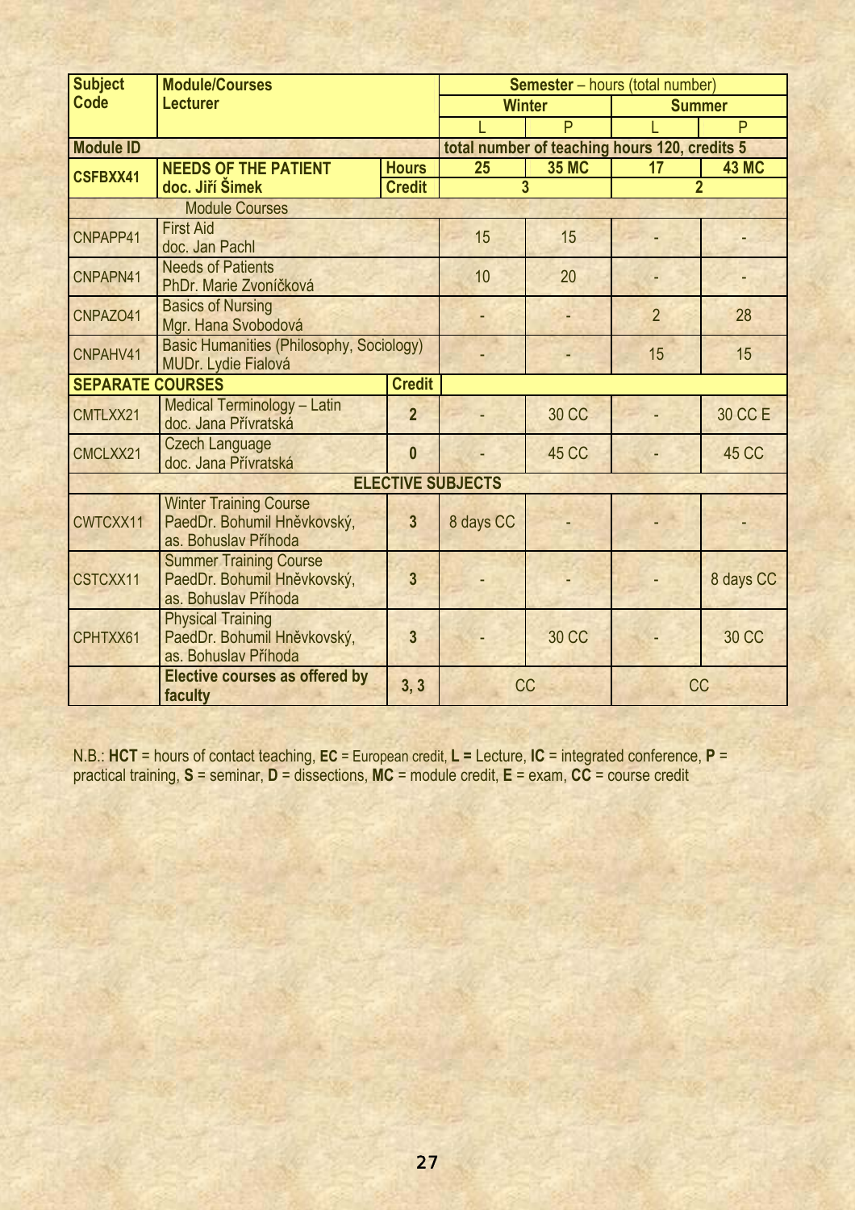| Subject Code | Module/Courses Lecturer | | Semester – hours (total number) | | | |
|---|---|---|---|---|---|---|
| | | | Winter | | Summer | |
| | | | L | P | L | P |
| **Module ID** | | | total number of teaching hours 120, credits 5 | | | |
| **CSFBXX41** | **NEEDS OF THE PATIENT** doc. Jiří Šimek | **Hours** | 25 | 35 MC | 17 | 43 MC |
| | | **Credit** | 3 | | 2 | |
| | Module Courses | | | | | |
| CNPAPP41 | First Aid doc. Jan Pachl | | 15 | 15 | - | - |
| CNPAPN41 | Needs of Patients PhDr. Marie Zvoníčková | | 10 | 20 | - | - |
| CNPAZO41 | Basics of Nursing Mgr. Hana Svobodová | | - | - | 2 | 28 |
| CNPAHV41 | Basic Humanities (Philosophy, Sociology) MUDr. Lydie Fialová | | - | - | 15 | 15 |
| **SEPARATE COURSES** | | **Credit** | | | | |
| CMTLXX21 | Medical Terminology – Latin doc. Jana Přívratská | 2 | - | 30 CC | - | 30 CC E |
| CMCLXX21 | Czech Language doc. Jana Přívratská | 0 | - | 45 CC | - | 45 CC |
| | **ELECTIVE SUBJECTS** | | | | | |
| CWTCXX11 | Winter Training Course PaedDr. Bohumil Hněvkovský, as. Bohuslav Příhoda | 3 | 8 days CC | - | - | - |
| CSTCXX11 | Summer Training Course PaedDr. Bohumil Hněvkovský, as. Bohuslav Příhoda | 3 | - | - | - | 8 days CC |
| CPHTXX61 | Physical Training PaedDr. Bohumil Hněvkovský, as. Bohuslav Příhoda | 3 | - | 30 CC | - | 30 CC |
| | **Elective courses as offered by faculty** | 3, 3 | CC | | CC | |

N.B.: **HCT** = hours of contact teaching, **EC** = European credit, **L =** Lecture, **IC** = integrated conference, **P** = practical training, **S** = seminar, **D** = dissections, **MC** = module credit, **E** = exam, **CC** = course credit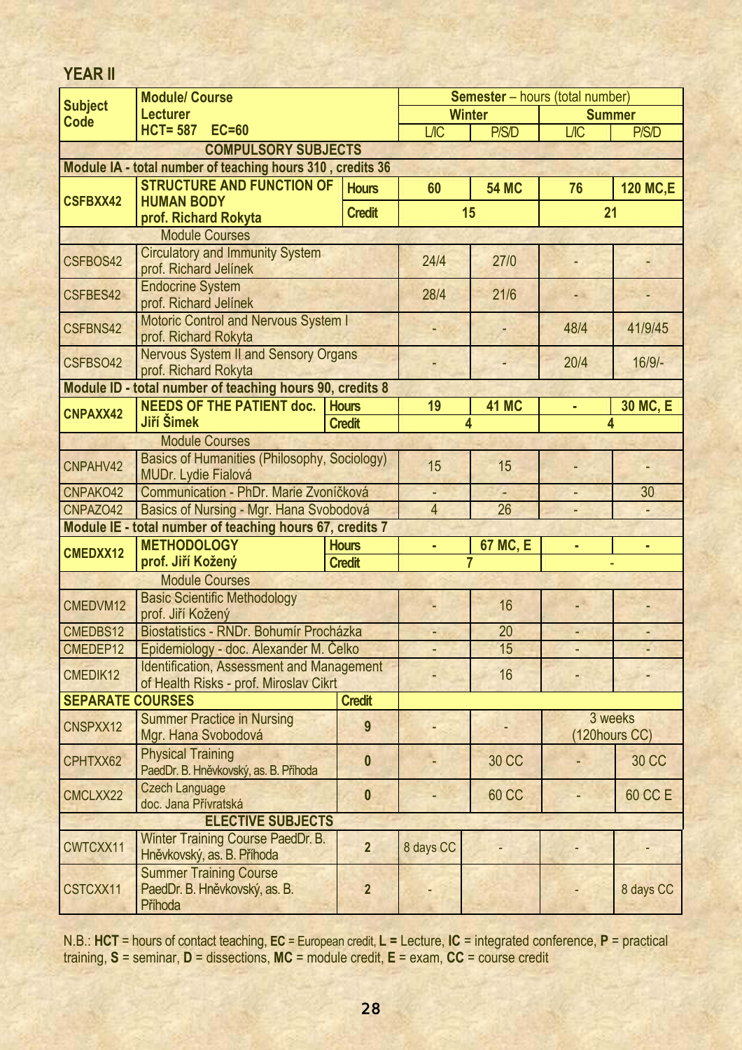## YEAR II

| Subject Code | Module/ Course<br>Lecturer<br>HCT= 587 EC=60 | | Semester – hours (total number) | | | |
|---|---|---|---|---|---|---|
| | | | Winter | | Summer | |
| | | | L/IC | P/S/D | L/IC | P/S/D |
| **COMPULSORY SUBJECTS** | | | | | | |
| **Module IA - total number of teaching hours 310 , credits 36** | | | | | | |
| **CSFBXX42** | **STRUCTURE AND FUNCTION OF HUMAN BODY**<br>**prof. Richard Rokyta** | **Hours** | **60** | **54 MC** | **76** | **120 MC,E** |
| | | **Credit** | **15** | | **21** | |
| Module Courses | | | | | | |
| CSFBOS42 | Circulatory and Immunity System<br>prof. Richard Jelínek | | 24/4 | 27/0 | - | - |
| CSFBES42 | Endocrine System<br>prof. Richard Jelínek | | 28/4 | 21/6 | - | - |
| CSFBNS42 | Motoric Control and Nervous System I<br>prof. Richard Rokyta | | - | - | 48/4 | 41/9/45 |
| CSFBSO42 | Nervous System II and Sensory Organs<br>prof. Richard Rokyta | | - | - | 20/4 | 16/9/- |
| **Module ID - total number of teaching hours 90, credits 8** | | | | | | |
| **CNPAXX42** | **NEEDS OF THE PATIENT doc. Jiří Šimek** | **Hours** | **19** | **41 MC** | **-** | **30 MC, E** |
| | | **Credit** | **4** | | **4** | |
| Module Courses | | | | | | |
| CNPAHV42 | Basics of Humanities (Philosophy, Sociology)<br>MUDr. Lydie Fialová | | 15 | 15 | - | - |
| CNPAKO42 | Communication - PhDr. Marie Zvoníčková | | - | - | - | 30 |
| CNPAZO42 | Basics of Nursing - Mgr. Hana Svobodová | | 4 | 26 | - | - |
| **Module IE - total number of teaching hours 67, credits 7** | | | | | | |
| **CMEDXX12** | **METHODOLOGY**<br>**prof. Jiří Kožený** | **Hours** | **-** | **67 MC, E** | **-** | **-** |
| | | **Credit** | **7** | | - | |
| Module Courses | | | | | | |
| CMEDVM12 | Basic Scientific Methodology<br>prof. Jiří Kožený | | - | 16 | - | - |
| CMEDBS12 | Biostatistics - RNDr. Bohumír Procházka | | - | 20 | - | - |
| CMEDEP12 | Epidemiology - doc. Alexander M. Čelko | | - | 15 | - | - |
| CMEDIK12 | Identification, Assessment and Management of Health Risks - prof. Miroslav Cikrt | | - | 16 | - | - |
| **SEPARATE COURSES** | | **Credit** | | | | |
| CNSPXX12 | Summer Practice in Nursing<br>Mgr. Hana Svobodová | 9 | - | - | 3 weeks (120hours CC) | |
| CPHTXX62 | Physical Training<br>PaedDr. B. Hněvkovský, as. B. Příhoda | 0 | - | 30 CC | - | 30 CC |
| CMCLXX22 | Czech Language<br>doc. Jana Přívratská | 0 | - | 60 CC | - | 60 CC E |
| **ELECTIVE SUBJECTS** | | | | | | |
| CWTCXX11 | Winter Training Course PaedDr. B. Hněvkovský, as. B. Příhoda | 2 | 8 days CC | - | - | - |
| CSTCXX11 | Summer Training Course<br>PaedDr. B. Hněvkovský, as. B. Příhoda | 2 | - | | - | 8 days CC |

N.B.: **HCT** = hours of contact teaching, **EC** = European credit, **L =** Lecture, **IC** = integrated conference, **P** = practical training, **S** = seminar, **D** = dissections, **MC** = module credit, **E** = exam, **CC** = course credit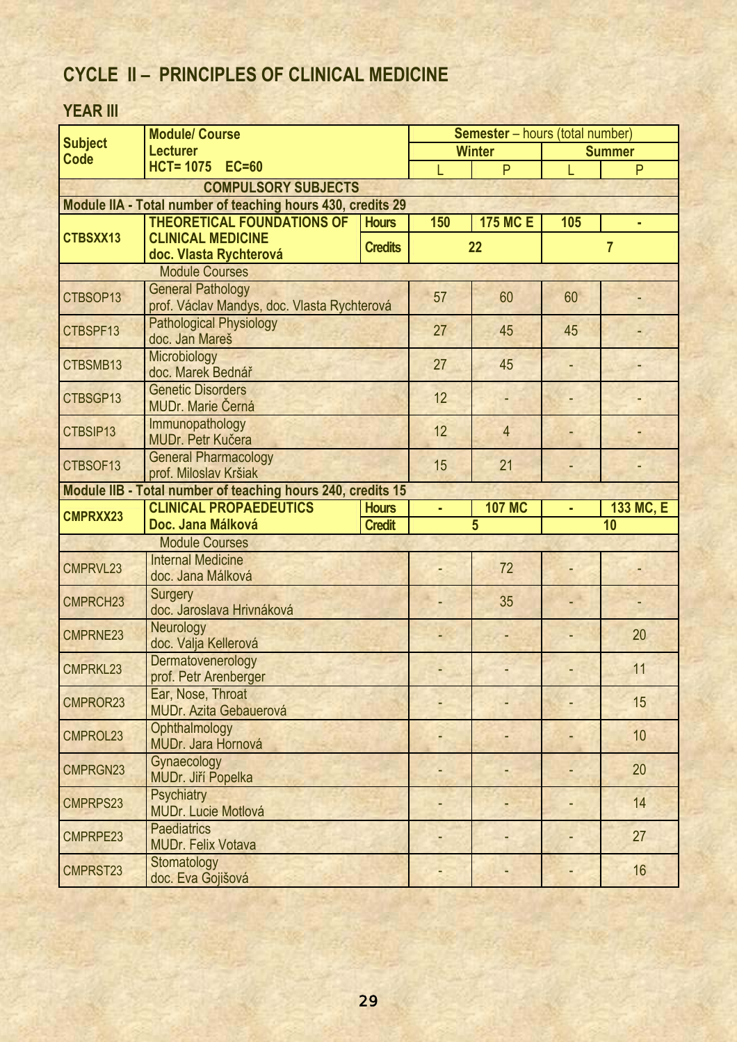# CYCLE II – PRINCIPLES OF CLINICAL MEDICINE

## YEAR III

| Subject Code | Module/ Course<br>Lecturer<br>HCT= 1075 EC=60 | | Semester – hours (total number) | | | |
|---|---|---|---|---|---|---|
| | | | Winter | | Summer | |
| | | | L | P | L | P |
| **COMPULSORY SUBJECTS** | | | | | | |
| **Module IIA - Total number of teaching hours 430, credits 29** | | | | | | |
| **CTBSXX13** | **THEORETICAL FOUNDATIONS OF CLINICAL MEDICINE**<br>**doc. Vlasta Rychterová** | **Hours** | **150** | **175 MC E** | **105** | **-** |
| | | **Credits** | **22** | | **7** | |
| Module Courses | | | | | | |
| CTBSOP13 | General Pathology<br>prof. Václav Mandys, doc. Vlasta Rychterová | | 57 | 60 | 60 | - |
| CTBSPF13 | Pathological Physiology<br>doc. Jan Mareš | | 27 | 45 | 45 | - |
| CTBSMB13 | Microbiology<br>doc. Marek Bednář | | 27 | 45 | - | - |
| CTBSGP13 | Genetic Disorders<br>MUDr. Marie Černá | | 12 | - | - | - |
| CTBSIP13 | Immunopathology<br>MUDr. Petr Kučera | | 12 | 4 | - | - |
| CTBSOF13 | General Pharmacology<br>prof. Miloslav Kršiak | | 15 | 21 | - | - |
| **Module IIB - Total number of teaching hours 240, credits 15** | | | | | | |
| **CMPRXX23** | **CLINICAL PROPAEDEUTICS**<br>**Doc. Jana Málková** | **Hours** | **-** | **107 MC** | **-** | **133 MC, E** |
| | | **Credit** | **5** | | **10** | |
| Module Courses | | | | | | |
| CMPRVL23 | Internal Medicine<br>doc. Jana Málková | | - | 72 | - | - |
| CMPRCH23 | Surgery<br>doc. Jaroslava Hrivnáková | | - | 35 | - | - |
| CMPRNE23 | Neurology<br>doc. Valja Kellerová | | - | - | - | 20 |
| CMPRKL23 | Dermatovenerology<br>prof. Petr Arenberger | | - | - | - | 11 |
| CMPROR23 | Ear, Nose, Throat<br>MUDr. Azita Gebauerová | | - | - | - | 15 |
| CMPROL23 | Ophthalmology<br>MUDr. Jara Hornová | | - | - | - | 10 |
| CMPRGN23 | Gynaecology<br>MUDr. Jiří Popelka | | - | - | - | 20 |
| CMPRPS23 | Psychiatry<br>MUDr. Lucie Motlová | | - | - | - | 14 |
| CMPRPE23 | Paediatrics<br>MUDr. Felix Votava | | - | - | - | 27 |
| CMPRST23 | Stomatology<br>doc. Eva Gojišová | | - | - | - | 16 |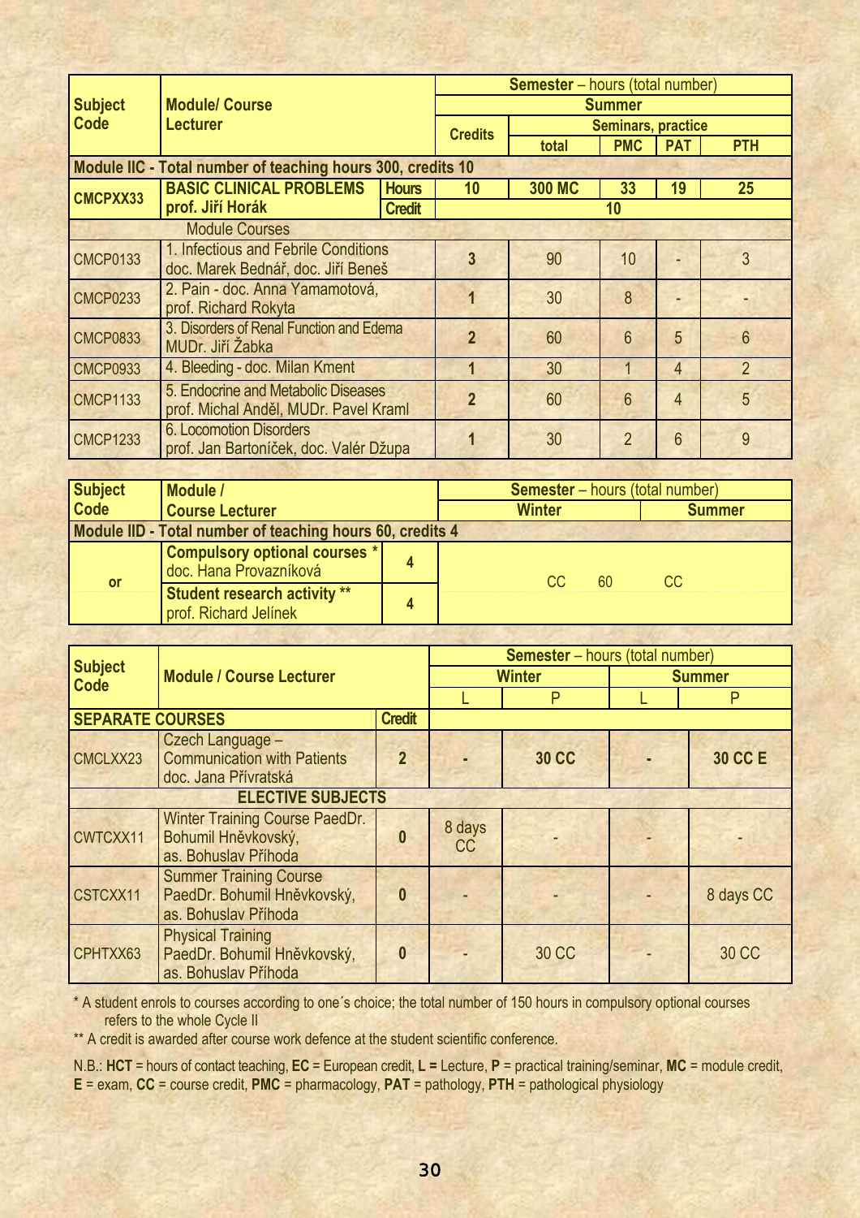| Subject Code | Module/ Course Lecturer | | Semester – hours (total number) | | | | |
|---|---|---|---|---|---|---|---|
| | | | Summer | | | | |
| | | | Credits | Seminars, practice | | | |
| | | | | total | PMC | PAT | PTH |
| **Module IIC - Total number of teaching hours 300, credits 10** | | | | | | | |
| **CMCPXX33** | **BASIC CLINICAL PROBLEMS** prof. Jiří Horák | **Hours** | 10 | 300 MC | 33 | 19 | 25 |
| | | **Credit** | 10 | | | | |
| Module Courses | | | | | | | |
| CMCP0133 | 1. Infectious and Febrile Conditions doc. Marek Bednář, doc. Jiří Beneš | | 3 | 90 | 10 | - | 3 |
| CMCP0233 | 2. Pain - doc. Anna Yamamotová, prof. Richard Rokyta | | 1 | 30 | 8 | - | - |
| CMCP0833 | 3. Disorders of Renal Function and Edema MUDr. Jiří Žabka | | 2 | 60 | 6 | 5 | 6 |
| CMCP0933 | 4. Bleeding - doc. Milan Kment | | 1 | 30 | 1 | 4 | 2 |
| CMCP1133 | 5. Endocrine and Metabolic Diseases prof. Michal Anděl, MUDr. Pavel Kraml | | 2 | 60 | 6 | 4 | 5 |
| CMCP1233 | 6. Locomotion Disorders prof. Jan Bartoníček, doc. Valér Džupa | | 1 | 30 | 2 | 6 | 9 |

| Subject Code | Module / Course Lecturer | | Semester – hours (total number) | | |
|---|---|---|---|---|---|
| | | | Winter | | Summer |
| **Module IID - Total number of teaching hours 60, credits 4** | | | | | |
| or | **Compulsory optional courses** * doc. Hana Provazníková | 4 | CC | 60 | CC |
| | **Student research activity** ** prof. Richard Jelínek | 4 | | | |

| Subject Code | Module / Course Lecturer | | Semester – hours (total number) | | | |
|---|---|---|---|---|---|---|
| | | | Winter | | Summer | |
| | | | L | P | L | P |
| **SEPARATE COURSES** | | **Credit** | | | | |
| CMCLXX23 | Czech Language – Communication with Patients doc. Jana Přívratská | 2 | - | **30 CC** | - | **30 CC E** |
| **ELECTIVE SUBJECTS** | | | | | | |
| CWTCXX11 | Winter Training Course PaedDr. Bohumil Hněvkovský, as. Bohuslav Příhoda | 0 | 8 days CC | - | - | - |
| CSTCXX11 | Summer Training Course PaedDr. Bohumil Hněvkovský, as. Bohuslav Příhoda | 0 | - | - | - | 8 days CC |
| CPHTXX63 | Physical Training PaedDr. Bohumil Hněvkovský, as. Bohuslav Příhoda | 0 | - | 30 CC | - | 30 CC |

\* A student enrols to courses according to one´s choice; the total number of 150 hours in compulsory optional courses refers to the whole Cycle II

** A credit is awarded after course work defence at the student scientific conference.

N.B.: **HCT** = hours of contact teaching, **EC** = European credit, **L** = Lecture, **P** = practical training/seminar, **MC** = module credit, **E** = exam, **CC** = course credit, **PMC** = pharmacology, **PAT** = pathology, **PTH** = pathological physiology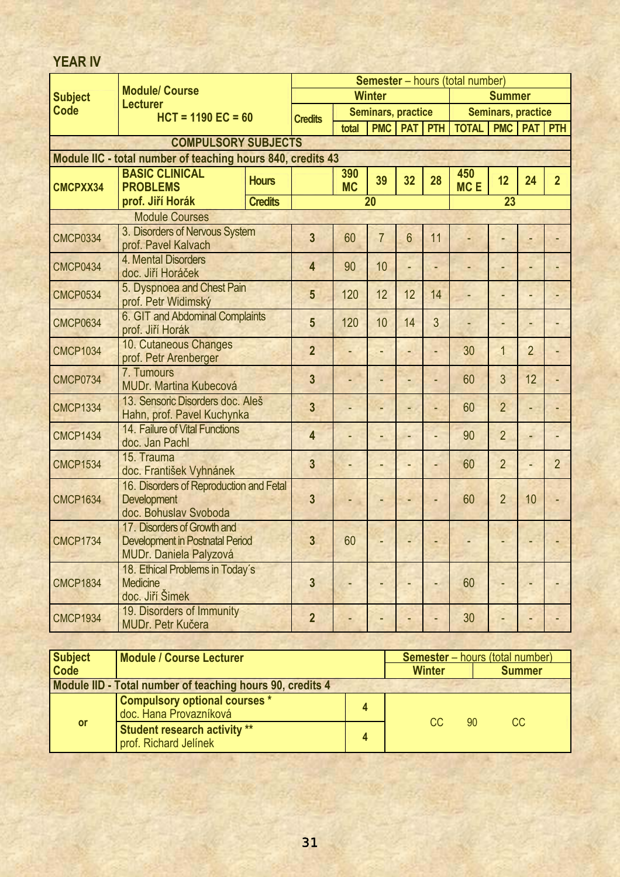## YEAR IV

| Subject Code | Module/ Course Lecturer HCT = 1190 EC = 60 | | Credits | Semester – hours (total number) | | | | | | | |
|---|---|---|---|---|---|---|---|---|---|---|---|
| | | | | Winter | | | | Summer | | | |
| | | | | | Seminars, practice | | | | Seminars, practice | | |
| | | | | total | PMC | PAT | PTH | TOTAL | PMC | PAT | PTH |
| **COMPULSORY SUBJECTS** | | | | | | | | | | | |
| **Module IIC - total number of teaching hours 840, credits 43** | | | | | | | | | | | |
| **CMCPXX34** | **BASIC CLINICAL PROBLEMS** prof. Jiří Horák | **Hours** | | **390 MC** | **39** | **32** | **28** | **450 MC E** | **12** | **24** | **2** |
| | | **Credits** | | **20** | | | | **23** | | | |
| Module Courses | | | | | | | | | | | |
| CMCP0334 | 3. Disorders of Nervous System prof. Pavel Kalvach | | 3 | 60 | 7 | 6 | 11 | - | - | - | - |
| CMCP0434 | 4. Mental Disorders doc. Jiří Horáček | | 4 | 90 | 10 | - | - | - | - | - | - |
| CMCP0534 | 5. Dyspnoea and Chest Pain prof. Petr Widimský | | 5 | 120 | 12 | 12 | 14 | - | - | - | - |
| CMCP0634 | 6. GIT and Abdominal Complaints prof. Jiří Horák | | 5 | 120 | 10 | 14 | 3 | - | - | - | - |
| CMCP1034 | 10. Cutaneous Changes prof. Petr Arenberger | | 2 | - | - | - | - | 30 | 1 | 2 | - |
| CMCP0734 | 7. Tumours MUDr. Martina Kubecová | | 3 | - | - | - | - | 60 | 3 | 12 | - |
| CMCP1334 | 13. Sensoric Disorders doc. Aleš Hahn, prof. Pavel Kuchynka | | 3 | - | - | - | - | 60 | 2 | - | - |
| CMCP1434 | 14. Failure of Vital Functions doc. Jan Pachl | | 4 | - | - | - | - | 90 | 2 | - | - |
| CMCP1534 | 15. Trauma doc. František Vyhnánek | | 3 | - | - | - | - | 60 | 2 | - | 2 |
| CMCP1634 | 16. Disorders of Reproduction and Fetal Development doc. Bohuslav Svoboda | | 3 | - | - | - | - | 60 | 2 | 10 | - |
| CMCP1734 | 17. Disorders of Growth and Development in Postnatal Period MUDr. Daniela Palyzová | | 3 | 60 | - | - | - | - | - | - | - |
| CMCP1834 | 18. Ethical Problems in Today´s Medicine doc. Jiří Šimek | | 3 | - | - | - | - | 60 | - | - | - |
| CMCP1934 | 19. Disorders of Immunity MUDr. Petr Kučera | | 2 | - | - | - | - | 30 | - | - | - |

| Subject Code | Module / Course Lecturer | | Semester – hours (total number) Winter | | Summer |
|---|---|---|---|---|---|
| **Module IID - Total number of teaching hours 90, credits 4** | | | | | |
| or | **Compulsory optional courses \*** doc. Hana Provazníková | 4 | CC | 90 | CC |
| | **Student research activity \*\*** prof. Richard Jelínek | 4 | | | |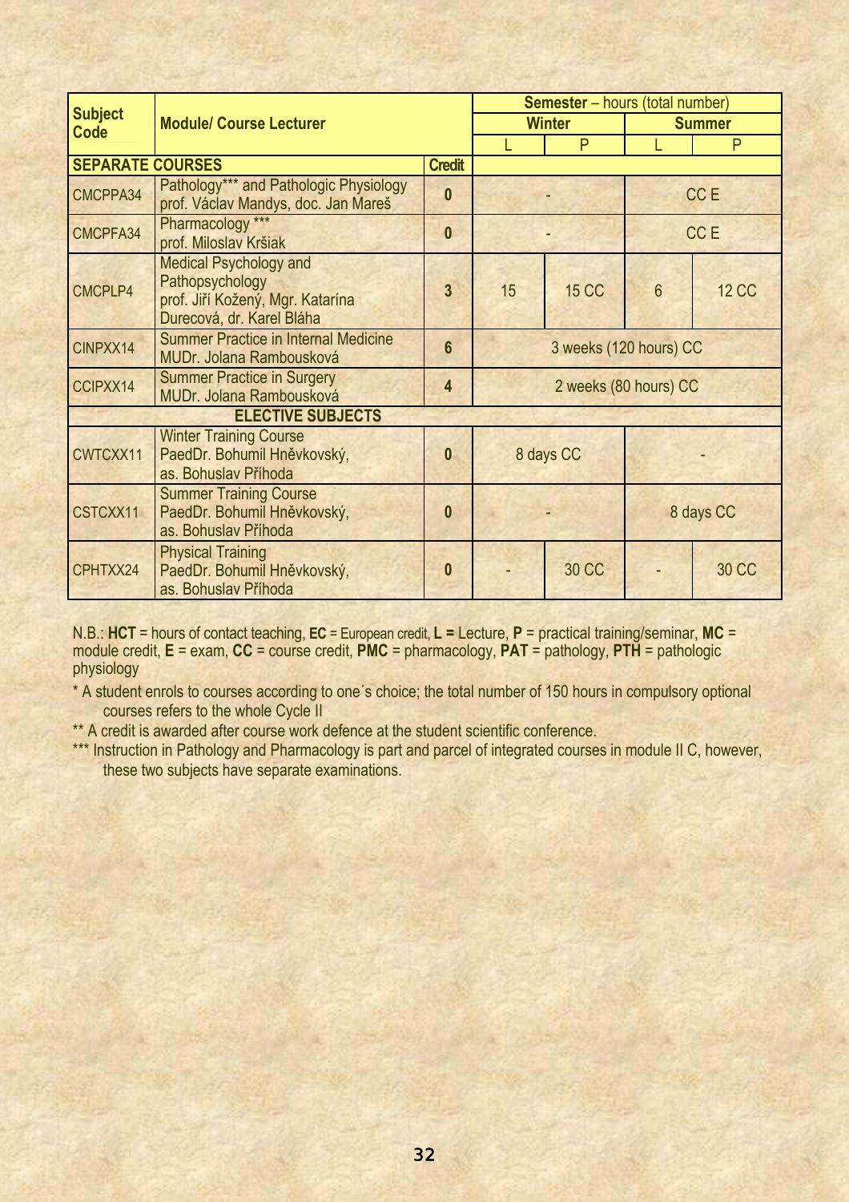| Subject Code | Module/ Course Lecturer | | Semester – hours (total number) | | | |
|---|---|---|---|---|---|---|
| | | | Winter | | Summer | |
| | | | L | P | L | P |
| **SEPARATE COURSES** | | **Credit** | | | | |
| CMCPPA34 | Pathology*** and Pathologic Physiology prof. Václav Mandys, doc. Jan Mareš | 0 | - | | CC E | |
| CMCPFA34 | Pharmacology *** prof. Miloslav Kršiak | 0 | - | | CC E | |
| CMCPLP4 | Medical Psychology and Pathopsychology prof. Jiří Kožený, Mgr. Katarína Durecová, dr. Karel Bláha | 3 | 15 | 15 CC | 6 | 12 CC |
| CINPXX14 | Summer Practice in Internal Medicine MUDr. Jolana Rambousková | 6 | 3 weeks (120 hours) CC | | | |
| CCIPXX14 | Summer Practice in Surgery MUDr. Jolana Rambousková | 4 | 2 weeks (80 hours) CC | | | |
| **ELECTIVE SUBJECTS** | | | | | | |
| CWTCXX11 | Winter Training Course PaedDr. Bohumil Hněvkovský, as. Bohuslav Příhoda | 0 | 8 days CC | | - | |
| CSTCXX11 | Summer Training Course PaedDr. Bohumil Hněvkovský, as. Bohuslav Příhoda | 0 | - | | 8 days CC | |
| CPHTXX24 | Physical Training PaedDr. Bohumil Hněvkovský, as. Bohuslav Příhoda | 0 | - | 30 CC | - | 30 CC |

N.B.: **HCT** = hours of contact teaching, **EC** = European credit, **L =** Lecture, **P** = practical training/seminar, **MC** = module credit, **E** = exam, **CC** = course credit, **PMC** = pharmacology, **PAT** = pathology, **PTH** = pathologic physiology

* A student enrols to courses according to one´s choice; the total number of 150 hours in compulsory optional courses refers to the whole Cycle II

** A credit is awarded after course work defence at the student scientific conference.

*** Instruction in Pathology and Pharmacology is part and parcel of integrated courses in module II C, however, these two subjects have separate examinations.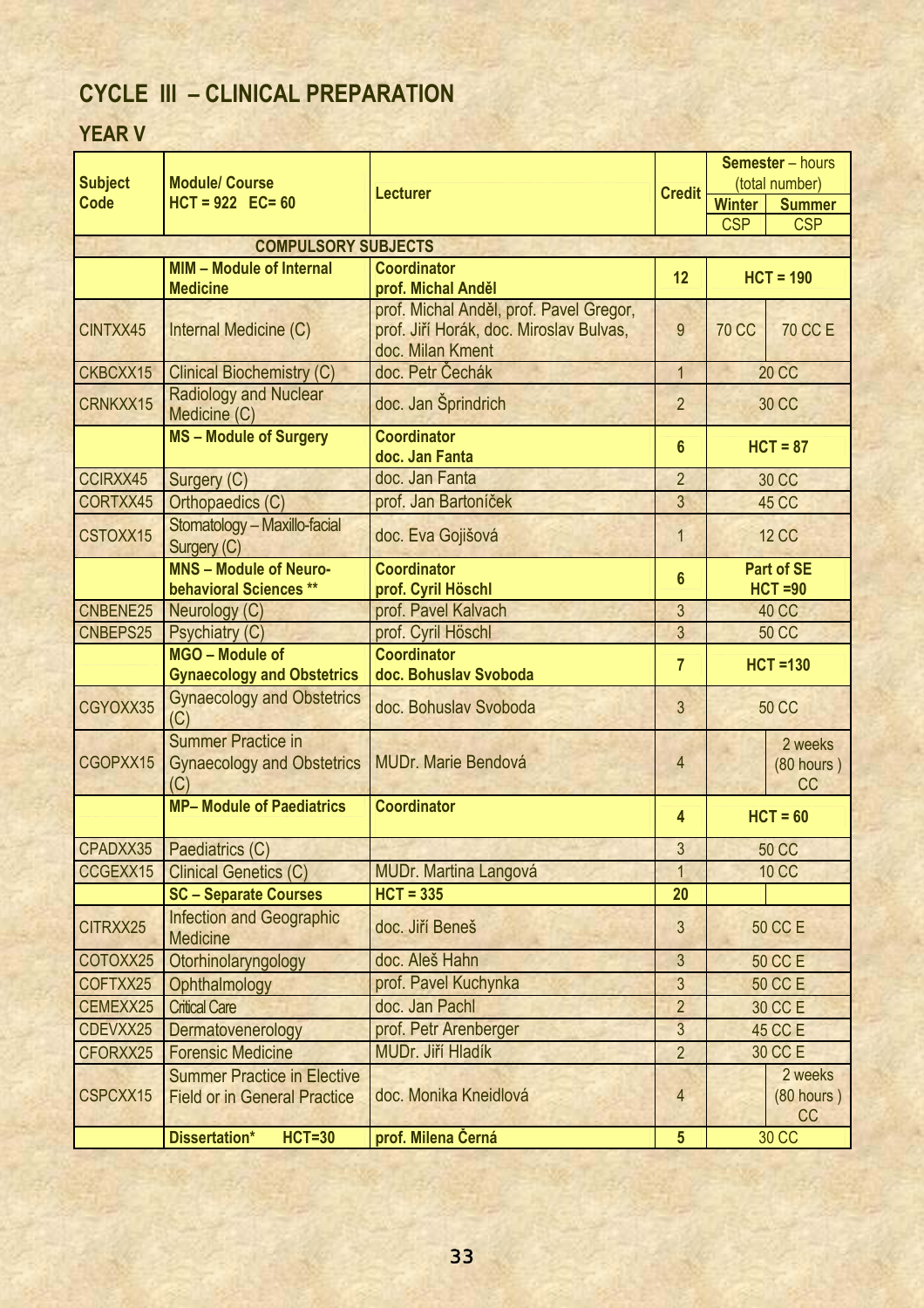## CYCLE III – CLINICAL PREPARATION

### YEAR V

| Subject Code | Module/ Course HCT = 922 EC= 60 | Lecturer | Credit | Semester – hours (total number) | |
|---|---|---|---|---|---|
| | | | | Winter | Summer |
| | | | | CSP | CSP |
| | **COMPULSORY SUBJECTS** | | | | |
| | **MIM – Module of Internal Medicine** | **Coordinator prof. Michal Anděl** | **12** | **HCT = 190** | |
| CINTXX45 | Internal Medicine (C) | prof. Michal Anděl, prof. Pavel Gregor, prof. Jiří Horák, doc. Miroslav Bulvas, doc. Milan Kment | 9 | 70 CC | 70 CC E |
| CKBCXX15 | Clinical Biochemistry (C) | doc. Petr Čechák | 1 | 20 CC | |
| CRNKXX15 | Radiology and Nuclear Medicine (C) | doc. Jan Šprindrich | 2 | 30 CC | |
| | **MS – Module of Surgery** | **Coordinator doc. Jan Fanta** | **6** | **HCT = 87** | |
| CCIRXX45 | Surgery (C) | doc. Jan Fanta | 2 | 30 CC | |
| CORTXX45 | Orthopaedics (C) | prof. Jan Bartoníček | 3 | 45 CC | |
| CSTOXX15 | Stomatology – Maxillo-facial Surgery (C) | doc. Eva Gojišová | 1 | 12 CC | |
| | **MNS – Module of Neuro-behavioral Sciences \*\*** | **Coordinator prof. Cyril Höschl** | **6** | **Part of SE HCT =90** | |
| CNBENE25 | Neurology (C) | prof. Pavel Kalvach | 3 | 40 CC | |
| CNBEPS25 | Psychiatry (C) | prof. Cyril Höschl | 3 | 50 CC | |
| | **MGO – Module of Gynaecology and Obstetrics** | **Coordinator doc. Bohuslav Svoboda** | **7** | **HCT =130** | |
| CGYOXX35 | Gynaecology and Obstetrics (C) | doc. Bohuslav Svoboda | 3 | 50 CC | |
| CGOPXX15 | Summer Practice in Gynaecology and Obstetrics (C) | MUDr. Marie Bendová | 4 | | 2 weeks (80 hours ) CC |
| | **MP– Module of Paediatrics** | **Coordinator** | **4** | **HCT = 60** | |
| CPADXX35 | Paediatrics (C) | | 3 | 50 CC | |
| CCGEXX15 | Clinical Genetics (C) | MUDr. Martina Langová | 1 | 10 CC | |
| | **SC – Separate Courses** | **HCT = 335** | **20** | | |
| CITRXX25 | Infection and Geographic Medicine | doc. Jiří Beneš | 3 | 50 CC E | |
| COTOXX25 | Otorhinolaryngology | doc. Aleš Hahn | 3 | 50 CC E | |
| COFTXX25 | Ophthalmology | prof. Pavel Kuchynka | 3 | 50 CC E | |
| CEMEXX25 | Critical Care | doc. Jan Pachl | 2 | 30 CC E | |
| CDEVXX25 | Dermatovenerology | prof. Petr Arenberger | 3 | 45 CC E | |
| CFORXX25 | Forensic Medicine | MUDr. Jiří Hladík | 2 | 30 CC E | |
| CSPCXX15 | Summer Practice in Elective Field or in General Practice | doc. Monika Kneidlová | 4 | | 2 weeks (80 hours ) CC |
| | **Dissertation\* HCT=30** | **prof. Milena Černá** | **5** | 30 CC | |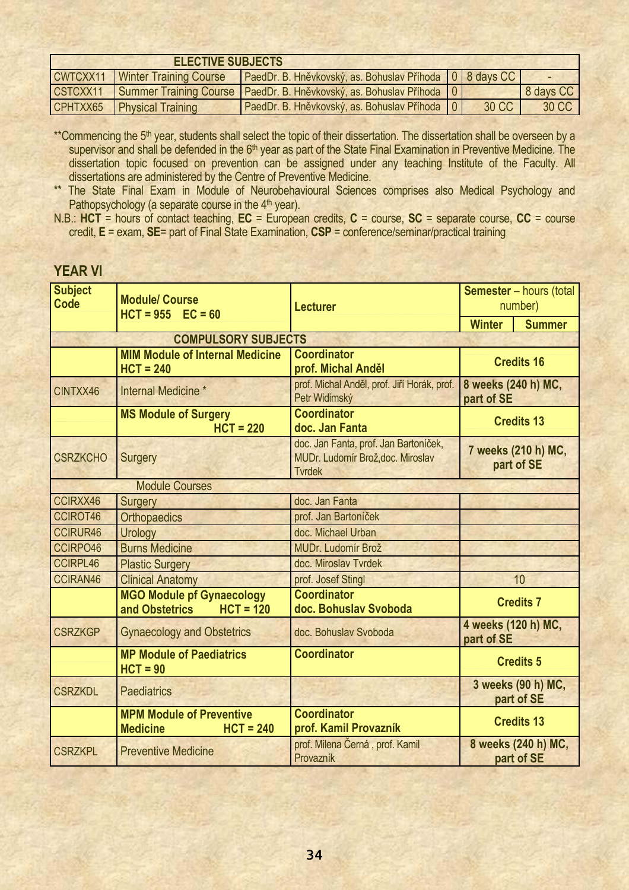| ELECTIVE SUBJECTS | | | | | |
|---|---|---|---|---|---|
| CWTCXX11 | Winter Training Course | PaedDr. B. Hněvkovský, as. Bohuslav Příhoda | 0 | 8 days CC | - |
| CSTCXX11 | Summer Training Course | PaedDr. B. Hněvkovský, as. Bohuslav Příhoda | 0 | | 8 days CC |
| CPHTXX65 | Physical Training | PaedDr. B. Hněvkovský, as. Bohuslav Příhoda | 0 | 30 CC | 30 CC |

**Commencing the 5th year, students shall select the topic of their dissertation. The dissertation shall be overseen by a supervisor and shall be defended in the 6th year as part of the State Final Examination in Preventive Medicine. The dissertation topic focused on prevention can be assigned under any teaching Institute of the Faculty. All dissertations are administered by the Centre of Preventive Medicine.

** The State Final Exam in Module of Neurobehavioural Sciences comprises also Medical Psychology and Pathopsychology (a separate course in the 4th year).

N.B.: **HCT** = hours of contact teaching, **EC** = European credits, **C** = course, **SC** = separate course, **CC** = course credit, **E** = exam, **SE**= part of Final State Examination, **CSP** = conference/seminar/practical training

## YEAR VI

| **Subject Code** | **Module/ Course HCT = 955 EC = 60** | **Lecturer** | **Semester** – hours (total number) | |
|---|---|---|---|---|
| | | | **Winter** | **Summer** |
| | **COMPULSORY SUBJECTS** | | | |
| | **MIM Module of Internal Medicine HCT = 240** | **Coordinator prof. Michal Anděl** | **Credits 16** | |
| CINTXX46 | Internal Medicine * | prof. Michal Anděl, prof. Jiří Horák, prof. Petr Widimský | **8 weeks (240 h) MC, part of SE** | |
| | **MS Module of Surgery HCT = 220** | **Coordinator doc. Jan Fanta** | **Credits 13** | |
| CSRZKCHO | Surgery | doc. Jan Fanta, prof. Jan Bartoníček, MUDr. Ludomír Brož, doc. Miroslav Tvrdek | **7 weeks (210 h) MC, part of SE** | |
| | Module Courses | | | |
| CCIRXX46 | Surgery | doc. Jan Fanta | | |
| CCIROT46 | Orthopaedics | prof. Jan Bartoníček | | |
| CCIRUR46 | Urology | doc. Michael Urban | | |
| CCIRPO46 | Burns Medicine | MUDr. Ludomír Brož | | |
| CCIRPL46 | Plastic Surgery | doc. Miroslav Tvrdek | | |
| CCIRAN46 | Clinical Anatomy | prof. Josef Stingl | 10 | |
| | **MGO Module pf Gynaecology and Obstetrics HCT = 120** | **Coordinator doc. Bohuslav Svoboda** | **Credits 7** | |
| CSRZKGP | Gynaecology and Obstetrics | doc. Bohuslav Svoboda | **4 weeks (120 h) MC, part of SE** | |
| | **MP Module of Paediatrics HCT = 90** | **Coordinator** | **Credits 5** | |
| CSRZKDL | Paediatrics | | **3 weeks (90 h) MC, part of SE** | |
| | **MPM Module of Preventive Medicine HCT = 240** | **Coordinator prof. Kamil Provazník** | **Credits 13** | |
| CSRZKPL | Preventive Medicine | prof. Milena Černá , prof. Kamil Provazník | **8 weeks (240 h) MC, part of SE** | |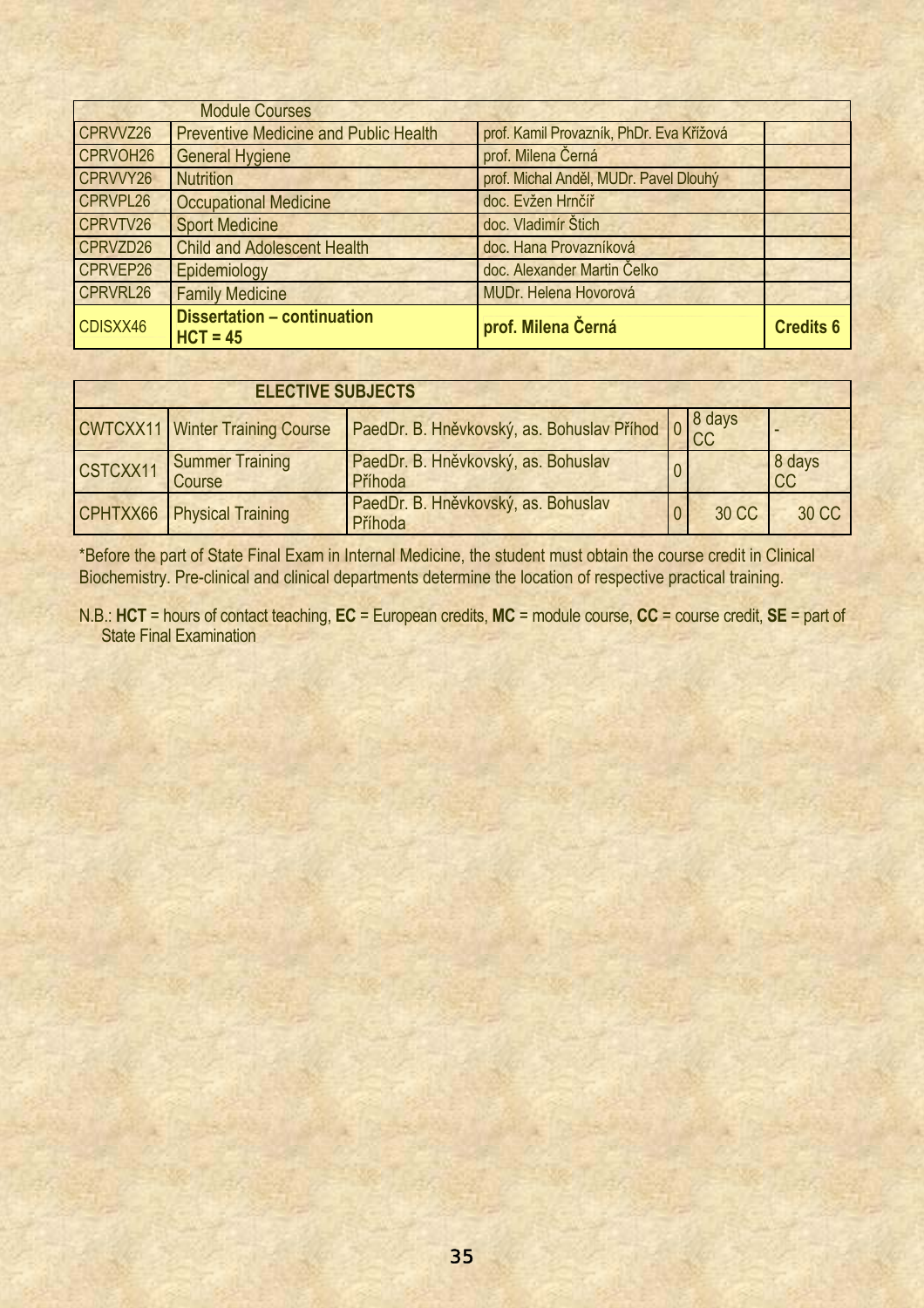| | Module Courses | | |
|---|---|---|---|
| CPRVVZ26 | Preventive Medicine and Public Health | prof. Kamil Provazník, PhDr. Eva Křížová | |
| CPRVOH26 | General Hygiene | prof. Milena Černá | |
| CPRVVY26 | Nutrition | prof. Michal Anděl, MUDr. Pavel Dlouhý | |
| CPRVPL26 | Occupational Medicine | doc. Evžen Hrnčíř | |
| CPRVTV26 | Sport Medicine | doc. Vladimír Štich | |
| CPRVZD26 | Child and Adolescent Health | doc. Hana Provazníková | |
| CPRVEP26 | Epidemiology | doc. Alexander Martin Čelko | |
| CPRVRL26 | Family Medicine | MUDr. Helena Hovorová | |
| CDISXX46 | **Dissertation – continuation HCT = 45** | **prof. Milena Černá** | **Credits 6** |

| ELECTIVE SUBJECTS | | | | | |
|---|---|---|---|---|---|
| CWTCXX11 | Winter Training Course | PaedDr. B. Hněvkovský, as. Bohuslav Příhod | 0 | 8 days CC | - |
| CSTCXX11 | Summer Training Course | PaedDr. B. Hněvkovský, as. Bohuslav Příhoda | 0 | | 8 days CC |
| CPHTXX66 | Physical Training | PaedDr. B. Hněvkovský, as. Bohuslav Příhoda | 0 | 30 CC | 30 CC |

*Before the part of State Final Exam in Internal Medicine, the student must obtain the course credit in Clinical Biochemistry. Pre-clinical and clinical departments determine the location of respective practical training.

N.B.: **HCT** = hours of contact teaching, **EC** = European credits, **MC** = module course, **CC** = course credit, **SE** = part of State Final Examination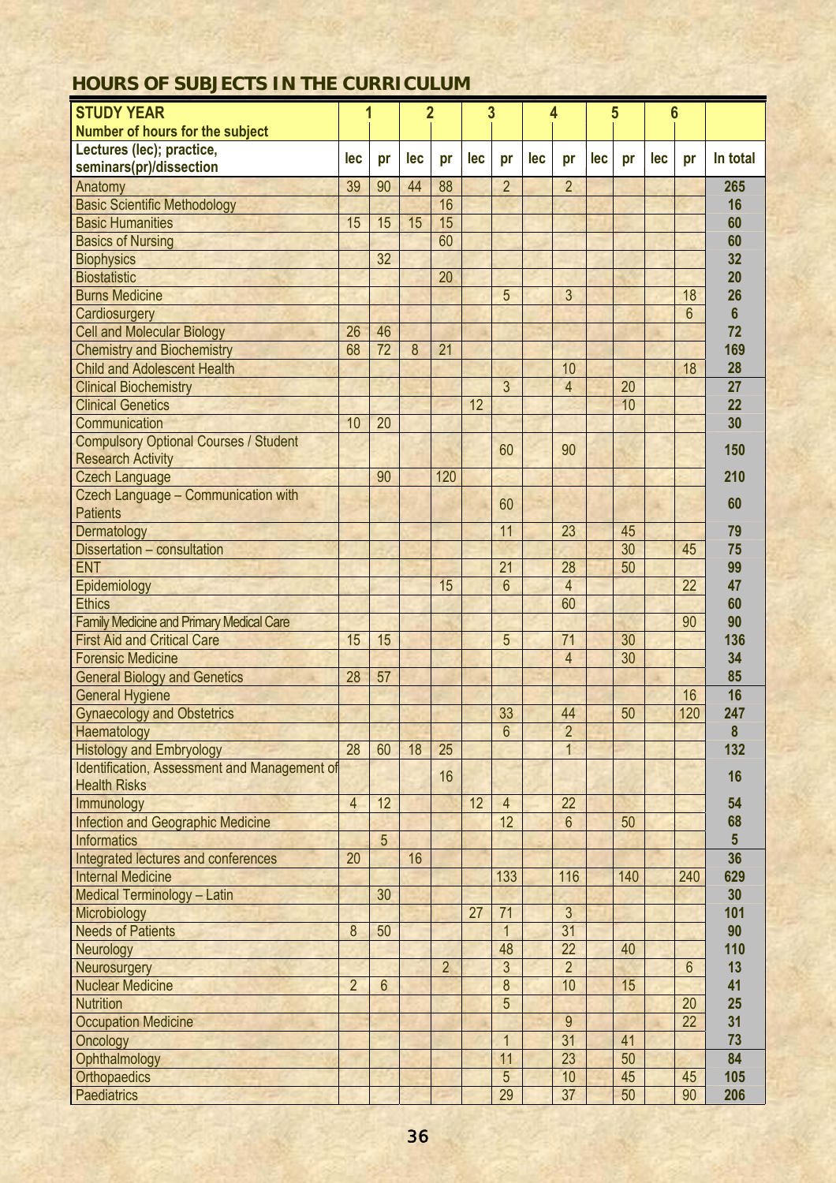## HOURS OF SUBJECTS IN THE CURRICULUM

| STUDY YEAR<br>Number of hours for the subject | 1 | | 2 | | 3 | | 4 | | 5 | | 6 | | |
|---|---|---|---|---|---|---|---|---|---|---|---|---|---|
| Lectures (lec); practice, seminars(pr)/dissection | lec | pr | lec | pr | lec | pr | lec | pr | lec | pr | lec | pr | In total |
| Anatomy | 39 | 90 | 44 | 88 | | 2 | | 2 | | | | | **265** |
| Basic Scientific Methodology | | | | 16 | | | | | | | | | **16** |
| Basic Humanities | 15 | 15 | 15 | 15 | | | | | | | | | **60** |
| Basics of Nursing | | | | 60 | | | | | | | | | **60** |
| Biophysics | | 32 | | | | | | | | | | | **32** |
| Biostatistic | | | | 20 | | | | | | | | | **20** |
| Burns Medicine | | | | | | 5 | | 3 | | | | 18 | **26** |
| Cardiosurgery | | | | | | | | | | | | 6 | **6** |
| Cell and Molecular Biology | 26 | 46 | | | | | | | | | | | **72** |
| Chemistry and Biochemistry | 68 | 72 | 8 | 21 | | | | | | | | | **169** |
| Child and Adolescent Health | | | | | | | | 10 | | | | 18 | **28** |
| Clinical Biochemistry | | | | | | 3 | | 4 | | 20 | | | **27** |
| Clinical Genetics | | | | | 12 | | | | | 10 | | | **22** |
| Communication | 10 | 20 | | | | | | | | | | | **30** |
| Compulsory Optional Courses / Student Research Activity | | | | | | 60 | | 90 | | | | | **150** |
| Czech Language | | 90 | | 120 | | | | | | | | | **210** |
| Czech Language – Communication with Patients | | | | | | 60 | | | | | | | **60** |
| Dermatology | | | | | | 11 | | 23 | | 45 | | | **79** |
| Dissertation – consultation | | | | | | | | | | 30 | | 45 | **75** |
| ENT | | | | | | 21 | | 28 | | 50 | | | **99** |
| Epidemiology | | | | 15 | | 6 | | 4 | | | | 22 | **47** |
| Ethics | | | | | | | | 60 | | | | | **60** |
| Family Medicine and Primary Medical Care | | | | | | | | | | | | 90 | **90** |
| First Aid and Critical Care | 15 | 15 | | | | 5 | | 71 | | 30 | | | **136** |
| Forensic Medicine | | | | | | | | 4 | | 30 | | | **34** |
| General Biology and Genetics | 28 | 57 | | | | | | | | | | | **85** |
| General Hygiene | | | | | | | | | | | | 16 | **16** |
| Gynaecology and Obstetrics | | | | | | 33 | | 44 | | 50 | | 120 | **247** |
| Haematology | | | | | | 6 | | 2 | | | | | **8** |
| Histology and Embryology | 28 | 60 | 18 | 25 | | | | 1 | | | | | **132** |
| Identification, Assessment and Management of Health Risks | | | | 16 | | | | | | | | | **16** |
| Immunology | 4 | 12 | | | 12 | 4 | | 22 | | | | | **54** |
| Infection and Geographic Medicine | | | | | | 12 | | 6 | | 50 | | | **68** |
| Informatics | | 5 | | | | | | | | | | | **5** |
| Integrated lectures and conferences | 20 | | 16 | | | | | | | | | | **36** |
| Internal Medicine | | | | | | 133 | | 116 | | 140 | | 240 | **629** |
| Medical Terminology – Latin | | 30 | | | | | | | | | | | **30** |
| Microbiology | | | | | 27 | 71 | | 3 | | | | | **101** |
| Needs of Patients | 8 | 50 | | | | 1 | | 31 | | | | | **90** |
| Neurology | | | | | | 48 | | 22 | | 40 | | | **110** |
| Neurosurgery | | | | 2 | | 3 | | 2 | | | | 6 | **13** |
| Nuclear Medicine | 2 | 6 | | | | 8 | | 10 | | 15 | | | **41** |
| Nutrition | | | | | | 5 | | | | | | 20 | **25** |
| Occupation Medicine | | | | | | | | 9 | | | | 22 | **31** |
| Oncology | | | | | | 1 | | 31 | | 41 | | | **73** |
| Ophthalmology | | | | | | 11 | | 23 | | 50 | | | **84** |
| Orthopaedics | | | | | | 5 | | 10 | | 45 | | 45 | **105** |
| Paediatrics | | | | | | 29 | | 37 | | 50 | | 90 | **206** |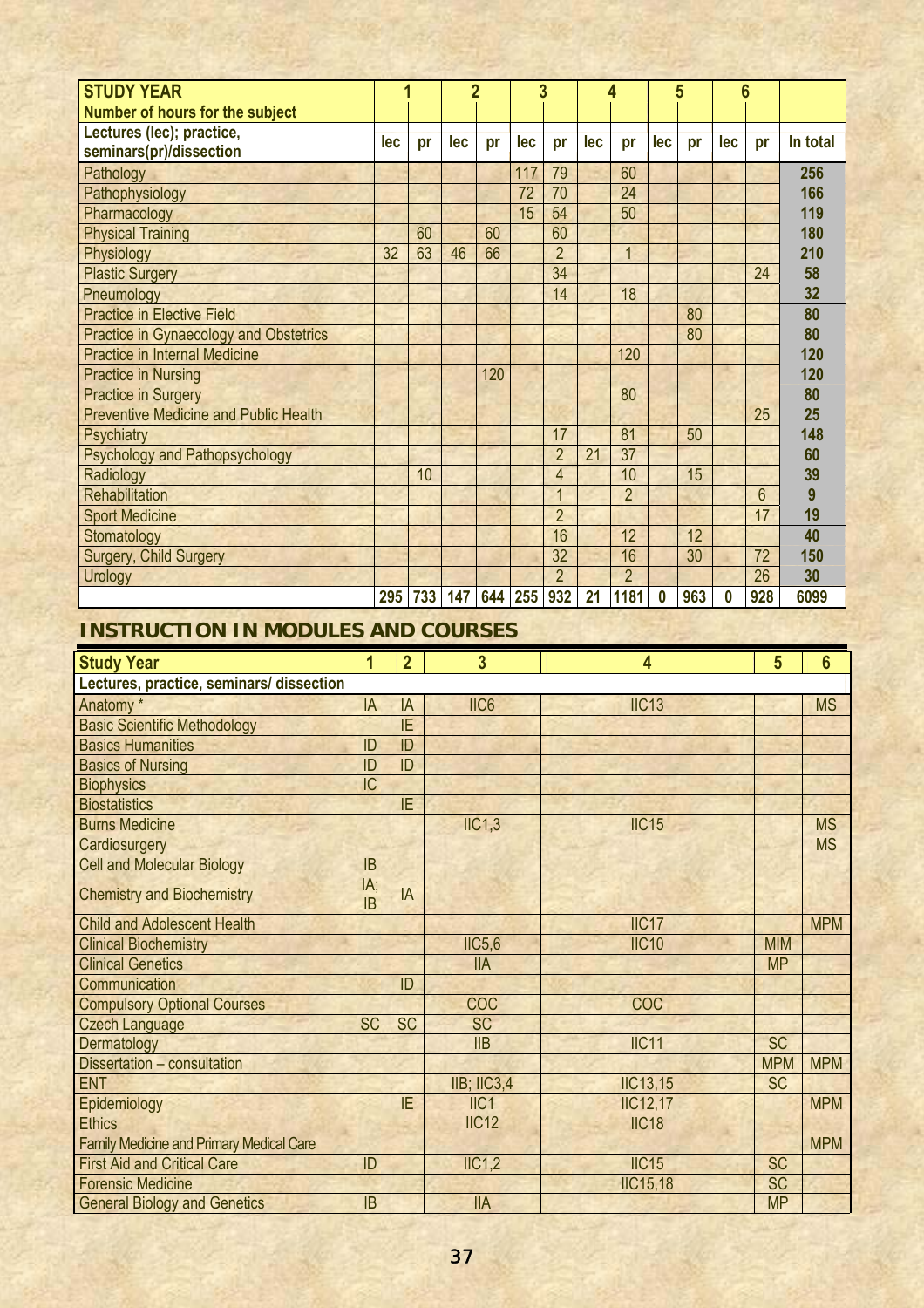| STUDY YEAR | 1 | | 2 | | 3 | | 4 | | 5 | | 6 | | |
|---|---|---|---|---|---|---|---|---|---|---|---|---|---|
| Number of hours for the subject | | | | | | | | | | | | | |
| Lectures (lec); practice, seminars(pr)/dissection | lec | pr | lec | pr | lec | pr | lec | pr | lec | pr | lec | pr | In total |
| Pathology | | | | | 117 | 79 | | 60 | | | | | 256 |
| Pathophysiology | | | | | 72 | 70 | | 24 | | | | | 166 |
| Pharmacology | | | | | 15 | 54 | | 50 | | | | | 119 |
| Physical Training | | 60 | | 60 | | 60 | | | | | | | 180 |
| Physiology | 32 | 63 | 46 | 66 | | 2 | | 1 | | | | | 210 |
| Plastic Surgery | | | | | | 34 | | | | | | 24 | 58 |
| Pneumology | | | | | | 14 | | 18 | | | | | 32 |
| Practice in Elective Field | | | | | | | | | | 80 | | | 80 |
| Practice in Gynaecology and Obstetrics | | | | | | | | | | 80 | | | 80 |
| Practice in Internal Medicine | | | | | | | | 120 | | | | | 120 |
| Practice in Nursing | | | | 120 | | | | | | | | | 120 |
| Practice in Surgery | | | | | | | | 80 | | | | | 80 |
| Preventive Medicine and Public Health | | | | | | | | | | | | 25 | 25 |
| Psychiatry | | | | | | 17 | | 81 | | 50 | | | 148 |
| Psychology and Pathopsychology | | | | | | 2 | 21 | 37 | | | | | 60 |
| Radiology | | 10 | | | | 4 | | 10 | | 15 | | | 39 |
| Rehabilitation | | | | | | 1 | | 2 | | | | 6 | 9 |
| Sport Medicine | | | | | | 2 | | | | | | 17 | 19 |
| Stomatology | | | | | | 16 | | 12 | | 12 | | | 40 |
| Surgery, Child Surgery | | | | | | 32 | | 16 | | 30 | | 72 | 150 |
| Urology | | | | | | 2 | | 2 | | | | 26 | 30 |
| | 295 | 733 | 147 | 644 | 255 | 932 | 21 | 1181 | 0 | 963 | 0 | 928 | 6099 |

## INSTRUCTION IN MODULES AND COURSES

| Study Year | 1 | 2 | 3 | 4 | 5 | 6 |
|---|---|---|---|---|---|---|
| Lectures, practice, seminars/ dissection | | | | | | |
| Anatomy * | IA | IA | IIC6 | IIC13 | | MS |
| Basic Scientific Methodology | | IE | | | | |
| Basics Humanities | ID | ID | | | | |
| Basics of Nursing | ID | ID | | | | |
| Biophysics | IC | | | | | |
| Biostatistics | | IE | | | | |
| Burns Medicine | | | IIC1,3 | IIC15 | | MS |
| Cardiosurgery | | | | | | MS |
| Cell and Molecular Biology | IB | | | | | |
| Chemistry and Biochemistry | IA; IB | IA | | | | |
| Child and Adolescent Health | | | | IIC17 | | MPM |
| Clinical Biochemistry | | | IIC5,6 | IIC10 | MIM | |
| Clinical Genetics | | | IIA | | MP | |
| Communication | | ID | | | | |
| Compulsory Optional Courses | | | COC | COC | | |
| Czech Language | SC | SC | SC | | | |
| Dermatology | | | IIB | IIC11 | SC | |
| Dissertation – consultation | | | | | MPM | MPM |
| ENT | | | IIB; IIC3,4 | IIC13,15 | SC | |
| Epidemiology | | IE | IIC1 | IIC12,17 | | MPM |
| Ethics | | | IIC12 | IIC18 | | |
| Family Medicine and Primary Medical Care | | | | | | MPM |
| First Aid and Critical Care | ID | | IIC1,2 | IIC15 | SC | |
| Forensic Medicine | | | | IIC15,18 | SC | |
| General Biology and Genetics | IB | | IIA | | MP | |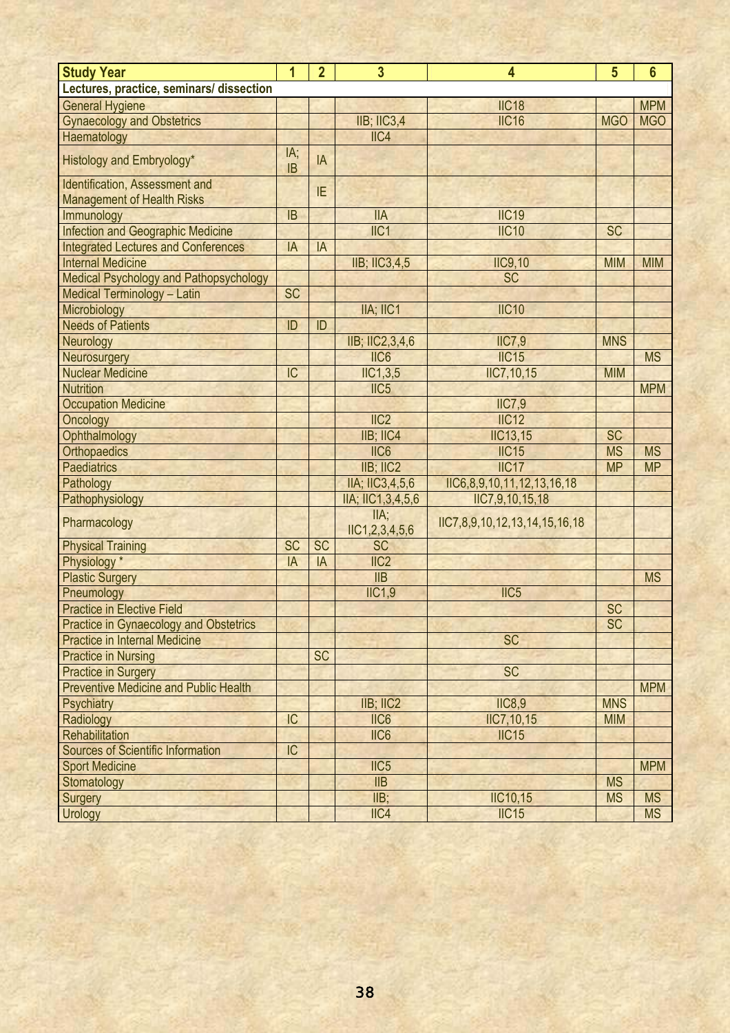| Study Year | 1 | 2 | 3 | 4 | 5 | 6 |
|---|---|---|---|---|---|---|
| **Lectures, practice, seminars/ dissection** | | | | | | |
| General Hygiene | | | | IIC18 | | MPM |
| Gynaecology and Obstetrics | | | IIB; IIC3,4 | IIC16 | MGO | MGO |
| Haematology | | | IIC4 | | | |
| Histology and Embryology* | IA; IB | IA | | | | |
| Identification, Assessment and Management of Health Risks | | IE | | | | |
| Immunology | IB | | IIA | IIC19 | | |
| Infection and Geographic Medicine | | | IIC1 | IIC10 | SC | |
| Integrated Lectures and Conferences | IA | IA | | | | |
| Internal Medicine | | | IIB; IIC3,4,5 | IIC9,10 | MIM | MIM |
| Medical Psychology and Pathopsychology | | | | SC | | |
| Medical Terminology – Latin | SC | | | | | |
| Microbiology | | | IIA; IIC1 | IIC10 | | |
| Needs of Patients | ID | ID | | | | |
| Neurology | | | IIB; IIC2,3,4,6 | IIC7,9 | MNS | |
| Neurosurgery | | | IIC6 | IIC15 | | MS |
| Nuclear Medicine | IC | | IIC1,3,5 | IIC7,10,15 | MIM | |
| Nutrition | | | IIC5 | | | MPM |
| Occupation Medicine | | | | IIC7,9 | | |
| Oncology | | | IIC2 | IIC12 | | |
| Ophthalmology | | | IIB; IIC4 | IIC13,15 | SC | |
| Orthopaedics | | | IIC6 | IIC15 | MS | MS |
| Paediatrics | | | IIB; IIC2 | IIC17 | MP | MP |
| Pathology | | | IIA; IIC3,4,5,6 | IIC6,8,9,10,11,12,13,16,18 | | |
| Pathophysiology | | | IIA; IIC1,3,4,5,6 | IIC7,9,10,15,18 | | |
| Pharmacology | | | IIA; IIC1,2,3,4,5,6 | IIC7,8,9,10,12,13,14,15,16,18 | | |
| Physical Training | SC | SC | SC | | | |
| Physiology * | IA | IA | IIC2 | | | |
| Plastic Surgery | | | IIB | | | MS |
| Pneumology | | | IIC1,9 | IIC5 | | |
| Practice in Elective Field | | | | | SC | |
| Practice in Gynaecology and Obstetrics | | | | | SC | |
| Practice in Internal Medicine | | | | SC | | |
| Practice in Nursing | | SC | | | | |
| Practice in Surgery | | | | SC | | |
| Preventive Medicine and Public Health | | | | | | MPM |
| Psychiatry | | | IIB; IIC2 | IIC8,9 | MNS | |
| Radiology | IC | | IIC6 | IIC7,10,15 | MIM | |
| Rehabilitation | | | IIC6 | IIC15 | | |
| Sources of Scientific Information | IC | | | | | |
| Sport Medicine | | | IIC5 | | | MPM |
| Stomatology | | | IIB | | MS | |
| Surgery | | | IIB; | IIC10,15 | MS | MS |
| Urology | | | IIC4 | IIC15 | | MS |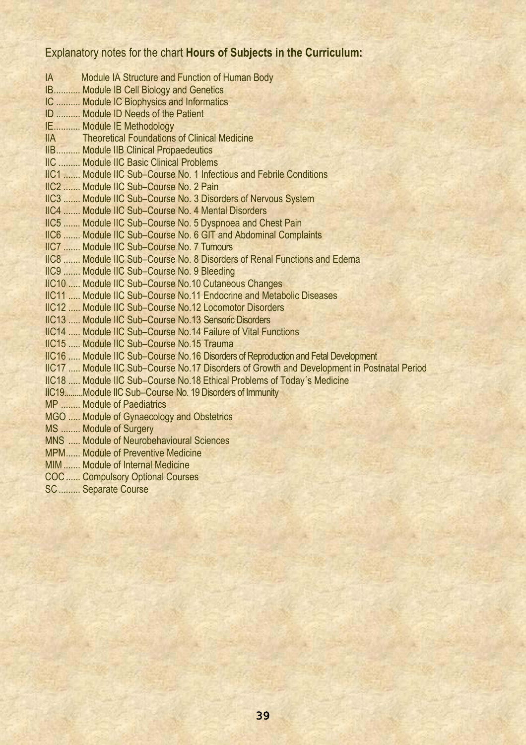Explanatory notes for the chart **Hours of Subjects in the Curriculum:**

IA Module IA Structure and Function of Human Body
IB........... Module IB Cell Biology and Genetics
IC .......... Module IC Biophysics and Informatics
ID .......... Module ID Needs of the Patient
IE........... Module IE Methodology
IIA Theoretical Foundations of Clinical Medicine
IIB.......... Module IIB Clinical Propaedeutics
IIC ......... Module IIC Basic Clinical Problems
IIC1 ....... Module IIC Sub–Course No. 1 Infectious and Febrile Conditions
IIC2 ....... Module IIC Sub–Course No. 2 Pain
IIC3 ....... Module IIC Sub–Course No. 3 Disorders of Nervous System
IIC4 ....... Module IIC Sub–Course No. 4 Mental Disorders
IIC5 ....... Module IIC Sub–Course No. 5 Dyspnoea and Chest Pain
IIC6 ....... Module IIC Sub–Course No. 6 GIT and Abdominal Complaints
IIC7 ....... Module IIC Sub–Course No. 7 Tumours
IIC8 ....... Module IIC Sub–Course No. 8 Disorders of Renal Functions and Edema
IIC9 ....... Module IIC Sub–Course No. 9 Bleeding
IIC10 ..... Module IIC Sub–Course No.10 Cutaneous Changes
IIC11 ..... Module IIC Sub–Course No.11 Endocrine and Metabolic Diseases
IIC12 ..... Module IIC Sub–Course No.12 Locomotor Disorders
IIC13 ..... Module IIC Sub–Course No.13 Sensoric Disorders
IIC14 ..... Module IIC Sub–Course No.14 Failure of Vital Functions
IIC15 ..... Module IIC Sub–Course No.15 Trauma
IIC16 ..... Module IIC Sub–Course No.16 Disorders of Reproduction and Fetal Development
IIC17 ..... Module IIC Sub–Course No.17 Disorders of Growth and Development in Postnatal Period
IIC18 ..... Module IIC Sub–Course No.18 Ethical Problems of Today´s Medicine
IIC19.........Module IIC Sub–Course No. 19 Disorders of Immunity
MP ........ Module of Paediatrics
MGO ..... Module of Gynaecology and Obstetrics
MS ........ Module of Surgery
MNS ..... Module of Neurobehavioural Sciences
MPM...... Module of Preventive Medicine
MIM ....... Module of Internal Medicine
COC ...... Compulsory Optional Courses
SC ......... Separate Course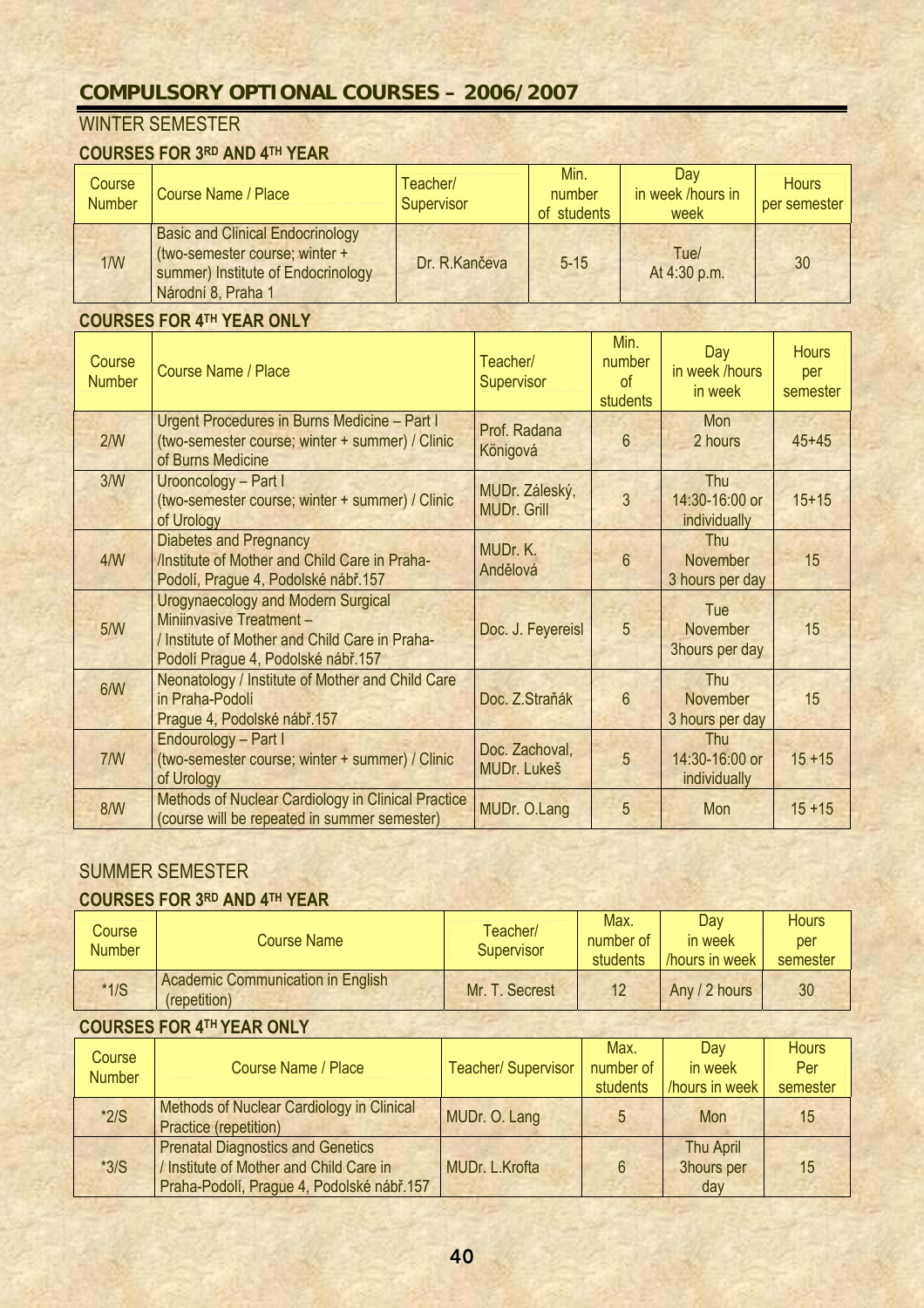## COMPULSORY OPTIONAL COURSES – 2006/2007

### WINTER SEMESTER

#### COURSES FOR 3RD AND 4TH YEAR

| Course Number | Course Name / Place | Teacher/ Supervisor | Min. number of students | Day in week /hours in week | Hours per semester |
|---|---|---|---|---|---|
| 1/W | Basic and Clinical Endocrinology (two-semester course; winter + summer) Institute of Endocrinology Národní 8, Praha 1 | Dr. R.Kančeva | 5-15 | Tue/ At 4:30 p.m. | 30 |

#### COURSES FOR 4TH YEAR ONLY

| Course Number | Course Name / Place | Teacher/ Supervisor | Min. number of students | Day in week /hours in week | Hours per semester |
|---|---|---|---|---|---|
| 2/W | Urgent Procedures in Burns Medicine – Part I (two-semester course; winter + summer) / Clinic of Burns Medicine | Prof. Radana Königová | 6 | Mon 2 hours | 45+45 |
| 3/W | Urooncology – Part I (two-semester course; winter + summer) / Clinic of Urology | MUDr. Záleský, MUDr. Grill | 3 | Thu 14:30-16:00 or individually | 15+15 |
| 4/W | Diabetes and Pregnancy /Institute of Mother and Child Care in Praha-Podolí, Prague 4, Podolské nábř.157 | MUDr. K. Andělová | 6 | Thu November 3 hours per day | 15 |
| 5/W | Urogynaecology and Modern Surgical Miniinvasive Treatment – / Institute of Mother and Child Care in Praha-Podolí Prague 4, Podolské nábř.157 | Doc. J. Feyereisl | 5 | Tue November 3hours per day | 15 |
| 6/W | Neonatology / Institute of Mother and Child Care in Praha-Podolí Prague 4, Podolské nábř.157 | Doc. Z.Straňák | 6 | Thu November 3 hours per day | 15 |
| 7/W | Endourology – Part I (two-semester course; winter + summer) / Clinic of Urology | Doc. Zachoval, MUDr. Lukeš | 5 | Thu 14:30-16:00 or individually | 15 +15 |
| 8/W | Methods of Nuclear Cardiology in Clinical Practice (course will be repeated in summer semester) | MUDr. O.Lang | 5 | Mon | 15 +15 |

### SUMMER SEMESTER

#### COURSES FOR 3RD AND 4TH YEAR

| Course Number | Course Name | Teacher/ Supervisor | Max. number of students | Day in week /hours in week | Hours per semester |
|---|---|---|---|---|---|
| *1/S | Academic Communication in English (repetition) | Mr. T. Secrest | 12 | Any / 2 hours | 30 |

#### COURSES FOR 4TH YEAR ONLY

| Course Number | Course Name / Place | Teacher/ Supervisor | Max. number of students | Day in week /hours in week | Hours Per semester |
|---|---|---|---|---|---|
| *2/S | Methods of Nuclear Cardiology in Clinical Practice (repetition) | MUDr. O. Lang | 5 | Mon | 15 |
| *3/S | Prenatal Diagnostics and Genetics / Institute of Mother and Child Care in Praha-Podolí, Prague 4, Podolské nábř.157 | MUDr. L.Krofta | 6 | Thu April 3hours per day | 15 |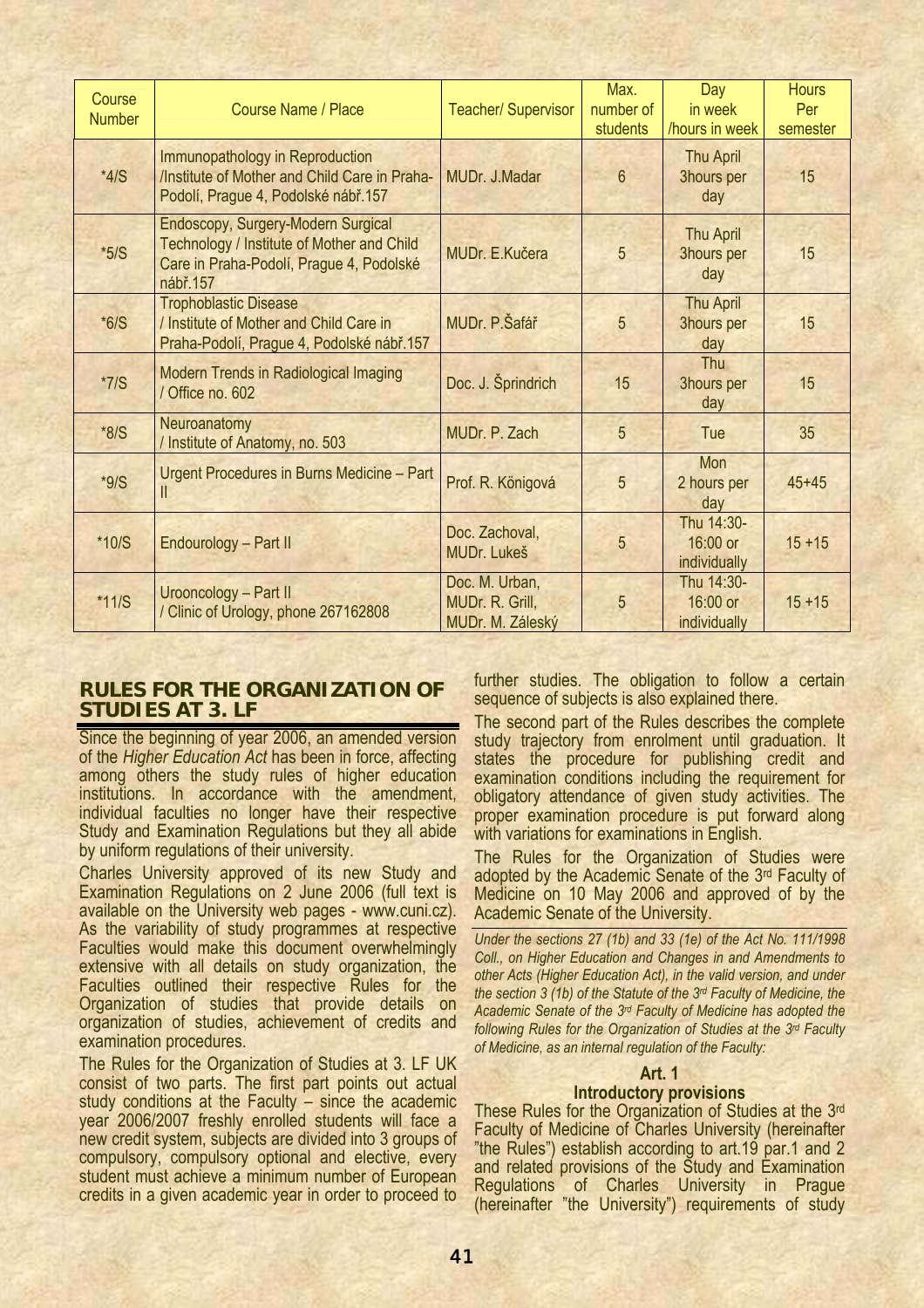| Course Number | Course Name / Place | Teacher/ Supervisor | Max. number of students | Day in week /hours in week | Hours Per semester |
|---|---|---|---|---|---|
| *4/S | Immunopathology in Reproduction /Institute of Mother and Child Care in Praha-Podolí, Prague 4, Podolské nábř.157 | MUDr. J.Madar | 6 | Thu April 3hours per day | 15 |
| *5/S | Endoscopy, Surgery-Modern Surgical Technology / Institute of Mother and Child Care in Praha-Podolí, Prague 4, Podolské nábř.157 | MUDr. E.Kučera | 5 | Thu April 3hours per day | 15 |
| *6/S | Trophoblastic Disease / Institute of Mother and Child Care in Praha-Podolí, Prague 4, Podolské nábř.157 | MUDr. P.Šafář | 5 | Thu April 3hours per day | 15 |
| *7/S | Modern Trends in Radiological Imaging / Office no. 602 | Doc. J. Šprindrich | 15 | Thu 3hours per day | 15 |
| *8/S | Neuroanatomy / Institute of Anatomy, no. 503 | MUDr. P. Zach | 5 | Tue | 35 |
| *9/S | Urgent Procedures in Burns Medicine – Part II | Prof. R. Königová | 5 | Mon 2 hours per day | 45+45 |
| *10/S | Endourology – Part II | Doc. Zachoval, MUDr. Lukeš | 5 | Thu 14:30-16:00 or individually | 15 +15 |
| *11/S | Urooncology – Part II / Clinic of Urology, phone 267162808 | Doc. M. Urban, MUDr. R. Grill, MUDr. M. Záleský | 5 | Thu 14:30-16:00 or individually | 15 +15 |

## RULES FOR THE ORGANIZATION OF STUDIES AT 3. LF

Since the beginning of year 2006, an amended version of the *Higher Education Act* has been in force, affecting among others the study rules of higher education institutions. In accordance with the amendment, individual faculties no longer have their respective Study and Examination Regulations but they all abide by uniform regulations of their university.

Charles University approved of its new Study and Examination Regulations on 2 June 2006 (full text is available on the University web pages - www.cuni.cz). As the variability of study programmes at respective Faculties would make this document overwhelmingly extensive with all details on study organization, the Faculties outlined their respective Rules for the Organization of studies that provide details on organization of studies, achievement of credits and examination procedures.

The Rules for the Organization of Studies at 3. LF UK consist of two parts. The first part points out actual study conditions at the Faculty – since the academic year 2006/2007 freshly enrolled students will face a new credit system, subjects are divided into 3 groups of compulsory, compulsory optional and elective, every student must achieve a minimum number of European credits in a given academic year in order to proceed to further studies. The obligation to follow a certain sequence of subjects is also explained there.

The second part of the Rules describes the complete study trajectory from enrolment until graduation. It states the procedure for publishing credit and examination conditions including the requirement for obligatory attendance of given study activities. The proper examination procedure is put forward along with variations for examinations in English.

The Rules for the Organization of Studies were adopted by the Academic Senate of the 3rd Faculty of Medicine on 10 May 2006 and approved of by the Academic Senate of the University.

*Under the sections 27 (1b) and 33 (1e) of the Act No. 111/1998 Coll., on Higher Education and Changes in and Amendments to other Acts (Higher Education Act), in the valid version, and under the section 3 (1b) of the Statute of the 3rd Faculty of Medicine, the Academic Senate of the 3rd Faculty of Medicine has adopted the following Rules for the Organization of Studies at the 3rd Faculty of Medicine, as an internal regulation of the Faculty:*

**Art. 1**
**Introductory provisions**

These Rules for the Organization of Studies at the 3rd Faculty of Medicine of Charles University (hereinafter "the Rules") establish according to art.19 par.1 and 2 and related provisions of the Study and Examination Regulations of Charles University in Prague (hereinafter "the University") requirements of study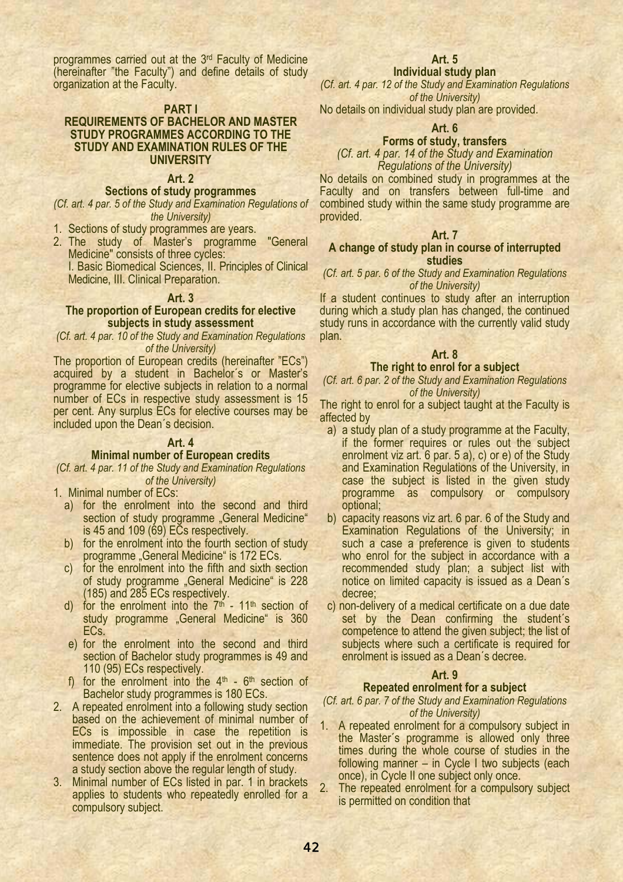programmes carried out at the 3rd Faculty of Medicine (hereinafter "the Faculty") and define details of study organization at the Faculty.

## PART I
## REQUIREMENTS OF BACHELOR AND MASTER STUDY PROGRAMMES ACCORDING TO THE STUDY AND EXAMINATION RULES OF THE UNIVERSITY

### Art. 2
### Sections of study programmes

*(Cf. art. 4 par. 5 of the Study and Examination Regulations of the University)*

1. Sections of study programmes are years.
2. The study of Master's programme "General Medicine" consists of three cycles:
   I. Basic Biomedical Sciences, II. Principles of Clinical Medicine, III. Clinical Preparation.

### Art. 3
### The proportion of European credits for elective subjects in study assessment

*(Cf. art. 4 par. 10 of the Study and Examination Regulations of the University)*

The proportion of European credits (hereinafter "ECs") acquired by a student in Bachelor´s or Master's programme for elective subjects in relation to a normal number of ECs in respective study assessment is 15 per cent. Any surplus ECs for elective courses may be included upon the Dean´s decision.

### Art. 4
### Minimal number of European credits

*(Cf. art. 4 par. 11 of the Study and Examination Regulations of the University)*

1. Minimal number of ECs:
   a) for the enrolment into the second and third section of study programme „General Medicine" is 45 and 109 (69) ECs respectively.
   b) for the enrolment into the fourth section of study programme „General Medicine" is 172 ECs.
   c) for the enrolment into the fifth and sixth section of study programme „General Medicine" is 228 (185) and 285 ECs respectively.
   d) for the enrolment into the 7th - 11th section of study programme „General Medicine" is 360 ECs.
   e) for the enrolment into the second and third section of Bachelor study programmes is 49 and 110 (95) ECs respectively.
   f) for the enrolment into the 4th - 6th section of Bachelor study programmes is 180 ECs.
2. A repeated enrolment into a following study section based on the achievement of minimal number of ECs is impossible in case the repetition is immediate. The provision set out in the previous sentence does not apply if the enrolment concerns a study section above the regular length of study.
3. Minimal number of ECs listed in par. 1 in brackets applies to students who repeatedly enrolled for a compulsory subject.

### Art. 5
### Individual study plan

*(Cf. art. 4 par. 12 of the Study and Examination Regulations of the University)*

No details on individual study plan are provided.

### Art. 6
### Forms of study, transfers

*(Cf. art. 4 par. 14 of the Study and Examination Regulations of the University)*

No details on combined study in programmes at the Faculty and on transfers between full-time and combined study within the same study programme are provided.

### Art. 7
### A change of study plan in course of interrupted studies

*(Cf. art. 5 par. 6 of the Study and Examination Regulations of the University)*

If a student continues to study after an interruption during which a study plan has changed, the continued study runs in accordance with the currently valid study plan.

### Art. 8
### The right to enrol for a subject

*(Cf. art. 6 par. 2 of the Study and Examination Regulations of the University)*

The right to enrol for a subject taught at the Faculty is affected by

a) a study plan of a study programme at the Faculty, if the former requires or rules out the subject enrolment viz art. 6 par. 5 a), c) or e) of the Study and Examination Regulations of the University, in case the subject is listed in the given study programme as compulsory or compulsory optional;
b) capacity reasons viz art. 6 par. 6 of the Study and Examination Regulations of the University; in such a case a preference is given to students who enrol for the subject in accordance with a recommended study plan; a subject list with notice on limited capacity is issued as a Dean´s decree;
c) non-delivery of a medical certificate on a due date set by the Dean confirming the student´s competence to attend the given subject; the list of subjects where such a certificate is required for enrolment is issued as a Dean´s decree.

### Art. 9
### Repeated enrolment for a subject

*(Cf. art. 6 par. 7 of the Study and Examination Regulations of the University)*

1. A repeated enrolment for a compulsory subject in the Master´s programme is allowed only three times during the whole course of studies in the following manner – in Cycle I two subjects (each once), in Cycle II one subject only once.
2. The repeated enrolment for a compulsory subject is permitted on condition that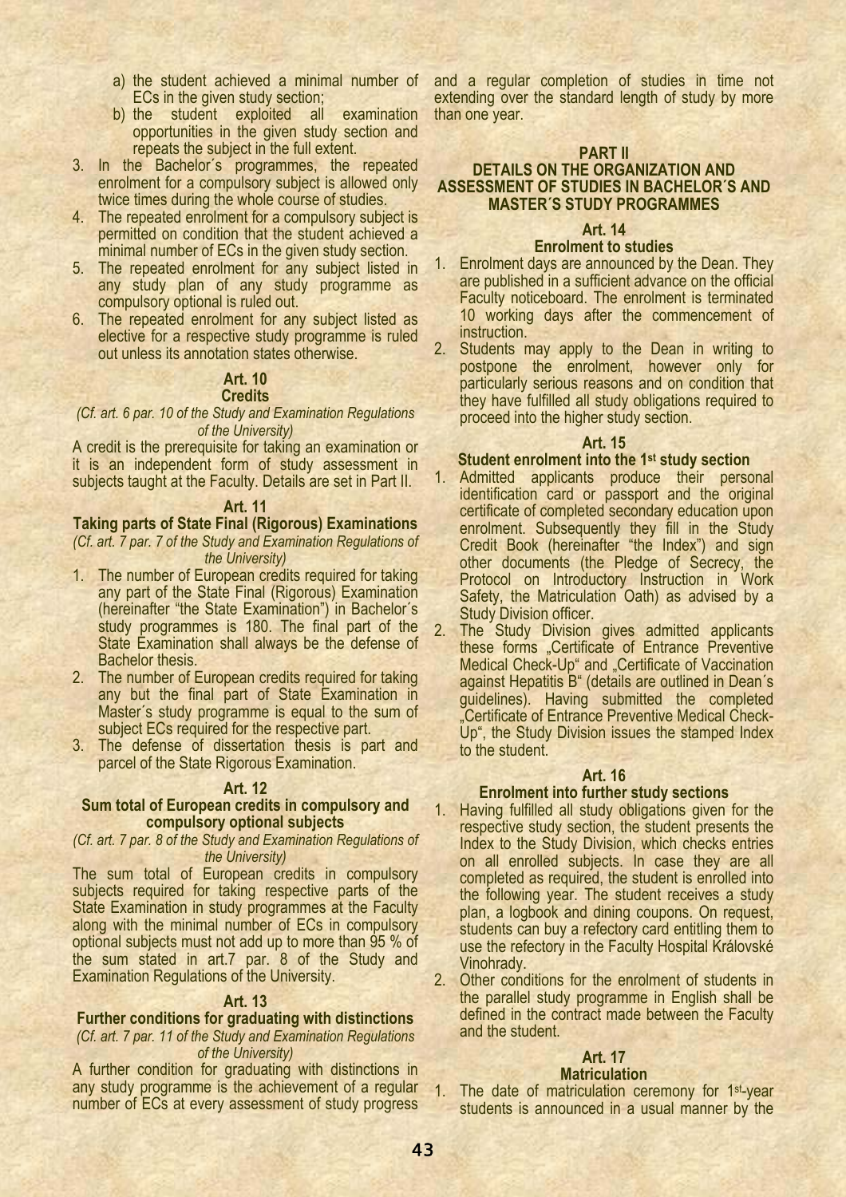a) the student achieved a minimal number of ECs in the given study section;
b) the student exploited all examination opportunities in the given study section and repeats the subject in the full extent.

3. In the Bachelor´s programmes, the repeated enrolment for a compulsory subject is allowed only twice times during the whole course of studies.
4. The repeated enrolment for a compulsory subject is permitted on condition that the student achieved a minimal number of ECs in the given study section.
5. The repeated enrolment for any subject listed in any study plan of any study programme as compulsory optional is ruled out.
6. The repeated enrolment for any subject listed as elective for a respective study programme is ruled out unless its annotation states otherwise.

### Art. 10
### Credits

*(Cf. art. 6 par. 10 of the Study and Examination Regulations of the University)*

A credit is the prerequisite for taking an examination or it is an independent form of study assessment in subjects taught at the Faculty. Details are set in Part II.

### Art. 11
### Taking parts of State Final (Rigorous) Examinations

*(Cf. art. 7 par. 7 of the Study and Examination Regulations of the University)*

1. The number of European credits required for taking any part of the State Final (Rigorous) Examination (hereinafter "the State Examination") in Bachelor´s study programmes is 180. The final part of the State Examination shall always be the defense of Bachelor thesis.
2. The number of European credits required for taking any but the final part of State Examination in Master´s study programme is equal to the sum of subject ECs required for the respective part.
3. The defense of dissertation thesis is part and parcel of the State Rigorous Examination.

### Art. 12
### Sum total of European credits in compulsory and compulsory optional subjects

*(Cf. art. 7 par. 8 of the Study and Examination Regulations of the University)*

The sum total of European credits in compulsory subjects required for taking respective parts of the State Examination in study programmes at the Faculty along with the minimal number of ECs in compulsory optional subjects must not add up to more than 95 % of the sum stated in art.7 par. 8 of the Study and Examination Regulations of the University.

### Art. 13
### Further conditions for graduating with distinctions

*(Cf. art. 7 par. 11 of the Study and Examination Regulations of the University)*

A further condition for graduating with distinctions in any study programme is the achievement of a regular number of ECs at every assessment of study progress and a regular completion of studies in time not extending over the standard length of study by more than one year.

## PART II
## DETAILS ON THE ORGANIZATION AND ASSESSMENT OF STUDIES IN BACHELOR´S AND MASTER´S STUDY PROGRAMMES

### Art. 14
### Enrolment to studies

1. Enrolment days are announced by the Dean. They are published in a sufficient advance on the official Faculty noticeboard. The enrolment is terminated 10 working days after the commencement of instruction.
2. Students may apply to the Dean in writing to postpone the enrolment, however only for particularly serious reasons and on condition that they have fulfilled all study obligations required to proceed into the higher study section.

### Art. 15
### Student enrolment into the 1st study section

1. Admitted applicants produce their personal identification card or passport and the original certificate of completed secondary education upon enrolment. Subsequently they fill in the Study Credit Book (hereinafter "the Index") and sign other documents (the Pledge of Secrecy, the Protocol on Introductory Instruction in Work Safety, the Matriculation Oath) as advised by a Study Division officer.
2. The Study Division gives admitted applicants these forms „Certificate of Entrance Preventive Medical Check-Up" and „Certificate of Vaccination against Hepatitis B" (details are outlined in Dean´s guidelines). Having submitted the completed „Certificate of Entrance Preventive Medical Check-Up", the Study Division issues the stamped Index to the student.

### Art. 16
### Enrolment into further study sections

1. Having fulfilled all study obligations given for the respective study section, the student presents the Index to the Study Division, which checks entries on all enrolled subjects. In case they are all completed as required, the student is enrolled into the following year. The student receives a study plan, a logbook and dining coupons. On request, students can buy a refectory card entitling them to use the refectory in the Faculty Hospital Královské Vinohrady.
2. Other conditions for the enrolment of students in the parallel study programme in English shall be defined in the contract made between the Faculty and the student.

### Art. 17
### Matriculation

1. The date of matriculation ceremony for 1st-year students is announced in a usual manner by the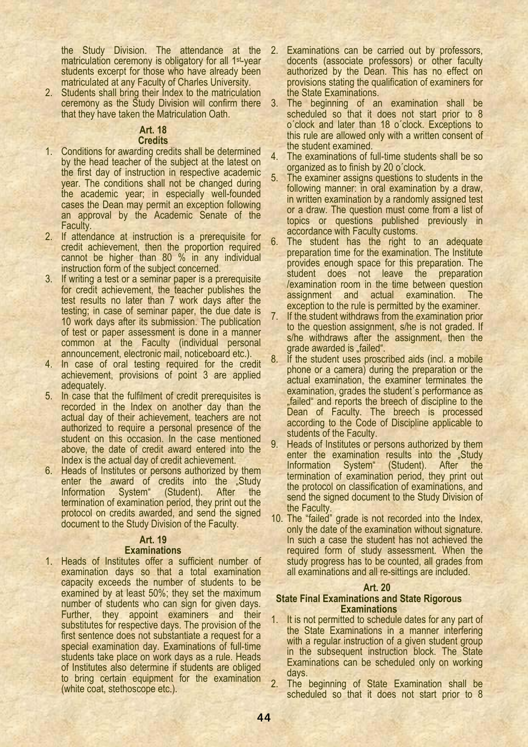the Study Division. The attendance at the matriculation ceremony is obligatory for all 1st-year students excerpt for those who have already been matriculated at any Faculty of Charles University.

2. Students shall bring their Index to the matriculation ceremony as the Study Division will confirm there that they have taken the Matriculation Oath.

### Art. 18
### Credits

1. Conditions for awarding credits shall be determined by the head teacher of the subject at the latest on the first day of instruction in respective academic year. The conditions shall not be changed during the academic year; in especially well-founded cases the Dean may permit an exception following an approval by the Academic Senate of the Faculty.
2. If attendance at instruction is a prerequisite for credit achievement, then the proportion required cannot be higher than 80 % in any individual instruction form of the subject concerned.
3. If writing a test or a seminar paper is a prerequisite for credit achievement, the teacher publishes the test results no later than 7 work days after the testing; in case of seminar paper, the due date is 10 work days after its submission. The publication of test or paper assessment is done in a manner common at the Faculty (individual personal announcement, electronic mail, noticeboard etc.).
4. In case of oral testing required for the credit achievement, provisions of point 3 are applied adequately.
5. In case that the fulfilment of credit prerequisites is recorded in the Index on another day than the actual day of their achievement, teachers are not authorized to require a personal presence of the student on this occasion. In the case mentioned above, the date of credit award entered into the Index is the actual day of credit achievement.
6. Heads of Institutes or persons authorized by them enter the award of credits into the „Study Information System" (Student). After the termination of examination period, they print out the protocol on credits awarded, and send the signed document to the Study Division of the Faculty.

### Art. 19
### Examinations

1. Heads of Institutes offer a sufficient number of examination days so that a total examination capacity exceeds the number of students to be examined by at least 50%; they set the maximum number of students who can sign for given days. Further, they appoint examiners and their substitutes for respective days. The provision of the first sentence does not substantiate a request for a special examination day. Examinations of full-time students take place on work days as a rule. Heads of Institutes also determine if students are obliged to bring certain equipment for the examination (white coat, stethoscope etc.).
2. Examinations can be carried out by professors, docents (associate professors) or other faculty authorized by the Dean. This has no effect on provisions stating the qualification of examiners for the State Examinations.
3. The beginning of an examination shall be scheduled so that it does not start prior to 8 o´clock and later than 18 o´clock. Exceptions to this rule are allowed only with a written consent of the student examined.
4. The examinations of full-time students shall be so organized as to finish by 20 o´clock.
5. The examiner assigns questions to students in the following manner: in oral examination by a draw, in written examination by a randomly assigned test or a draw. The question must come from a list of topics or questions published previously in accordance with Faculty customs.
6. The student has the right to an adequate preparation time for the examination. The Institute provides enough space for this preparation. The student does not leave the preparation /examination room in the time between question assignment and actual examination. The exception to the rule is permitted by the examiner.
7. If the student withdraws from the examination prior to the question assignment, s/he is not graded. If s/he withdraws after the assignment, then the grade awarded is „failed".
8. If the student uses proscribed aids (incl. a mobile phone or a camera) during the preparation or the actual examination, the examiner terminates the examination, grades the student´s performance as „failed" and reports the breech of discipline to the Dean of Faculty. The breech is processed according to the Code of Discipline applicable to students of the Faculty.
9. Heads of Institutes or persons authorized by them enter the examination results into the „Study Information System" (Student). After the termination of examination period, they print out the protocol on classification of examinations, and send the signed document to the Study Division of the Faculty.
10. The "failed" grade is not recorded into the Index, only the date of the examination without signature. In such a case the student has not achieved the required form of study assessment. When the study progress has to be counted, all grades from all examinations and all re-sittings are included.

### Art. 20
### State Final Examinations and State Rigorous Examinations

1. It is not permitted to schedule dates for any part of the State Examinations in a manner interfering with a regular instruction of a given student group in the subsequent instruction block. The State Examinations can be scheduled only on working days.
2. The beginning of State Examination shall be scheduled so that it does not start prior to 8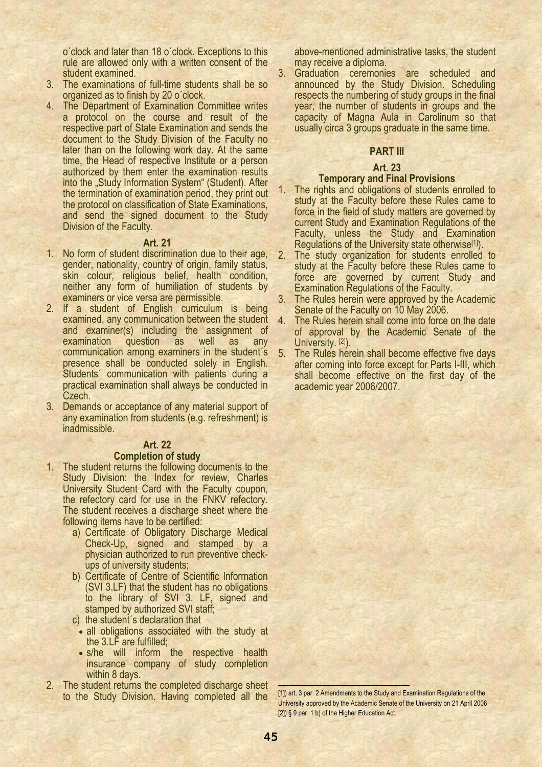o´clock and later than 18 o´clock. Exceptions to this rule are allowed only with a written consent of the student examined.

3. The examinations of full-time students shall be so organized as to finish by 20 o´clock.
4. The Department of Examination Committee writes a protocol on the course and result of the respective part of State Examination and sends the document to the Study Division of the Faculty no later than on the following work day. At the same time, the Head of respective Institute or a person authorized by them enter the examination results into the „Study Information System" (Student). After the termination of examination period, they print out the protocol on classification of State Examinations, and send the signed document to the Study Division of the Faculty.

**Art. 21**

1. No form of student discrimination due to their age, gender, nationality, country of origin, family status, skin colour, religious belief, health condition, neither any form of humiliation of students by examiners or vice versa are permissible.
2. If a student of English curriculum is being examined, any communication between the student and examiner(s) including the assignment of examination question as well as any communication among examiners in the student´s presence shall be conducted solely in English. Students´ communication with patients during a practical examination shall always be conducted in Czech.
3. Demands or acceptance of any material support of any examination from students (e.g. refreshment) is inadmissible.

**Art. 22**
**Completion of study**

1. The student returns the following documents to the Study Division: the Index for review, Charles University Student Card with the Faculty coupon, the refectory card for use in the FNKV refectory. The student receives a discharge sheet where the following items have to be certified:
   a) Certificate of Obligatory Discharge Medical Check-Up, signed and stamped by a physician authorized to run preventive check-ups of university students;
   b) Certificate of Centre of Scientific Information (SVI 3.LF) that the student has no obligations to the library of SVI 3. LF, signed and stamped by authorized SVI staff;
   c) the student´s declaration that
      - all obligations associated with the study at the 3.LF are fulfilled;
      - s/he will inform the respective health insurance company of study completion within 8 days.
2. The student returns the completed discharge sheet to the Study Division. Having completed all the above-mentioned administrative tasks, the student may receive a diploma.
3. Graduation ceremonies are scheduled and announced by the Study Division. Scheduling respects the numbering of study groups in the final year, the number of students in groups and the capacity of Magna Aula in Carolinum so that usually circa 3 groups graduate in the same time.

## PART III

**Art. 23**
**Temporary and Final Provisions**

1. The rights and obligations of students enrolled to study at the Faculty before these Rules came to force in the field of study matters are governed by current Study and Examination Regulations of the Faculty, unless the Study and Examination Regulations of the University state otherwise[1]).
2. The study organization for students enrolled to study at the Faculty before these Rules came to force are governed by current Study and Examination Regulations of the Faculty.
3. The Rules herein were approved by the Academic Senate of the Faculty on 10 May 2006.
4. The Rules herein shall come into force on the date of approval by the Academic Senate of the University. [2]).
5. The Rules herein shall become effective five days after coming into force except for Parts I-III, which shall become effective on the first day of the academic year 2006/2007.

---

[1]) art. 3 par. 2 Amendments to the Study and Examination Regulations of the University approved by the Academic Senate of the University on 21 April 2006
[2]) § 9 par. 1 b) of the Higher Education Act.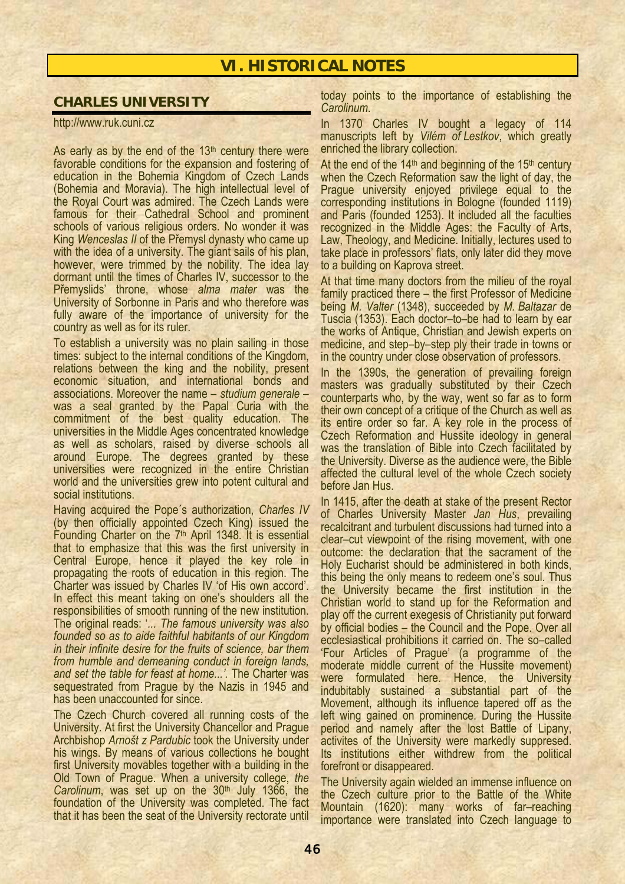# VI. HISTORICAL NOTES

## CHARLES UNIVERSITY

http://www.ruk.cuni.cz

As early as by the end of the 13th century there were favorable conditions for the expansion and fostering of education in the Bohemia Kingdom of Czech Lands (Bohemia and Moravia). The high intellectual level of the Royal Court was admired. The Czech Lands were famous for their Cathedral School and prominent schools of various religious orders. No wonder it was King *Wenceslas II* of the Přemysl dynasty who came up with the idea of a university. The giant sails of his plan, however, were trimmed by the nobility. The idea lay dormant until the times of Charles IV, successor to the Přemyslids' throne, whose *alma mater* was the University of Sorbonne in Paris and who therefore was fully aware of the importance of university for the country as well as for its ruler.

To establish a university was no plain sailing in those times: subject to the internal conditions of the Kingdom, relations between the king and the nobility, present economic situation, and international bonds and associations. Moreover the name – *studium generale* – was a seal granted by the Papal Curia with the commitment of the best quality education. The universities in the Middle Ages concentrated knowledge as well as scholars, raised by diverse schools all around Europe. The degrees granted by these universities were recognized in the entire Christian world and the universities grew into potent cultural and social institutions.

Having acquired the Pope´s authorization, *Charles IV* (by then officially appointed Czech King) issued the Founding Charter on the 7th April 1348. It is essential that to emphasize that this was the first university in Central Europe, hence it played the key role in propagating the roots of education in this region. The Charter was issued by Charles IV 'of His own accord'. In effect this meant taking on one's shoulders all the responsibilities of smooth running of the new institution. The original reads: '*... The famous university was also founded so as to aide faithful habitants of our Kingdom in their infinite desire for the fruits of science, bar them from humble and demeaning conduct in foreign lands, and set the table for feast at home...'*. The Charter was sequestrated from Prague by the Nazis in 1945 and has been unaccounted for since.

The Czech Church covered all running costs of the University. At first the University Chancellor and Prague Archbishop *Arnošt z Pardubic* took the University under his wings. By means of various collections he bought first University movables together with a building in the Old Town of Prague. When a university college, *the Carolinum*, was set up on the 30th July 1366, the foundation of the University was completed. The fact that it has been the seat of the University rectorate until today points to the importance of establishing the *Carolinum*.

In 1370 Charles IV bought a legacy of 114 manuscripts left by *Vilém of Lestkov*, which greatly enriched the library collection.

At the end of the 14th and beginning of the 15th century when the Czech Reformation saw the light of day, the Prague university enjoyed privilege equal to the corresponding institutions in Bologne (founded 1119) and Paris (founded 1253). It included all the faculties recognized in the Middle Ages: the Faculty of Arts, Law, Theology, and Medicine. Initially, lectures used to take place in professors' flats, only later did they move to a building on Kaprova street.

At that time many doctors from the milieu of the royal family practiced there – the first Professor of Medicine being *M. Valter* (1348), succeeded by *M. Baltazar* de Tuscia (1353). Each doctor–to–be had to learn by ear the works of Antique, Christian and Jewish experts on medicine, and step–by–step ply their trade in towns or in the country under close observation of professors.

In the 1390s, the generation of prevailing foreign masters was gradually substituted by their Czech counterparts who, by the way, went so far as to form their own concept of a critique of the Church as well as its entire order so far. A key role in the process of Czech Reformation and Hussite ideology in general was the translation of Bible into Czech facilitated by the University. Diverse as the audience were, the Bible affected the cultural level of the whole Czech society before Jan Hus.

In 1415, after the death at stake of the present Rector of Charles University Master *Jan Hus*, prevailing recalcitrant and turbulent discussions had turned into a clear–cut viewpoint of the rising movement, with one outcome: the declaration that the sacrament of the Holy Eucharist should be administered in both kinds, this being the only means to redeem one's soul. Thus the University became the first institution in the Christian world to stand up for the Reformation and play off the current exegesis of Christianity put forward by official bodies – the Council and the Pope. Over all ecclesiastical prohibitions it carried on. The so–called 'Four Articles of Prague' (a programme of the moderate middle current of the Hussite movement) were formulated here. Hence, the University indubitably sustained a substantial part of the Movement, although its influence tapered off as the left wing gained on prominence. During the Hussite period and namely after the lost Battle of Lipany, activites of the University were markedly suppresed. Its institutions either withdrew from the political forefront or disappeared.

The University again wielded an immense influence on the Czech culture prior to the Battle of the White Mountain (1620): many works of far–reaching importance were translated into Czech language to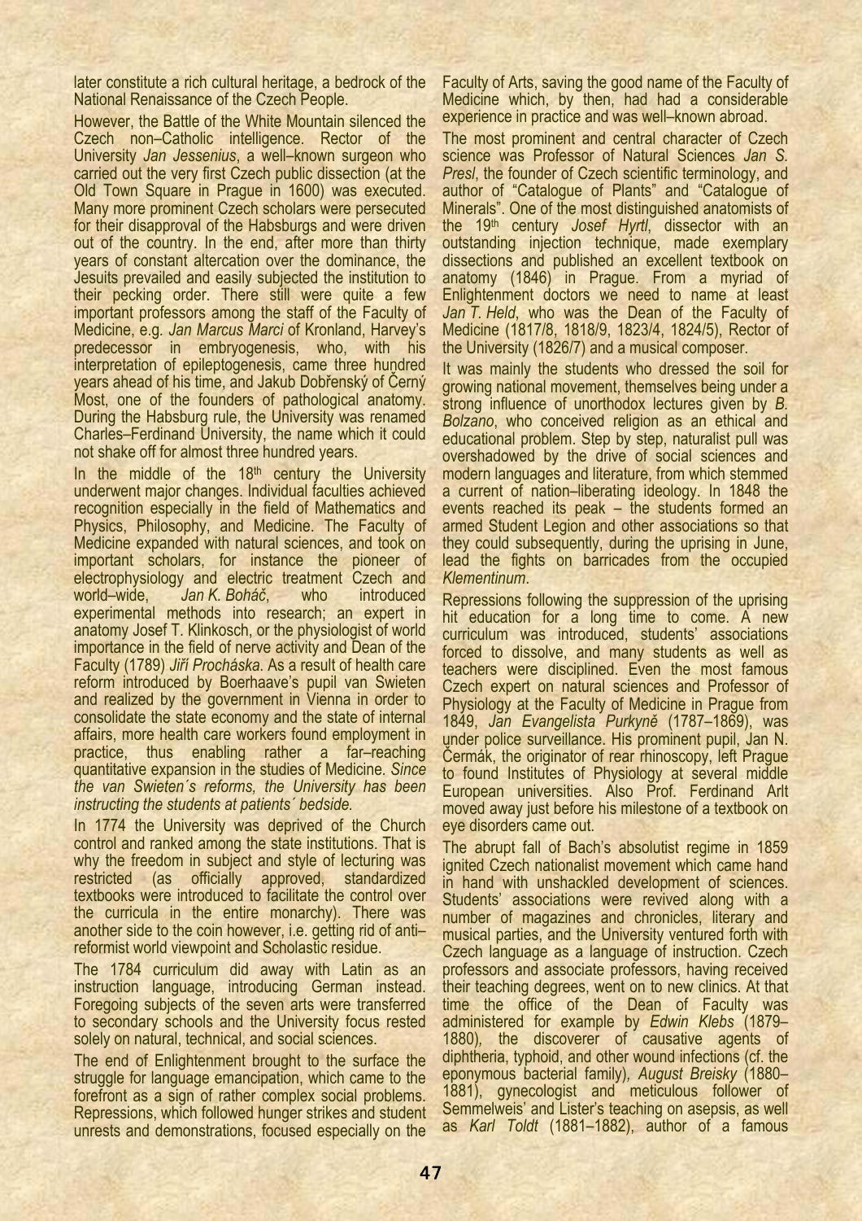later constitute a rich cultural heritage, a bedrock of the National Renaissance of the Czech People.

However, the Battle of the White Mountain silenced the Czech non–Catholic intelligence. Rector of the University *Jan Jessenius*, a well–known surgeon who carried out the very first Czech public dissection (at the Old Town Square in Prague in 1600) was executed. Many more prominent Czech scholars were persecuted for their disapproval of the Habsburgs and were driven out of the country. In the end, after more than thirty years of constant altercation over the dominance, the Jesuits prevailed and easily subjected the institution to their pecking order. There still were quite a few important professors among the staff of the Faculty of Medicine, e.g. *Jan Marcus Marci* of Kronland, Harvey's predecessor in embryogenesis, who, with his interpretation of epileptogenesis, came three hundred years ahead of his time, and Jakub Dobřenský of Černý Most, one of the founders of pathological anatomy. During the Habsburg rule, the University was renamed Charles–Ferdinand University, the name which it could not shake off for almost three hundred years.

In the middle of the 18th century the University underwent major changes. Individual faculties achieved recognition especially in the field of Mathematics and Physics, Philosophy, and Medicine. The Faculty of Medicine expanded with natural sciences, and took on important scholars, for instance the pioneer of electrophysiology and electric treatment Czech and world–wide, *Jan K. Boháč*, who introduced experimental methods into research; an expert in anatomy Josef T. Klinkosch, or the physiologist of world importance in the field of nerve activity and Dean of the Faculty (1789) *Jiří Procháska*. As a result of health care reform introduced by Boerhaave's pupil van Swieten and realized by the government in Vienna in order to consolidate the state economy and the state of internal affairs, more health care workers found employment in practice, thus enabling rather a far–reaching quantitative expansion in the studies of Medicine. *Since the van Swieten´s reforms, the University has been instructing the students at patients´ bedside.*

In 1774 the University was deprived of the Church control and ranked among the state institutions. That is why the freedom in subject and style of lecturing was restricted (as officially approved, standardized textbooks were introduced to facilitate the control over the curricula in the entire monarchy). There was another side to the coin however, i.e. getting rid of anti–reformist world viewpoint and Scholastic residue.

The 1784 curriculum did away with Latin as an instruction language, introducing German instead. Foregoing subjects of the seven arts were transferred to secondary schools and the University focus rested solely on natural, technical, and social sciences.

The end of Enlightenment brought to the surface the struggle for language emancipation, which came to the forefront as a sign of rather complex social problems. Repressions, which followed hunger strikes and student unrests and demonstrations, focused especially on the Faculty of Arts, saving the good name of the Faculty of Medicine which, by then, had had a considerable experience in practice and was well–known abroad.

The most prominent and central character of Czech science was Professor of Natural Sciences *Jan S. Presl*, the founder of Czech scientific terminology, and author of "Catalogue of Plants" and "Catalogue of Minerals". One of the most distinguished anatomists of the 19th century *Josef Hyrtl*, dissector with an outstanding injection technique, made exemplary dissections and published an excellent textbook on anatomy (1846) in Prague. From a myriad of Enlightenment doctors we need to name at least *Jan T. Held*, who was the Dean of the Faculty of Medicine (1817/8, 1818/9, 1823/4, 1824/5), Rector of the University (1826/7) and a musical composer.

It was mainly the students who dressed the soil for growing national movement, themselves being under a strong influence of unorthodox lectures given by *B. Bolzano*, who conceived religion as an ethical and educational problem. Step by step, naturalist pull was overshadowed by the drive of social sciences and modern languages and literature, from which stemmed a current of nation–liberating ideology. In 1848 the events reached its peak – the students formed an armed Student Legion and other associations so that they could subsequently, during the uprising in June, lead the fights on barricades from the occupied *Klementinum*.

Repressions following the suppression of the uprising hit education for a long time to come. A new curriculum was introduced, students' associations forced to dissolve, and many students as well as teachers were disciplined. Even the most famous Czech expert on natural sciences and Professor of Physiology at the Faculty of Medicine in Prague from 1849, *Jan Evangelista Purkyně* (1787–1869), was under police surveillance. His prominent pupil, Jan N. Čermák, the originator of rear rhinoscopy, left Prague to found Institutes of Physiology at several middle European universities. Also Prof. Ferdinand Arlt moved away just before his milestone of a textbook on eye disorders came out.

The abrupt fall of Bach's absolutist regime in 1859 ignited Czech nationalist movement which came hand in hand with unshackled development of sciences. Students' associations were revived along with a number of magazines and chronicles, literary and musical parties, and the University ventured forth with Czech language as a language of instruction. Czech professors and associate professors, having received their teaching degrees, went on to new clinics. At that time the office of the Dean of Faculty was administered for example by *Edwin Klebs* (1879–1880), the discoverer of causative agents of diphtheria, typhoid, and other wound infections (cf. the eponymous bacterial family), *August Breisky* (1880–1881), gynecologist and meticulous follower of Semmelweis' and Lister's teaching on asepsis, as well as *Karl Toldt* (1881–1882), author of a famous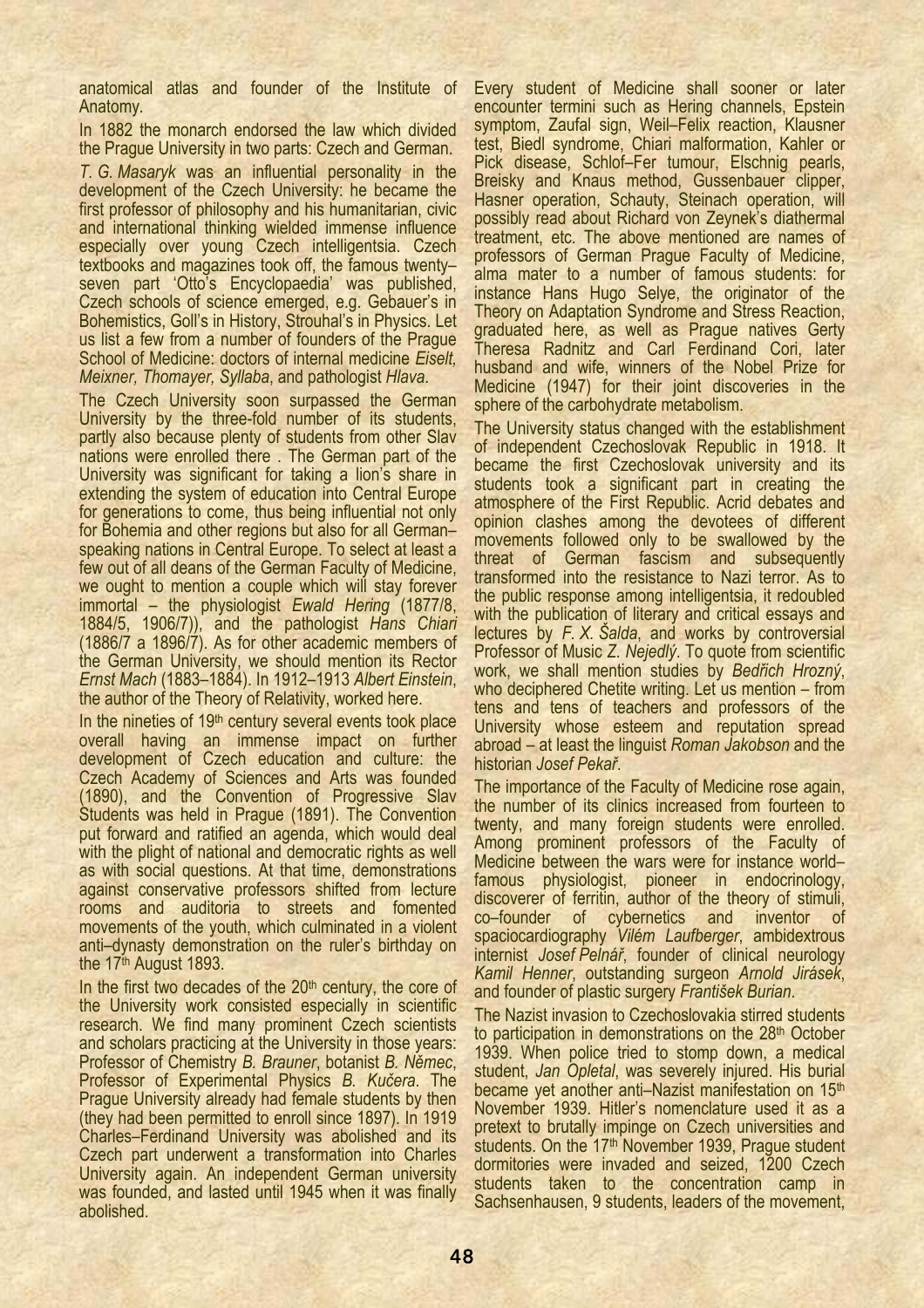anatomical atlas and founder of the Institute of Anatomy.

In 1882 the monarch endorsed the law which divided the Prague University in two parts: Czech and German.

*T. G. Masaryk* was an influential personality in the development of the Czech University: he became the first professor of philosophy and his humanitarian, civic and international thinking wielded immense influence especially over young Czech intelligentsia. Czech textbooks and magazines took off, the famous twenty–seven part 'Otto's Encyclopaedia' was published, Czech schools of science emerged, e.g. Gebauer's in Bohemistics, Goll's in History, Strouhal's in Physics. Let us list a few from a number of founders of the Prague School of Medicine: doctors of internal medicine *Eiselt, Meixner, Thomayer, Syllaba*, and pathologist *Hlava*.

The Czech University soon surpassed the German University by the three-fold number of its students, partly also because plenty of students from other Slav nations were enrolled there . The German part of the University was significant for taking a lion's share in extending the system of education into Central Europe for generations to come, thus being influential not only for Bohemia and other regions but also for all German–speaking nations in Central Europe. To select at least a few out of all deans of the German Faculty of Medicine, we ought to mention a couple which will stay forever immortal – the physiologist *Ewald Hering* (1877/8, 1884/5, 1906/7)), and the pathologist *Hans Chiari* (1886/7 a 1896/7). As for other academic members of the German University, we should mention its Rector *Ernst Mach* (1883–1884). In 1912–1913 *Albert Einstein*, the author of the Theory of Relativity, worked here.

In the nineties of 19th century several events took place overall having an immense impact on further development of Czech education and culture: the Czech Academy of Sciences and Arts was founded (1890), and the Convention of Progressive Slav Students was held in Prague (1891). The Convention put forward and ratified an agenda, which would deal with the plight of national and democratic rights as well as with social questions. At that time, demonstrations against conservative professors shifted from lecture rooms and auditoria to streets and fomented movements of the youth, which culminated in a violent anti–dynasty demonstration on the ruler's birthday on the 17th August 1893.

In the first two decades of the 20th century, the core of the University work consisted especially in scientific research. We find many prominent Czech scientists and scholars practicing at the University in those years: Professor of Chemistry *B. Brauner*, botanist *B. Němec*, Professor of Experimental Physics *B. Kučera*. The Prague University already had female students by then (they had been permitted to enroll since 1897). In 1919 Charles–Ferdinand University was abolished and its Czech part underwent a transformation into Charles University again. An independent German university was founded, and lasted until 1945 when it was finally abolished.

Every student of Medicine shall sooner or later encounter termini such as Hering channels, Epstein symptom, Zaufal sign, Weil–Felix reaction, Klausner test, Biedl syndrome, Chiari malformation, Kahler or Pick disease, Schlof–Fer tumour, Elschnig pearls, Breisky and Knaus method, Gussenbauer clipper, Hasner operation, Schauty, Steinach operation, will possibly read about Richard von Zeynek's diathermal treatment, etc. The above mentioned are names of professors of German Prague Faculty of Medicine, alma mater to a number of famous students: for instance Hans Hugo Selye, the originator of the Theory on Adaptation Syndrome and Stress Reaction, graduated here, as well as Prague natives Gerty Theresa Radnitz and Carl Ferdinand Cori, later husband and wife, winners of the Nobel Prize for Medicine (1947) for their joint discoveries in the sphere of the carbohydrate metabolism.

The University status changed with the establishment of independent Czechoslovak Republic in 1918. It became the first Czechoslovak university and its students took a significant part in creating the atmosphere of the First Republic. Acrid debates and opinion clashes among the devotees of different movements followed only to be swallowed by the threat of German fascism and subsequently transformed into the resistance to Nazi terror. As to the public response among intelligentsia, it redoubled with the publication of literary and critical essays and lectures by *F. X. Šalda*, and works by controversial Professor of Music *Z. Nejedlý*. To quote from scientific work, we shall mention studies by *Bedřich Hrozný*, who deciphered Chetite writing. Let us mention – from tens and tens of teachers and professors of the University whose esteem and reputation spread abroad – at least the linguist *Roman Jakobson* and the historian *Josef Pekař*.

The importance of the Faculty of Medicine rose again, the number of its clinics increased from fourteen to twenty, and many foreign students were enrolled. Among prominent professors of the Faculty of Medicine between the wars were for instance world–famous physiologist, pioneer in endocrinology, discoverer of ferritin, author of the theory of stimuli, co–founder of cybernetics and inventor of spaciocardiography *Vilém Laufberger*, ambidextrous internist *Josef Pelnář*, founder of clinical neurology *Kamil Henner*, outstanding surgeon *Arnold Jirásek*, and founder of plastic surgery *František Burian*.

The Nazist invasion to Czechoslovakia stirred students to participation in demonstrations on the 28th October 1939. When police tried to stomp down, a medical student, *Jan Opletal*, was severely injured. His burial became yet another anti–Nazist manifestation on 15th November 1939. Hitler's nomenclature used it as a pretext to brutally impinge on Czech universities and students. On the 17th November 1939, Prague student dormitories were invaded and seized, 1200 Czech students taken to the concentration camp in Sachsenhausen, 9 students, leaders of the movement,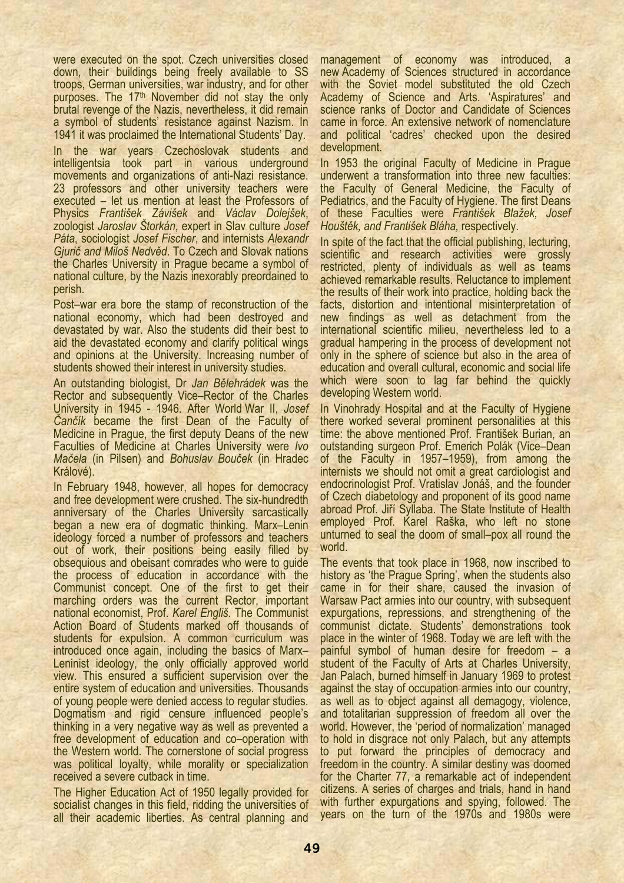were executed on the spot. Czech universities closed down, their buildings being freely available to SS troops, German universities, war industry, and for other purposes. The 17th November did not stay the only brutal revenge of the Nazis, nevertheless, it did remain a symbol of students' resistance against Nazism. In 1941 it was proclaimed the International Students' Day.

In the war years Czechoslovak students and intelligentsia took part in various underground movements and organizations of anti-Nazi resistance. 23 professors and other university teachers were executed – let us mention at least the Professors of Physics *František Záviček* and *Václav Dolejšek*, zoologist *Jaroslav Štorkán*, expert in Slav culture *Josef Páta*, sociologist *Josef Fischer*, and internists *Alexandr Gjurič and Miloš Nedvěd*. To Czech and Slovak nations the Charles University in Prague became a symbol of national culture, by the Nazis inexorably preordained to perish.

Post–war era bore the stamp of reconstruction of the national economy, which had been destroyed and devastated by war. Also the students did their best to aid the devastated economy and clarify political wings and opinions at the University. Increasing number of students showed their interest in university studies.

An outstanding biologist, Dr *Jan Bělehrádek* was the Rector and subsequently Vice–Rector of the Charles University in 1945 - 1946. After World War II, *Josef Čančík* became the first Dean of the Faculty of Medicine in Prague, the first deputy Deans of the new Faculties of Medicine at Charles University were *Ivo Mačela* (in Pilsen) and *Bohuslav Bouček* (in Hradec Králové).

In February 1948, however, all hopes for democracy and free development were crushed. The six-hundredth anniversary of the Charles University sarcastically began a new era of dogmatic thinking. Marx–Lenin ideology forced a number of professors and teachers out of work, their positions being easily filled by obsequious and obeisant comrades who were to guide the process of education in accordance with the Communist concept. One of the first to get their marching orders was the current Rector, important national economist, Prof. *Karel Engliš*. The Communist Action Board of Students marked off thousands of students for expulsion. A common curriculum was introduced once again, including the basics of Marx–Leninist ideology, the only officially approved world view. This ensured a sufficient supervision over the entire system of education and universities. Thousands of young people were denied access to regular studies. Dogmatism and rigid censure influenced people's thinking in a very negative way as well as prevented a free development of education and co–operation with the Western world. The cornerstone of social progress was political loyalty, while morality or specialization received a severe cutback in time.

The Higher Education Act of 1950 legally provided for socialist changes in this field, ridding the universities of all their academic liberties. As central planning and management of economy was introduced, a new Academy of Sciences structured in accordance with the Soviet model substituted the old Czech Academy of Science and Arts. 'Aspiratures' and science ranks of Doctor and Candidate of Sciences came in force. An extensive network of nomenclature and political 'cadres' checked upon the desired development.

In 1953 the original Faculty of Medicine in Prague underwent a transformation into three new faculties: the Faculty of General Medicine, the Faculty of Pediatrics, and the Faculty of Hygiene. The first Deans of these Faculties were *František Blažek, Josef Houštěk, and František Bláha,* respectively.

In spite of the fact that the official publishing, lecturing, scientific and research activities were grossly restricted, plenty of individuals as well as teams achieved remarkable results. Reluctance to implement the results of their work into practice, holding back the facts, distortion and intentional misinterpretation of new findings as well as detachment from the international scientific milieu, nevertheless led to a gradual hampering in the process of development not only in the sphere of science but also in the area of education and overall cultural, economic and social life which were soon to lag far behind the quickly developing Western world.

In Vinohrady Hospital and at the Faculty of Hygiene there worked several prominent personalities at this time: the above mentioned Prof. František Burian, an outstanding surgeon Prof. Emerich Polák (Vice–Dean of the Faculty in 1957–1959), from among the internists we should not omit a great cardiologist and endocrinologist Prof. Vratislav Jonáš, and the founder of Czech diabetology and proponent of its good name abroad Prof. Jiří Syllaba. The State Institute of Health employed Prof. Karel Raška, who left no stone unturned to seal the doom of small–pox all round the world.

The events that took place in 1968, now inscribed to history as 'the Prague Spring', when the students also came in for their share, caused the invasion of Warsaw Pact armies into our country, with subsequent expurgations, repressions, and strengthening of the communist dictate. Students' demonstrations took place in the winter of 1968. Today we are left with the painful symbol of human desire for freedom – a student of the Faculty of Arts at Charles University, Jan Palach, burned himself in January 1969 to protest against the stay of occupation armies into our country, as well as to object against all demagogy, violence, and totalitarian suppression of freedom all over the world. However, the 'period of normalization' managed to hold in disgrace not only Palach, but any attempts to put forward the principles of democracy and freedom in the country. A similar destiny was doomed for the Charter 77, a remarkable act of independent citizens. A series of charges and trials, hand in hand with further expurgations and spying, followed. The years on the turn of the 1970s and 1980s were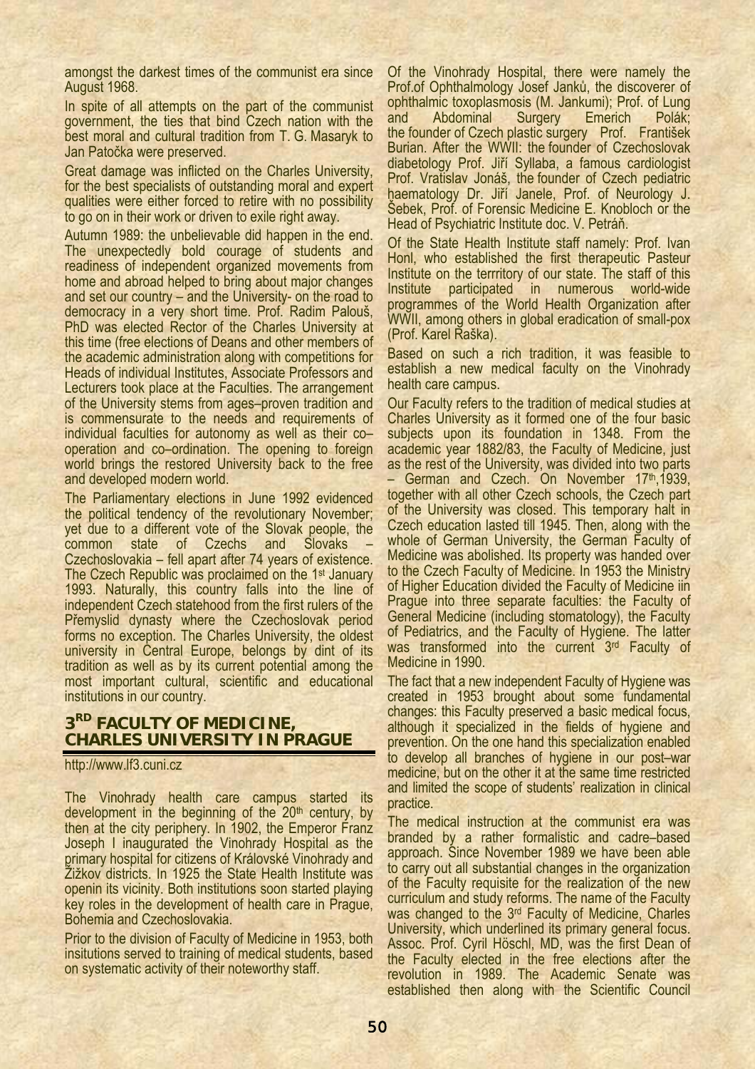amongst the darkest times of the communist era since August 1968.

In spite of all attempts on the part of the communist government, the ties that bind Czech nation with the best moral and cultural tradition from T. G. Masaryk to Jan Patočka were preserved.

Great damage was inflicted on the Charles University, for the best specialists of outstanding moral and expert qualities were either forced to retire with no possibility to go on in their work or driven to exile right away.

Autumn 1989: the unbelievable did happen in the end. The unexpectedly bold courage of students and readiness of independent organized movements from home and abroad helped to bring about major changes and set our country – and the University- on the road to democracy in a very short time. Prof. Radim Palouš, PhD was elected Rector of the Charles University at this time (free elections of Deans and other members of the academic administration along with competitions for Heads of individual Institutes, Associate Professors and Lecturers took place at the Faculties. The arrangement of the University stems from ages–proven tradition and is commensurate to the needs and requirements of individual faculties for autonomy as well as their co–operation and co–ordination. The opening to foreign world brings the restored University back to the free and developed modern world.

The Parliamentary elections in June 1992 evidenced the political tendency of the revolutionary November; yet due to a different vote of the Slovak people, the common state of Czechs and Slovaks – Czechoslovakia – fell apart after 74 years of existence. The Czech Republic was proclaimed on the 1st January 1993. Naturally, this country falls into the line of independent Czech statehood from the first rulers of the Přemyslid dynasty where the Czechoslovak period forms no exception. The Charles University, the oldest university in Central Europe, belongs by dint of its tradition as well as by its current potential among the most important cultural, scientific and educational institutions in our country.

## 3RD FACULTY OF MEDICINE, CHARLES UNIVERSITY IN PRAGUE

http://www.lf3.cuni.cz

The Vinohrady health care campus started its development in the beginning of the 20th century, by then at the city periphery. In 1902, the Emperor Franz Joseph I inaugurated the Vinohrady Hospital as the primary hospital for citizens of Královské Vinohrady and Žižkov districts. In 1925 the State Health Institute was openin its vicinity. Both institutions soon started playing key roles in the development of health care in Prague, Bohemia and Czechoslovakia.

Prior to the division of Faculty of Medicine in 1953, both insitutions served to training of medical students, based on systematic activity of their noteworthy staff.

Of the Vinohrady Hospital, there were namely the Prof.of Ophthalmology Josef Janků, the discoverer of ophthalmic toxoplasmosis (M. Jankumi); Prof. of Lung and Abdominal Surgery Emerich Polák; the founder of Czech plastic surgery Prof. František Burian. After the WWII: the founder of Czechoslovak diabetology Prof. Jiří Syllaba, a famous cardiologist Prof. Vratislav Jonáš, the founder of Czech pediatric haematology Dr. Jiří Janele, Prof. of Neurology J. Šebek, Prof. of Forensic Medicine E. Knobloch or the Head of Psychiatric Institute doc. V. Petráň.

Of the State Health Institute staff namely: Prof. Ivan Honl, who established the first therapeutic Pasteur Institute on the terrritory of our state. The staff of this Institute participated in numerous world-wide programmes of the World Health Organization after WWII, among others in global eradication of small-pox (Prof. Karel Raška).

Based on such a rich tradition, it was feasible to establish a new medical faculty on the Vinohrady health care campus.

Our Faculty refers to the tradition of medical studies at Charles University as it formed one of the four basic subjects upon its foundation in 1348. From the academic year 1882/83, the Faculty of Medicine, just as the rest of the University, was divided into two parts – German and Czech. On November 17th,1939, together with all other Czech schools, the Czech part of the University was closed. This temporary halt in Czech education lasted till 1945. Then, along with the whole of German University, the German Faculty of Medicine was abolished. Its property was handed over to the Czech Faculty of Medicine. In 1953 the Ministry of Higher Education divided the Faculty of Medicine iin Prague into three separate faculties: the Faculty of General Medicine (including stomatology), the Faculty of Pediatrics, and the Faculty of Hygiene. The latter was transformed into the current 3rd Faculty of Medicine in 1990.

The fact that a new independent Faculty of Hygiene was created in 1953 brought about some fundamental changes: this Faculty preserved a basic medical focus, although it specialized in the fields of hygiene and prevention. On the one hand this specialization enabled to develop all branches of hygiene in our post–war medicine, but on the other it at the same time restricted and limited the scope of students' realization in clinical practice.

The medical instruction at the communist era was branded by a rather formalistic and cadre–based approach. Since November 1989 we have been able to carry out all substantial changes in the organization of the Faculty requisite for the realization of the new curriculum and study reforms. The name of the Faculty was changed to the 3rd Faculty of Medicine, Charles University, which underlined its primary general focus. Assoc. Prof. Cyril Höschl, MD, was the first Dean of the Faculty elected in the free elections after the revolution in 1989. The Academic Senate was established then along with the Scientific Council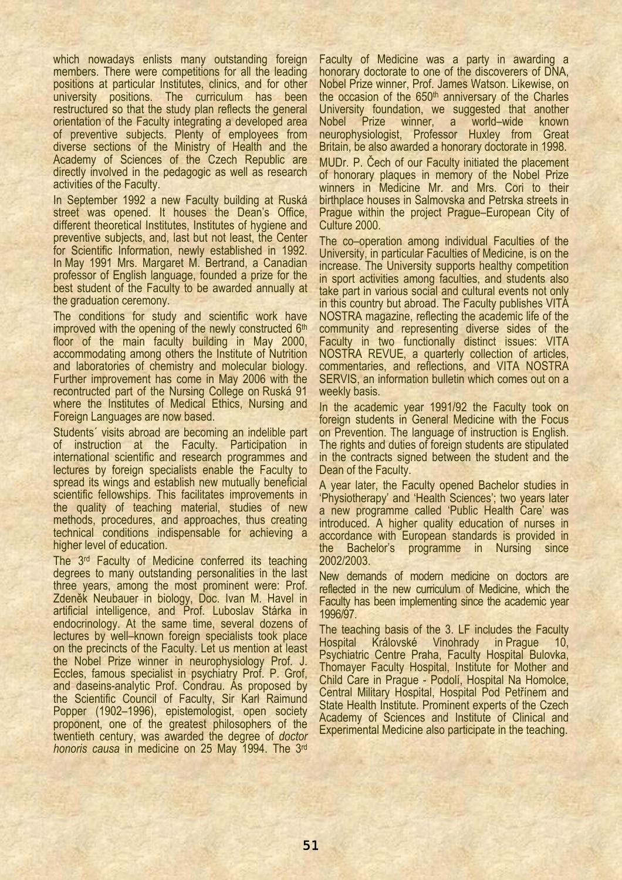which nowadays enlists many outstanding foreign members. There were competitions for all the leading positions at particular Institutes, clinics, and for other university positions. The curriculum has been restructured so that the study plan reflects the general orientation of the Faculty integrating a developed area of preventive subjects. Plenty of employees from diverse sections of the Ministry of Health and the Academy of Sciences of the Czech Republic are directly involved in the pedagogic as well as research activities of the Faculty.

In September 1992 a new Faculty building at Ruská street was opened. It houses the Dean's Office, different theoretical Institutes, Institutes of hygiene and preventive subjects, and, last but not least, the Center for Scientific Information, newly established in 1992. In May 1991 Mrs. Margaret M. Bertrand, a Canadian professor of English language, founded a prize for the best student of the Faculty to be awarded annually at the graduation ceremony.

The conditions for study and scientific work have improved with the opening of the newly constructed 6th floor of the main faculty building in May 2000, accommodating among others the Institute of Nutrition and laboratories of chemistry and molecular biology. Further improvement has come in May 2006 with the recontructed part of the Nursing College on Ruská 91 where the Institutes of Medical Ethics, Nursing and Foreign Languages are now based.

Students´ visits abroad are becoming an indelible part of instruction at the Faculty. Participation in international scientific and research programmes and lectures by foreign specialists enable the Faculty to spread its wings and establish new mutually beneficial scientific fellowships. This facilitates improvements in the quality of teaching material, studies of new methods, procedures, and approaches, thus creating technical conditions indispensable for achieving a higher level of education.

The 3rd Faculty of Medicine conferred its teaching degrees to many outstanding personalities in the last three years, among the most prominent were: Prof. Zdeněk Neubauer in biology, Doc. Ivan M. Havel in artificial intelligence, and Prof. Luboslav Stárka in endocrinology. At the same time, several dozens of lectures by well–known foreign specialists took place on the precincts of the Faculty. Let us mention at least the Nobel Prize winner in neurophysiology Prof. J. Eccles, famous specialist in psychiatry Prof. P. Grof, and daseins-analytic Prof. Condrau. As proposed by the Scientific Council of Faculty, Sir Karl Raimund Popper (1902–1996), epistemologist, open society proponent, one of the greatest philosophers of the twentieth century, was awarded the degree of *doctor honoris causa* in medicine on 25 May 1994. The 3rd Faculty of Medicine was a party in awarding a honorary doctorate to one of the discoverers of DNA, Nobel Prize winner, Prof. James Watson. Likewise, on the occasion of the 650th anniversary of the Charles University foundation, we suggested that another Nobel Prize winner, a world–wide known neurophysiologist, Professor Huxley from Great Britain, be also awarded a honorary doctorate in 1998.

MUDr. P. Čech of our Faculty initiated the placement of honorary plaques in memory of the Nobel Prize winners in Medicine Mr. and Mrs. Cori to their birthplace houses in Salmovska and Petrska streets in Prague within the project Prague–European City of Culture 2000.

The co–operation among individual Faculties of the University, in particular Faculties of Medicine, is on the increase. The University supports healthy competition in sport activities among faculties, and students also take part in various social and cultural events not only in this country but abroad. The Faculty publishes VITA NOSTRA magazine, reflecting the academic life of the community and representing diverse sides of the Faculty in two functionally distinct issues: VITA NOSTRA REVUE, a quarterly collection of articles, commentaries, and reflections, and VITA NOSTRA SERVIS, an information bulletin which comes out on a weekly basis.

In the academic year 1991/92 the Faculty took on foreign students in General Medicine with the Focus on Prevention. The language of instruction is English. The rights and duties of foreign students are stipulated in the contracts signed between the student and the Dean of the Faculty.

A year later, the Faculty opened Bachelor studies in 'Physiotherapy' and 'Health Sciences'; two years later a new programme called 'Public Health Care' was introduced. A higher quality education of nurses in accordance with European standards is provided in the Bachelor's programme in Nursing since 2002/2003.

New demands of modern medicine on doctors are reflected in the new curriculum of Medicine, which the Faculty has been implementing since the academic year 1996/97.

The teaching basis of the 3. LF includes the Faculty Hospital Královské Vinohrady in Prague 10, Psychiatric Centre Praha, Faculty Hospital Bulovka, Thomayer Faculty Hospital, Institute for Mother and Child Care in Prague - Podolí, Hospital Na Homolce, Central Military Hospital, Hospital Pod Petřínem and State Health Institute. Prominent experts of the Czech Academy of Sciences and Institute of Clinical and Experimental Medicine also participate in the teaching.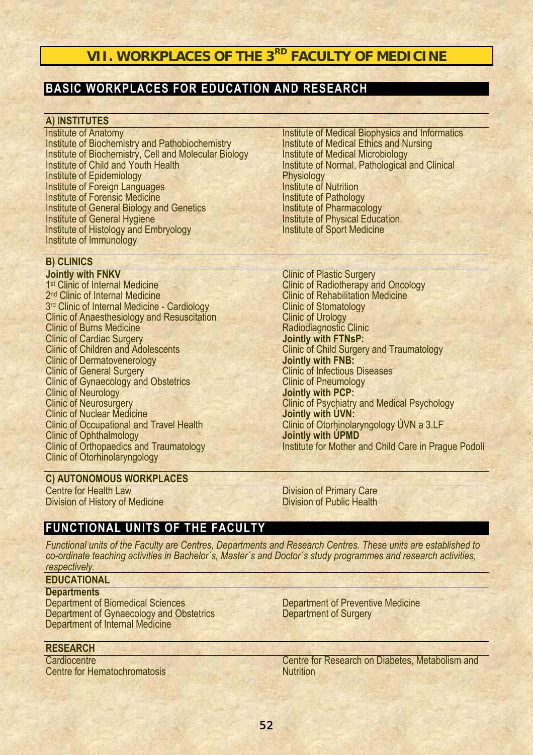# VII. WORKPLACES OF THE 3RD FACULTY OF MEDICINE

## BASIC WORKPLACES FOR EDUCATION AND RESEARCH

### A) INSTITUTES

Institute of Anatomy
Institute of Biochemistry and Pathobiochemistry
Institute of Biochemistry, Cell and Molecular Biology
Institute of Child and Youth Health
Institute of Epidemiology
Institute of Foreign Languages
Institute of Forensic Medicine
Institute of General Biology and Genetics
Institute of General Hygiene
Institute of Histology and Embryology
Institute of Immunology
Institute of Medical Biophysics and Informatics
Institute of Medical Ethics and Nursing
Institute of Medical Microbiology
Institute of Normal, Pathological and Clinical Physiology
Institute of Nutrition
Institute of Pathology
Institute of Pharmacology
Institute of Physical Education.
Institute of Sport Medicine

### B) CLINICS

**Jointly with FNKV**
1st Clinic of Internal Medicine
2nd Clinic of Internal Medicine
3rd Clinic of Internal Medicine - Cardiology
Clinic of Anaesthesiology and Resuscitation
Clinic of Burns Medicine
Clinic of Cardiac Surgery
Clinic of Children and Adolescents
Clinic of Dermatovenerology
Clinic of General Surgery
Clinic of Gynaecology and Obstetrics
Clinic of Neurology
Clinic of Neurosurgery
Clinic of Nuclear Medicine
Clinic of Occupational and Travel Health
Clinic of Ophthalmology
Clinic of Orthopaedics and Traumatology
Clinic of Otorhinolaryngology
Clinic of Plastic Surgery
Clinic of Radiotherapy and Oncology
Clinic of Rehabilitation Medicine
Clinic of Stomatology
Clinic of Urology
Radiodiagnostic Clinic

**Jointly with FTNsP:**
Clinic of Child Surgery and Traumatology

**Jointly with FNB:**
Clinic of Infectious Diseases
Clinic of Pneumology

**Jointly with PCP:**
Clinic of Psychiatry and Medical Psychology

**Jointly with ÚVN:**
Clinic of Otorhinolaryngology ÚVN a 3.LF

**Jointly with ÚPMD**
Institute for Mother and Child Care in Prague Podolí

### C) AUTONOMOUS WORKPLACES

Centre for Health Law
Division of History of Medicine
Division of Primary Care
Division of Public Health

## FUNCTIONAL UNITS OF THE FACULTY

*Functional units of the Faculty are Centres, Departments and Research Centres. These units are established to co-ordinate teaching activities in Bachelor´s, Master´s and Doctor´s study programmes and research activities, respectively.*

### EDUCATIONAL

**Departments**
Department of Biomedical Sciences
Department of Gynaecology and Obstetrics
Department of Internal Medicine
Department of Preventive Medicine
Department of Surgery

### RESEARCH

Cardiocentre
Centre for Hematochromatosis
Centre for Research on Diabetes, Metabolism and Nutrition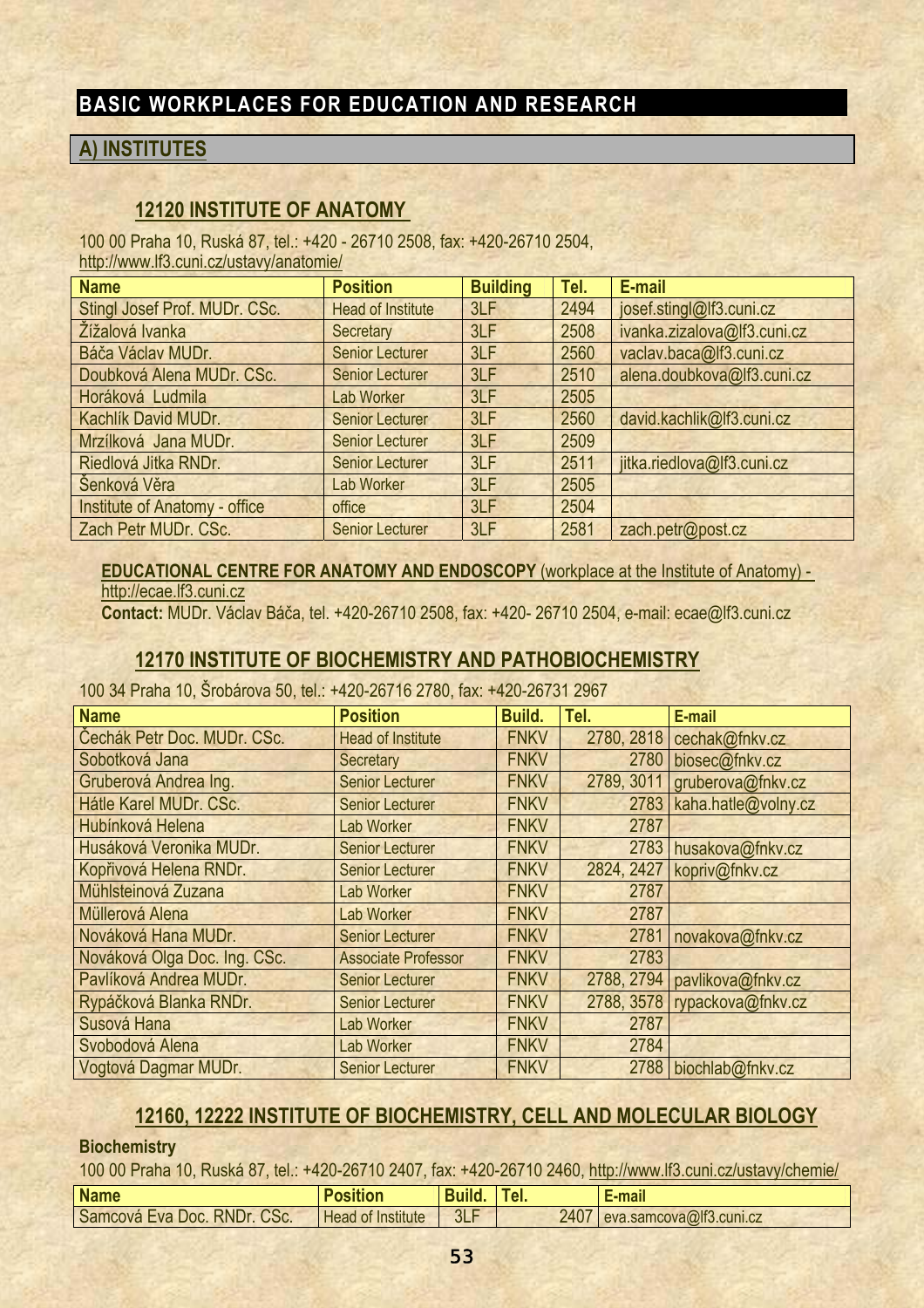# BASIC WORKPLACES FOR EDUCATION AND RESEARCH

## A) INSTITUTES

### 12120 INSTITUTE OF ANATOMY

100 00 Praha 10, Ruská 87, tel.: +420 - 26710 2508, fax: +420-26710 2504,
http://www.lf3.cuni.cz/ustavy/anatomie/

| Name | Position | Building | Tel. | E-mail |
|---|---|---|---|---|
| Stingl Josef Prof. MUDr. CSc. | Head of Institute | 3LF | 2494 | josef.stingl@lf3.cuni.cz |
| Žižalová Ivanka | Secretary | 3LF | 2508 | ivanka.zizalova@lf3.cuni.cz |
| Báča Václav MUDr. | Senior Lecturer | 3LF | 2560 | vaclav.baca@lf3.cuni.cz |
| Doubková Alena MUDr. CSc. | Senior Lecturer | 3LF | 2510 | alena.doubkova@lf3.cuni.cz |
| Horáková Ludmila | Lab Worker | 3LF | 2505 | |
| Kachlík David MUDr. | Senior Lecturer | 3LF | 2560 | david.kachlik@lf3.cuni.cz |
| Mrzílková Jana MUDr. | Senior Lecturer | 3LF | 2509 | |
| Riedlová Jitka RNDr. | Senior Lecturer | 3LF | 2511 | jitka.riedlova@lf3.cuni.cz |
| Šenková Věra | Lab Worker | 3LF | 2505 | |
| Institute of Anatomy - office | office | 3LF | 2504 | |
| Zach Petr MUDr. CSc. | Senior Lecturer | 3LF | 2581 | zach.petr@post.cz |

**EDUCATIONAL CENTRE FOR ANATOMY AND ENDOSCOPY** (workplace at the Institute of Anatomy) - http://ecae.lf3.cuni.cz
**Contact:** MUDr. Václav Báča, tel. +420-26710 2508, fax: +420- 26710 2504, e-mail: ecae@lf3.cuni.cz

### 12170 INSTITUTE OF BIOCHEMISTRY AND PATHOBIOCHEMISTRY

100 34 Praha 10, Šrobárova 50, tel.: +420-26716 2780, fax: +420-26731 2967

| Name | Position | Build. | Tel. | E-mail |
|---|---|---|---|---|
| Čechák Petr Doc. MUDr. CSc. | Head of Institute | FNKV | 2780, 2818 | cechak@fnkv.cz |
| Sobotková Jana | Secretary | FNKV | 2780 | biosec@fnkv.cz |
| Gruberová Andrea Ing. | Senior Lecturer | FNKV | 2789, 3011 | gruberova@fnkv.cz |
| Hátle Karel MUDr. CSc. | Senior Lecturer | FNKV | 2783 | kaha.hatle@volny.cz |
| Hubínková Helena | Lab Worker | FNKV | 2787 | |
| Husáková Veronika MUDr. | Senior Lecturer | FNKV | 2783 | husakova@fnkv.cz |
| Kopřivová Helena RNDr. | Senior Lecturer | FNKV | 2824, 2427 | kopriv@fnkv.cz |
| Mühlsteinová Zuzana | Lab Worker | FNKV | 2787 | |
| Müllerová Alena | Lab Worker | FNKV | 2787 | |
| Nováková Hana MUDr. | Senior Lecturer | FNKV | 2781 | novakova@fnkv.cz |
| Nováková Olga Doc. Ing. CSc. | Associate Professor | FNKV | 2783 | |
| Pavlíková Andrea MUDr. | Senior Lecturer | FNKV | 2788, 2794 | pavlikova@fnkv.cz |
| Rypáčková Blanka RNDr. | Senior Lecturer | FNKV | 2788, 3578 | rypackova@fnkv.cz |
| Susová Hana | Lab Worker | FNKV | 2787 | |
| Svobodová Alena | Lab Worker | FNKV | 2784 | |
| Vogtová Dagmar MUDr. | Senior Lecturer | FNKV | 2788 | biochlab@fnkv.cz |

### 12160, 12222 INSTITUTE OF BIOCHEMISTRY, CELL AND MOLECULAR BIOLOGY

**Biochemistry**

100 00 Praha 10, Ruská 87, tel.: +420-26710 2407, fax: +420-26710 2460, http://www.lf3.cuni.cz/ustavy/chemie/

| Name | Position | Build. | Tel. | E-mail |
|---|---|---|---|---|
| Samcová Eva Doc. RNDr. CSc. | Head of Institute | 3LF | 2407 | eva.samcova@lf3.cuni.cz |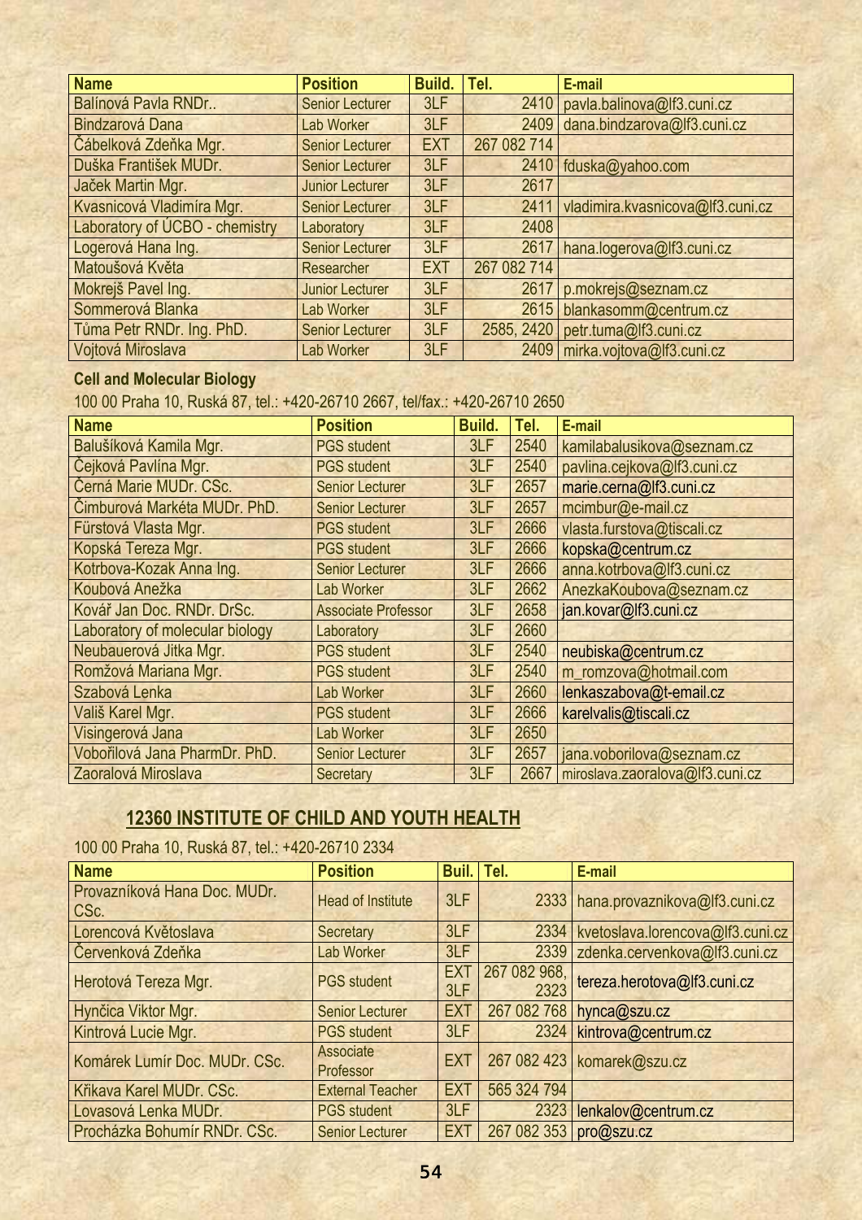| Name | Position | Build. | Tel. | E-mail |
| --- | --- | --- | --- | --- |
| Balínová Pavla RNDr.. | Senior Lecturer | 3LF | 2410 | pavla.balinova@lf3.cuni.cz |
| Bindzarová Dana | Lab Worker | 3LF | 2409 | dana.bindzarova@lf3.cuni.cz |
| Čábelková Zdeňka Mgr. | Senior Lecturer | EXT | 267 082 714 | |
| Duška František MUDr. | Senior Lecturer | 3LF | 2410 | fduska@yahoo.com |
| Jaček Martin Mgr. | Junior Lecturer | 3LF | 2617 | |
| Kvasnicová Vladimíra Mgr. | Senior Lecturer | 3LF | 2411 | vladimira.kvasnicova@lf3.cuni.cz |
| Laboratory of ÚCBO - chemistry | Laboratory | 3LF | 2408 | |
| Logerová Hana Ing. | Senior Lecturer | 3LF | 2617 | hana.logerova@lf3.cuni.cz |
| Matoušová Květa | Researcher | EXT | 267 082 714 | |
| Mokrejš Pavel Ing. | Junior Lecturer | 3LF | 2617 | p.mokrejs@seznam.cz |
| Sommerová Blanka | Lab Worker | 3LF | 2615 | blankasomm@centrum.cz |
| Tůma Petr RNDr. Ing. PhD. | Senior Lecturer | 3LF | 2585, 2420 | petr.tuma@lf3.cuni.cz |
| Vojtová Miroslava | Lab Worker | 3LF | 2409 | mirka.vojtova@lf3.cuni.cz |

**Cell and Molecular Biology**

100 00 Praha 10, Ruská 87, tel.: +420-26710 2667, tel/fax.: +420-26710 2650

| Name | Position | Build. | Tel. | E-mail |
| --- | --- | --- | --- | --- |
| Balušíková Kamila Mgr. | PGS student | 3LF | 2540 | kamilabalusikova@seznam.cz |
| Čejková Pavlína Mgr. | PGS student | 3LF | 2540 | pavlina.cejkova@lf3.cuni.cz |
| Černá Marie MUDr. CSc. | Senior Lecturer | 3LF | 2657 | marie.cerna@lf3.cuni.cz |
| Čimburová Markéta MUDr. PhD. | Senior Lecturer | 3LF | 2657 | mcimbur@e-mail.cz |
| Fürstová Vlasta Mgr. | PGS student | 3LF | 2666 | vlasta.furstova@tiscali.cz |
| Kopská Tereza Mgr. | PGS student | 3LF | 2666 | kopska@centrum.cz |
| Kotrbova-Kozak Anna Ing. | Senior Lecturer | 3LF | 2666 | anna.kotrbova@lf3.cuni.cz |
| Koubová Anežka | Lab Worker | 3LF | 2662 | AnezkaKoubova@seznam.cz |
| Kovář Jan Doc. RNDr. DrSc. | Associate Professor | 3LF | 2658 | jan.kovar@lf3.cuni.cz |
| Laboratory of molecular biology | Laboratory | 3LF | 2660 | |
| Neubauerová Jitka Mgr. | PGS student | 3LF | 2540 | neubiska@centrum.cz |
| Romžová Mariana Mgr. | PGS student | 3LF | 2540 | m_romzova@hotmail.com |
| Szabová Lenka | Lab Worker | 3LF | 2660 | lenkaszabova@t-email.cz |
| Vališ Karel Mgr. | PGS student | 3LF | 2666 | karelvalis@tiscali.cz |
| Visingerová Jana | Lab Worker | 3LF | 2650 | |
| Vobořilová Jana PharmDr. PhD. | Senior Lecturer | 3LF | 2657 | jana.voborilova@seznam.cz |
| Zaoralová Miroslava | Secretary | 3LF | 2667 | miroslava.zaoralova@lf3.cuni.cz |

## 12360 INSTITUTE OF CHILD AND YOUTH HEALTH

100 00 Praha 10, Ruská 87, tel.: +420-26710 2334

| Name | Position | Buil. | Tel. | E-mail |
| --- | --- | --- | --- | --- |
| Provazníková Hana Doc. MUDr. CSc. | Head of Institute | 3LF | 2333 | hana.provaznikova@lf3.cuni.cz |
| Lorencová Květoslava | Secretary | 3LF | 2334 | kvetoslava.lorencova@lf3.cuni.cz |
| Červenková Zdeňka | Lab Worker | 3LF | 2339 | zdenka.cervenkova@lf3.cuni.cz |
| Herotová Tereza Mgr. | PGS student | EXT 3LF | 267 082 968, 2323 | tereza.herotova@lf3.cuni.cz |
| Hynčica Viktor Mgr. | Senior Lecturer | EXT | 267 082 768 | hynca@szu.cz |
| Kintrová Lucie Mgr. | PGS student | 3LF | 2324 | kintrova@centrum.cz |
| Komárek Lumír Doc. MUDr. CSc. | Associate Professor | EXT | 267 082 423 | komarek@szu.cz |
| Křikava Karel MUDr. CSc. | External Teacher | EXT | 565 324 794 | |
| Lovasová Lenka MUDr. | PGS student | 3LF | 2323 | lenkalov@centrum.cz |
| Procházka Bohumír RNDr. CSc. | Senior Lecturer | EXT | 267 082 353 | pro@szu.cz |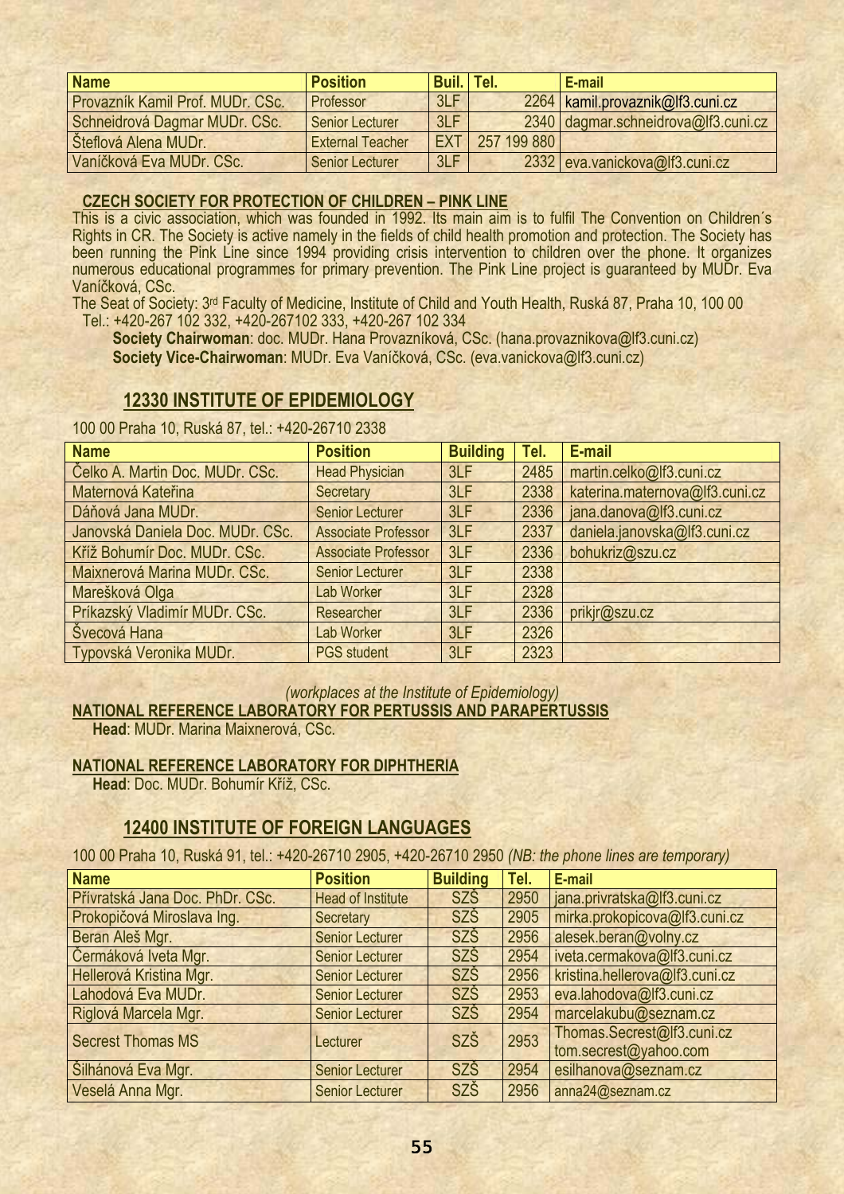| Name | Position | Buil. | Tel. | E-mail |
|---|---|---|---|---|
| Provazník Kamil Prof. MUDr. CSc. | Professor | 3LF | 2264 | kamil.provaznik@lf3.cuni.cz |
| Schneidrová Dagmar MUDr. CSc. | Senior Lecturer | 3LF | 2340 | dagmar.schneidrova@lf3.cuni.cz |
| Šteflová Alena MUDr. | External Teacher | EXT | 257 199 880 | |
| Vaníčková Eva MUDr. CSc. | Senior Lecturer | 3LF | 2332 | eva.vanickova@lf3.cuni.cz |

**CZECH SOCIETY FOR PROTECTION OF CHILDREN – PINK LINE**

This is a civic association, which was founded in 1992. Its main aim is to fulfil The Convention on Children´s Rights in CR. The Society is active namely in the fields of child health promotion and protection. The Society has been running the Pink Line since 1994 providing crisis intervention to children over the phone. It organizes numerous educational programmes for primary prevention. The Pink Line project is guaranteed by MUDr. Eva Vaníčková, CSc.

The Seat of Society: 3rd Faculty of Medicine, Institute of Child and Youth Health, Ruská 87, Praha 10, 100 00
Tel.: +420-267 102 332, +420-267102 333, +420-267 102 334

**Society Chairwoman**: doc. MUDr. Hana Provazníková, CSc. (hana.provaznikova@lf3.cuni.cz)
**Society Vice-Chairwoman**: MUDr. Eva Vaníčková, CSc. (eva.vanickova@lf3.cuni.cz)

## 12330 INSTITUTE OF EPIDEMIOLOGY

100 00 Praha 10, Ruská 87, tel.: +420-26710 2338

| Name | Position | Building | Tel. | E-mail |
|---|---|---|---|---|
| Čelko A. Martin Doc. MUDr. CSc. | Head Physician | 3LF | 2485 | martin.celko@lf3.cuni.cz |
| Maternová Kateřina | Secretary | 3LF | 2338 | katerina.maternova@lf3.cuni.cz |
| Dáňová Jana MUDr. | Senior Lecturer | 3LF | 2336 | jana.danova@lf3.cuni.cz |
| Janovská Daniela Doc. MUDr. CSc. | Associate Professor | 3LF | 2337 | daniela.janovska@lf3.cuni.cz |
| Kříž Bohumír Doc. MUDr. CSc. | Associate Professor | 3LF | 2336 | bohukriz@szu.cz |
| Maixnerová Marina MUDr. CSc. | Senior Lecturer | 3LF | 2338 | |
| Marešková Olga | Lab Worker | 3LF | 2328 | |
| Príkazský Vladimír MUDr. CSc. | Researcher | 3LF | 2336 | prikjr@szu.cz |
| Švecová Hana | Lab Worker | 3LF | 2326 | |
| Typovská Veronika MUDr. | PGS student | 3LF | 2323 | |

*(workplaces at the Institute of Epidemiology)*

**NATIONAL REFERENCE LABORATORY FOR PERTUSSIS AND PARAPERTUSSIS**

**Head**: MUDr. Marina Maixnerová, CSc.

**NATIONAL REFERENCE LABORATORY FOR DIPHTHERIA**

**Head**: Doc. MUDr. Bohumír Kříž, CSc.

## 12400 INSTITUTE OF FOREIGN LANGUAGES

100 00 Praha 10, Ruská 91, tel.: +420-26710 2905, +420-26710 2950 *(NB: the phone lines are temporary)*

| Name | Position | Building | Tel. | E-mail |
|---|---|---|---|---|
| Přívratská Jana Doc. PhDr. CSc. | Head of Institute | SZŠ | 2950 | jana.privratska@lf3.cuni.cz |
| Prokopičová Miroslava Ing. | Secretary | SZŠ | 2905 | mirka.prokopicova@lf3.cuni.cz |
| Beran Aleš Mgr. | Senior Lecturer | SZŠ | 2956 | alesek.beran@volny.cz |
| Čermáková Iveta Mgr. | Senior Lecturer | SZŠ | 2954 | iveta.cermakova@lf3.cuni.cz |
| Hellerová Kristina Mgr. | Senior Lecturer | SZŠ | 2956 | kristina.hellerova@lf3.cuni.cz |
| Lahodová Eva MUDr. | Senior Lecturer | SZŠ | 2953 | eva.lahodova@lf3.cuni.cz |
| Riglová Marcela Mgr. | Senior Lecturer | SZŠ | 2954 | marcelakubu@seznam.cz |
| Secrest Thomas MS | Lecturer | SZŠ | 2953 | Thomas.Secrest@lf3.cuni.cz tom.secrest@yahoo.com |
| Šilhánová Eva Mgr. | Senior Lecturer | SZŠ | 2954 | esilhanova@seznam.cz |
| Veselá Anna Mgr. | Senior Lecturer | SZŠ | 2956 | anna24@seznam.cz |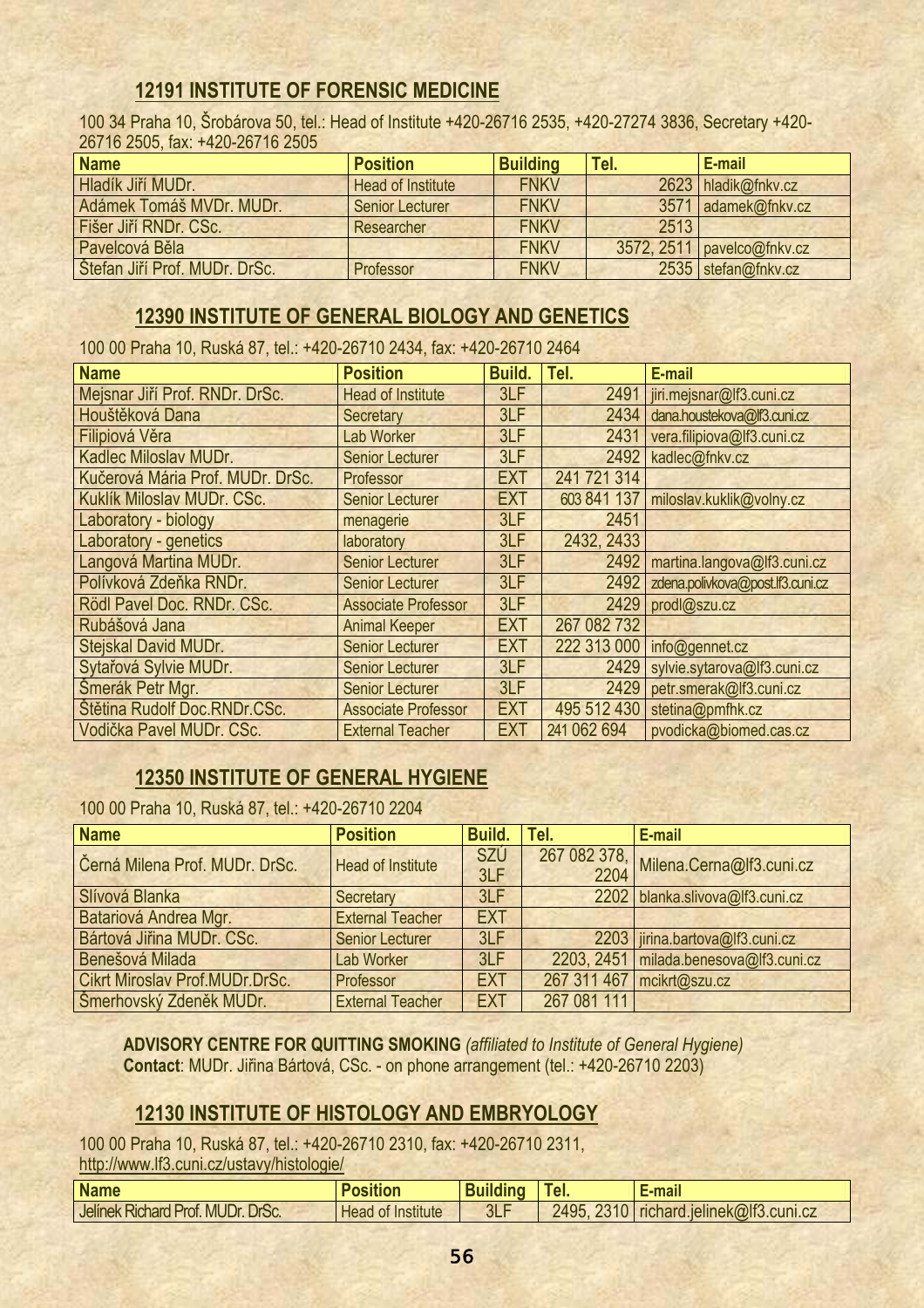## 12191 INSTITUTE OF FORENSIC MEDICINE

100 34 Praha 10, Šrobárova 50, tel.: Head of Institute +420-26716 2535, +420-27274 3836, Secretary +420-26716 2505, fax: +420-26716 2505

| Name | Position | Building | Tel. | E-mail |
|---|---|---|---|---|
| Hladík Jiří MUDr. | Head of Institute | FNKV | 2623 | hladik@fnkv.cz |
| Adámek Tomáš MVDr. MUDr. | Senior Lecturer | FNKV | 3571 | adamek@fnkv.cz |
| Fišer Jiří RNDr. CSc. | Researcher | FNKV | 2513 | |
| Pavelcová Běla | | FNKV | 3572, 2511 | pavelco@fnkv.cz |
| Štefan Jiří Prof. MUDr. DrSc. | Professor | FNKV | 2535 | stefan@fnkv.cz |

## 12390 INSTITUTE OF GENERAL BIOLOGY AND GENETICS

100 00 Praha 10, Ruská 87, tel.: +420-26710 2434, fax: +420-26710 2464

| Name | Position | Build. | Tel. | E-mail |
|---|---|---|---|---|
| Mejsnar Jiří Prof. RNDr. DrSc. | Head of Institute | 3LF | 2491 | jiri.mejsnar@lf3.cuni.cz |
| Houštěková Dana | Secretary | 3LF | 2434 | dana.houstekova@lf3.cuni.cz |
| Filipiová Věra | Lab Worker | 3LF | 2431 | vera.filipiova@lf3.cuni.cz |
| Kadlec Miloslav MUDr. | Senior Lecturer | 3LF | 2492 | kadlec@fnkv.cz |
| Kučerová Mária Prof. MUDr. DrSc. | Professor | EXT | 241 721 314 | |
| Kuklík Miloslav MUDr. CSc. | Senior Lecturer | EXT | 603 841 137 | miloslav.kuklik@volny.cz |
| Laboratory - biology | menagerie | 3LF | 2451 | |
| Laboratory - genetics | laboratory | 3LF | 2432, 2433 | |
| Langová Martina MUDr. | Senior Lecturer | 3LF | 2492 | martina.langova@lf3.cuni.cz |
| Polívková Zdeňka RNDr. | Senior Lecturer | 3LF | 2492 | zdena.polivkova@post.lf3.cuni.cz |
| Rödl Pavel Doc. RNDr. CSc. | Associate Professor | 3LF | 2429 | prodl@szu.cz |
| Rubášová Jana | Animal Keeper | EXT | 267 082 732 | |
| Stejskal David MUDr. | Senior Lecturer | EXT | 222 313 000 | info@gennet.cz |
| Sytařová Sylvie MUDr. | Senior Lecturer | 3LF | 2429 | sylvie.sytarova@lf3.cuni.cz |
| Šmerák Petr Mgr. | Senior Lecturer | 3LF | 2429 | petr.smerak@lf3.cuni.cz |
| Štětina Rudolf Doc.RNDr.CSc. | Associate Professor | EXT | 495 512 430 | stetina@pmfhk.cz |
| Vodička Pavel MUDr. CSc. | External Teacher | EXT | 241 062 694 | pvodicka@biomed.cas.cz |

## 12350 INSTITUTE OF GENERAL HYGIENE

100 00 Praha 10, Ruská 87, tel.: +420-26710 2204

| Name | Position | Build. | Tel. | E-mail |
|---|---|---|---|---|
| Černá Milena Prof. MUDr. DrSc. | Head of Institute | SZÚ 3LF | 267 082 378, 2204 | Milena.Cerna@lf3.cuni.cz |
| Slívová Blanka | Secretary | 3LF | 2202 | blanka.slivova@lf3.cuni.cz |
| Batariová Andrea Mgr. | External Teacher | EXT | | |
| Bártová Jiřina MUDr. CSc. | Senior Lecturer | 3LF | 2203 | jirina.bartova@lf3.cuni.cz |
| Benešová Milada | Lab Worker | 3LF | 2203, 2451 | milada.benesova@lf3.cuni.cz |
| Cikrt Miroslav Prof.MUDr.DrSc. | Professor | EXT | 267 311 467 | mcikrt@szu.cz |
| Šmerhovský Zdeněk MUDr. | External Teacher | EXT | 267 081 111 | |

**ADVISORY CENTRE FOR QUITTING SMOKING** *(affiliated to Institute of General Hygiene)*
**Contact**: MUDr. Jiřina Bártová, CSc. - on phone arrangement (tel.: +420-26710 2203)

## 12130 INSTITUTE OF HISTOLOGY AND EMBRYOLOGY

100 00 Praha 10, Ruská 87, tel.: +420-26710 2310, fax: +420-26710 2311,
http://www.lf3.cuni.cz/ustavy/histologie/

| Name | Position | Building | Tel. | E-mail |
|---|---|---|---|---|
| Jelínek Richard Prof. MUDr. DrSc. | Head of Institute | 3LF | 2495, 2310 | richard.jelinek@lf3.cuni.cz |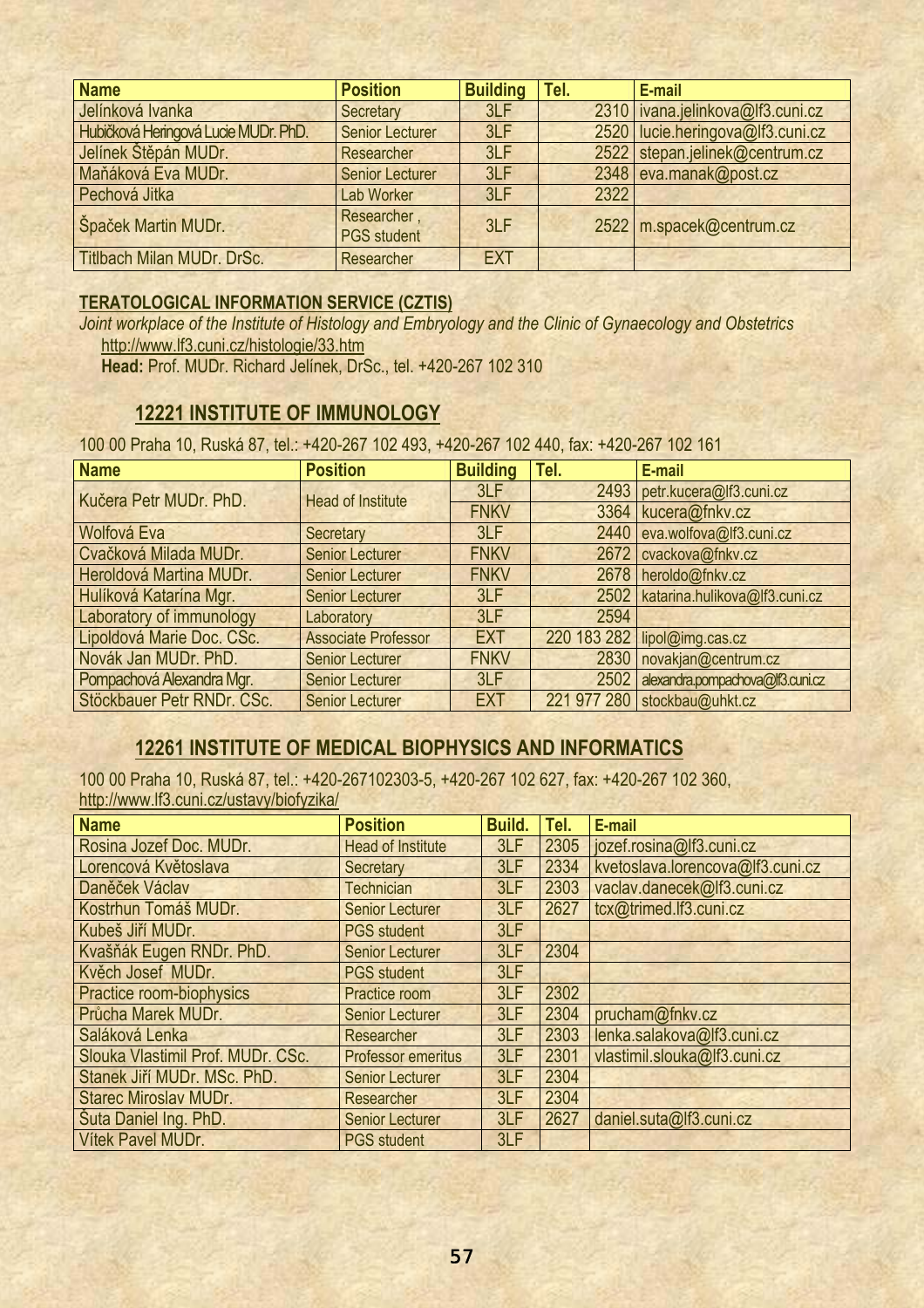| Name | Position | Building | Tel. | E-mail |
|---|---|---|---|---|
| Jelínková Ivanka | Secretary | 3LF | 2310 | ivana.jelinkova@lf3.cuni.cz |
| Hubičková Heringová Lucie MUDr. PhD. | Senior Lecturer | 3LF | 2520 | lucie.heringova@lf3.cuni.cz |
| Jelínek Štěpán MUDr. | Researcher | 3LF | 2522 | stepan.jelinek@centrum.cz |
| Maňáková Eva MUDr. | Senior Lecturer | 3LF | 2348 | eva.manak@post.cz |
| Pechová Jitka | Lab Worker | 3LF | 2322 | |
| Špaček Martin MUDr. | Researcher , PGS student | 3LF | 2522 | m.spacek@centrum.cz |
| Titlbach Milan MUDr. DrSc. | Researcher | EXT | | |

**TERATOLOGICAL INFORMATION SERVICE (CZTIS)**

*Joint workplace of the Institute of Histology and Embryology and the Clinic of Gynaecology and Obstetrics*

http://www.lf3.cuni.cz/histologie/33.htm

**Head:** Prof. MUDr. Richard Jelínek, DrSc., tel. +420-267 102 310

## 12221 INSTITUTE OF IMMUNOLOGY

100 00 Praha 10, Ruská 87, tel.: +420-267 102 493, +420-267 102 440, fax: +420-267 102 161

| Name | Position | Building | Tel. | E-mail |
|---|---|---|---|---|
| Kučera Petr MUDr. PhD. | Head of Institute | 3LF | 2493 | petr.kucera@lf3.cuni.cz |
| | | FNKV | 3364 | kucera@fnkv.cz |
| Wolfová Eva | Secretary | 3LF | 2440 | eva.wolfova@lf3.cuni.cz |
| Cvačková Milada MUDr. | Senior Lecturer | FNKV | 2672 | cvackova@fnkv.cz |
| Heroldová Martina MUDr. | Senior Lecturer | FNKV | 2678 | heroldo@fnkv.cz |
| Hulíková Katarína Mgr. | Senior Lecturer | 3LF | 2502 | katarina.hulikova@lf3.cuni.cz |
| Laboratory of immunology | Laboratory | 3LF | 2594 | |
| Lipoldová Marie Doc. CSc. | Associate Professor | EXT | 220 183 282 | lipol@img.cas.cz |
| Novák Jan MUDr. PhD. | Senior Lecturer | FNKV | 2830 | novakjan@centrum.cz |
| Pompachová Alexandra Mgr. | Senior Lecturer | 3LF | 2502 | alexandra.pompachova@lf3.cuni.cz |
| Stöckbauer Petr RNDr. CSc. | Senior Lecturer | EXT | 221 977 280 | stockbau@uhkt.cz |

## 12261 INSTITUTE OF MEDICAL BIOPHYSICS AND INFORMATICS

100 00 Praha 10, Ruská 87, tel.: +420-267102303-5, +420-267 102 627, fax: +420-267 102 360,
http://www.lf3.cuni.cz/ustavy/biofyzika/

| Name | Position | Build. | Tel. | E-mail |
|---|---|---|---|---|
| Rosina Jozef Doc. MUDr. | Head of Institute | 3LF | 2305 | jozef.rosina@lf3.cuni.cz |
| Lorencová Květoslava | Secretary | 3LF | 2334 | kvetoslava.lorencova@lf3.cuni.cz |
| Daněček Václav | Technician | 3LF | 2303 | vaclav.danecek@lf3.cuni.cz |
| Kostrhun Tomáš MUDr. | Senior Lecturer | 3LF | 2627 | tcx@trimed.lf3.cuni.cz |
| Kubeš Jiří MUDr. | PGS student | 3LF | | |
| Kvašňák Eugen RNDr. PhD. | Senior Lecturer | 3LF | 2304 | |
| Kvěch Josef MUDr. | PGS student | 3LF | | |
| Practice room-biophysics | Practice room | 3LF | 2302 | |
| Průcha Marek MUDr. | Senior Lecturer | 3LF | 2304 | prucham@fnkv.cz |
| Saláková Lenka | Researcher | 3LF | 2303 | lenka.salakova@lf3.cuni.cz |
| Slouka Vlastimil Prof. MUDr. CSc. | Professor emeritus | 3LF | 2301 | vlastimil.slouka@lf3.cuni.cz |
| Stanek Jiří MUDr. MSc. PhD. | Senior Lecturer | 3LF | 2304 | |
| Starec Miroslav MUDr. | Researcher | 3LF | 2304 | |
| Šuta Daniel Ing. PhD. | Senior Lecturer | 3LF | 2627 | daniel.suta@lf3.cuni.cz |
| Vítek Pavel MUDr. | PGS student | 3LF | | |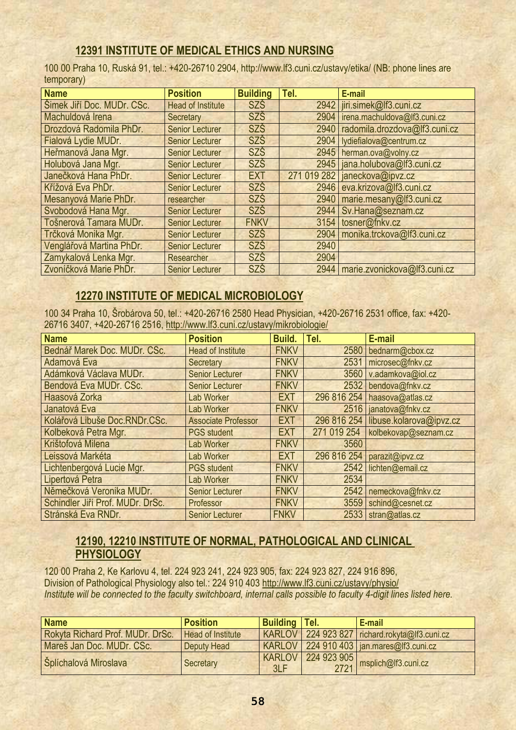## 12391 INSTITUTE OF MEDICAL ETHICS AND NURSING

100 00 Praha 10, Ruská 91, tel.: +420-26710 2904, http://www.lf3.cuni.cz/ustavy/etika/ (NB: phone lines are temporary)

| Name | Position | Building | Tel. | E-mail |
|---|---|---|---|---|
| Šimek Jiří Doc. MUDr. CSc. | Head of Institute | SZŠ | 2942 | jiri.simek@lf3.cuni.cz |
| Machuldová Irena | Secretary | SZŠ | 2904 | irena.machuldova@lf3.cuni.cz |
| Drozdová Radomila PhDr. | Senior Lecturer | SZŠ | 2940 | radomila.drozdova@lf3.cuni.cz |
| Fialová Lydie MUDr. | Senior Lecturer | SZŠ | 2904 | lydiefialova@centrum.cz |
| Heřmanová Jana Mgr. | Senior Lecturer | SZŠ | 2945 | herman.ova@volny.cz |
| Holubová Jana Mgr. | Senior Lecturer | SZŠ | 2945 | jana.holubova@lf3.cuni.cz |
| Janečková Hana PhDr. | Senior Lecturer | EXT | 271 019 282 | janeckova@ipvz.cz |
| Křížová Eva PhDr. | Senior Lecturer | SZŠ | 2946 | eva.krizova@lf3.cuni.cz |
| Mesanyová Marie PhDr. | researcher | SZŠ | 2940 | marie.mesany@lf3.cuni.cz |
| Svobodová Hana Mgr. | Senior Lecturer | SZŠ | 2944 | Sv.Hana@seznam.cz |
| Tošnerová Tamara MUDr. | Senior Lecturer | FNKV | 3154 | tosner@fnkv.cz |
| Trčková Monika Mgr. | Senior Lecturer | SZŠ | 2904 | monika.trckova@lf3.cuni.cz |
| Venglářová Martina PhDr. | Senior Lecturer | SZŠ | 2940 | |
| Zamykalová Lenka Mgr. | Researcher | SZŠ | 2904 | |
| Zvoníčková Marie PhDr. | Senior Lecturer | SZŠ | 2944 | marie.zvonickova@lf3.cuni.cz |

## 12270 INSTITUTE OF MEDICAL MICROBIOLOGY

100 34 Praha 10, Šrobárova 50, tel.: +420-26716 2580 Head Physician, +420-26716 2531 office, fax: +420-26716 3407, +420-26716 2516, http://www.lf3.cuni.cz/ustavy/mikrobiologie/

| Name | Position | Build. | Tel. | E-mail |
|---|---|---|---|---|
| Bednář Marek Doc. MUDr. CSc. | Head of Institute | FNKV | 2580 | bednarm@cbox.cz |
| Adamová Eva | Secretary | FNKV | 2531 | microsec@fnkv.cz |
| Adámková Václava MUDr. | Senior Lecturer | FNKV | 3560 | v.adamkova@iol.cz |
| Bendová Eva MUDr. CSc. | Senior Lecturer | FNKV | 2532 | bendova@fnkv.cz |
| Haasová Zorka | Lab Worker | EXT | 296 816 254 | haasova@atlas.cz |
| Janatová Eva | Lab Worker | FNKV | 2516 | janatova@fnkv.cz |
| Kolářová Libuše Doc.RNDr.CSc. | Associate Professor | EXT | 296 816 254 | libuse.kolarova@ipvz.cz |
| Kolbeková Petra Mgr. | PGS student | EXT | 271 019 254 | kolbekovap@seznam.cz |
| Krištofová Milena | Lab Worker | FNKV | 3560 | |
| Leissová Markéta | Lab Worker | EXT | 296 816 254 | parazit@ipvz.cz |
| Lichtenbergová Lucie Mgr. | PGS student | FNKV | 2542 | lichten@email.cz |
| Lipertová Petra | Lab Worker | FNKV | 2534 | |
| Němečková Veronika MUDr. | Senior Lecturer | FNKV | 2542 | nemeckova@fnkv.cz |
| Schindler Jiří Prof. MUDr. DrSc. | Professor | FNKV | 3559 | schind@cesnet.cz |
| Stránská Eva RNDr. | Senior Lecturer | FNKV | 2533 | stran@atlas.cz |

## 12190, 12210 INSTITUTE OF NORMAL, PATHOLOGICAL AND CLINICAL PHYSIOLOGY

120 00 Praha 2, Ke Karlovu 4, tel. 224 923 241, 224 923 905, fax: 224 923 827, 224 916 896, Division of Pathological Physiology also tel.: 224 910 403 http://www.lf3.cuni.cz/ustavy/physio/
*Institute will be connected to the faculty switchboard, internal calls possible to faculty 4-digit lines listed here.*

| Name | Position | Building | Tel. | E-mail |
|---|---|---|---|---|
| Rokyta Richard Prof. MUDr. DrSc. | Head of Institute | KARLOV | 224 923 827 | richard.rokyta@lf3.cuni.cz |
| Mareš Jan Doc. MUDr. CSc. | Deputy Head | KARLOV | 224 910 403 | jan.mares@lf3.cuni.cz |
| Šplíchalová Miroslava | Secretary | KARLOV 3LF | 224 923 905 2721 | msplich@lf3.cuni.cz |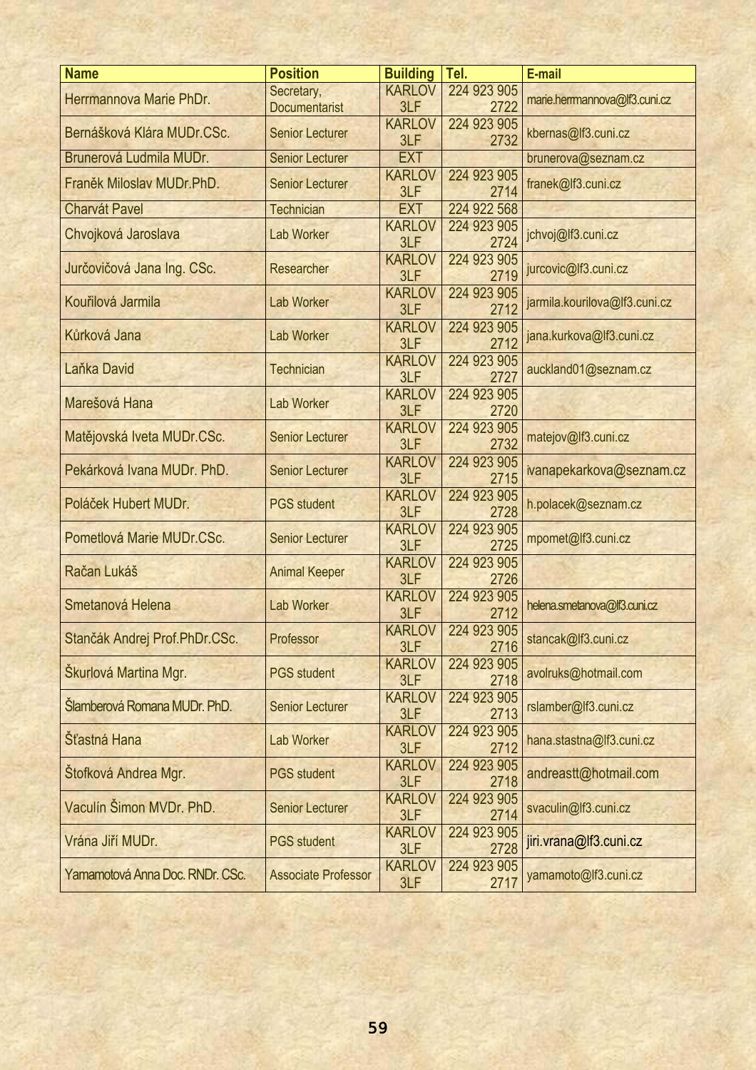| Name | Position | Building | Tel. | E-mail |
|---|---|---|---|---|
| Herrmannova Marie PhDr. | Secretary, Documentarist | KARLOV 3LF | 224 923 905 2722 | marie.herrmannova@lf3.cuni.cz |
| Bernášková Klára MUDr.CSc. | Senior Lecturer | KARLOV 3LF | 224 923 905 2732 | kbernas@lf3.cuni.cz |
| Brunerová Ludmila MUDr. | Senior Lecturer | EXT | | brunerova@seznam.cz |
| Franěk Miloslav MUDr.PhD. | Senior Lecturer | KARLOV 3LF | 224 923 905 2714 | franek@lf3.cuni.cz |
| Charvát Pavel | Technician | EXT | 224 922 568 | |
| Chvojková Jaroslava | Lab Worker | KARLOV 3LF | 224 923 905 2724 | jchvoj@lf3.cuni.cz |
| Jurčovičová Jana Ing. CSc. | Researcher | KARLOV 3LF | 224 923 905 2719 | jurcovic@lf3.cuni.cz |
| Kouřilová Jarmila | Lab Worker | KARLOV 3LF | 224 923 905 2712 | jarmila.kourilova@lf3.cuni.cz |
| Kůrková Jana | Lab Worker | KARLOV 3LF | 224 923 905 2712 | jana.kurkova@lf3.cuni.cz |
| Laňka David | Technician | KARLOV 3LF | 224 923 905 2727 | auckland01@seznam.cz |
| Marešová Hana | Lab Worker | KARLOV 3LF | 224 923 905 2720 | |
| Matějovská Iveta MUDr.CSc. | Senior Lecturer | KARLOV 3LF | 224 923 905 2732 | matejov@lf3.cuni.cz |
| Pekárková Ivana MUDr. PhD. | Senior Lecturer | KARLOV 3LF | 224 923 905 2715 | ivanapekarkova@seznam.cz |
| Poláček Hubert MUDr. | PGS student | KARLOV 3LF | 224 923 905 2728 | h.polacek@seznam.cz |
| Pometlová Marie MUDr.CSc. | Senior Lecturer | KARLOV 3LF | 224 923 905 2725 | mpomet@lf3.cuni.cz |
| Račan Lukáš | Animal Keeper | KARLOV 3LF | 224 923 905 2726 | |
| Smetanová Helena | Lab Worker | KARLOV 3LF | 224 923 905 2712 | helena.smetanova@lf3.cuni.cz |
| Stančák Andrej Prof.PhDr.CSc. | Professor | KARLOV 3LF | 224 923 905 2716 | stancak@lf3.cuni.cz |
| Škurlová Martina Mgr. | PGS student | KARLOV 3LF | 224 923 905 2718 | avolruks@hotmail.com |
| Šlamberová Romana MUDr. PhD. | Senior Lecturer | KARLOV 3LF | 224 923 905 2713 | rslamber@lf3.cuni.cz |
| Šťastná Hana | Lab Worker | KARLOV 3LF | 224 923 905 2712 | hana.stastna@lf3.cuni.cz |
| Štofková Andrea Mgr. | PGS student | KARLOV 3LF | 224 923 905 2718 | andreastt@hotmail.com |
| Vaculín Šimon MVDr. PhD. | Senior Lecturer | KARLOV 3LF | 224 923 905 2714 | svaculin@lf3.cuni.cz |
| Vrána Jiří MUDr. | PGS student | KARLOV 3LF | 224 923 905 2728 | jiri.vrana@lf3.cuni.cz |
| Yamamotová Anna Doc. RNDr. CSc. | Associate Professor | KARLOV 3LF | 224 923 905 2717 | yamamoto@lf3.cuni.cz |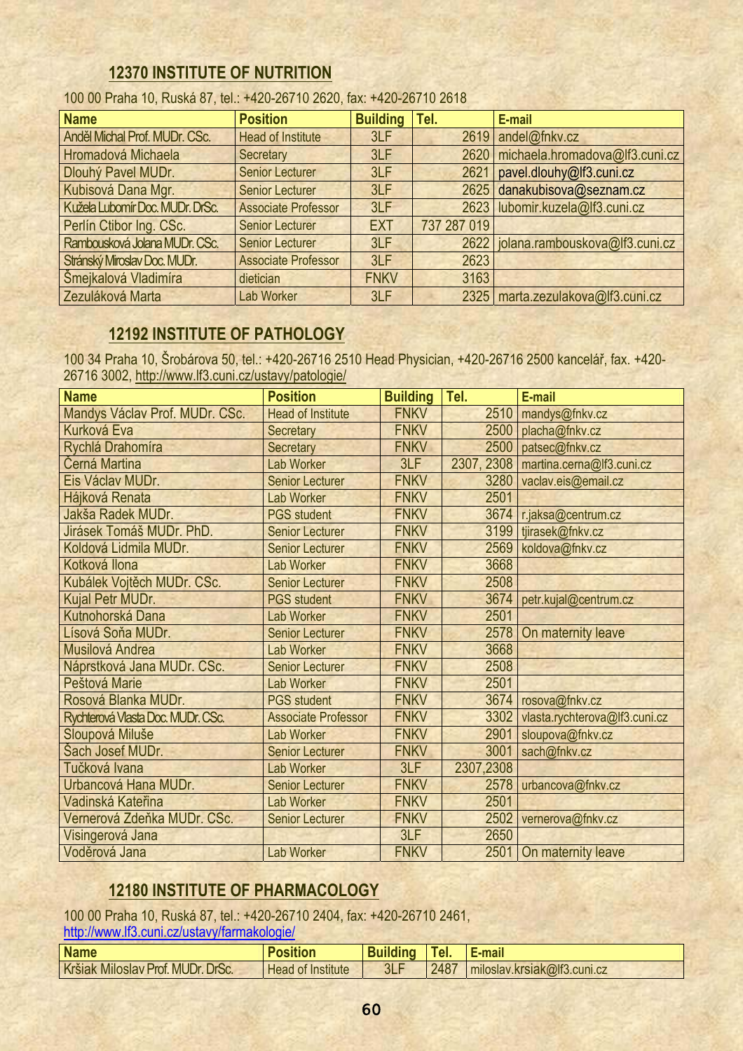## 12370 INSTITUTE OF NUTRITION

100 00 Praha 10, Ruská 87, tel.: +420-26710 2620, fax: +420-26710 2618

| Name | Position | Building | Tel. | E-mail |
|---|---|---|---|---|
| Anděl Michal Prof. MUDr. CSc. | Head of Institute | 3LF | 2619 | andel@fnkv.cz |
| Hromadová Michaela | Secretary | 3LF | 2620 | michaela.hromadova@lf3.cuni.cz |
| Dlouhý Pavel MUDr. | Senior Lecturer | 3LF | 2621 | pavel.dlouhy@lf3.cuni.cz |
| Kubisová Dana Mgr. | Senior Lecturer | 3LF | 2625 | danakubisova@seznam.cz |
| Kužela Lubomír Doc. MUDr. DrSc. | Associate Professor | 3LF | 2623 | lubomir.kuzela@lf3.cuni.cz |
| Perlín Ctibor Ing. CSc. | Senior Lecturer | EXT | 737 287 019 | |
| Rambousková Jolana MUDr. CSc. | Senior Lecturer | 3LF | 2622 | jolana.rambouskova@lf3.cuni.cz |
| Stránský Miroslav Doc. MUDr. | Associate Professor | 3LF | 2623 | |
| Šmejkalová Vladimíra | dietician | FNKV | 3163 | |
| Zezuláková Marta | Lab Worker | 3LF | 2325 | marta.zezulakova@lf3.cuni.cz |

## 12192 INSTITUTE OF PATHOLOGY

100 34 Praha 10, Šrobárova 50, tel.: +420-26716 2510 Head Physician, +420-26716 2500 kancelář, fax. +420-26716 3002, http://www.lf3.cuni.cz/ustavy/patologie/

| Name | Position | Building | Tel. | E-mail |
|---|---|---|---|---|
| Mandys Václav Prof. MUDr. CSc. | Head of Institute | FNKV | 2510 | mandys@fnkv.cz |
| Kurková Eva | Secretary | FNKV | 2500 | placha@fnkv.cz |
| Rychlá Drahomíra | Secretary | FNKV | 2500 | patsec@fnkv.cz |
| Černá Martina | Lab Worker | 3LF | 2307, 2308 | martina.cerna@lf3.cuni.cz |
| Eis Václav MUDr. | Senior Lecturer | FNKV | 3280 | vaclav.eis@email.cz |
| Hájková Renata | Lab Worker | FNKV | 2501 | |
| Jakša Radek MUDr. | PGS student | FNKV | 3674 | r.jaksa@centrum.cz |
| Jirásek Tomáš MUDr. PhD. | Senior Lecturer | FNKV | 3199 | tjirasek@fnkv.cz |
| Koldová Lidmila MUDr. | Senior Lecturer | FNKV | 2569 | koldova@fnkv.cz |
| Kotková Ilona | Lab Worker | FNKV | 3668 | |
| Kubálek Vojtěch MUDr. CSc. | Senior Lecturer | FNKV | 2508 | |
| Kujal Petr MUDr. | PGS student | FNKV | 3674 | petr.kujal@centrum.cz |
| Kutnohorská Dana | Lab Worker | FNKV | 2501 | |
| Lísová Soňa MUDr. | Senior Lecturer | FNKV | 2578 | On maternity leave |
| Musilová Andrea | Lab Worker | FNKV | 3668 | |
| Náprstková Jana MUDr. CSc. | Senior Lecturer | FNKV | 2508 | |
| Peštová Marie | Lab Worker | FNKV | 2501 | |
| Rosová Blanka MUDr. | PGS student | FNKV | 3674 | rosova@fnkv.cz |
| Rychterová Vlasta Doc. MUDr. CSc. | Associate Professor | FNKV | 3302 | vlasta.rychterova@lf3.cuni.cz |
| Sloupová Miluše | Lab Worker | FNKV | 2901 | sloupova@fnkv.cz |
| Šach Josef MUDr. | Senior Lecturer | FNKV | 3001 | sach@fnkv.cz |
| Tučková Ivana | Lab Worker | 3LF | 2307,2308 | |
| Urbancová Hana MUDr. | Senior Lecturer | FNKV | 2578 | urbancova@fnkv.cz |
| Vadinská Kateřina | Lab Worker | FNKV | 2501 | |
| Vernerová Zdeňka MUDr. CSc. | Senior Lecturer | FNKV | 2502 | vernerova@fnkv.cz |
| Visingerová Jana | | 3LF | 2650 | |
| Voděrová Jana | Lab Worker | FNKV | 2501 | On maternity leave |

## 12180 INSTITUTE OF PHARMACOLOGY

100 00 Praha 10, Ruská 87, tel.: +420-26710 2404, fax: +420-26710 2461, http://www.lf3.cuni.cz/ustavy/farmakologie/

| Name | Position | Building | Tel. | E-mail |
|---|---|---|---|---|
| Kršiak Miloslav Prof. MUDr. DrSc. | Head of Institute | 3LF | 2487 | miloslav.krsiak@lf3.cuni.cz |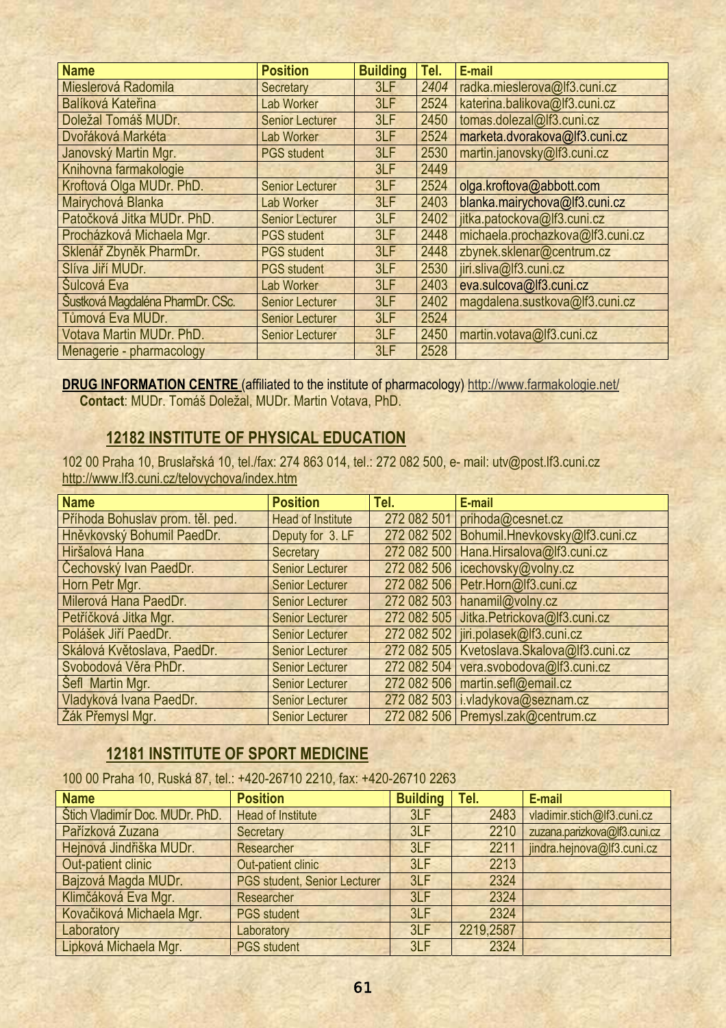| Name | Position | Building | Tel. | E-mail |
|---|---|---|---|---|
| Mieslerová Radomila | Secretary | 3LF | 2404 | radka.mieslerova@lf3.cuni.cz |
| Balíková Kateřina | Lab Worker | 3LF | 2524 | katerina.balikova@lf3.cuni.cz |
| Doležal Tomáš MUDr. | Senior Lecturer | 3LF | 2450 | tomas.dolezal@lf3.cuni.cz |
| Dvořáková Markéta | Lab Worker | 3LF | 2524 | marketa.dvorakova@lf3.cuni.cz |
| Janovský Martin Mgr. | PGS student | 3LF | 2530 | martin.janovsky@lf3.cuni.cz |
| Knihovna farmakologie | | 3LF | 2449 | |
| Kroftová Olga MUDr. PhD. | Senior Lecturer | 3LF | 2524 | olga.kroftova@abbott.com |
| Mairychová Blanka | Lab Worker | 3LF | 2403 | blanka.mairychova@lf3.cuni.cz |
| Patočková Jitka MUDr. PhD. | Senior Lecturer | 3LF | 2402 | jitka.patockova@lf3.cuni.cz |
| Procházková Michaela Mgr. | PGS student | 3LF | 2448 | michaela.prochazkova@lf3.cuni.cz |
| Sklenář Zbyněk PharmDr. | PGS student | 3LF | 2448 | zbynek.sklenar@centrum.cz |
| Slíva Jiří MUDr. | PGS student | 3LF | 2530 | jiri.sliva@lf3.cuni.cz |
| Šulcová Eva | Lab Worker | 3LF | 2403 | eva.sulcova@lf3.cuni.cz |
| Šustková Magdaléna PharmDr. CSc. | Senior Lecturer | 3LF | 2402 | magdalena.sustkova@lf3.cuni.cz |
| Tůmová Eva MUDr. | Senior Lecturer | 3LF | 2524 | |
| Votava Martin MUDr. PhD. | Senior Lecturer | 3LF | 2450 | martin.votava@lf3.cuni.cz |
| Menagerie - pharmacology | | 3LF | 2528 | |

**DRUG INFORMATION CENTRE** (affiliated to the institute of pharmacology) http://www.farmakologie.net/
**Contact**: MUDr. Tomáš Doležal, MUDr. Martin Votava, PhD.

## 12182 INSTITUTE OF PHYSICAL EDUCATION

102 00 Praha 10, Bruslařská 10, tel./fax: 274 863 014, tel.: 272 082 500, e- mail: utv@post.lf3.cuni.cz
http://www.lf3.cuni.cz/telovychova/index.htm

| Name | Position | Tel. | E-mail |
|---|---|---|---|
| Příhoda Bohuslav prom. těl. ped. | Head of Institute | 272 082 501 | prihoda@cesnet.cz |
| Hněvkovský Bohumil PaedDr. | Deputy for 3. LF | 272 082 502 | Bohumil.Hnevkovsky@lf3.cuni.cz |
| Hiršalová Hana | Secretary | 272 082 500 | Hana.Hirsalova@lf3.cuni.cz |
| Čechovský Ivan PaedDr. | Senior Lecturer | 272 082 506 | icechovsky@volny.cz |
| Horn Petr Mgr. | Senior Lecturer | 272 082 506 | Petr.Horn@lf3.cuni.cz |
| Milerová Hana PaedDr. | Senior Lecturer | 272 082 503 | hanamil@volny.cz |
| Petříčková Jitka Mgr. | Senior Lecturer | 272 082 505 | Jitka.Petrickova@lf3.cuni.cz |
| Polášek Jiří PaedDr. | Senior Lecturer | 272 082 502 | jiri.polasek@lf3.cuni.cz |
| Skálová Květoslava, PaedDr. | Senior Lecturer | 272 082 505 | Kvetoslava.Skalova@lf3.cuni.cz |
| Svobodová Věra PhDr. | Senior Lecturer | 272 082 504 | vera.svobodova@lf3.cuni.cz |
| Šefl Martin Mgr. | Senior Lecturer | 272 082 506 | martin.sefl@email.cz |
| Vladyková Ivana PaedDr. | Senior Lecturer | 272 082 503 | i.vladykova@seznam.cz |
| Žák Přemysl Mgr. | Senior Lecturer | 272 082 506 | Premysl.zak@centrum.cz |

## 12181 INSTITUTE OF SPORT MEDICINE

100 00 Praha 10, Ruská 87, tel.: +420-26710 2210, fax: +420-26710 2263

| Name | Position | Building | Tel. | E-mail |
|---|---|---|---|---|
| Štich Vladimír Doc. MUDr. PhD. | Head of Institute | 3LF | 2483 | vladimir.stich@lf3.cuni.cz |
| Parízková Zuzana | Secretary | 3LF | 2210 | zuzana.parizkova@lf3.cuni.cz |
| Hejnová Jindřiška MUDr. | Researcher | 3LF | 2211 | jindra.hejnova@lf3.cuni.cz |
| Out-patient clinic | Out-patient clinic | 3LF | 2213 | |
| Bajzová Magda MUDr. | PGS student, Senior Lecturer | 3LF | 2324 | |
| Klimčáková Eva Mgr. | Researcher | 3LF | 2324 | |
| Kovačiková Michaela Mgr. | PGS student | 3LF | 2324 | |
| Laboratory | Laboratory | 3LF | 2219,2587 | |
| Lipková Michaela Mgr. | PGS student | 3LF | 2324 | |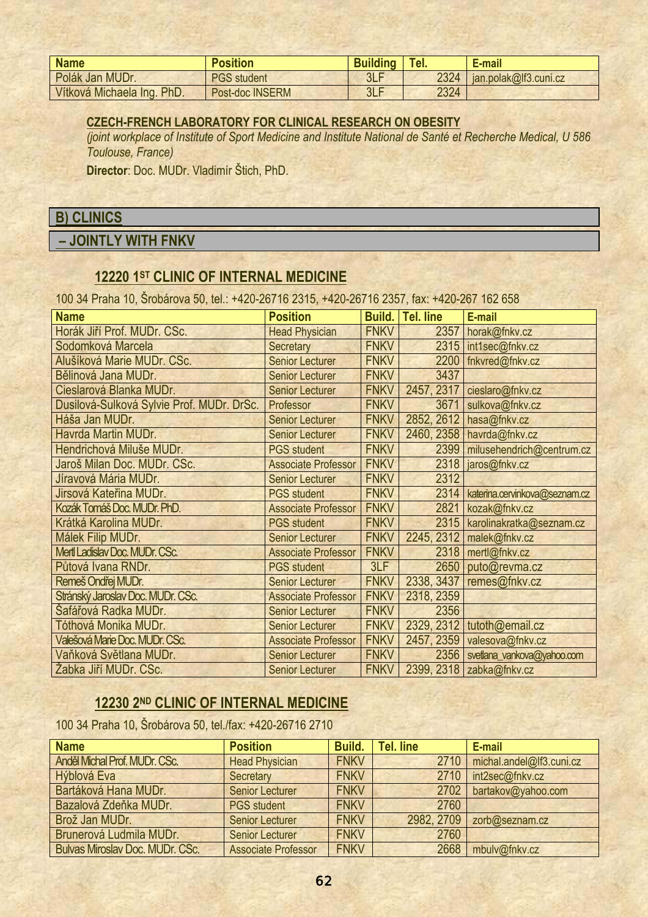| Name | Position | Building | Tel. | E-mail |
|---|---|---|---|---|
| Polák Jan MUDr. | PGS student | 3LF | 2324 | jan.polak@lf3.cuni.cz |
| Vítková Michaela Ing. PhD. | Post-doc INSERM | 3LF | 2324 | |

**CZECH-FRENCH LABORATORY FOR CLINICAL RESEARCH ON OBESITY**

*(joint workplace of Institute of Sport Medicine and Institute National de Santé et Recherche Medical, U 586 Toulouse, France)*

**Director**: Doc. MUDr. Vladimír Štich, PhD.

## B) CLINICS

## – JOINTLY WITH FNKV

### 12220 1ST CLINIC OF INTERNAL MEDICINE

100 34 Praha 10, Šrobárova 50, tel.: +420-26716 2315, +420-26716 2357, fax: +420-267 162 658

| Name | Position | Build. | Tel. line | E-mail |
|---|---|---|---|---|
| Horák Jiří Prof. MUDr. CSc. | Head Physician | FNKV | 2357 | horak@fnkv.cz |
| Sodomková Marcela | Secretary | FNKV | 2315 | int1sec@fnkv.cz |
| Alušíková Marie MUDr. CSc. | Senior Lecturer | FNKV | 2200 | fnkvred@fnkv.cz |
| Bělinová Jana MUDr. | Senior Lecturer | FNKV | 3437 | |
| Cieslarová Blanka MUDr. | Senior Lecturer | FNKV | 2457, 2317 | cieslaro@fnkv.cz |
| Dusilová-Sulková Sylvie Prof. MUDr. DrSc. | Professor | FNKV | 3671 | sulkova@fnkv.cz |
| Háša Jan MUDr. | Senior Lecturer | FNKV | 2852, 2612 | hasa@fnkv.cz |
| Havrda Martin MUDr. | Senior Lecturer | FNKV | 2460, 2358 | havrda@fnkv.cz |
| Hendrichová Miluše MUDr. | PGS student | FNKV | 2399 | milusehendrich@centrum.cz |
| Jaroš Milan Doc. MUDr. CSc. | Associate Professor | FNKV | 2318 | jaros@fnkv.cz |
| Jíravová Mária MUDr. | Senior Lecturer | FNKV | 2312 | |
| Jirsová Kateřina MUDr. | PGS student | FNKV | 2314 | katerina.cervinkova@seznam.cz |
| Kozák Tomáš Doc. MUDr. PhD. | Associate Professor | FNKV | 2821 | kozak@fnkv.cz |
| Krátká Karolina MUDr. | PGS student | FNKV | 2315 | karolinakratka@seznam.cz |
| Málek Filip MUDr. | Senior Lecturer | FNKV | 2245, 2312 | malek@fnkv.cz |
| Mertl Ladislav Doc. MUDr. CSc. | Associate Professor | FNKV | 2318 | mertl@fnkv.cz |
| Půtová Ivana RNDr. | PGS student | 3LF | 2650 | puto@revma.cz |
| Remeš Ondřej MUDr. | Senior Lecturer | FNKV | 2338, 3437 | remes@fnkv.cz |
| Stránský Jaroslav Doc. MUDr. CSc. | Associate Professor | FNKV | 2318, 2359 | |
| Šafářová Radka MUDr. | Senior Lecturer | FNKV | 2356 | |
| Tóthová Monika MUDr. | Senior Lecturer | FNKV | 2329, 2312 | tutoth@email.cz |
| Valešová Marie Doc. MUDr. CSc. | Associate Professor | FNKV | 2457, 2359 | valesova@fnkv.cz |
| Vaňková Světlana MUDr. | Senior Lecturer | FNKV | 2356 | svetlana_vankova@yahoo.com |
| Žabka Jiří MUDr. CSc. | Senior Lecturer | FNKV | 2399, 2318 | zabka@fnkv.cz |

### 12230 2ND CLINIC OF INTERNAL MEDICINE

100 34 Praha 10, Šrobárova 50, tel./fax: +420-26716 2710

| Name | Position | Build. | Tel. line | E-mail |
|---|---|---|---|---|
| Anděl Michal Prof. MUDr. CSc. | Head Physician | FNKV | 2710 | michal.andel@lf3.cuni.cz |
| Hýblová Eva | Secretary | FNKV | 2710 | int2sec@fnkv.cz |
| Bartáková Hana MUDr. | Senior Lecturer | FNKV | 2702 | bartakov@yahoo.com |
| Bazalová Zdeňka MUDr. | PGS student | FNKV | 2760 | |
| Brož Jan MUDr. | Senior Lecturer | FNKV | 2982, 2709 | zorb@seznam.cz |
| Brunerová Ludmila MUDr. | Senior Lecturer | FNKV | 2760 | |
| Bulvas Miroslav Doc. MUDr. CSc. | Associate Professor | FNKV | 2668 | mbulv@fnkv.cz |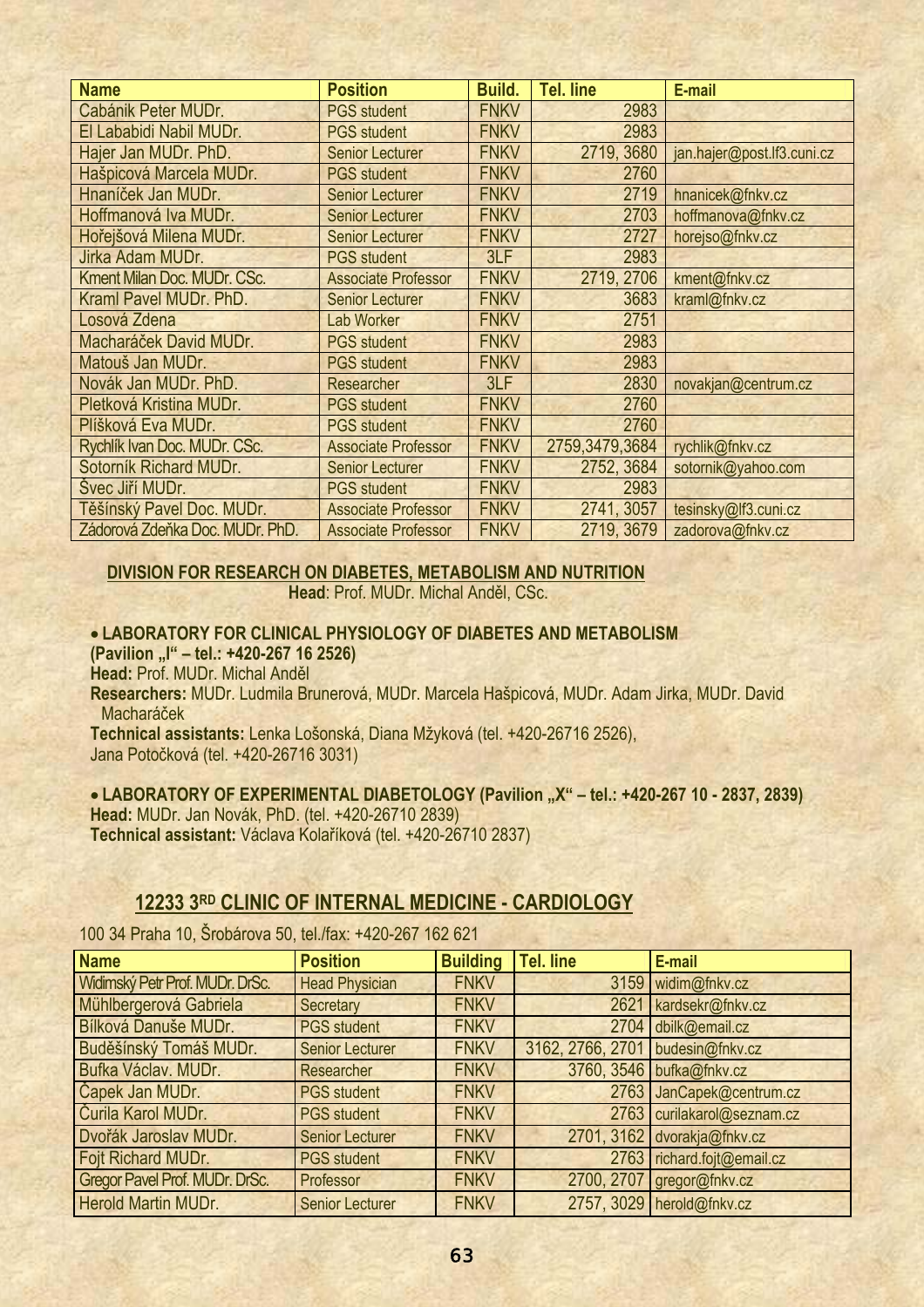| Name | Position | Build. | Tel. line | E-mail |
|---|---|---|---|---|
| Cabánik Peter MUDr. | PGS student | FNKV | 2983 | |
| El Lababidi Nabil MUDr. | PGS student | FNKV | 2983 | |
| Hajer Jan MUDr. PhD. | Senior Lecturer | FNKV | 2719, 3680 | jan.hajer@post.lf3.cuni.cz |
| Hašpicová Marcela MUDr. | PGS student | FNKV | 2760 | |
| Hnaníček Jan MUDr. | Senior Lecturer | FNKV | 2719 | hnanicek@fnkv.cz |
| Hoffmanová Iva MUDr. | Senior Lecturer | FNKV | 2703 | hoffmanova@fnkv.cz |
| Hořejšová Milena MUDr. | Senior Lecturer | FNKV | 2727 | horejso@fnkv.cz |
| Jirka Adam MUDr. | PGS student | 3LF | 2983 | |
| Kment Milan Doc. MUDr. CSc. | Associate Professor | FNKV | 2719, 2706 | kment@fnkv.cz |
| Kraml Pavel MUDr. PhD. | Senior Lecturer | FNKV | 3683 | kraml@fnkv.cz |
| Losová Zdena | Lab Worker | FNKV | 2751 | |
| Macharáček David MUDr. | PGS student | FNKV | 2983 | |
| Matouš Jan MUDr. | PGS student | FNKV | 2983 | |
| Novák Jan MUDr. PhD. | Researcher | 3LF | 2830 | novakjan@centrum.cz |
| Pletková Kristina MUDr. | PGS student | FNKV | 2760 | |
| Plíšková Eva MUDr. | PGS student | FNKV | 2760 | |
| Rychlík Ivan Doc. MUDr. CSc. | Associate Professor | FNKV | 2759,3479,3684 | rychlik@fnkv.cz |
| Sotorník Richard MUDr. | Senior Lecturer | FNKV | 2752, 3684 | sotornik@yahoo.com |
| Švec Jiří MUDr. | PGS student | FNKV | 2983 | |
| Těšínský Pavel Doc. MUDr. | Associate Professor | FNKV | 2741, 3057 | tesinsky@lf3.cuni.cz |
| Zádorová Zdeňka Doc. MUDr. PhD. | Associate Professor | FNKV | 2719, 3679 | zadorova@fnkv.cz |

**DIVISION FOR RESEARCH ON DIABETES, METABOLISM AND NUTRITION**

**Head**: Prof. MUDr. Michal Anděl, CSc.

- **LABORATORY FOR CLINICAL PHYSIOLOGY OF DIABETES AND METABOLISM (Pavilion „I" – tel.: +420-267 16 2526)**

**Head:** Prof. MUDr. Michal Anděl

**Researchers:** MUDr. Ludmila Brunerová, MUDr. Marcela Hašpicová, MUDr. Adam Jirka, MUDr. David Macharáček

**Technical assistants:** Lenka Lošonská, Diana Mžyková (tel. +420-26716 2526), Jana Potočková (tel. +420-26716 3031)

- **LABORATORY OF EXPERIMENTAL DIABETOLOGY (Pavilion „X" – tel.: +420-267 10 - 2837, 2839)**

**Head:** MUDr. Jan Novák, PhD. (tel. +420-26710 2839)

**Technical assistant:** Václava Kolaříková (tel. +420-26710 2837)

## 12233 3RD CLINIC OF INTERNAL MEDICINE - CARDIOLOGY

100 34 Praha 10, Šrobárova 50, tel./fax: +420-267 162 621

| Name | Position | Building | Tel. line | E-mail |
|---|---|---|---|---|
| Widimský Petr Prof. MUDr. DrSc. | Head Physician | FNKV | 3159 | widim@fnkv.cz |
| Mühlbergerová Gabriela | Secretary | FNKV | 2621 | kardsekr@fnkv.cz |
| Bílková Danuše MUDr. | PGS student | FNKV | 2704 | dbilk@email.cz |
| Buděšínský Tomáš MUDr. | Senior Lecturer | FNKV | 3162, 2766, 2701 | budesin@fnkv.cz |
| Bufka Václav. MUDr. | Researcher | FNKV | 3760, 3546 | bufka@fnkv.cz |
| Čapek Jan MUDr. | PGS student | FNKV | 2763 | JanCapek@centrum.cz |
| Čurila Karol MUDr. | PGS student | FNKV | 2763 | curilakarol@seznam.cz |
| Dvořák Jaroslav MUDr. | Senior Lecturer | FNKV | 2701, 3162 | dvorakja@fnkv.cz |
| Fojt Richard MUDr. | PGS student | FNKV | 2763 | richard.fojt@email.cz |
| Gregor Pavel Prof. MUDr. DrSc. | Professor | FNKV | 2700, 2707 | gregor@fnkv.cz |
| Herold Martin MUDr. | Senior Lecturer | FNKV | 2757, 3029 | herold@fnkv.cz |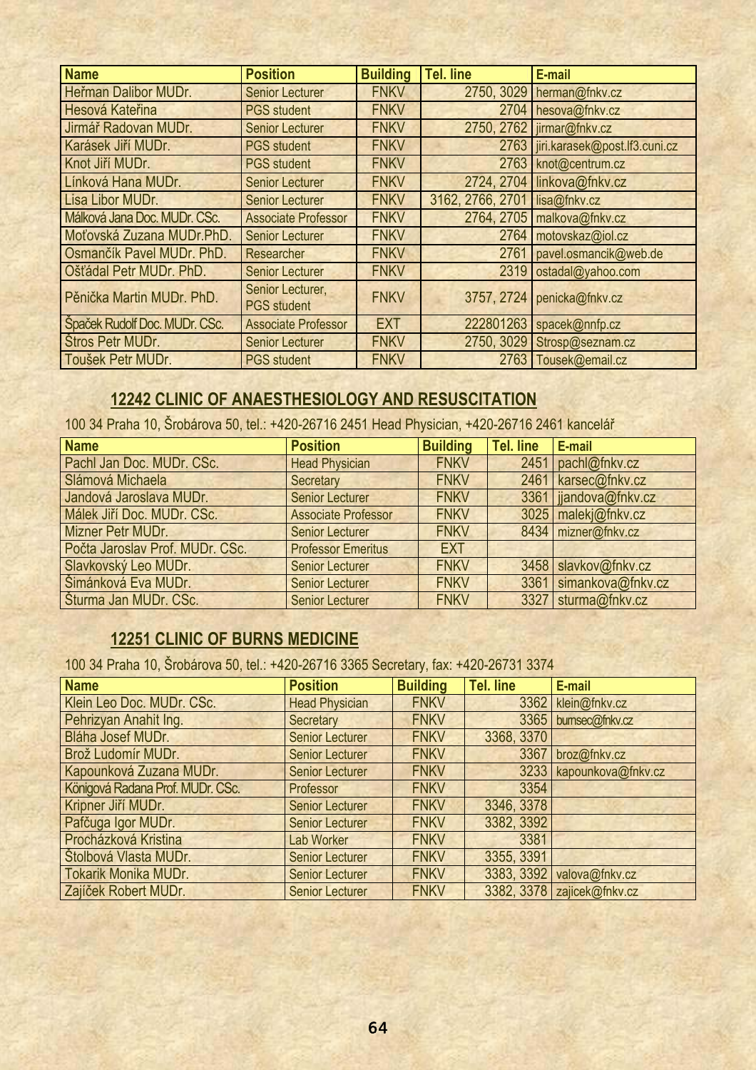| Name | Position | Building | Tel. line | E-mail |
|---|---|---|---|---|
| Heřman Dalibor MUDr. | Senior Lecturer | FNKV | 2750, 3029 | herman@fnkv.cz |
| Hesová Kateřina | PGS student | FNKV | 2704 | hesova@fnkv.cz |
| Jirmář Radovan MUDr. | Senior Lecturer | FNKV | 2750, 2762 | jirmar@fnkv.cz |
| Karásek Jiří MUDr. | PGS student | FNKV | 2763 | jiri.karasek@post.lf3.cuni.cz |
| Knot Jiří MUDr. | PGS student | FNKV | 2763 | knot@centrum.cz |
| Línková Hana MUDr. | Senior Lecturer | FNKV | 2724, 2704 | linkova@fnkv.cz |
| Lisa Libor MUDr. | Senior Lecturer | FNKV | 3162, 2766, 2701 | lisa@fnkv.cz |
| Málková Jana Doc. MUDr. CSc. | Associate Professor | FNKV | 2764, 2705 | malkova@fnkv.cz |
| Moťovská Zuzana MUDr.PhD. | Senior Lecturer | FNKV | 2764 | motovskaz@iol.cz |
| Osmančík Pavel MUDr. PhD. | Researcher | FNKV | 2761 | pavel.osmancik@web.de |
| Ošťádal Petr MUDr. PhD. | Senior Lecturer | FNKV | 2319 | ostadal@yahoo.com |
| Pěnička Martin MUDr. PhD. | Senior Lecturer, PGS student | FNKV | 3757, 2724 | penicka@fnkv.cz |
| Špaček Rudolf Doc. MUDr. CSc. | Associate Professor | EXT | 222801263 | spacek@nnfp.cz |
| Štros Petr MUDr. | Senior Lecturer | FNKV | 2750, 3029 | Strosp@seznam.cz |
| Toušek Petr MUDr. | PGS student | FNKV | 2763 | Tousek@email.cz |

## 12242 CLINIC OF ANAESTHESIOLOGY AND RESUSCITATION

100 34 Praha 10, Šrobárova 50, tel.: +420-26716 2451 Head Physician, +420-26716 2461 kancelář

| Name | Position | Building | Tel. line | E-mail |
|---|---|---|---|---|
| Pachl Jan Doc. MUDr. CSc. | Head Physician | FNKV | 2451 | pachl@fnkv.cz |
| Slámová Michaela | Secretary | FNKV | 2461 | karsec@fnkv.cz |
| Jandová Jaroslava MUDr. | Senior Lecturer | FNKV | 3361 | jjandova@fnkv.cz |
| Málek Jiří Doc. MUDr. CSc. | Associate Professor | FNKV | 3025 | malekj@fnkv.cz |
| Mizner Petr MUDr. | Senior Lecturer | FNKV | 8434 | mizner@fnkv.cz |
| Počta Jaroslav Prof. MUDr. CSc. | Professor Emeritus | EXT | | |
| Slavkovský Leo MUDr. | Senior Lecturer | FNKV | 3458 | slavkov@fnkv.cz |
| Šimánková Eva MUDr. | Senior Lecturer | FNKV | 3361 | simankova@fnkv.cz |
| Šturma Jan MUDr. CSc. | Senior Lecturer | FNKV | 3327 | sturma@fnkv.cz |

## 12251 CLINIC OF BURNS MEDICINE

100 34 Praha 10, Šrobárova 50, tel.: +420-26716 3365 Secretary, fax: +420-26731 3374

| Name | Position | Building | Tel. line | E-mail |
|---|---|---|---|---|
| Klein Leo Doc. MUDr. CSc. | Head Physician | FNKV | 3362 | klein@fnkv.cz |
| Pehrizyan Anahit Ing. | Secretary | FNKV | 3365 | burnsec@fnkv.cz |
| Bláha Josef MUDr. | Senior Lecturer | FNKV | 3368, 3370 | |
| Brož Ludomír MUDr. | Senior Lecturer | FNKV | 3367 | broz@fnkv.cz |
| Kapounková Zuzana MUDr. | Senior Lecturer | FNKV | 3233 | kapounkova@fnkv.cz |
| Königová Radana Prof. MUDr. CSc. | Professor | FNKV | 3354 | |
| Kripner Jiří MUDr. | Senior Lecturer | FNKV | 3346, 3378 | |
| Pafčuga Igor MUDr. | Senior Lecturer | FNKV | 3382, 3392 | |
| Procházková Kristina | Lab Worker | FNKV | 3381 | |
| Štolbová Vlasta MUDr. | Senior Lecturer | FNKV | 3355, 3391 | |
| Tokarik Monika MUDr. | Senior Lecturer | FNKV | 3383, 3392 | valova@fnkv.cz |
| Zajíček Robert MUDr. | Senior Lecturer | FNKV | 3382, 3378 | zajicek@fnkv.cz |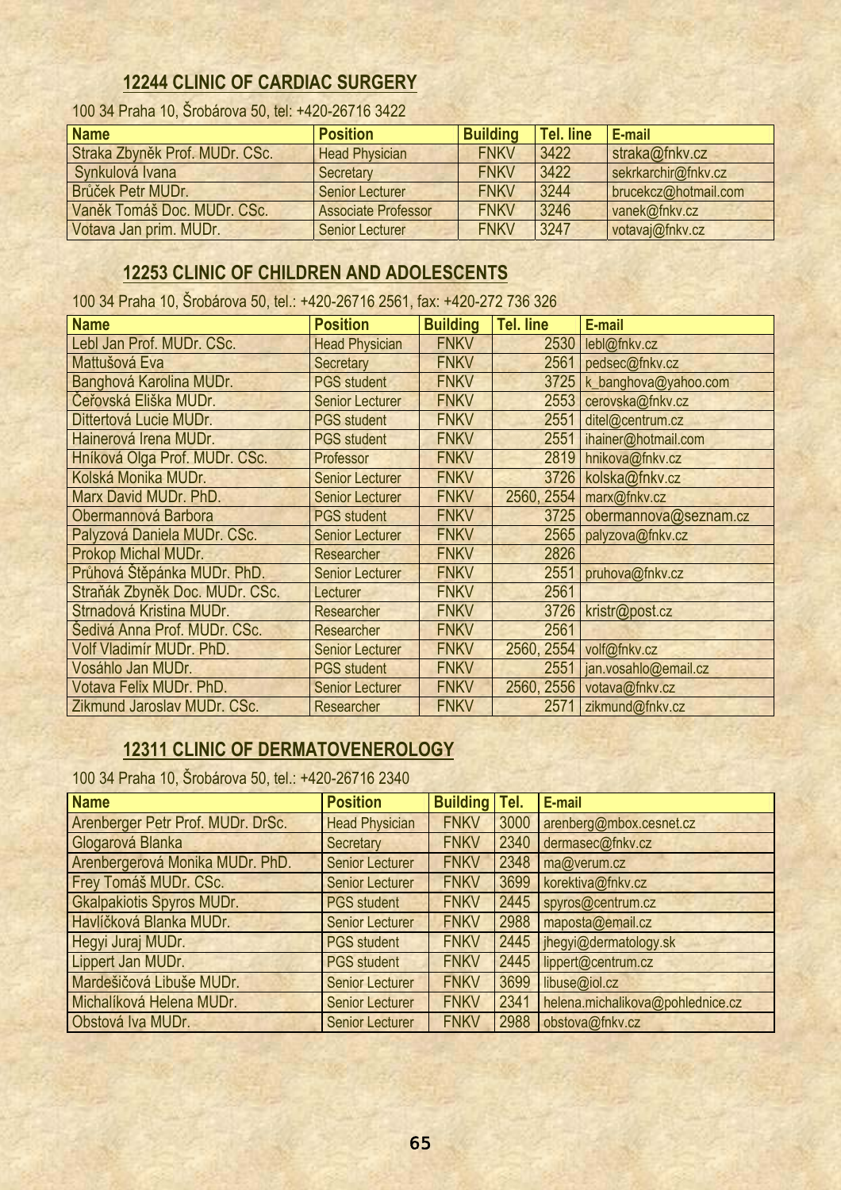## 12244 CLINIC OF CARDIAC SURGERY

100 34 Praha 10, Šrobárova 50, tel: +420-26716 3422

| Name | Position | Building | Tel. line | E-mail |
|---|---|---|---|---|
| Straka Zbyněk Prof. MUDr. CSc. | Head Physician | FNKV | 3422 | straka@fnkv.cz |
| Synkulová Ivana | Secretary | FNKV | 3422 | sekrkarchir@fnkv.cz |
| Brůček Petr MUDr. | Senior Lecturer | FNKV | 3244 | brucekcz@hotmail.com |
| Vaněk Tomáš Doc. MUDr. CSc. | Associate Professor | FNKV | 3246 | vanek@fnkv.cz |
| Votava Jan prim. MUDr. | Senior Lecturer | FNKV | 3247 | votavaj@fnkv.cz |

## 12253 CLINIC OF CHILDREN AND ADOLESCENTS

100 34 Praha 10, Šrobárova 50, tel.: +420-26716 2561, fax: +420-272 736 326

| Name | Position | Building | Tel. line | E-mail |
|---|---|---|---|---|
| Lebl Jan Prof. MUDr. CSc. | Head Physician | FNKV | 2530 | lebl@fnkv.cz |
| Mattušová Eva | Secretary | FNKV | 2561 | pedsec@fnkv.cz |
| Banghová Karolina MUDr. | PGS student | FNKV | 3725 | k_banghova@yahoo.com |
| Čeřovská Eliška MUDr. | Senior Lecturer | FNKV | 2553 | cerovska@fnkv.cz |
| Dittertová Lucie MUDr. | PGS student | FNKV | 2551 | ditel@centrum.cz |
| Hainerová Irena MUDr. | PGS student | FNKV | 2551 | ihainer@hotmail.com |
| Hníková Olga Prof. MUDr. CSc. | Professor | FNKV | 2819 | hnikova@fnkv.cz |
| Kolská Monika MUDr. | Senior Lecturer | FNKV | 3726 | kolska@fnkv.cz |
| Marx David MUDr. PhD. | Senior Lecturer | FNKV | 2560, 2554 | marx@fnkv.cz |
| Obermannová Barbora | PGS student | FNKV | 3725 | obermannova@seznam.cz |
| Palyzová Daniela MUDr. CSc. | Senior Lecturer | FNKV | 2565 | palyzova@fnkv.cz |
| Prokop Michal MUDr. | Researcher | FNKV | 2826 | |
| Průhová Štěpánka MUDr. PhD. | Senior Lecturer | FNKV | 2551 | pruhova@fnkv.cz |
| Straňák Zbyněk Doc. MUDr. CSc. | Lecturer | FNKV | 2561 | |
| Strnadová Kristina MUDr. | Researcher | FNKV | 3726 | kristr@post.cz |
| Šedivá Anna Prof. MUDr. CSc. | Researcher | FNKV | 2561 | |
| Volf Vladimír MUDr. PhD. | Senior Lecturer | FNKV | 2560, 2554 | volf@fnkv.cz |
| Vosáhlo Jan MUDr. | PGS student | FNKV | 2551 | jan.vosahlo@email.cz |
| Votava Felix MUDr. PhD. | Senior Lecturer | FNKV | 2560, 2556 | votava@fnkv.cz |
| Zikmund Jaroslav MUDr. CSc. | Researcher | FNKV | 2571 | zikmund@fnkv.cz |

## 12311 CLINIC OF DERMATOVENEROLOGY

100 34 Praha 10, Šrobárova 50, tel.: +420-26716 2340

| Name | Position | Building | Tel. | E-mail |
|---|---|---|---|---|
| Arenberger Petr Prof. MUDr. DrSc. | Head Physician | FNKV | 3000 | arenberg@mbox.cesnet.cz |
| Glogarová Blanka | Secretary | FNKV | 2340 | dermasec@fnkv.cz |
| Arenbergerová Monika MUDr. PhD. | Senior Lecturer | FNKV | 2348 | ma@verum.cz |
| Frey Tomáš MUDr. CSc. | Senior Lecturer | FNKV | 3699 | korektiva@fnkv.cz |
| Gkalpakiotis Spyros MUDr. | PGS student | FNKV | 2445 | spyros@centrum.cz |
| Havlíčková Blanka MUDr. | Senior Lecturer | FNKV | 2988 | maposta@email.cz |
| Hegyi Juraj MUDr. | PGS student | FNKV | 2445 | jhegyi@dermatology.sk |
| Lippert Jan MUDr. | PGS student | FNKV | 2445 | lippert@centrum.cz |
| Mardešičová Libuše MUDr. | Senior Lecturer | FNKV | 3699 | libuse@iol.cz |
| Michalíková Helena MUDr. | Senior Lecturer | FNKV | 2341 | helena.michalikova@pohlednice.cz |
| Obstová Iva MUDr. | Senior Lecturer | FNKV | 2988 | obstova@fnkv.cz |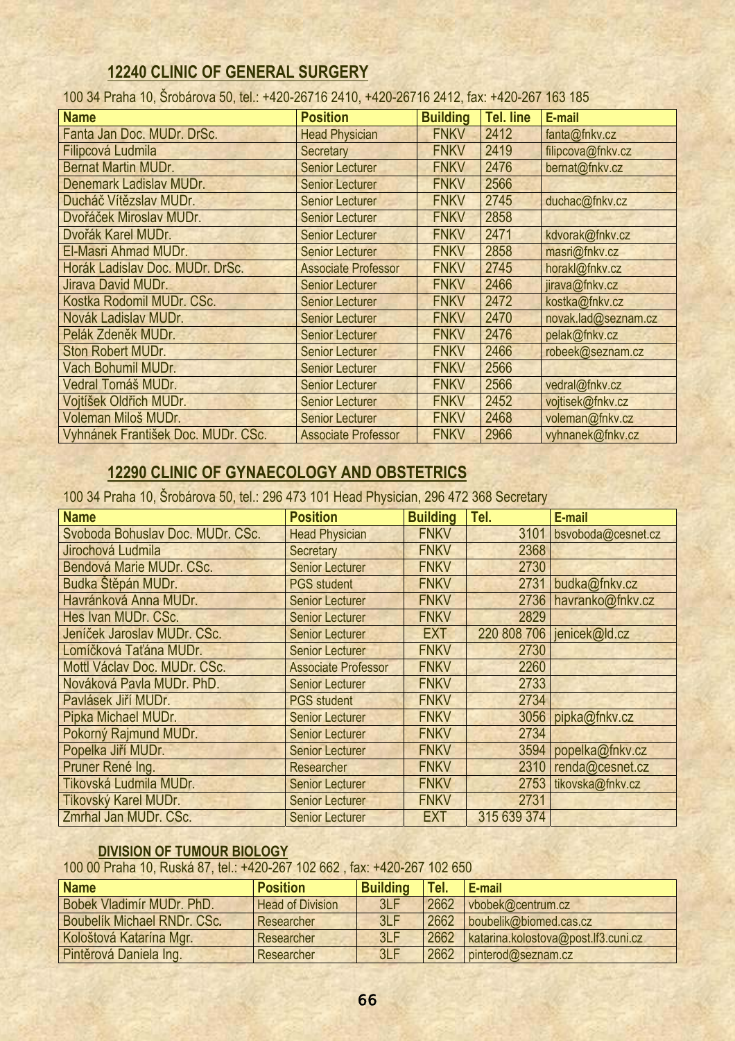## 12240 CLINIC OF GENERAL SURGERY

100 34 Praha 10, Šrobárova 50, tel.: +420-26716 2410, +420-26716 2412, fax: +420-267 163 185

| Name | Position | Building | Tel. line | E-mail |
|---|---|---|---|---|
| Fanta Jan Doc. MUDr. DrSc. | Head Physician | FNKV | 2412 | fanta@fnkv.cz |
| Filipcová Ludmila | Secretary | FNKV | 2419 | filipcova@fnkv.cz |
| Bernat Martin MUDr. | Senior Lecturer | FNKV | 2476 | bernat@fnkv.cz |
| Denemark Ladislav MUDr. | Senior Lecturer | FNKV | 2566 | |
| Ducháč Vítězslav MUDr. | Senior Lecturer | FNKV | 2745 | duchac@fnkv.cz |
| Dvořáček Miroslav MUDr. | Senior Lecturer | FNKV | 2858 | |
| Dvořák Karel MUDr. | Senior Lecturer | FNKV | 2471 | kdvorak@fnkv.cz |
| El-Masri Ahmad MUDr. | Senior Lecturer | FNKV | 2858 | masri@fnkv.cz |
| Horák Ladislav Doc. MUDr. DrSc. | Associate Professor | FNKV | 2745 | horakl@fnkv.cz |
| Jirava David MUDr. | Senior Lecturer | FNKV | 2466 | jirava@fnkv.cz |
| Kostka Rodomil MUDr. CSc. | Senior Lecturer | FNKV | 2472 | kostka@fnkv.cz |
| Novák Ladislav MUDr. | Senior Lecturer | FNKV | 2470 | novak.lad@seznam.cz |
| Pelák Zdeněk MUDr. | Senior Lecturer | FNKV | 2476 | pelak@fnkv.cz |
| Ston Robert MUDr. | Senior Lecturer | FNKV | 2466 | robeek@seznam.cz |
| Vach Bohumil MUDr. | Senior Lecturer | FNKV | 2566 | |
| Vedral Tomáš MUDr. | Senior Lecturer | FNKV | 2566 | vedral@fnkv.cz |
| Vojtíšek Oldřich MUDr. | Senior Lecturer | FNKV | 2452 | vojtisek@fnkv.cz |
| Voleman Miloš MUDr. | Senior Lecturer | FNKV | 2468 | voleman@fnkv.cz |
| Vyhnánek František Doc. MUDr. CSc. | Associate Professor | FNKV | 2966 | vyhnanek@fnkv.cz |

## 12290 CLINIC OF GYNAECOLOGY AND OBSTETRICS

100 34 Praha 10, Šrobárova 50, tel.: 296 473 101 Head Physician, 296 472 368 Secretary

| Name | Position | Building | Tel. | E-mail |
|---|---|---|---|---|
| Svoboda Bohuslav Doc. MUDr. CSc. | Head Physician | FNKV | 3101 | bsvoboda@cesnet.cz |
| Jirochová Ludmila | Secretary | FNKV | 2368 | |
| Bendová Marie MUDr. CSc. | Senior Lecturer | FNKV | 2730 | |
| Budka Štěpán MUDr. | PGS student | FNKV | 2731 | budka@fnkv.cz |
| Havránková Anna MUDr. | Senior Lecturer | FNKV | 2736 | havranko@fnkv.cz |
| Hes Ivan MUDr. CSc. | Senior Lecturer | FNKV | 2829 | |
| Jeníček Jaroslav MUDr. CSc. | Senior Lecturer | EXT | 220 808 706 | jenicek@ld.cz |
| Lomíčková Taťána MUDr. | Senior Lecturer | FNKV | 2730 | |
| Mottl Václav Doc. MUDr. CSc. | Associate Professor | FNKV | 2260 | |
| Nováková Pavla MUDr. PhD. | Senior Lecturer | FNKV | 2733 | |
| Pavlásek Jiří MUDr. | PGS student | FNKV | 2734 | |
| Pipka Michael MUDr. | Senior Lecturer | FNKV | 3056 | pipka@fnkv.cz |
| Pokorný Rajmund MUDr. | Senior Lecturer | FNKV | 2734 | |
| Popelka Jiří MUDr. | Senior Lecturer | FNKV | 3594 | popelka@fnkv.cz |
| Pruner René Ing. | Researcher | FNKV | 2310 | renda@cesnet.cz |
| Tikovská Ludmila MUDr. | Senior Lecturer | FNKV | 2753 | tikovska@fnkv.cz |
| Tikovský Karel MUDr. | Senior Lecturer | FNKV | 2731 | |
| Zmrhal Jan MUDr. CSc. | Senior Lecturer | EXT | 315 639 374 | |

### DIVISION OF TUMOUR BIOLOGY

100 00 Praha 10, Ruská 87, tel.: +420-267 102 662 , fax: +420-267 102 650

| Name | Position | Building | Tel. | E-mail |
|---|---|---|---|---|
| Bobek Vladimír MUDr. PhD. | Head of Division | 3LF | 2662 | vbobek@centrum.cz |
| Boubelík Michael RNDr. CSc. | Researcher | 3LF | 2662 | boubelik@biomed.cas.cz |
| Kološtová Katarína Mgr. | Researcher | 3LF | 2662 | katarina.kolostova@post.lf3.cuni.cz |
| Pintěrová Daniela Ing. | Researcher | 3LF | 2662 | pinterod@seznam.cz |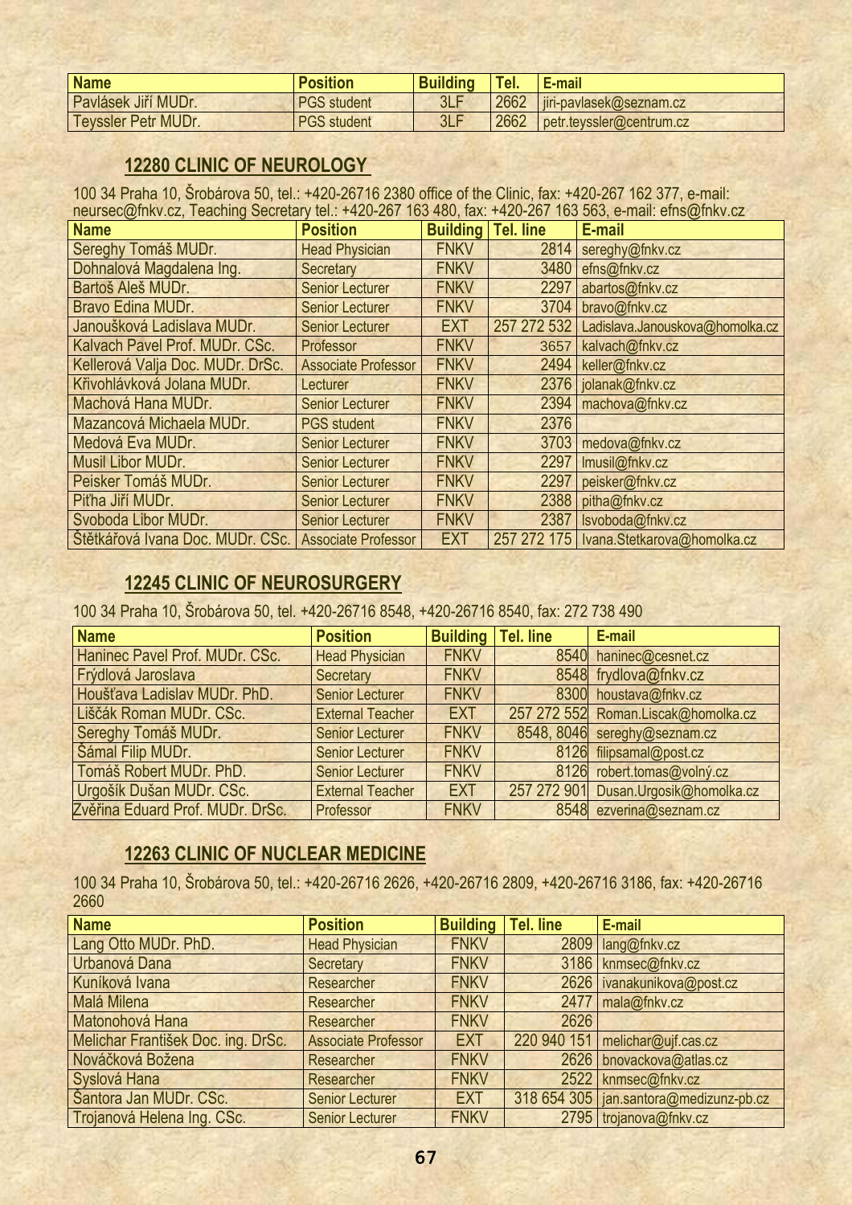| Name | Position | Building | Tel. | E-mail |
|---|---|---|---|---|
| Pavlásek Jiří MUDr. | PGS student | 3LF | 2662 | jiri-pavlasek@seznam.cz |
| Teyssler Petr MUDr. | PGS student | 3LF | 2662 | petr.teyssler@centrum.cz |

## 12280 CLINIC OF NEUROLOGY

100 34 Praha 10, Šrobárova 50, tel.: +420-26716 2380 office of the Clinic, fax: +420-267 162 377, e-mail: neursec@fnkv.cz, Teaching Secretary tel.: +420-267 163 480, fax: +420-267 163 563, e-mail: efns@fnkv.cz

| Name | Position | Building | Tel. line | E-mail |
|---|---|---|---|---|
| Sereghy Tomáš MUDr. | Head Physician | FNKV | 2814 | sereghy@fnkv.cz |
| Dohnalová Magdalena Ing. | Secretary | FNKV | 3480 | efns@fnkv.cz |
| Bartoš Aleš MUDr. | Senior Lecturer | FNKV | 2297 | abartos@fnkv.cz |
| Bravo Edina MUDr. | Senior Lecturer | FNKV | 3704 | bravo@fnkv.cz |
| Janoušková Ladislava MUDr. | Senior Lecturer | EXT | 257 272 532 | Ladislava.Janouskova@homolka.cz |
| Kalvach Pavel Prof. MUDr. CSc. | Professor | FNKV | 3657 | kalvach@fnkv.cz |
| Kellerová Valja Doc. MUDr. DrSc. | Associate Professor | FNKV | 2494 | keller@fnkv.cz |
| Křivohlávková Jolana MUDr. | Lecturer | FNKV | 2376 | jolanak@fnkv.cz |
| Machová Hana MUDr. | Senior Lecturer | FNKV | 2394 | machova@fnkv.cz |
| Mazancová Michaela MUDr. | PGS student | FNKV | 2376 | |
| Medová Eva MUDr. | Senior Lecturer | FNKV | 3703 | medova@fnkv.cz |
| Musil Libor MUDr. | Senior Lecturer | FNKV | 2297 | lmusil@fnkv.cz |
| Peisker Tomáš MUDr. | Senior Lecturer | FNKV | 2297 | peisker@fnkv.cz |
| Piťha Jiří MUDr. | Senior Lecturer | FNKV | 2388 | pitha@fnkv.cz |
| Svoboda Libor MUDr. | Senior Lecturer | FNKV | 2387 | lsvoboda@fnkv.cz |
| Štětkářová Ivana Doc. MUDr. CSc. | Associate Professor | EXT | 257 272 175 | Ivana.Stetkarova@homolka.cz |

## 12245 CLINIC OF NEUROSURGERY

100 34 Praha 10, Šrobárova 50, tel. +420-26716 8548, +420-26716 8540, fax: 272 738 490

| Name | Position | Building | Tel. line | E-mail |
|---|---|---|---|---|
| Haninec Pavel Prof. MUDr. CSc. | Head Physician | FNKV | 8540 | haninec@cesnet.cz |
| Frýdlová Jaroslava | Secretary | FNKV | 8548 | frydlova@fnkv.cz |
| Houšťava Ladislav MUDr. PhD. | Senior Lecturer | FNKV | 8300 | houstava@fnkv.cz |
| Liščák Roman MUDr. CSc. | External Teacher | EXT | 257 272 552 | Roman.Liscak@homolka.cz |
| Sereghy Tomáš MUDr. | Senior Lecturer | FNKV | 8548, 8046 | sereghy@seznam.cz |
| Šámal Filip MUDr. | Senior Lecturer | FNKV | 8126 | filipsamal@post.cz |
| Tomáš Robert MUDr. PhD. | Senior Lecturer | FNKV | 8126 | robert.tomas@volný.cz |
| Urgošík Dušan MUDr. CSc. | External Teacher | EXT | 257 272 901 | Dusan.Urgosik@homolka.cz |
| Zvěřina Eduard Prof. MUDr. DrSc. | Professor | FNKV | 8548 | ezverina@seznam.cz |

## 12263 CLINIC OF NUCLEAR MEDICINE

100 34 Praha 10, Šrobárova 50, tel.: +420-26716 2626, +420-26716 2809, +420-26716 3186, fax: +420-26716 2660

| Name | Position | Building | Tel. line | E-mail |
|---|---|---|---|---|
| Lang Otto MUDr. PhD. | Head Physician | FNKV | 2809 | lang@fnkv.cz |
| Urbanová Dana | Secretary | FNKV | 3186 | knmsec@fnkv.cz |
| Kuníková Ivana | Researcher | FNKV | 2626 | ivanakunikova@post.cz |
| Malá Milena | Researcher | FNKV | 2477 | mala@fnkv.cz |
| Matonohová Hana | Researcher | FNKV | 2626 | |
| Melichar František Doc. ing. DrSc. | Associate Professor | EXT | 220 940 151 | melichar@ujf.cas.cz |
| Nováčková Božena | Researcher | FNKV | 2626 | bnovackova@atlas.cz |
| Syslová Hana | Researcher | FNKV | 2522 | knmsec@fnkv.cz |
| Šantora Jan MUDr. CSc. | Senior Lecturer | EXT | 318 654 305 | jan.santora@medizunz-pb.cz |
| Trojanová Helena Ing. CSc. | Senior Lecturer | FNKV | 2795 | trojanova@fnkv.cz |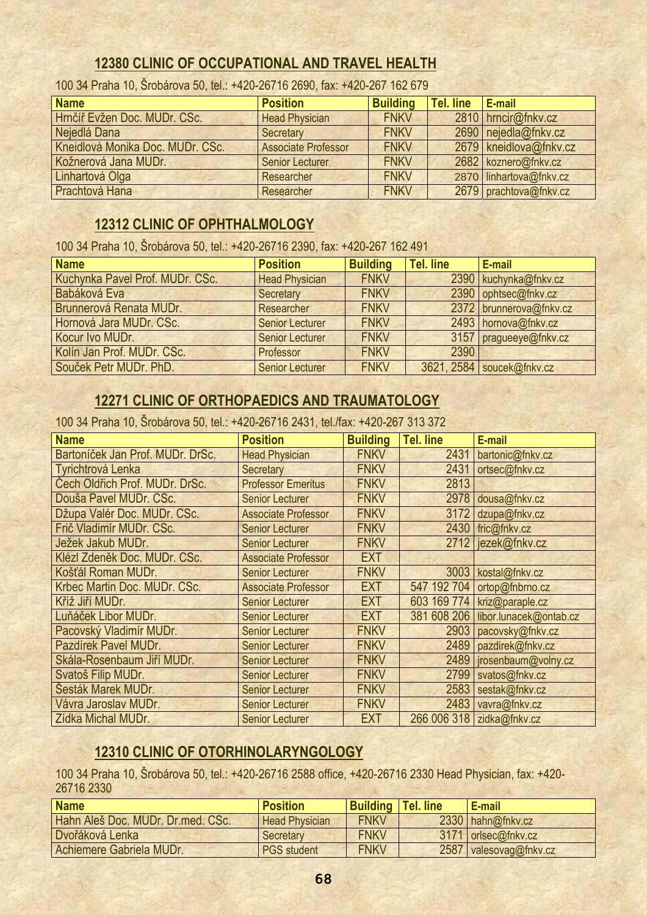## 12380 CLINIC OF OCCUPATIONAL AND TRAVEL HEALTH

100 34 Praha 10, Šrobárova 50, tel.: +420-26716 2690, fax: +420-267 162 679

| Name | Position | Building | Tel. line | E-mail |
|---|---|---|---|---|
| Hrnčíř Evžen Doc. MUDr. CSc. | Head Physician | FNKV | 2810 | hrncir@fnkv.cz |
| Nejedlá Dana | Secretary | FNKV | 2690 | nejedla@fnkv.cz |
| Kneidlová Monika Doc. MUDr. CSc. | Associate Professor | FNKV | 2679 | kneidlova@fnkv.cz |
| Kožnerová Jana MUDr. | Senior Lecturer | FNKV | 2682 | koznero@fnkv.cz |
| Linhartová Olga | Researcher | FNKV | 2870 | linhartova@fnkv.cz |
| Prachtová Hana | Researcher | FNKV | 2679 | prachtova@fnkv.cz |

## 12312 CLINIC OF OPHTHALMOLOGY

100 34 Praha 10, Šrobárova 50, tel.: +420-26716 2390, fax: +420-267 162 491

| Name | Position | Building | Tel. line | E-mail |
|---|---|---|---|---|
| Kuchynka Pavel Prof. MUDr. CSc. | Head Physician | FNKV | 2390 | kuchynka@fnkv.cz |
| Babáková Eva | Secretary | FNKV | 2390 | ophtsec@fnkv.cz |
| Brunnerová Renata MUDr. | Researcher | FNKV | 2372 | brunnerova@fnkv.cz |
| Hornová Jara MUDr. CSc. | Senior Lecturer | FNKV | 2493 | hornova@fnkv.cz |
| Kocur Ivo MUDr. | Senior Lecturer | FNKV | 3157 | pragueeye@fnkv.cz |
| Kolín Jan Prof. MUDr. CSc. | Professor | FNKV | 2390 | |
| Souček Petr MUDr. PhD. | Senior Lecturer | FNKV | 3621, 2584 | soucek@fnkv.cz |

## 12271 CLINIC OF ORTHOPAEDICS AND TRAUMATOLOGY

100 34 Praha 10, Šrobárova 50, tel.: +420-26716 2431, tel./fax: +420-267 313 372

| Name | Position | Building | Tel. line | E-mail |
|---|---|---|---|---|
| Bartoníček Jan Prof. MUDr. DrSc. | Head Physician | FNKV | 2431 | bartonic@fnkv.cz |
| Tyrichtrová Lenka | Secretary | FNKV | 2431 | ortsec@fnkv.cz |
| Čech Oldřich Prof. MUDr. DrSc. | Professor Emeritus | FNKV | 2813 | |
| Douša Pavel MUDr. CSc. | Senior Lecturer | FNKV | 2978 | dousa@fnkv.cz |
| Džupa Valér Doc. MUDr. CSc. | Associate Professor | FNKV | 3172 | dzupa@fnkv.cz |
| Frič Vladimír MUDr. CSc. | Senior Lecturer | FNKV | 2430 | fric@fnkv.cz |
| Ježek Jakub MUDr. | Senior Lecturer | FNKV | 2712 | jezek@fnkv.cz |
| Klézl Zdeněk Doc. MUDr. CSc. | Associate Professor | EXT | | |
| Košťál Roman MUDr. | Senior Lecturer | FNKV | 3003 | kostal@fnkv.cz |
| Krbec Martin Doc. MUDr. CSc. | Associate Professor | EXT | 547 192 704 | ortop@fnbrno.cz |
| Kříž Jiří MUDr. | Senior Lecturer | EXT | 603 169 774 | kriz@paraple.cz |
| Luňáček Libor MUDr. | Senior Lecturer | EXT | 381 608 206 | libor.lunacek@ontab.cz |
| Pacovský Vladimír MUDr. | Senior Lecturer | FNKV | 2903 | pacovsky@fnkv.cz |
| Pazdírek Pavel MUDr. | Senior Lecturer | FNKV | 2489 | pazdirek@fnkv.cz |
| Skála-Rosenbaum Jiří MUDr. | Senior Lecturer | FNKV | 2489 | jrosenbaum@volny.cz |
| Svatoš Filip MUDr. | Senior Lecturer | FNKV | 2799 | svatos@fnkv.cz |
| Šesták Marek MUDr. | Senior Lecturer | FNKV | 2583 | sestak@fnkv.cz |
| Vávra Jaroslav MUDr. | Senior Lecturer | FNKV | 2483 | vavra@fnkv.cz |
| Zídka Michal MUDr. | Senior Lecturer | EXT | 266 006 318 | zidka@fnkv.cz |

## 12310 CLINIC OF OTORHINOLARYNGOLOGY

100 34 Praha 10, Šrobárova 50, tel.: +420-26716 2588 office, +420-26716 2330 Head Physician, fax: +420-26716 2330

| Name | Position | Building | Tel. line | E-mail |
|---|---|---|---|---|
| Hahn Aleš Doc. MUDr. Dr.med. CSc. | Head Physician | FNKV | 2330 | hahn@fnkv.cz |
| Dvořáková Lenka | Secretary | FNKV | 3171 | orlsec@fnkv.cz |
| Achiemere Gabriela MUDr. | PGS student | FNKV | 2587 | valesovag@fnkv.cz |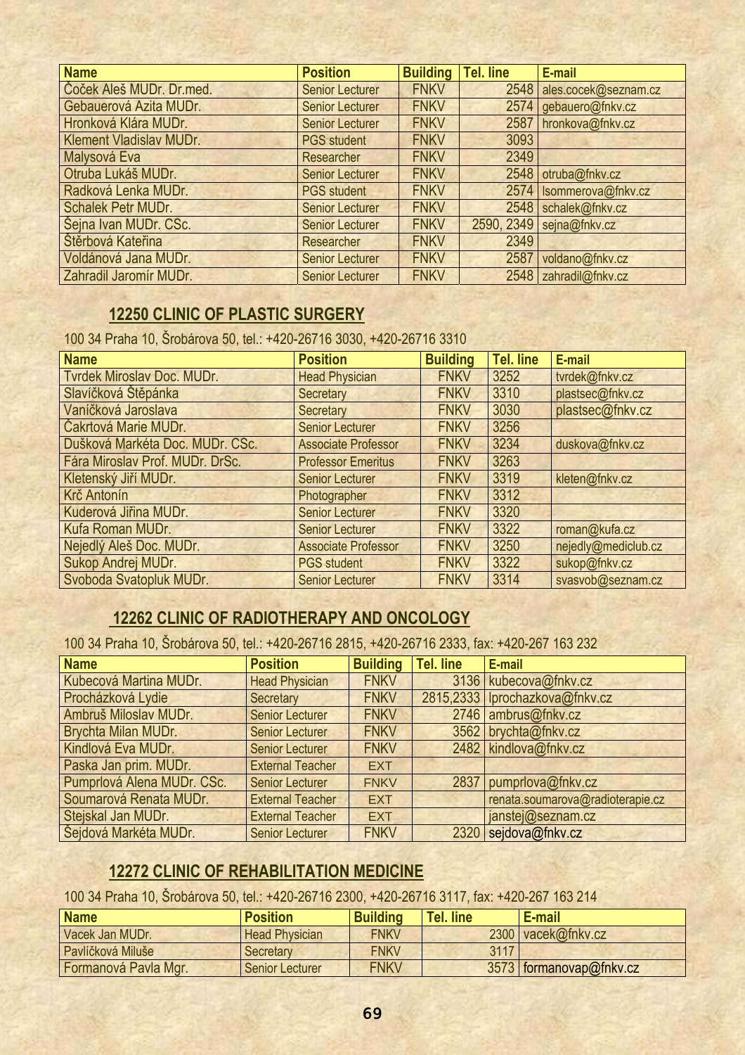| Name | Position | Building | Tel. line | E-mail |
|---|---|---|---|---|
| Čoček Aleš MUDr. Dr.med. | Senior Lecturer | FNKV | 2548 | ales.cocek@seznam.cz |
| Gebauerová Azita MUDr. | Senior Lecturer | FNKV | 2574 | gebauero@fnkv.cz |
| Hronková Klára MUDr. | Senior Lecturer | FNKV | 2587 | hronkova@fnkv.cz |
| Klement Vladislav MUDr. | PGS student | FNKV | 3093 | |
| Malysová Eva | Researcher | FNKV | 2349 | |
| Otruba Lukáš MUDr. | Senior Lecturer | FNKV | 2548 | otruba@fnkv.cz |
| Radková Lenka MUDr. | PGS student | FNKV | 2574 | lsommerova@fnkv.cz |
| Schalek Petr MUDr. | Senior Lecturer | FNKV | 2548 | schalek@fnkv.cz |
| Šejna Ivan MUDr. CSc. | Senior Lecturer | FNKV | 2590, 2349 | sejna@fnkv.cz |
| Štěrbová Kateřina | Researcher | FNKV | 2349 | |
| Voldánová Jana MUDr. | Senior Lecturer | FNKV | 2587 | voldano@fnkv.cz |
| Zahradil Jaromír MUDr. | Senior Lecturer | FNKV | 2548 | zahradil@fnkv.cz |

## 12250 CLINIC OF PLASTIC SURGERY

100 34 Praha 10, Šrobárova 50, tel.: +420-26716 3030, +420-26716 3310

| Name | Position | Building | Tel. line | E-mail |
|---|---|---|---|---|
| Tvrdek Miroslav Doc. MUDr. | Head Physician | FNKV | 3252 | tvrdek@fnkv.cz |
| Slavíčková Štěpánka | Secretary | FNKV | 3310 | plastsec@fnkv.cz |
| Vaníčková Jaroslava | Secretary | FNKV | 3030 | plastsec@fnkv.cz |
| Čakrtová Marie MUDr. | Senior Lecturer | FNKV | 3256 | |
| Dušková Markéta Doc. MUDr. CSc. | Associate Professor | FNKV | 3234 | duskova@fnkv.cz |
| Fára Miroslav Prof. MUDr. DrSc. | Professor Emeritus | FNKV | 3263 | |
| Kletenský Jiří MUDr. | Senior Lecturer | FNKV | 3319 | kleten@fnkv.cz |
| Krč Antonín | Photographer | FNKV | 3312 | |
| Kuderová Jiřina MUDr. | Senior Lecturer | FNKV | 3320 | |
| Kufa Roman MUDr. | Senior Lecturer | FNKV | 3322 | roman@kufa.cz |
| Nejedlý Aleš Doc. MUDr. | Associate Professor | FNKV | 3250 | nejedly@mediclub.cz |
| Sukop Andrej MUDr. | PGS student | FNKV | 3322 | sukop@fnkv.cz |
| Svoboda Svatopluk MUDr. | Senior Lecturer | FNKV | 3314 | svasvob@seznam.cz |

## 12262 CLINIC OF RADIOTHERAPY AND ONCOLOGY

100 34 Praha 10, Šrobárova 50, tel.: +420-26716 2815, +420-26716 2333, fax: +420-267 163 232

| Name | Position | Building | Tel. line | E-mail |
|---|---|---|---|---|
| Kubecová Martina MUDr. | Head Physician | FNKV | 3136 | kubecova@fnkv.cz |
| Procházková Lydie | Secretary | FNKV | 2815,2333 | lprochazkova@fnkv.cz |
| Ambruš Miloslav MUDr. | Senior Lecturer | FNKV | 2746 | ambrus@fnkv.cz |
| Brychta Milan MUDr. | Senior Lecturer | FNKV | 3562 | brychta@fnkv.cz |
| Kindlová Eva MUDr. | Senior Lecturer | FNKV | 2482 | kindlova@fnkv.cz |
| Paska Jan prim. MUDr. | External Teacher | EXT | | |
| Pumprlová Alena MUDr. CSc. | Senior Lecturer | FNKV | 2837 | pumprlova@fnkv.cz |
| Soumarová Renata MUDr. | External Teacher | EXT | | renata.soumarova@radioterapie.cz |
| Stejskal Jan MUDr. | External Teacher | EXT | | janstej@seznam.cz |
| Šejdová Markéta MUDr. | Senior Lecturer | FNKV | 2320 | sejdova@fnkv.cz |

## 12272 CLINIC OF REHABILITATION MEDICINE

100 34 Praha 10, Šrobárova 50, tel.: +420-26716 2300, +420-26716 3117, fax: +420-267 163 214

| Name | Position | Building | Tel. line | E-mail |
|---|---|---|---|---|
| Vacek Jan MUDr. | Head Physician | FNKV | 2300 | vacek@fnkv.cz |
| Pavlíčková Miluše | Secretary | FNKV | 3117 | |
| Formanová Pavla Mgr. | Senior Lecturer | FNKV | 3573 | formanovap@fnkv.cz |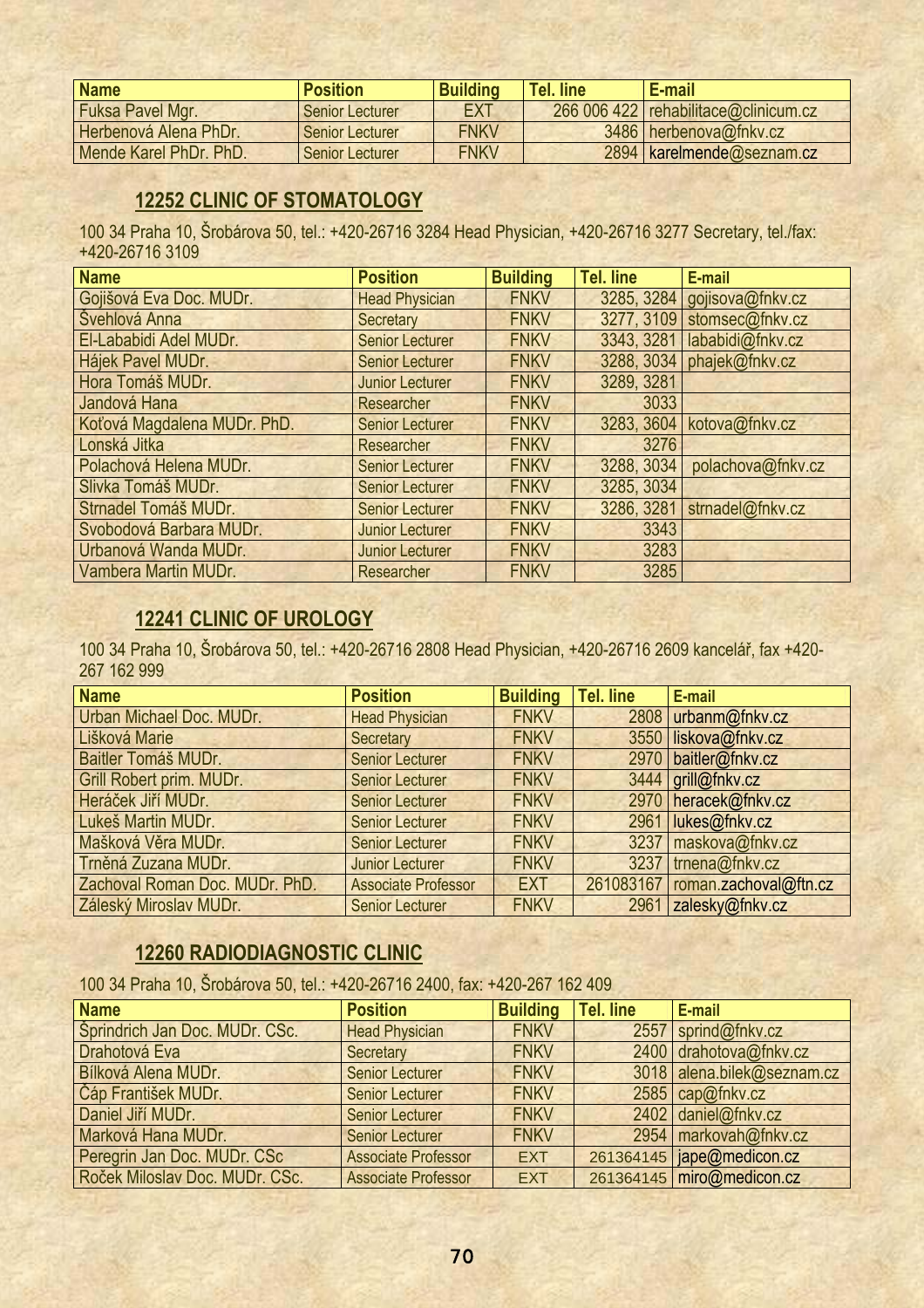| Name | Position | Building | Tel. line | E-mail |
| --- | --- | --- | --- | --- |
| Fuksa Pavel Mgr. | Senior Lecturer | EXT | 266 006 422 | rehabilitace@clinicum.cz |
| Herbenová Alena PhDr. | Senior Lecturer | FNKV | 3486 | herbenova@fnkv.cz |
| Mende Karel PhDr. PhD. | Senior Lecturer | FNKV | 2894 | karelmende@seznam.cz |

## 12252 CLINIC OF STOMATOLOGY

100 34 Praha 10, Šrobárova 50, tel.: +420-26716 3284 Head Physician, +420-26716 3277 Secretary, tel./fax: +420-26716 3109

| Name | Position | Building | Tel. line | E-mail |
| --- | --- | --- | --- | --- |
| Gojišová Eva Doc. MUDr. | Head Physician | FNKV | 3285, 3284 | gojisova@fnkv.cz |
| Švehlová Anna | Secretary | FNKV | 3277, 3109 | stomsec@fnkv.cz |
| El-Lababidi Adel MUDr. | Senior Lecturer | FNKV | 3343, 3281 | lababidi@fnkv.cz |
| Hájek Pavel MUDr. | Senior Lecturer | FNKV | 3288, 3034 | phajek@fnkv.cz |
| Hora Tomáš MUDr. | Junior Lecturer | FNKV | 3289, 3281 | |
| Jandová Hana | Researcher | FNKV | 3033 | |
| Koťová Magdalena MUDr. PhD. | Senior Lecturer | FNKV | 3283, 3604 | kotova@fnkv.cz |
| Lonská Jitka | Researcher | FNKV | 3276 | |
| Polachová Helena MUDr. | Senior Lecturer | FNKV | 3288, 3034 | polachova@fnkv.cz |
| Slivka Tomáš MUDr. | Senior Lecturer | FNKV | 3285, 3034 | |
| Strnadel Tomáš MUDr. | Senior Lecturer | FNKV | 3286, 3281 | strnadel@fnkv.cz |
| Svobodová Barbara MUDr. | Junior Lecturer | FNKV | 3343 | |
| Urbanová Wanda MUDr. | Junior Lecturer | FNKV | 3283 | |
| Vambera Martin MUDr. | Researcher | FNKV | 3285 | |

## 12241 CLINIC OF UROLOGY

100 34 Praha 10, Šrobárova 50, tel.: +420-26716 2808 Head Physician, +420-26716 2609 kancelář, fax +420-267 162 999

| Name | Position | Building | Tel. line | E-mail |
| --- | --- | --- | --- | --- |
| Urban Michael Doc. MUDr. | Head Physician | FNKV | 2808 | urbanm@fnkv.cz |
| Lišková Marie | Secretary | FNKV | 3550 | liskova@fnkv.cz |
| Baitler Tomáš MUDr. | Senior Lecturer | FNKV | 2970 | baitler@fnkv.cz |
| Grill Robert prim. MUDr. | Senior Lecturer | FNKV | 3444 | grill@fnkv.cz |
| Heráček Jiří MUDr. | Senior Lecturer | FNKV | 2970 | heracek@fnkv.cz |
| Lukeš Martin MUDr. | Senior Lecturer | FNKV | 2961 | lukes@fnkv.cz |
| Mašková Věra MUDr. | Senior Lecturer | FNKV | 3237 | maskova@fnkv.cz |
| Trněná Zuzana MUDr. | Junior Lecturer | FNKV | 3237 | trnena@fnkv.cz |
| Zachoval Roman Doc. MUDr. PhD. | Associate Professor | EXT | 261083167 | roman.zachoval@ftn.cz |
| Záleský Miroslav MUDr. | Senior Lecturer | FNKV | 2961 | zalesky@fnkv.cz |

## 12260 RADIODIAGNOSTIC CLINIC

100 34 Praha 10, Šrobárova 50, tel.: +420-26716 2400, fax: +420-267 162 409

| Name | Position | Building | Tel. line | E-mail |
| --- | --- | --- | --- | --- |
| Šprindrich Jan Doc. MUDr. CSc. | Head Physician | FNKV | 2557 | sprind@fnkv.cz |
| Drahotová Eva | Secretary | FNKV | 2400 | drahotova@fnkv.cz |
| Bílková Alena MUDr. | Senior Lecturer | FNKV | 3018 | alena.bilek@seznam.cz |
| Čáp František MUDr. | Senior Lecturer | FNKV | 2585 | cap@fnkv.cz |
| Daniel Jiří MUDr. | Senior Lecturer | FNKV | 2402 | daniel@fnkv.cz |
| Marková Hana MUDr. | Senior Lecturer | FNKV | 2954 | markovah@fnkv.cz |
| Peregrin Jan Doc. MUDr. CSc | Associate Professor | EXT | 261364145 | jape@medicon.cz |
| Roček Miloslav Doc. MUDr. CSc. | Associate Professor | EXT | 261364145 | miro@medicon.cz |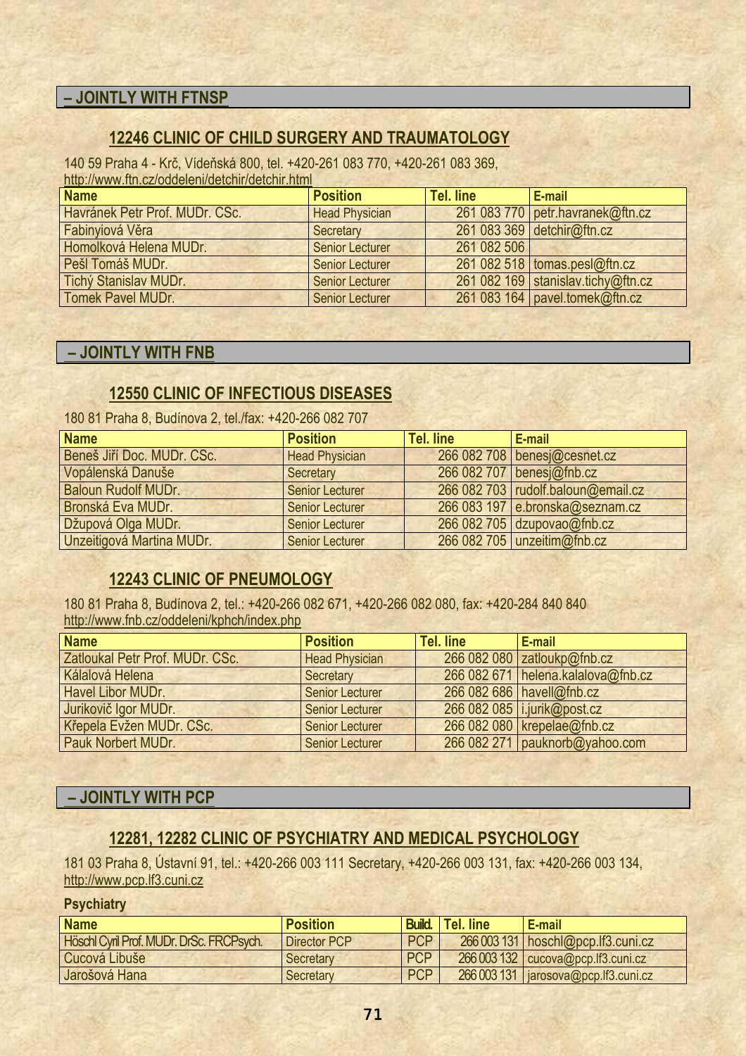## – JOINTLY WITH FTNSP

### 12246 CLINIC OF CHILD SURGERY AND TRAUMATOLOGY

140 59 Praha 4 - Krč, Vídeňská 800, tel. +420-261 083 770, +420-261 083 369,
http://www.ftn.cz/oddeleni/detchir/detchir.html

| Name | Position | Tel. line | E-mail |
|---|---|---|---|
| Havránek Petr Prof. MUDr. CSc. | Head Physician | 261 083 770 | petr.havranek@ftn.cz |
| Fabinyiová Věra | Secretary | 261 083 369 | detchir@ftn.cz |
| Homolková Helena MUDr. | Senior Lecturer | 261 082 506 | |
| Pešl Tomáš MUDr. | Senior Lecturer | 261 082 518 | tomas.pesl@ftn.cz |
| Tichý Stanislav MUDr. | Senior Lecturer | 261 082 169 | stanislav.tichy@ftn.cz |
| Tomek Pavel MUDr. | Senior Lecturer | 261 083 164 | pavel.tomek@ftn.cz |

## – JOINTLY WITH FNB

### 12550 CLINIC OF INFECTIOUS DISEASES

180 81 Praha 8, Budínova 2, tel./fax: +420-266 082 707

| Name | Position | Tel. line | E-mail |
|---|---|---|---|
| Beneš Jiří Doc. MUDr. CSc. | Head Physician | 266 082 708 | benesj@cesnet.cz |
| Vopálenská Danuše | Secretary | 266 082 707 | benesj@fnb.cz |
| Baloun Rudolf MUDr. | Senior Lecturer | 266 082 703 | rudolf.baloun@email.cz |
| Bronská Eva MUDr. | Senior Lecturer | 266 083 197 | e.bronska@seznam.cz |
| Džupová Olga MUDr. | Senior Lecturer | 266 082 705 | dzupovao@fnb.cz |
| Unzeitigová Martina MUDr. | Senior Lecturer | 266 082 705 | unzeitim@fnb.cz |

### 12243 CLINIC OF PNEUMOLOGY

180 81 Praha 8, Budínova 2, tel.: +420-266 082 671, +420-266 082 080, fax: +420-284 840 840
http://www.fnb.cz/oddeleni/kphch/index.php

| Name | Position | Tel. line | E-mail |
|---|---|---|---|
| Zatloukal Petr Prof. MUDr. CSc. | Head Physician | 266 082 080 | zatloukp@fnb.cz |
| Kálalová Helena | Secretary | 266 082 671 | helena.kalalova@fnb.cz |
| Havel Libor MUDr. | Senior Lecturer | 266 082 686 | havell@fnb.cz |
| Jurikovič Igor MUDr. | Senior Lecturer | 266 082 085 | i.jurik@post.cz |
| Křepela Evžen MUDr. CSc. | Senior Lecturer | 266 082 080 | krepelae@fnb.cz |
| Pauk Norbert MUDr. | Senior Lecturer | 266 082 271 | pauknorb@yahoo.com |

## – JOINTLY WITH PCP

### 12281, 12282 CLINIC OF PSYCHIATRY AND MEDICAL PSYCHOLOGY

181 03 Praha 8, Ústavní 91, tel.: +420-266 003 111 Secretary, +420-266 003 131, fax: +420-266 003 134,
http://www.pcp.lf3.cuni.cz

**Psychiatry**

| Name | Position | Build. | Tel. line | E-mail |
|---|---|---|---|---|
| Höschl Cyril Prof. MUDr. DrSc. FRCPsych. | Director PCP | PCP | 266 003 131 | hoschl@pcp.lf3.cuni.cz |
| Cucová Libuše | Secretary | PCP | 266 003 132 | cucova@pcp.lf3.cuni.cz |
| Jarošová Hana | Secretary | PCP | 266 003 131 | jarosova@pcp.lf3.cuni.cz |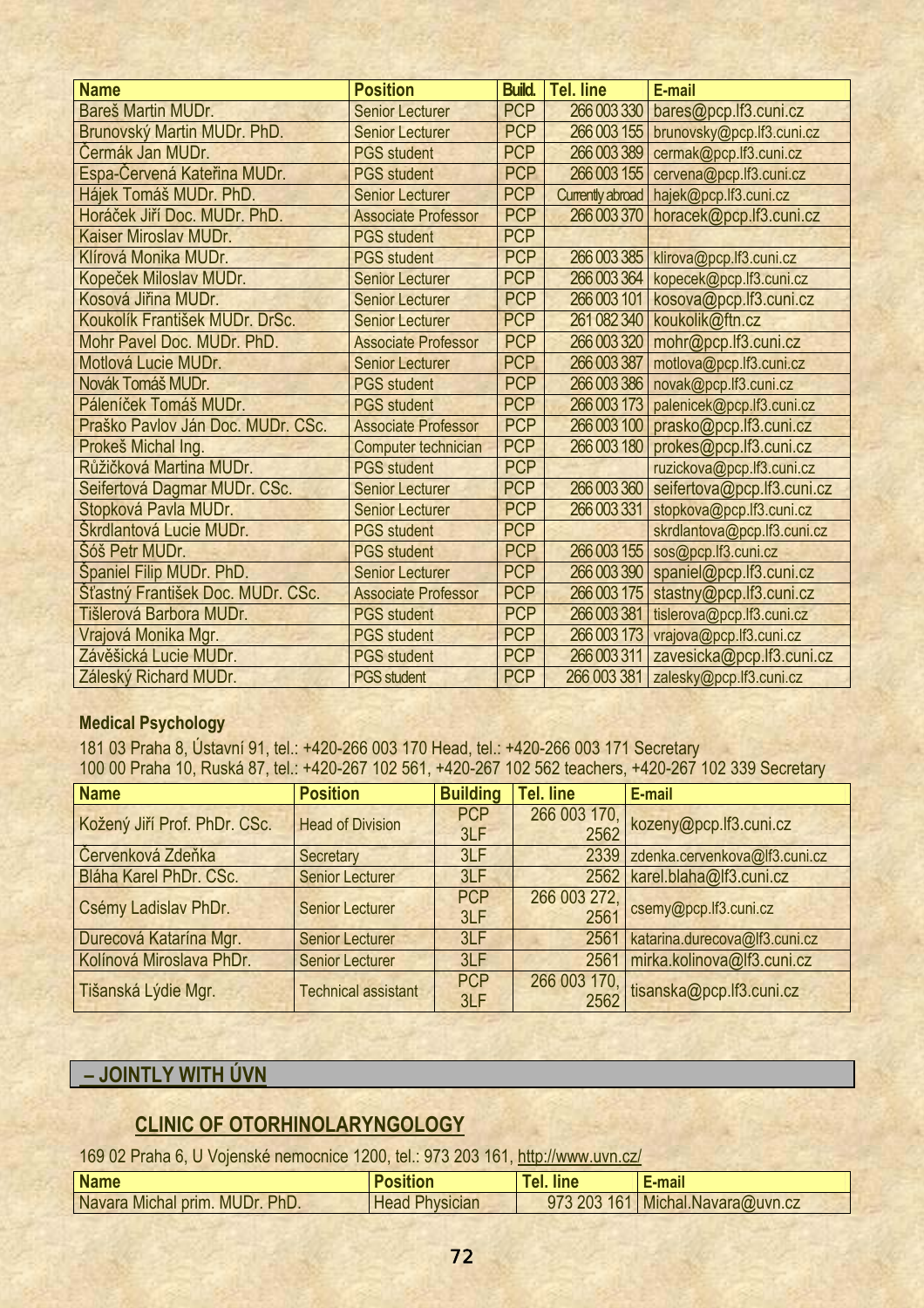| Name | Position | Build. | Tel. line | E-mail |
|---|---|---|---|---|
| Bareš Martin MUDr. | Senior Lecturer | PCP | 266 003 330 | bares@pcp.lf3.cuni.cz |
| Brunovský Martin MUDr. PhD. | Senior Lecturer | PCP | 266 003 155 | brunovsky@pcp.lf3.cuni.cz |
| Čermák Jan MUDr. | PGS student | PCP | 266 003 389 | cermak@pcp.lf3.cuni.cz |
| Espa-Červená Kateřina MUDr. | PGS student | PCP | 266 003 155 | cervena@pcp.lf3.cuni.cz |
| Hájek Tomáš MUDr. PhD. | Senior Lecturer | PCP | Currently abroad | hajek@pcp.lf3.cuni.cz |
| Horáček Jiří Doc. MUDr. PhD. | Associate Professor | PCP | 266 003 370 | horacek@pcp.lf3.cuni.cz |
| Kaiser Miroslav MUDr. | PGS student | PCP | | |
| Klírová Monika MUDr. | PGS student | PCP | 266 003 385 | klirova@pcp.lf3.cuni.cz |
| Kopeček Miloslav MUDr. | Senior Lecturer | PCP | 266 003 364 | kopecek@pcp.lf3.cuni.cz |
| Kosová Jiřina MUDr. | Senior Lecturer | PCP | 266 003 101 | kosova@pcp.lf3.cuni.cz |
| Koukolík František MUDr. DrSc. | Senior Lecturer | PCP | 261 082 340 | koukolik@ftn.cz |
| Mohr Pavel Doc. MUDr. PhD. | Associate Professor | PCP | 266 003 320 | mohr@pcp.lf3.cuni.cz |
| Motlová Lucie MUDr. | Senior Lecturer | PCP | 266 003 387 | motlova@pcp.lf3.cuni.cz |
| Novák Tomáš MUDr. | PGS student | PCP | 266 003 386 | novak@pcp.lf3.cuni.cz |
| Páleníček Tomáš MUDr. | PGS student | PCP | 266 003 173 | palenicek@pcp.lf3.cuni.cz |
| Praško Pavlov Ján Doc. MUDr. CSc. | Associate Professor | PCP | 266 003 100 | prasko@pcp.lf3.cuni.cz |
| Prokeš Michal Ing. | Computer technician | PCP | 266 003 180 | prokes@pcp.lf3.cuni.cz |
| Růžičková Martina MUDr. | PGS student | PCP | | ruzickova@pcp.lf3.cuni.cz |
| Seifertová Dagmar MUDr. CSc. | Senior Lecturer | PCP | 266 003 360 | seifertova@pcp.lf3.cuni.cz |
| Stopková Pavla MUDr. | Senior Lecturer | PCP | 266 003 331 | stopkova@pcp.lf3.cuni.cz |
| Škrdlantová Lucie MUDr. | PGS student | PCP | | skrdlantova@pcp.lf3.cuni.cz |
| Šóš Petr MUDr. | PGS student | PCP | 266 003 155 | sos@pcp.lf3.cuni.cz |
| Španiel Filip MUDr. PhD. | Senior Lecturer | PCP | 266 003 390 | spaniel@pcp.lf3.cuni.cz |
| Šťastný František Doc. MUDr. CSc. | Associate Professor | PCP | 266 003 175 | stastny@pcp.lf3.cuni.cz |
| Tišlerová Barbora MUDr. | PGS student | PCP | 266 003 381 | tislerova@pcp.lf3.cuni.cz |
| Vrajová Monika Mgr. | PGS student | PCP | 266 003 173 | vrajova@pcp.lf3.cuni.cz |
| Závěšická Lucie MUDr. | PGS student | PCP | 266 003 311 | zavesicka@pcp.lf3.cuni.cz |
| Záleský Richard MUDr. | PGS student | PCP | 266 003 381 | zalesky@pcp.lf3.cuni.cz |

**Medical Psychology**

181 03 Praha 8, Ústavní 91, tel.: +420-266 003 170 Head, tel.: +420-266 003 171 Secretary
100 00 Praha 10, Ruská 87, tel.: +420-267 102 561, +420-267 102 562 teachers, +420-267 102 339 Secretary

| Name | Position | Building | Tel. line | E-mail |
|---|---|---|---|---|
| Kožený Jiří Prof. PhDr. CSc. | Head of Division | PCP 3LF | 266 003 170, 2562 | kozeny@pcp.lf3.cuni.cz |
| Červenková Zdeňka | Secretary | 3LF | 2339 | zdenka.cervenkova@lf3.cuni.cz |
| Bláha Karel PhDr. CSc. | Senior Lecturer | 3LF | 2562 | karel.blaha@lf3.cuni.cz |
| Csémy Ladislav PhDr. | Senior Lecturer | PCP 3LF | 266 003 272, 2561 | csemy@pcp.lf3.cuni.cz |
| Durecová Katarína Mgr. | Senior Lecturer | 3LF | 2561 | katarina.durecova@lf3.cuni.cz |
| Kolínová Miroslava PhDr. | Senior Lecturer | 3LF | 2561 | mirka.kolinova@lf3.cuni.cz |
| Tišanská Lýdie Mgr. | Technical assistant | PCP 3LF | 266 003 170, 2562 | tisanska@pcp.lf3.cuni.cz |

## – JOINTLY WITH ÚVN

### CLINIC OF OTORHINOLARYNGOLOGY

169 02 Praha 6, U Vojenské nemocnice 1200, tel.: 973 203 161, http://www.uvn.cz/

| Name | Position | Tel. line | E-mail |
|---|---|---|---|
| Navara Michal prim. MUDr. PhD. | Head Physician | 973 203 161 | Michal.Navara@uvn.cz |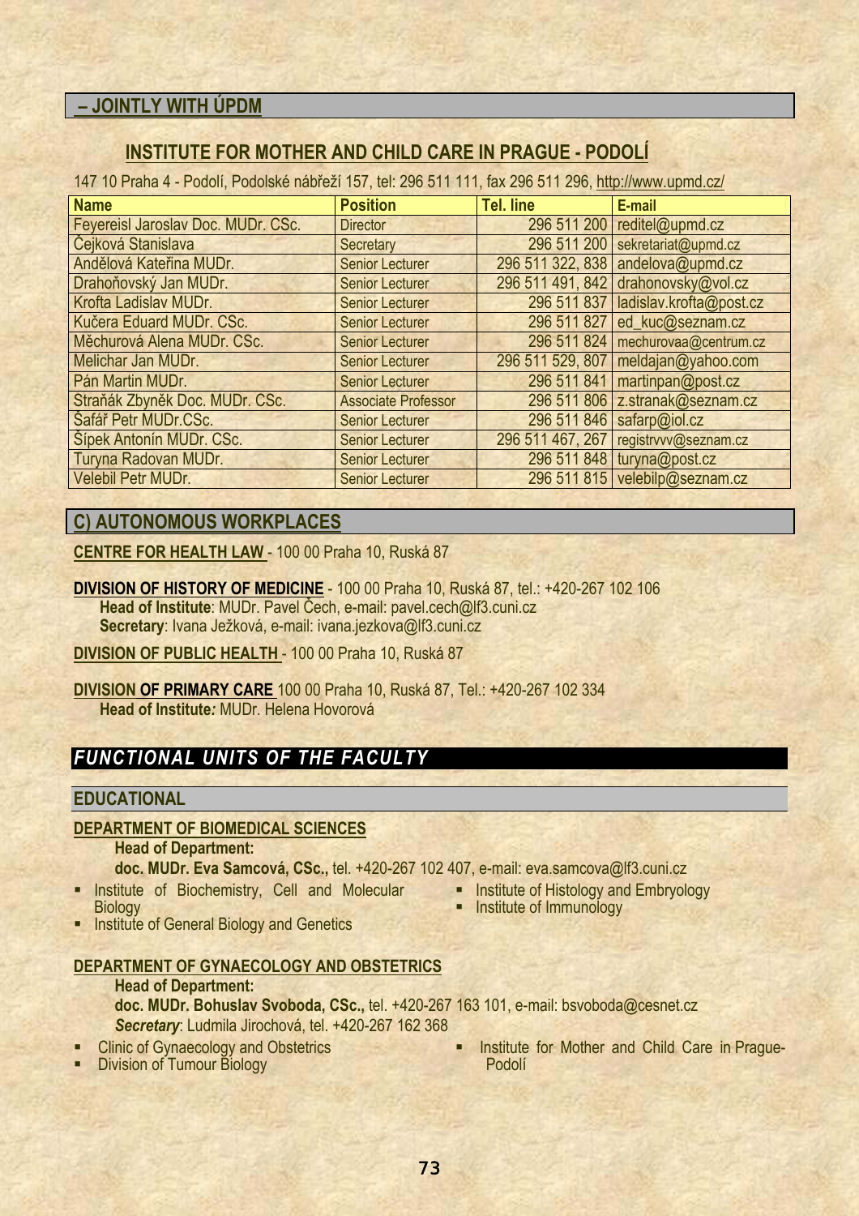## – JOINTLY WITH ÚPDM

### INSTITUTE FOR MOTHER AND CHILD CARE IN PRAGUE - PODOLÍ

147 10 Praha 4 - Podolí, Podolské nábřeží 157, tel: 296 511 111, fax 296 511 296, http://www.upmd.cz/

| Name | Position | Tel. line | E-mail |
|---|---|---|---|
| Feyereisl Jaroslav Doc. MUDr. CSc. | Director | 296 511 200 | reditel@upmd.cz |
| Čejková Stanislava | Secretary | 296 511 200 | sekretariat@upmd.cz |
| Andělová Kateřina MUDr. | Senior Lecturer | 296 511 322, 838 | andelova@upmd.cz |
| Drahoňovský Jan MUDr. | Senior Lecturer | 296 511 491, 842 | drahonovsky@vol.cz |
| Krofta Ladislav MUDr. | Senior Lecturer | 296 511 837 | ladislav.krofta@post.cz |
| Kučera Eduard MUDr. CSc. | Senior Lecturer | 296 511 827 | ed_kuc@seznam.cz |
| Měchurová Alena MUDr. CSc. | Senior Lecturer | 296 511 824 | mechurovaa@centrum.cz |
| Melichar Jan MUDr. | Senior Lecturer | 296 511 529, 807 | meldajan@yahoo.com |
| Pán Martin MUDr. | Senior Lecturer | 296 511 841 | martinpan@post.cz |
| Straňák Zbyněk Doc. MUDr. CSc. | Associate Professor | 296 511 806 | z.stranak@seznam.cz |
| Šafář Petr MUDr.CSc. | Senior Lecturer | 296 511 846 | safarp@iol.cz |
| Šípek Antonín MUDr. CSc. | Senior Lecturer | 296 511 467, 267 | registrvvv@seznam.cz |
| Turyna Radovan MUDr. | Senior Lecturer | 296 511 848 | turyna@post.cz |
| Velebil Petr MUDr. | Senior Lecturer | 296 511 815 | velebilp@seznam.cz |

## C) AUTONOMOUS WORKPLACES

**CENTRE FOR HEALTH LAW** - 100 00 Praha 10, Ruská 87

**DIVISION OF HISTORY OF MEDICINE** - 100 00 Praha 10, Ruská 87, tel.: +420-267 102 106
**Head of Institute**: MUDr. Pavel Čech, e-mail: pavel.cech@lf3.cuni.cz
**Secretary**: Ivana Ježková, e-mail: ivana.jezkova@lf3.cuni.cz

**DIVISION OF PUBLIC HEALTH** - 100 00 Praha 10, Ruská 87

**DIVISION OF PRIMARY CARE** 100 00 Praha 10, Ruská 87, Tel.: +420-267 102 334
**Head of Institute:** MUDr. Helena Hovorová

## *FUNCTIONAL UNITS OF THE FACULTY*

### EDUCATIONAL

**DEPARTMENT OF BIOMEDICAL SCIENCES**

**Head of Department:**
**doc. MUDr. Eva Samcová, CSc.,** tel. +420-267 102 407, e-mail: eva.samcova@lf3.cuni.cz

- Institute of Biochemistry, Cell and Molecular Biology
- Institute of General Biology and Genetics
- Institute of Histology and Embryology
- Institute of Immunology

**DEPARTMENT OF GYNAECOLOGY AND OBSTETRICS**

**Head of Department:**
**doc. MUDr. Bohuslav Svoboda, CSc.,** tel. +420-267 163 101, e-mail: bsvoboda@cesnet.cz
***Secretary***: Ludmila Jirochová, tel. +420-267 162 368

- Clinic of Gynaecology and Obstetrics
- Division of Tumour Biology
- Institute for Mother and Child Care in Prague-Podolí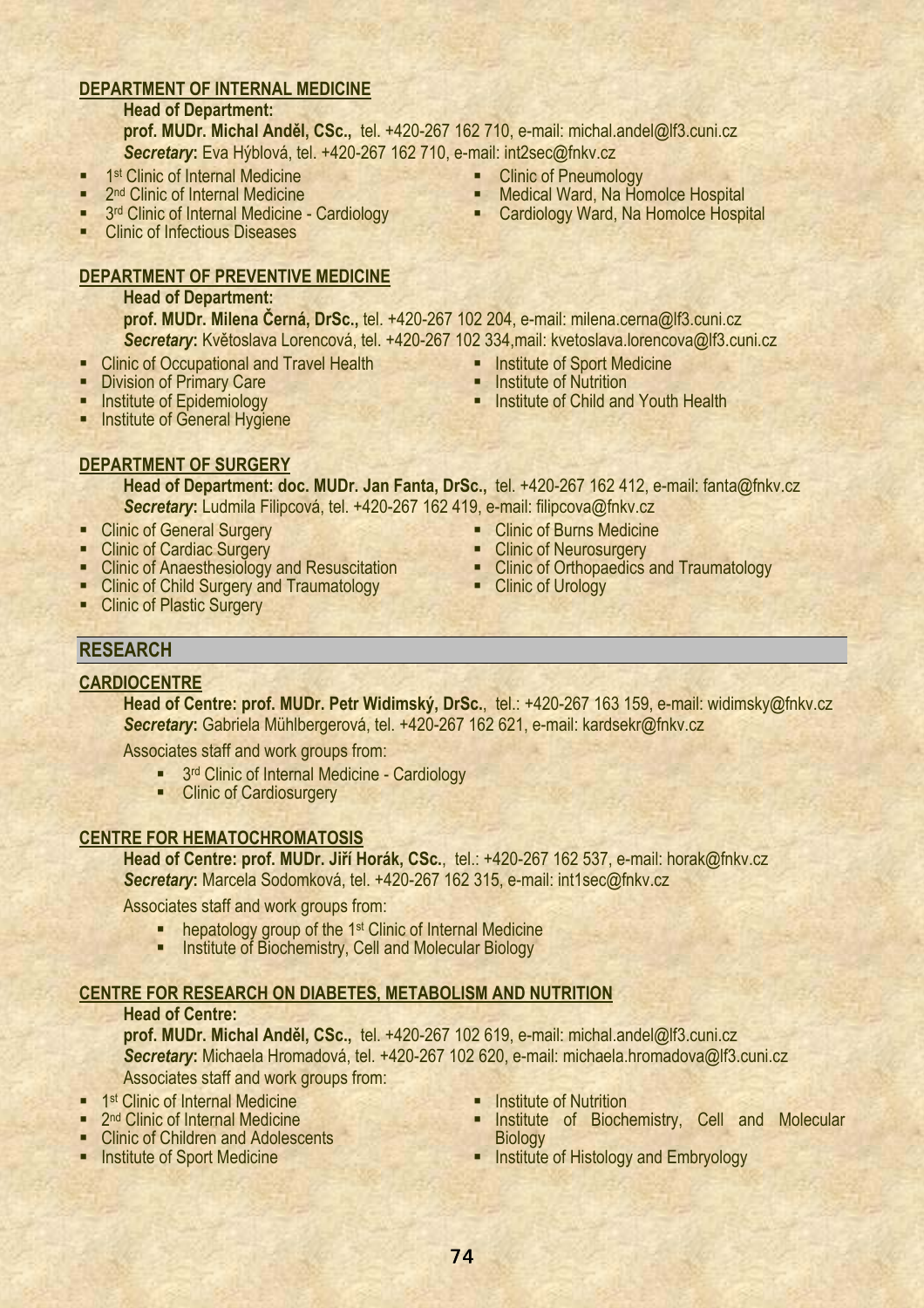## DEPARTMENT OF INTERNAL MEDICINE

**Head of Department:**
**prof. MUDr. Michal Anděl, CSc.,** tel. +420-267 162 710, e-mail: michal.andel@lf3.cuni.cz
***Secretary*:** Eva Hýblová, tel. +420-267 162 710, e-mail: int2sec@fnkv.cz

- 1st Clinic of Internal Medicine
- 2nd Clinic of Internal Medicine
- 3rd Clinic of Internal Medicine - Cardiology
- Clinic of Infectious Diseases
- Clinic of Pneumology
- Medical Ward, Na Homolce Hospital
- Cardiology Ward, Na Homolce Hospital

## DEPARTMENT OF PREVENTIVE MEDICINE

**Head of Department:**
**prof. MUDr. Milena Černá, DrSc.,** tel. +420-267 102 204, e-mail: milena.cerna@lf3.cuni.cz
***Secretary*:** Květoslava Lorencová, tel. +420-267 102 334,mail: kvetoslava.lorencova@lf3.cuni.cz

- Clinic of Occupational and Travel Health
- Division of Primary Care
- Institute of Epidemiology
- Institute of General Hygiene
- Institute of Sport Medicine
- Institute of Nutrition
- Institute of Child and Youth Health

## DEPARTMENT OF SURGERY

**Head of Department: doc. MUDr. Jan Fanta, DrSc.,** tel. +420-267 162 412, e-mail: fanta@fnkv.cz
***Secretary*:** Ludmila Filipcová, tel. +420-267 162 419, e-mail: filipcova@fnkv.cz

- Clinic of General Surgery
- Clinic of Cardiac Surgery
- Clinic of Anaesthesiology and Resuscitation
- Clinic of Child Surgery and Traumatology
- Clinic of Plastic Surgery
- Clinic of Burns Medicine
- Clinic of Neurosurgery
- Clinic of Orthopaedics and Traumatology
- Clinic of Urology

# RESEARCH

## CARDIOCENTRE

**Head of Centre: prof. MUDr. Petr Widimský, DrSc.**, tel.: +420-267 163 159, e-mail: widimsky@fnkv.cz
***Secretary*:** Gabriela Mühlbergerová, tel. +420-267 162 621, e-mail: kardsekr@fnkv.cz

Associates staff and work groups from:

- 3rd Clinic of Internal Medicine - Cardiology
- Clinic of Cardiosurgery

## CENTRE FOR HEMATOCHROMATOSIS

**Head of Centre: prof. MUDr. Jiří Horák, CSc.**, tel.: +420-267 162 537, e-mail: horak@fnkv.cz
***Secretary*:** Marcela Sodomková, tel. +420-267 162 315, e-mail: int1sec@fnkv.cz

Associates staff and work groups from:

- hepatology group of the 1st Clinic of Internal Medicine
- Institute of Biochemistry, Cell and Molecular Biology

## CENTRE FOR RESEARCH ON DIABETES, METABOLISM AND NUTRITION

**Head of Centre:**
**prof. MUDr. Michal Anděl, CSc.,** tel. +420-267 102 619, e-mail: michal.andel@lf3.cuni.cz
***Secretary*:** Michaela Hromadová, tel. +420-267 102 620, e-mail: michaela.hromadova@lf3.cuni.cz
Associates staff and work groups from:

- 1st Clinic of Internal Medicine
- 2nd Clinic of Internal Medicine
- Clinic of Children and Adolescents
- Institute of Sport Medicine
- Institute of Nutrition
- Institute of Biochemistry, Cell and Molecular Biology
- Institute of Histology and Embryology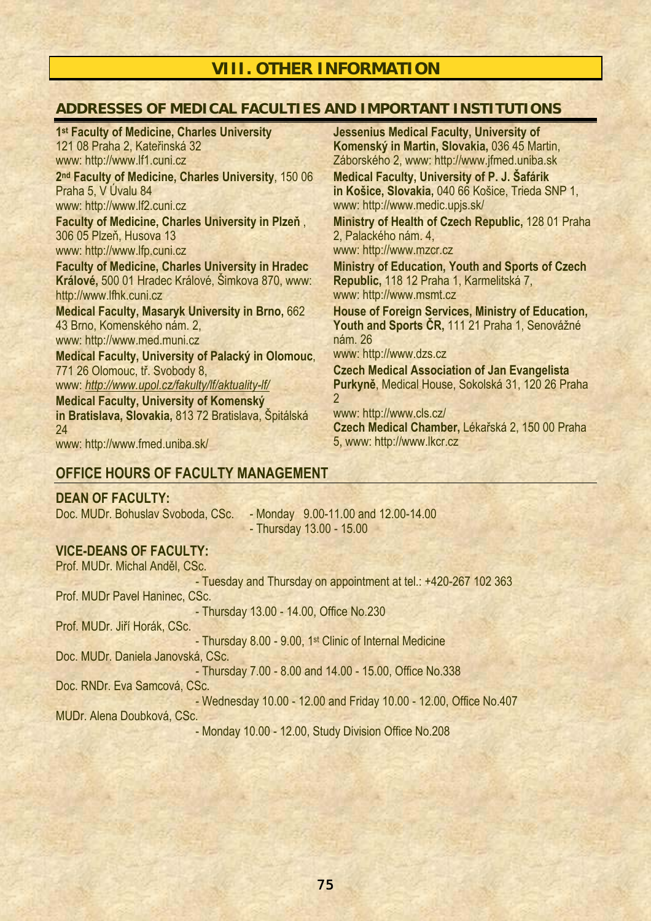# VIII. OTHER INFORMATION

## ADDRESSES OF MEDICAL FACULTIES AND IMPORTANT INSTITUTIONS

**1st Faculty of Medicine, Charles University**
121 08 Praha 2, Kateřinská 32
www: http://www.lf1.cuni.cz

**2nd Faculty of Medicine, Charles University**, 150 06 Praha 5, V Úvalu 84
www: http://www.lf2.cuni.cz

**Faculty of Medicine, Charles University in Plzeň** ,
306 05 Plzeň, Husova 13
www: http://www.lfp.cuni.cz

**Faculty of Medicine, Charles University in Hradec Králové,** 500 01 Hradec Králové, Šimkova 870, www: http://www.lfhk.cuni.cz

**Medical Faculty, Masaryk University in Brno,** 662 43 Brno, Komenského nám. 2,
www: http://www.med.muni.cz

**Medical Faculty, University of Palacký in Olomouc**, 771 26 Olomouc, tř. Svobody 8,
www: *http://www.upol.cz/fakulty/lf/aktuality-lf/*

**Medical Faculty, University of Komenský in Bratislava, Slovakia,** 813 72 Bratislava, Špitálská 24
www: http://www.fmed.uniba.sk/

**Jessenius Medical Faculty, University of Komenský in Martin, Slovakia,** 036 45 Martin, Záborského 2, www: http://www.jfmed.uniba.sk

**Medical Faculty, University of P. J. Šafárik in Košice, Slovakia,** 040 66 Košice, Trieda SNP 1,
www: http://www.medic.upjs.sk/

**Ministry of Health of Czech Republic,** 128 01 Praha 2, Palackého nám. 4,
www: http://www.mzcr.cz

**Ministry of Education, Youth and Sports of Czech Republic,** 118 12 Praha 1, Karmelitská 7,
www: http://www.msmt.cz

**House of Foreign Services, Ministry of Education, Youth and Sports ČR,** 111 21 Praha 1, Senovážné nám. 26
www: http://www.dzs.cz

**Czech Medical Association of Jan Evangelista Purkyně**, Medical House, Sokolská 31, 120 26 Praha 2
www: http://www.cls.cz/

**Czech Medical Chamber,** Lékařská 2, 150 00 Praha 5, www: http://www.lkcr.cz

## OFFICE HOURS OF FACULTY MANAGEMENT

### DEAN OF FACULTY:

Doc. MUDr. Bohuslav Svoboda, CSc.
- Monday 9.00-11.00 and 12.00-14.00
- Thursday 13.00 - 15.00

### VICE-DEANS OF FACULTY:

Prof. MUDr. Michal Anděl, CSc.
- Tuesday and Thursday on appointment at tel.: +420-267 102 363

Prof. MUDr Pavel Haninec, CSc.
- Thursday 13.00 - 14.00, Office No.230

Prof. MUDr. Jiří Horák, CSc.
- Thursday 8.00 - 9.00, 1st Clinic of Internal Medicine

Doc. MUDr. Daniela Janovská, CSc.
- Thursday 7.00 - 8.00 and 14.00 - 15.00, Office No.338

Doc. RNDr. Eva Samcová, CSc.
- Wednesday 10.00 - 12.00 and Friday 10.00 - 12.00, Office No.407

MUDr. Alena Doubková, CSc.
- Monday 10.00 - 12.00, Study Division Office No.208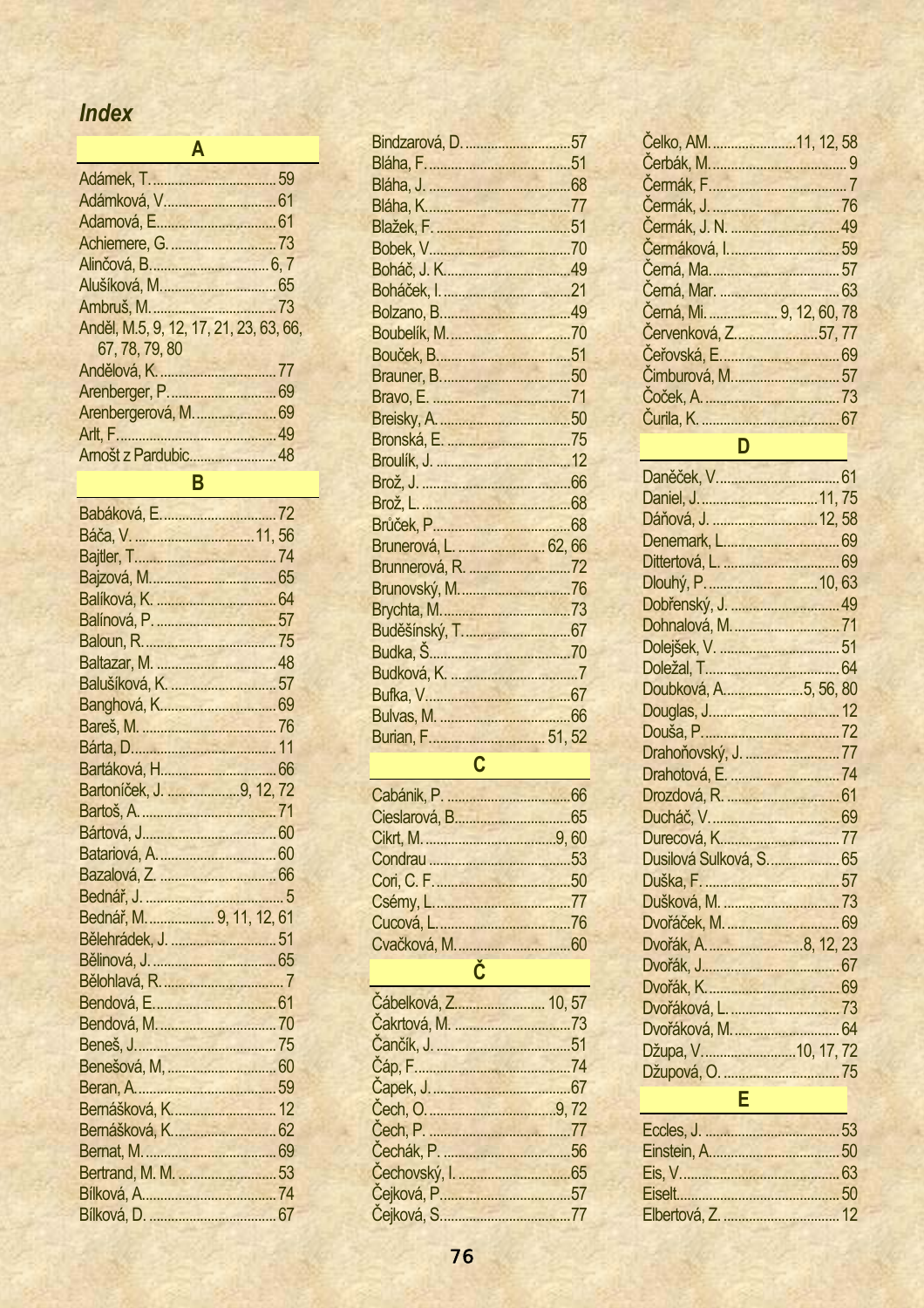# Index

## A

Adámek, T. ... 59
Adámková, V. ... 61
Adamová, E. ... 61
Achiemere, G. ... 73
Alinčová, B. ... 6, 7
Alušíková, M. ... 65
Ambruš, M. ... 73
Anděl, M. 5, 9, 12, 17, 21, 23, 63, 66, 67, 78, 79, 80
Andělová, K. ... 77
Arenberger, P. ... 69
Arenbergerová, M. ... 69
Arlt, F. ... 49
Arnošt z Pardubic ... 48

## B

Babáková, E. ... 72
Báča, V. ... 11, 56
Bajtler, T. ... 74
Bajzová, M. ... 65
Balíková, K. ... 64
Balínová, P. ... 57
Baloun, R. ... 75
Baltazar, M. ... 48
Balušíková, K. ... 57
Banghová, K. ... 69
Bareš, M. ... 76
Bárta, D. ... 11
Bartáková, H. ... 66
Bartoníček, J. ... 9, 12, 72
Bartoš, A. ... 71
Bártová, J. ... 60
Batariová, A. ... 60
Bazalová, Z. ... 66
Bednář, J. ... 5
Bednář, M. ... 9, 11, 12, 61
Bělehrádek, J. ... 51
Bělinová, J. ... 65
Bělohlavá, R. ... 7
Bendová, E. ... 61
Bendová, M. ... 70
Beneš, J. ... 75
Benešová, M. ... 60
Beran, A. ... 59
Bernášková, K. ... 12
Bernášková, K. ... 62
Bernat, M. ... 69
Bertrand, M. M. ... 53
Bílková, A. ... 74
Bílková, D. ... 67
Bindzarová, D. ... 57
Bláha, F. ... 51
Bláha, J. ... 68
Bláha, K. ... 77
Blažek, F. ... 51
Bobek, V. ... 70
Boháč, J. K. ... 49
Boháček, I. ... 21
Bolzano, B. ... 49
Boubelík, M. ... 70
Bouček, B. ... 51
Brauner, B. ... 50
Bravo, E. ... 71
Breisky, A. ... 50
Bronská, E. ... 75
Broulík, J. ... 12
Brož, J. ... 66
Brož, L. ... 68
Brůček, P. ... 68
Brunerová, L. ... 62, 66
Brunnerová, R. ... 72
Brunovský, M. ... 76
Brychta, M. ... 73
Buděšínský, T. ... 67
Budka, Š. ... 70
Budková, K. ... 7
Bufka, V. ... 67
Bulvas, M. ... 66
Burian, F. ... 51, 52

## C

Cabánik, P. ... 66
Cieslarová, B. ... 65
Cikrt, M. ... 9, 60
Condrau ... 53
Cori, C. F. ... 50
Csémy, L. ... 77
Cucová, L. ... 76
Cvačková, M. ... 60

## Č

Čábelková, Z. ... 10, 57
Čakrtová, M. ... 73
Čančík, J. ... 51
Čáp, F. ... 74
Čapek, J. ... 67
Čech, O. ... 9, 72
Čech, P. ... 77
Čechák, P. ... 56
Čechovský, I. ... 65
Čejková, P. ... 57
Čejková, S. ... 77
Čelko, AM. ... 11, 12, 58
Čerbák, M. ... 9
Čermák, F. ... 7
Čermák, J. ... 76
Čermák, J. N. ... 49
Čermáková, I. ... 59
Černá, Ma. ... 57
Černá, Mar. ... 63
Černá, Mi. ... 9, 12, 60, 78
Červenková, Z. ... 57, 77
Čeřovská, E. ... 69
Čimburová, M. ... 57
Čoček, A. ... 73
Čurila, K. ... 67

## D

Daněček, V. ... 61
Daniel, J. ... 11, 75
Dáňová, J. ... 12, 58
Denemark, L. ... 69
Dittertová, L. ... 69
Dlouhý, P. ... 10, 63
Dobřenský, J. ... 49
Dohnalová, M. ... 71
Dolejšek, V. ... 51
Doležal, T. ... 64
Doubková, A. ... 5, 56, 80
Douglas, J. ... 12
Douša, P. ... 72
Drahoňovský, J. ... 77
Drahotová, E. ... 74
Drozdová, R. ... 61
Ducháč, V. ... 69
Durecová, K. ... 77
Dusilová Sulková, S. ... 65
Duška, F. ... 57
Dušková, M. ... 73
Dvořáček, M. ... 69
Dvořák, A. ... 8, 12, 23
Dvořák, J. ... 67
Dvořák, K. ... 69
Dvořáková, L. ... 73
Dvořáková, M. ... 64
Džupa, V. ... 10, 17, 72
Džupová, O. ... 75

## E

Eccles, J. ... 53
Einstein, A. ... 50
Eis, V. ... 63
Eiselt ... 50
Elbertová, Z. ... 12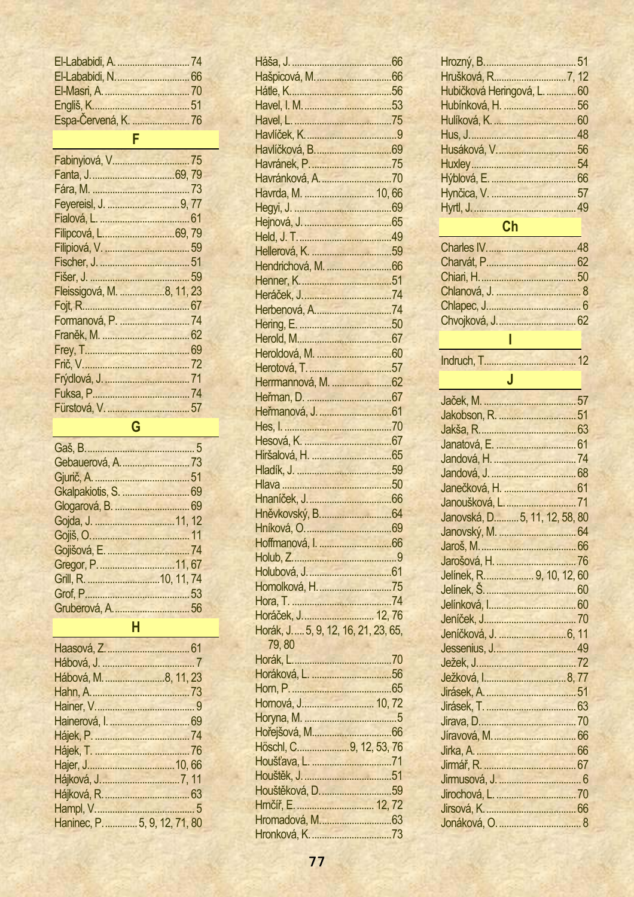El-Lababidi, A. ............................. 74
El-Lababidi, N. ............................. 66
El-Masri, A. ................................. 70
Engliš, K. ..................................... 51
Espa-Červená, K. ........................ 76

## F

Fabinyiová, V. .............................. 75
Fanta, J. ................................ 69, 79
Fára, M. ...................................... 73
Feyereisl, J. ............................ 9, 77
Fialová, L. .................................... 61
Filipcová, L. ........................... 69, 79
Filipiová, V. ................................. 59
Fischer, J. .................................... 51
Fišer, J. ....................................... 59
Fleissigová, M. .................. 8, 11, 23
Fojt, R. ........................................ 67
Formanová, P. ............................. 74
Franěk, M. ................................... 62
Frey, T. ........................................ 69
Frič, V. ......................................... 72
Frýdlová, J. .................................. 71
Fuksa, P. ..................................... 74
Fürstová, V. ................................. 57

## G

Gaš, B. ........................................... 5
Gebauerová, A. ........................... 73
Gjurič, A. ..................................... 51
Gkalpakiotis, S. ........................... 69
Glogarová, B. .............................. 69
Gojda, J. ................................ 11, 12
Gojiš, O. ...................................... 11
Gojišová, E. ................................. 74
Gregor, P. .............................. 11, 67
Grill, R. ............................ 10, 11, 74
Grof, P. ........................................ 53
Gruberová, A. .............................. 56

## H

Haasová, Z. ................................. 61
Hábová, J. ..................................... 7
Hábová, M. ........................ 8, 11, 23
Hahn, A. ...................................... 73
Hainer, V. ...................................... 9
Hainerová, I. ................................ 69
Hájek, P. ..................................... 74
Hájek, T. ..................................... 76
Hajer, J. ................................ 10, 66
Hájková, J. ............................... 7, 11
Hájková, R. ................................. 63
Hampl, V. ...................................... 5
Haninec, P. ............ 5, 9, 12, 71, 80

Háša, J. ....................................... 66
Hašpicová, M. .............................. 66
Hátle, K. ...................................... 56
Havel, I. M. .................................. 53
Havel, L. ...................................... 75
Havlíček, K. ................................... 9
Havlíčková, B. ............................. 69
Havránek, P. ................................ 75
Havránková, A. ............................ 70
Havrda, M. ........................... 10, 66
Hegyi, J. ...................................... 69
Hejnová, J. .................................. 65
Held, J. T. .................................... 49
Hellerová, K. ................................ 59
Hendrichová, M. .......................... 66
Henner, K. ................................... 51
Heráček, J. .................................. 74
Herbenová, A. ............................. 74
Hering, E. .................................... 50
Herold, M. ................................... 67
Heroldová, M. .............................. 60
Herotová, T. ................................. 57
Herrmannová, M. ......................... 62
Heřman, D. .................................. 67
Heřmanová, J. ............................. 61
Hes, I. .......................................... 70
Hesová, K. ................................... 67
Hiršalová, H. ................................ 65
Hladík, J. ..................................... 59
Hlava ........................................... 50
Hnaníček, J. ................................ 66
Hněvkovský, B. ............................ 64
Hníková, O. ................................. 69
Hoffmanová, I. ............................. 66
Holub, Z. ....................................... 9
Holubová, J. ................................ 61
Homolková, H. ............................. 75
Hora, T. ....................................... 74
Horáček, J. ........................... 12, 76
Horák, J. .... 5, 9, 12, 16, 21, 23, 65, 79, 80
Horák, L. ..................................... 70
Horáková, L. ................................ 56
Horn, P. ....................................... 65
Hornová, J. ........................... 10, 72
Horyna, M. ..................................... 5
Hořejšová, M. .............................. 66
Höschl, C. .................... 9, 12, 53, 76
Houšťava, L. ................................ 71
Houštěk, J. .................................. 51
Houštěková, D. ............................ 59
Hrnčíř, E. .............................. 12, 72
Hromadová, M. ............................ 63
Hronková, K. ................................ 73

Hrozný, B. ................................... 51
Hrušková, R. ........................... 7, 12
Hubičková Heringová, L. ............ 60
Hubínková, H. ............................. 56
Hulíková, K. ................................. 60
Hus, J. ........................................ 48
Husáková, V. ............................... 56
Huxley ......................................... 54
Hýblová, E. ................................. 66
Hynčica, V. .................................. 57
Hyrtl, J. ....................................... 49

## Ch

Charles IV. .................................. 48
Charvát, P. .................................. 62
Chiari, H. ..................................... 50
Chlanová, J. .................................. 8
Chlapec, J. .................................... 6
Chvojková, J. .............................. 62

## I

Indruch, T. ................................... 12

## J

Jaček, M. .................................... 57
Jakobson, R. ............................... 51
Jakša, R. ..................................... 63
Janatová, E. ................................ 61
Jandová, H. ................................. 74
Jandová, J. .................................. 68
Janečková, H. ............................. 61
Janoušková, L. ............................ 71
Janovská, D. ......... 5, 11, 12, 58, 80
Janovský, M. ............................... 64
Jaroš, M. ..................................... 66
Jarošová, H. ................................ 76
Jelínek, R. ................... 9, 10, 12, 60
Jelínek, Š. ................................... 60
Jelínková, I. ................................. 60
Jeníček, J. ................................... 70
Jeníčková, J. ........................... 6, 11
Jessenius, J. ............................... 49
Ježek, J. ...................................... 72
Ježková, I. ................................ 8, 77
Jirásek, A. ................................... 51
Jirásek, T. ................................... 63
Jirava, D. ..................................... 70
Jíravová, M. ................................ 66
Jirka, A. ....................................... 66
Jirmář, R. .................................... 67
Jirmusová, J. ................................ 6
Jirochová, L. ............................... 70
Jirsová, K. ................................... 66
Jonáková, O. ................................ 8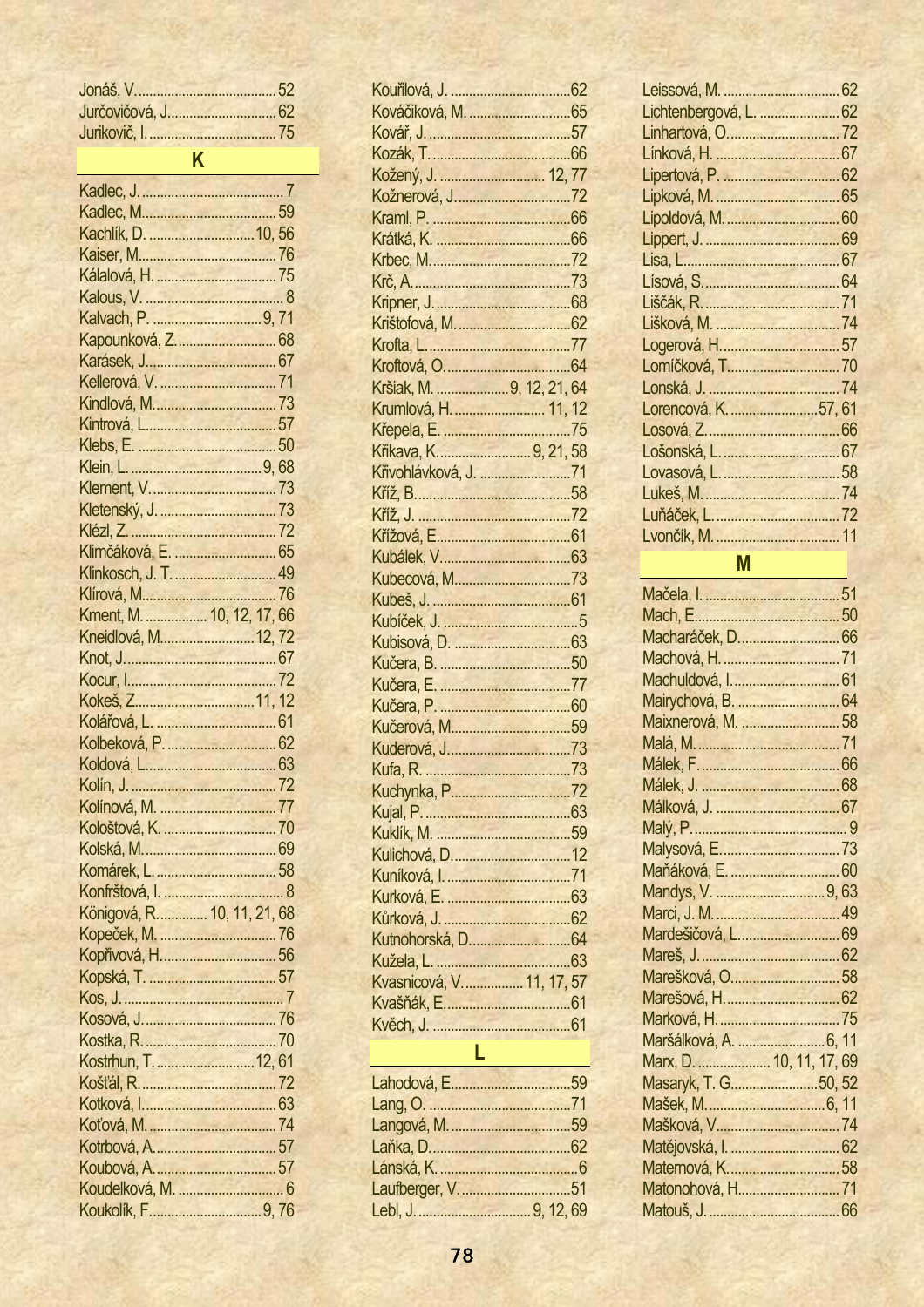Jonáš, V. 52
Jurčovičová, J. 62
Jurikovič, I. 75

## K

Kadlec, J. 7
Kadlec, M. 59
Kachlík, D. 10, 56
Kaiser, M. 76
Kálalová, H. 75
Kalous, V. 8
Kalvach, P. 9, 71
Kapounková, Z. 68
Karásek, J. 67
Kellerová, V. 71
Kindlová, M. 73
Kintrová, L. 57
Klebs, E. 50
Klein, L. 9, 68
Klement, V. 73
Kletenský, J. 73
Klézl, Z. 72
Klimčáková, E. 65
Klinkosch, J. T. 49
Klírová, M. 76
Kment, M. 10, 12, 17, 66
Kneidlová, M. 12, 72
Knot, J. 67
Kocur, I. 72
Kokeš, Z. 11, 12
Kolářová, L. 61
Kolbeková, P. 62
Koldová, L. 63
Kolín, J. 72
Kolínová, M. 77
Kološtová, K. 70
Kolská, M. 69
Komárek, L. 58
Konfrštová, I. 8
Königová, R. 10, 11, 21, 68
Kopeček, M. 76
Kopřivová, H. 56
Kopská, T. 57
Kos, J. 7
Kosová, J. 76
Kostka, R. 70
Kostrhun, T. 12, 61
Košťál, R. 72
Kotková, I. 63
Koťová, M. 74
Kotrbová, A. 57
Koubová, A. 57
Koudelková, M. 6
Koukolík, F. 9, 76
Kouřilová, J. 62
Kováčiková, M. 65
Kovář, J. 57
Kozák, T. 66
Kožený, J. 12, 77
Kožnerová, J. 72
Kraml, P. 66
Krátká, K. 66
Krbec, M. 72
Krč, A. 73
Kripner, J. 68
Krištofová, M. 62
Krofta, L. 77
Kroftová, O. 64
Kršiak, M. 9, 12, 21, 64
Krumlová, H. 11, 12
Křepela, E. 75
Křikava, K. 9, 21, 58
Křivohlávková, J. 71
Kříž, B. 58
Kříž, J. 72
Křížová, E. 61
Kubálek, V. 63
Kubecová, M. 73
Kubeš, J. 61
Kubíček, J. 5
Kubisová, D. 63
Kučera, B. 50
Kučera, E. 77
Kučera, P. 60
Kučerová, M. 59
Kuderová, J. 73
Kufa, R. 73
Kuchynka, P. 72
Kujal, P. 63
Kuklík, M. 59
Kulichová, D. 12
Kuníková, I. 71
Kurková, E. 63
Kůrková, J. 62
Kutnohorská, D. 64
Kužela, L. 63
Kvasnicová, V. 11, 17, 57
Kvašňák, E. 61
Kvěch, J. 61

## L

Lahodová, E. 59
Lang, O. 71
Langová, M. 59
Laňka, D. 62
Lánská, K. 6
Laufberger, V. 51
Lebl, J. 9, 12, 69
Leissová, M. 62
Lichtenbergová, L. 62
Linhartová, O. 72
Línková, H. 67
Lipertová, P. 62
Lipková, M. 65
Lipoldová, M. 60
Lippert, J. 69
Lisa, L. 67
Lísová, S. 64
Liščák, R. 71
Lišková, M. 74
Logerová, H. 57
Lomíčková, T. 70
Lonská, J. 74
Lorencová, K. 57, 61
Losová, Z. 66
Lošonská, L. 67
Lovasová, L. 58
Lukeš, M. 74
Luňáček, L. 72
Lvončík, M. 11

## M

Mačela, I. 51
Mach, E. 50
Macharáček, D. 66
Machová, H. 71
Machuldová, I. 61
Mairychová, B. 64
Maixnerová, M. 58
Malá, M. 71
Málek, F. 66
Málek, J. 68
Málková, J. 67
Malý, P. 9
Malysová, E. 73
Maňáková, E. 60
Mandys, V. 9, 63
Marci, J. M. 49
Mardešičová, L. 69
Mareš, J. 62
Marešková, O. 58
Marešová, H. 62
Marková, H. 75
Maršálková, A. 6, 11
Marx, D. 10, 11, 17, 69
Masaryk, T. G. 50, 52
Mašek, M. 6, 11
Mašková, V. 74
Matějovská, I. 62
Maternová, K. 58
Matonohová, H. 71
Matouš, J. 66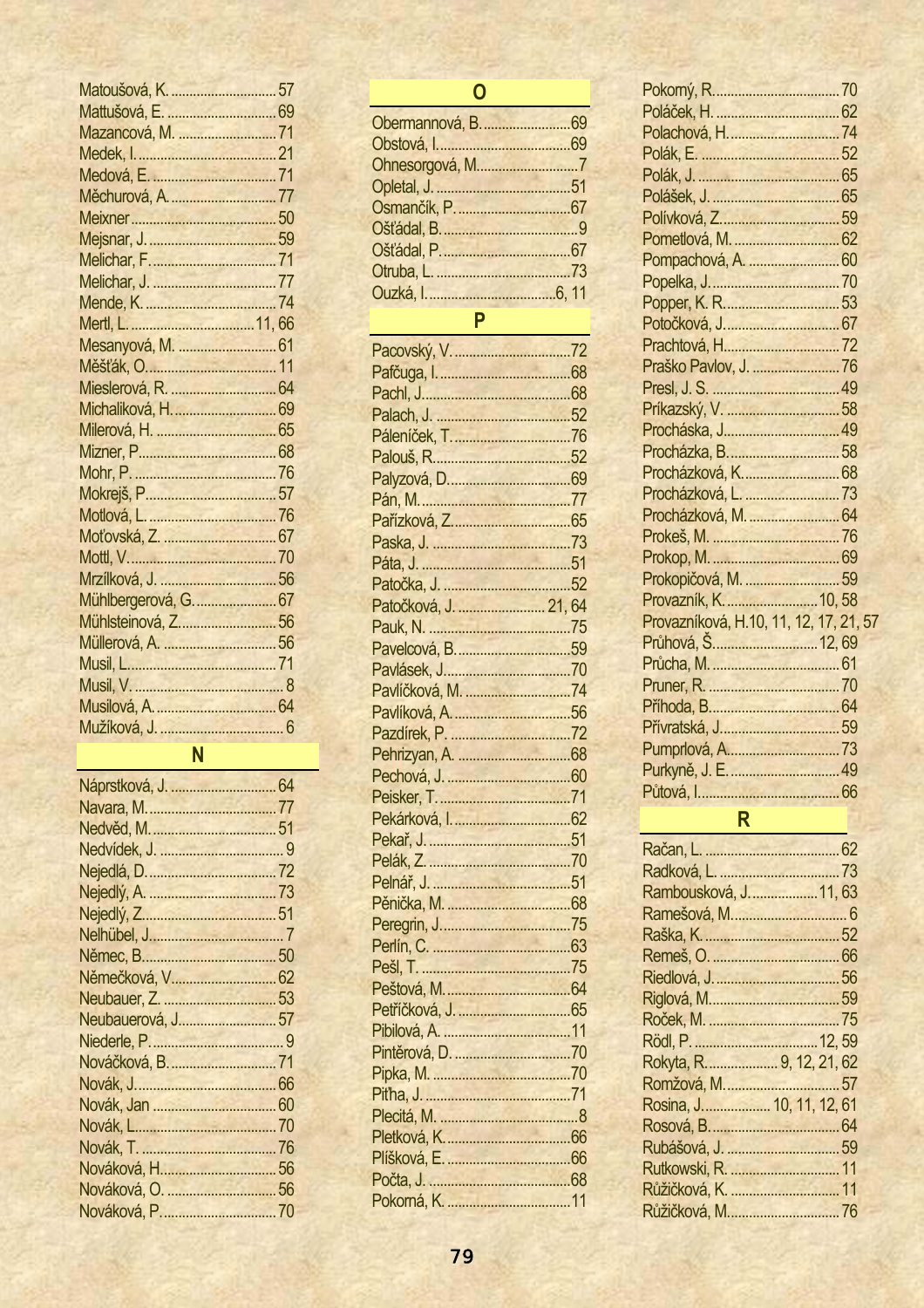Matoušová, K. .......... 57
Mattušová, E. .......... 69
Mazancová, M. .......... 71
Medek, I. .......... 21
Medová, E. .......... 71
Měchurová, A. .......... 77
Meixner .......... 50
Mejsnar, J. .......... 59
Melichar, F. .......... 71
Melichar, J. .......... 77
Mende, K. .......... 74
Mertl, L. .......... 11, 66
Mesanyová, M. .......... 61
Měšťák, O. .......... 11
Mieslerová, R. .......... 64
Michaliková, H. .......... 69
Milerová, H. .......... 65
Mizner, P. .......... 68
Mohr, P. .......... 76
Mokrejš, P. .......... 57
Motlová, L. .......... 76
Moťovská, Z. .......... 67
Mottl, V. .......... 70
Mrzílková, J. .......... 56
Mühlbergerová, G. .......... 67
Mühlsteinová, Z. .......... 56
Müllerová, A. .......... 56
Musil, L. .......... 71
Musil, V. .......... 8
Musilová, A. .......... 64
Mužíková, J. .......... 6

## N

Náprstková, J. .......... 64
Navara, M. .......... 77
Nedvěd, M. .......... 51
Nedvídek, J. .......... 9
Nejedlá, D. .......... 72
Nejedlý, A. .......... 73
Nejedlý, Z. .......... 51
Nelhübel, J. .......... 7
Němec, B. .......... 50
Němečková, V. .......... 62
Neubauer, Z. .......... 53
Neubauerová, J. .......... 57
Niederle, P. .......... 9
Nováčková, B. .......... 71
Novák, J. .......... 66
Novák, Jan .......... 60
Novák, L. .......... 70
Novák, T. .......... 76
Nováková, H. .......... 56
Nováková, O. .......... 56
Nováková, P. .......... 70

## O

Obermannová, B. .......... 69
Obstová, I. .......... 69
Ohnesorgová, M. .......... 7
Opletal, J. .......... 51
Osmančík, P. .......... 67
Ošťádal, B. .......... 9
Ošťádal, P. .......... 67
Otruba, L. .......... 73
Ouzká, I. .......... 6, 11

## P

Pacovský, V. .......... 72
Pafčuga, I. .......... 68
Pachl, J. .......... 68
Palach, J. .......... 52
Páleníček, T. .......... 76
Palouš, R. .......... 52
Palyzová, D. .......... 69
Pán, M. .......... 77
Pařízková, Z. .......... 65
Paska, J. .......... 73
Páta, J. .......... 51
Patočka, J. .......... 52
Patočková, J. .......... 21, 64
Pauk, N. .......... 75
Pavelcová, B. .......... 59
Pavlásek, J. .......... 70
Pavlíčková, M. .......... 74
Pavlíková, A. .......... 56
Pazdírek, P. .......... 72
Pehrizyan, A. .......... 68
Pechová, J. .......... 60
Peisker, T. .......... 71
Pekárková, I. .......... 62
Pekař, J. .......... 51
Pelák, Z. .......... 70
Pelnář, J. .......... 51
Pěnička, M. .......... 68
Peregrin, J. .......... 75
Perlín, C. .......... 63
Pešl, T. .......... 75
Peštová, M. .......... 64
Petříčková, J. .......... 65
Pibilová, A. .......... 11
Pintěrová, D. .......... 70
Pipka, M. .......... 70
Piťha, J. .......... 71
Plecitá, M. .......... 8
Pletková, K. .......... 66
Plíšková, E. .......... 66
Počta, J. .......... 68
Pokorná, K. .......... 11
Pokorný, R. .......... 70
Poláček, H. .......... 62
Polachová, H. .......... 74
Polák, E. .......... 52
Polák, J. .......... 65
Polášek, J. .......... 65
Polívková, Z. .......... 59
Pometlová, M. .......... 62
Pompachová, A. .......... 60
Popelka, J. .......... 70
Popper, K. R. .......... 53
Potočková, J. .......... 67
Prachtová, H. .......... 72
Praško Pavlov, J. .......... 76
Presl, J. S. .......... 49
Prikazský, V. .......... 58
Procháska, J. .......... 49
Procházka, B. .......... 58
Procházková, K. .......... 68
Procházková, L. .......... 73
Procházková, M. .......... 64
Prokeš, M. .......... 76
Prokop, M. .......... 69
Prokopičová, M. .......... 59
Provazník, K. .......... 10, 58
Provazníková, H. 10, 11, 12, 17, 21, 57
Průhová, Š. .......... 12, 69
Průcha, M. .......... 61
Pruner, R. .......... 70
Příhoda, B. .......... 64
Přívratská, J. .......... 59
Pumprlová, A. .......... 73
Purkyně, J. E. .......... 49
Půtová, I. .......... 66

## R

Račan, L. .......... 62
Radková, L. .......... 73
Rambousková, J. .......... 11, 63
Ramešová, M. .......... 6
Raška, K. .......... 52
Remeš, O. .......... 66
Riedlová, J. .......... 56
Riglová, M. .......... 59
Roček, M. .......... 75
Rödl, P. .......... 12, 59
Rokyta, R. .......... 9, 12, 21, 62
Romžová, M. .......... 57
Rosina, J. .......... 10, 11, 12, 61
Rosová, B. .......... 64
Rubášová, J. .......... 59
Rutkowski, R. .......... 11
Růžičková, K. .......... 11
Růžičková, M. .......... 76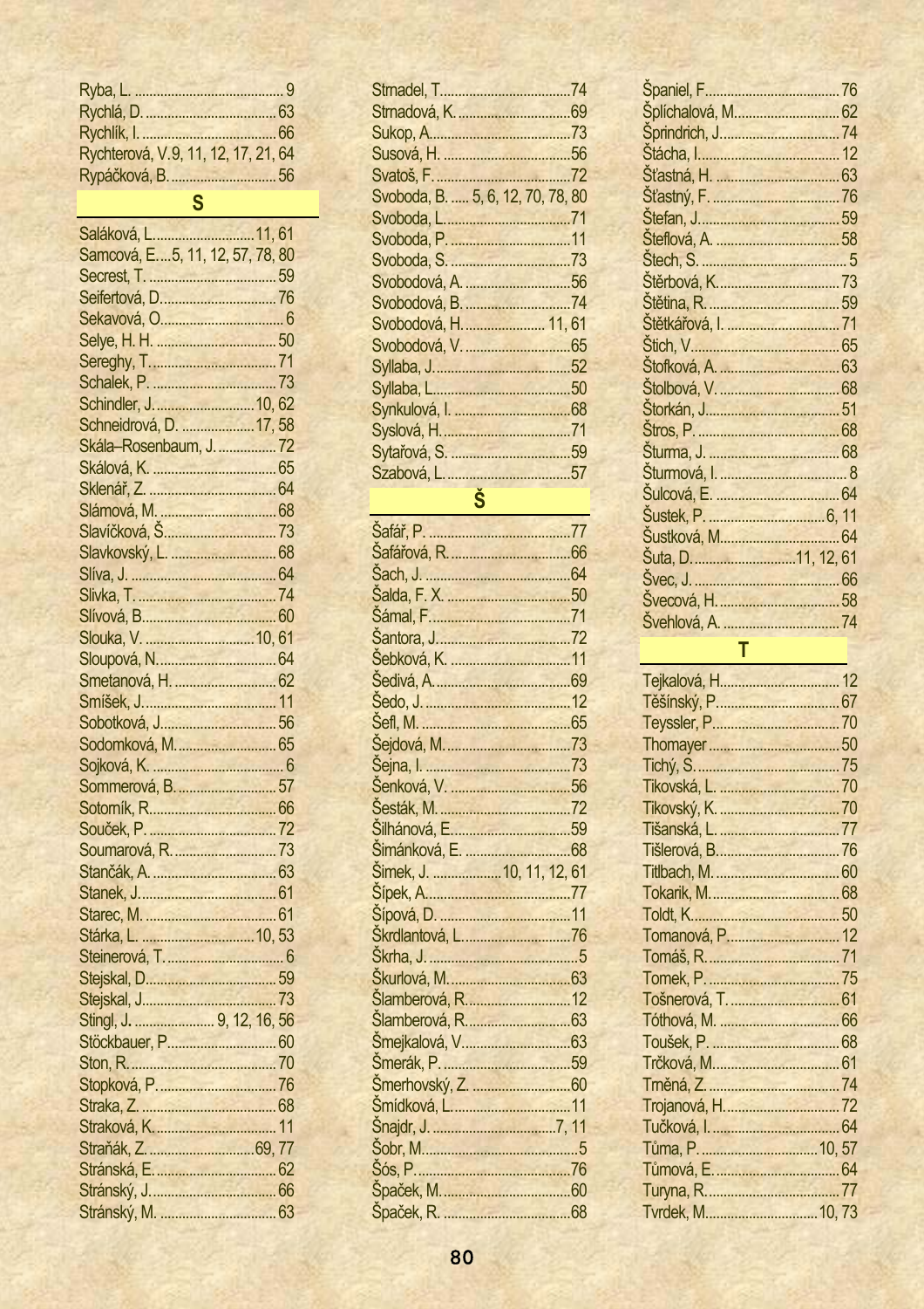Ryba, L. ........................................ 9
Rychlá, D. .................................... 63
Rychlík, I. .................................... 66
Rychterová, V. 9, 11, 12, 17, 21, 64
Rypáčková, B. ............................ 56

## S

Saláková, L. ........................... 11, 61
Samcová, E. ...5, 11, 12, 57, 78, 80
Secrest, T. .................................. 59
Seifertová, D. .............................. 76
Sekavová, O. ................................. 6
Selye, H. H. ................................. 50
Sereghy, T. .................................. 71
Schalek, P. .................................. 73
Schindler, J. ........................... 10, 62
Schneidrová, D. ..................... 17, 58
Skála–Rosenbaum, J. ................. 72
Skálová, K. .................................. 65
Sklenář, Z. ................................... 64
Slámová, M. ................................ 68
Slavíčková, Š. .............................. 73
Slavkovský, L. ............................. 68
Slíva, J. ........................................ 64
Slivka, T. ...................................... 74
Slívová, B. .................................... 60
Slouka, V. ............................... 10, 61
Sloupová, N. ................................ 64
Smetanová, H. ............................. 62
Smíšek, J. .................................... 11
Sobotková, J. ............................... 56
Sodomková, M. ............................ 65
Sojková, K. .................................... 6
Sommerová, B. ............................ 57
Sotorník, R. .................................. 66
Souček, P. .................................... 72
Soumarová, R. ............................. 73
Stančák, A. .................................. 63
Stanek, J. ..................................... 61
Starec, M. ..................................... 61
Stárka, L. ................................ 10, 53
Steinerová, T. ................................. 6
Stejskal, D. ................................... 59
Stejskal, J. .................................... 73
Stingl, J. ...................... 9, 12, 16, 56
Stöckbauer, P. .............................. 60
Ston, R. ........................................ 70
Stopková, P. ................................. 76
Straka, Z. ..................................... 68
Straková, K. .................................. 11
Straňák, Z. ............................. 69, 77
Stránská, E. ................................. 62
Stránský, J. .................................. 66
Stránský, M. ................................ 63
Strnadel, T. .................................. 74
Strnadová, K. ............................... 69
Sukop, A. ..................................... 73
Susová, H. ................................... 56
Svatoš, F. ..................................... 72
Svoboda, B. ...... 5, 6, 12, 70, 78, 80
Svoboda, L. .................................. 71
Svoboda, P. .................................. 11
Svoboda, S. .................................. 73
Svobodová, A. .............................. 56
Svobodová, B. .............................. 74
Svobodová, H. ....................... 11, 61
Svobodová, V. .............................. 65
Syllaba, J. .................................... 52
Syllaba, L. .................................... 50
Synkulová, I. ................................ 68
Syslová, H. ................................... 71
Sytařová, S. ................................. 59
Szabová, L. .................................. 57

## Š

Šafář, P. ....................................... 77
Šafářová, R. ................................. 66
Šach, J. ........................................ 64
Šalda, F. X. .................................. 50
Šámal, F. ...................................... 71
Šantora, J. .................................... 72
Šebková, K. .................................. 11
Šedivá, A. ..................................... 69
Šedo, J. ........................................ 12
Šefl, M. ......................................... 65
Šejdová, M. .................................. 73
Šejna, I. ........................................ 73
Šenková, V. .................................. 56
Šesták, M. .................................... 72
Šilhánová, E. ................................ 59
Šimánková, E. .............................. 68
Šimek, J. ...................10, 11, 12, 61
Šípek, A. ....................................... 77
Šípová, D. ..................................... 11
Škrdlantová, L. ............................. 76
Škrha, J. ......................................... 5
Škurlová, M. ................................. 63
Šlamberová, R. ............................ 12
Šlamberová, R. ............................ 63
Šmejkalová, V. ............................. 63
Šmerák, P. .................................... 59
Šmerhovský, Z. ............................ 60
Šmídková, L. ................................. 11
Šnajdr, J. ..................................7, 11
Šobr, M. .......................................... 5
Šós, P. .......................................... 76
Špaček, M. ................................... 60
Špaček, R. .................................... 68
Španiel, F. .................................... 76
Šplíchalová, M. ............................ 62
Šprindrich, J. ................................ 74
Štácha, I. ...................................... 12
Šťastná, H. ................................... 63
Šťastný, F. .................................... 76
Štefan, J. ...................................... 59
Šteflová, A. ................................... 58
Štech, S. ......................................... 5
Štěrbová, K. .................................. 73
Štětina, R. ..................................... 59
Štětkářová, I. ................................ 71
Štich, V. ........................................ 65
Štofková, A. .................................. 63
Štolbová, V. .................................. 68
Štorkán, J. .................................... 51
Štros, P. ........................................ 68
Šturma, J. ..................................... 68
Šturmová, I. .................................... 8
Šulcová, E. ................................... 64
Šustek, P. ................................. 6, 11
Šustková, M. ................................. 64
Šuta, D. ............................11, 12, 61
Švec, J. ......................................... 66
Švecová, H. .................................. 58
Švehlová, A. ................................. 74

## T

Tejkalová, H. ................................ 12
Těšínský, P. .................................. 67
Teyssler, P. ................................... 70
Thomayer ..................................... 50
Tichý, S. ....................................... 75
Tikovská, L. .................................. 70
Tikovský, K. .................................. 70
Tišanská, L. .................................. 77
Tišlerová, B. ................................. 76
Titlbach, M. ................................... 60
Tokarik, M. ................................... 68
Toldt, K. ....................................... 50
Tomanová, P. ................................ 12
Tomáš, R. ..................................... 71
Tomek, P. ..................................... 75
Tošnerová, T. ............................... 61
Tóthová, M. .................................. 66
Toušek, P. .................................... 68
Trčková, M. .................................. 61
Trněná, Z. .................................... 74
Trojanová, H. ................................ 72
Tučková, I. .................................... 64
Tůma, P. ................................. 10, 57
Tůmová, E. ................................... 64
Turyna, R. .................................... 77
Tvrdek, M. .............................. 10, 73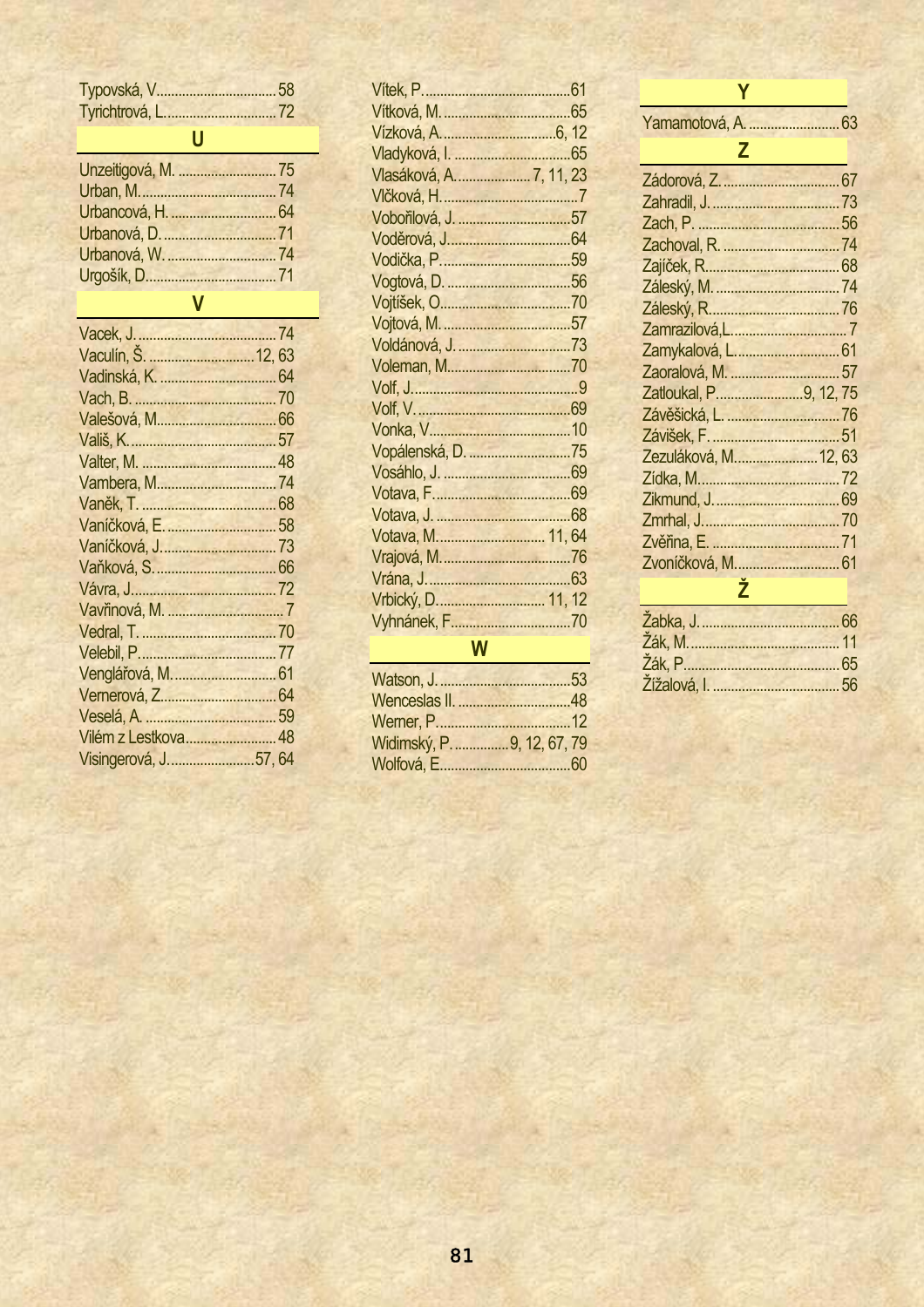Typovská, V. ................................ 58
Tyrichtrová, L. .............................. 72

## U

Unzeitigová, M. ........................... 75
Urban, M. .................................... 74
Urbancová, H. ............................. 64
Urbanová, D. ............................... 71
Urbanová, W. .............................. 74
Urgošík, D. .................................. 71

## V

Vacek, J. ..................................... 74
Vaculín, Š. .............................. 12, 63
Vadinská, K. ................................ 64
Vach, B. ...................................... 70
Valešová, M. ................................ 66
Vališ, K. ....................................... 57
Valter, M. .................................... 48
Vambera, M. ................................ 74
Vaněk, T. .................................... 68
Vaníčková, E. .............................. 58
Vaníčková, J. ............................... 73
Vaňková, S. ................................. 66
Vávra, J. ...................................... 72
Vavřinová, M. ................................ 7
Vedral, T. .................................... 70
Velebil, P. .................................... 77
Venglářová, M. ............................ 61
Vernerová, Z. ............................... 64
Veselá, A. ................................... 59
Vilém z Lestkova ......................... 48
Visingerová, J. ........................ 57, 64
Vítek, P. ...................................... 61
Vítková, M. .................................. 65
Vízková, A. .............................. 6, 12
Vladyková, I. ............................... 65
Vlasáková, A. .................... 7, 11, 23
Vlčková, H. .................................... 7
Vobořilová, J. .............................. 57
Voděrová, J. ................................ 64
Vodička, P. .................................. 59
Vogtová, D. ................................. 56
Vojtíšek, O. ................................. 70
Vojtová, M. .................................. 57
Voldánová, J. .............................. 73
Voleman, M. ................................ 70
Volf, J. ........................................... 9
Volf, V. ......................................... 69
Vonka, V. .................................... 10
Vopálenská, D. ............................ 75
Vosáhlo, J. .................................. 69
Votava, F. .................................... 69
Votava, J. .................................... 68
Votava, M. .............................. 11, 64
Vrajová, M. .................................. 76
Vrána, J. ...................................... 63
Vrbický, D. ............................. 11, 12
Vyhnánek, F. ............................... 70

## W

Watson, J. ................................... 53
Wenceslas II. ............................... 48
Werner, P. ................................... 12
Widimský, P. ................ 9, 12, 67, 79
Wolfová, E. .................................. 60

## Y

Yamamotová, A. .......................... 63

## Z

Zádorová, Z. ................................ 67
Zahradil, J. .................................. 73
Zach, P. ...................................... 56
Zachoval, R. ................................ 74
Zajíček, R. ................................... 68
Záleský, M. .................................. 74
Záleský, R. .................................. 76
Zamrazilová,L. ............................... 7
Zamykalová, L. ............................ 61
Zaoralová, M. .............................. 57
Zatloukal, P. ...................... 9, 12, 75
Závěšická, L. ............................... 76
Závišek, F. ................................... 51
Zezuláková, M. ....................... 12, 63
Zídka, M. ..................................... 72
Zikmund, J. ................................. 69
Zmrhal, J. .................................... 70
Zvěřina, E. ................................... 71
Zvoníčková, M. ............................ 61

## Ž

Žabka, J. ..................................... 66
Žák, M. ........................................ 11
Žák, P. ........................................ 65
Žižalová, I. .................................. 56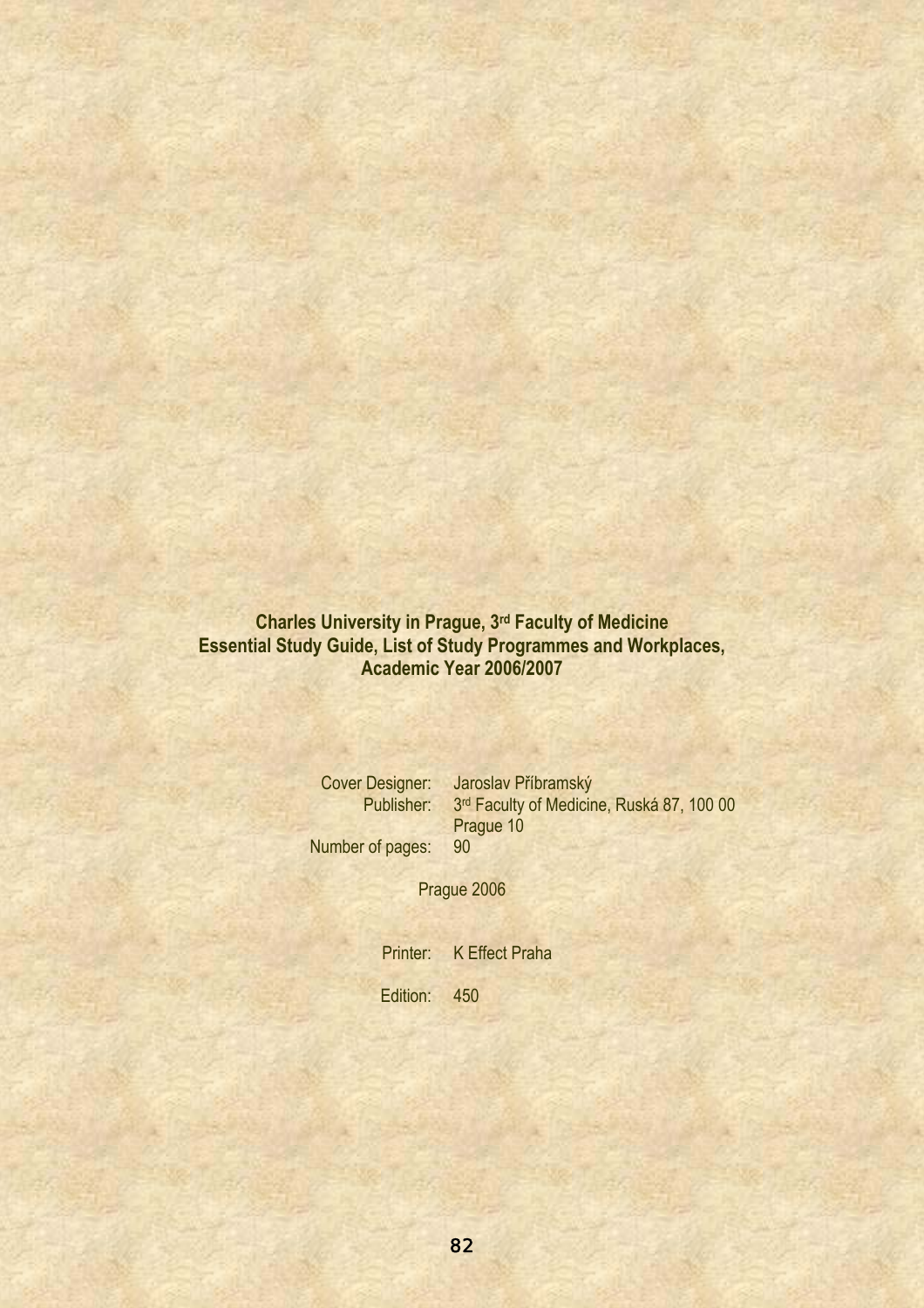**Charles University in Prague, 3rd Faculty of Medicine**
**Essential Study Guide, List of Study Programmes and Workplaces,**
**Academic Year 2006/2007**

Cover Designer: Jaroslav Příbramský
Publisher: 3rd Faculty of Medicine, Ruská 87, 100 00 Prague 10
Number of pages: 90

Prague 2006

Printer: K Effect Praha

Edition: 450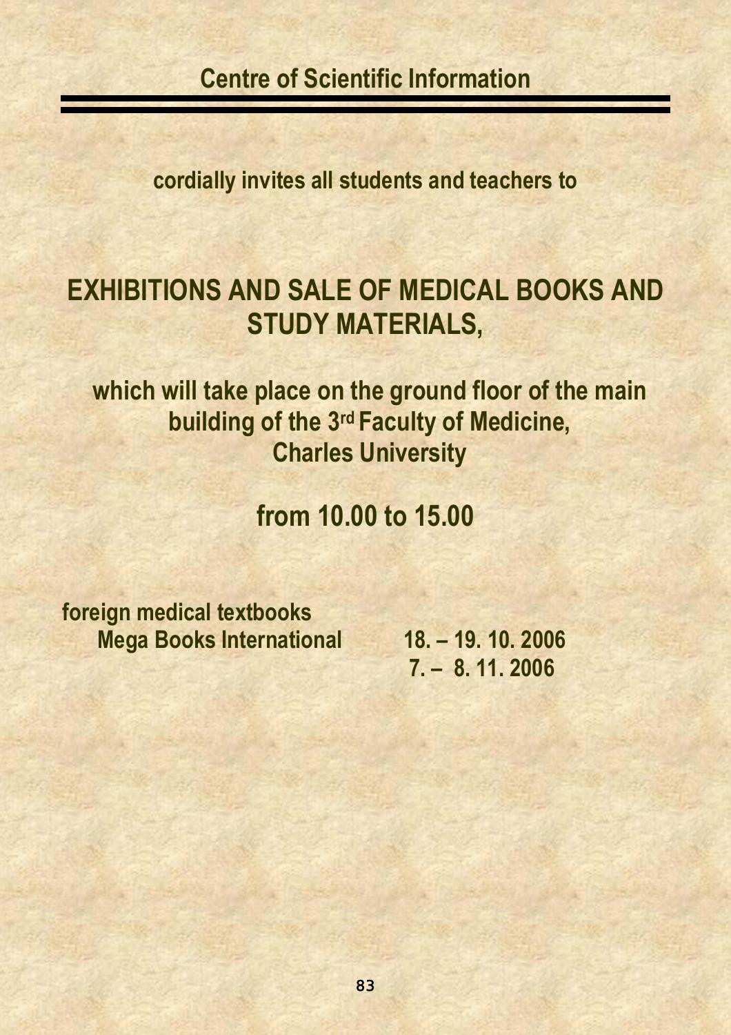## Centre of Scientific Information

**cordially invites all students and teachers to**

# EXHIBITIONS AND SALE OF MEDICAL BOOKS AND STUDY MATERIALS,

**which will take place on the ground floor of the main building of the 3rd Faculty of Medicine, Charles University**

## from 10.00 to 15.00

**foreign medical textbooks**

**Mega Books International** — **18. – 19. 10. 2006**, **7. – 8. 11. 2006**